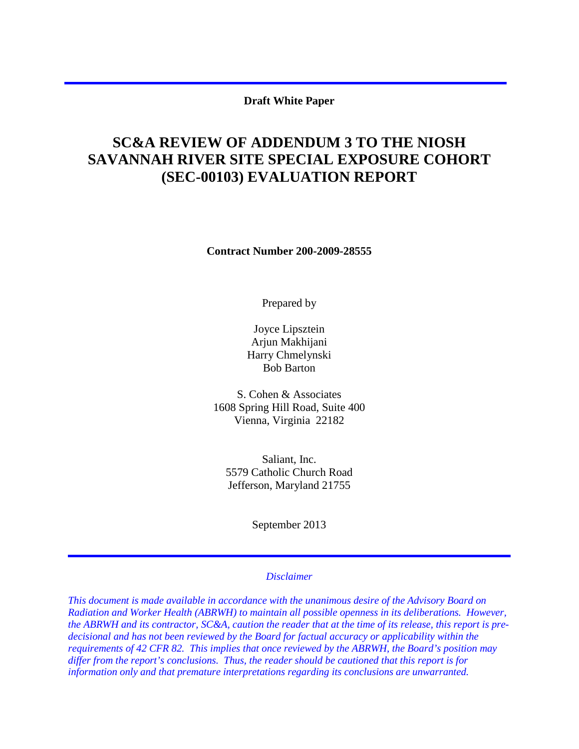**Draft White Paper**

# SC&A REVIEW OF ADDENDUM 3 TO THE NIOSH SAVANNAH RIVER SITE SPECIAL EXPOSURE COHORT (SEC-00103) EVALUATION REPORT

**Contract Number 200-2009-28555**

Prepared by

Joyce Lipsztein
Arjun Makhijani
Harry Chmelynski
Bob Barton

S. Cohen & Associates
1608 Spring Hill Road, Suite 400
Vienna, Virginia 22182

Saliant, Inc.
5579 Catholic Church Road
Jefferson, Maryland 21755

September 2013

---

*Disclaimer*

*This document is made available in accordance with the unanimous desire of the Advisory Board on Radiation and Worker Health (ABRWH) to maintain all possible openness in its deliberations. However, the ABRWH and its contractor, SC&A, caution the reader that at the time of its release, this report is pre-decisional and has not been reviewed by the Board for factual accuracy or applicability within the requirements of 42 CFR 82. This implies that once reviewed by the ABRWH, the Board's position may differ from the report's conclusions. Thus, the reader should be cautioned that this report is for information only and that premature interpretations regarding its conclusions are unwarranted.*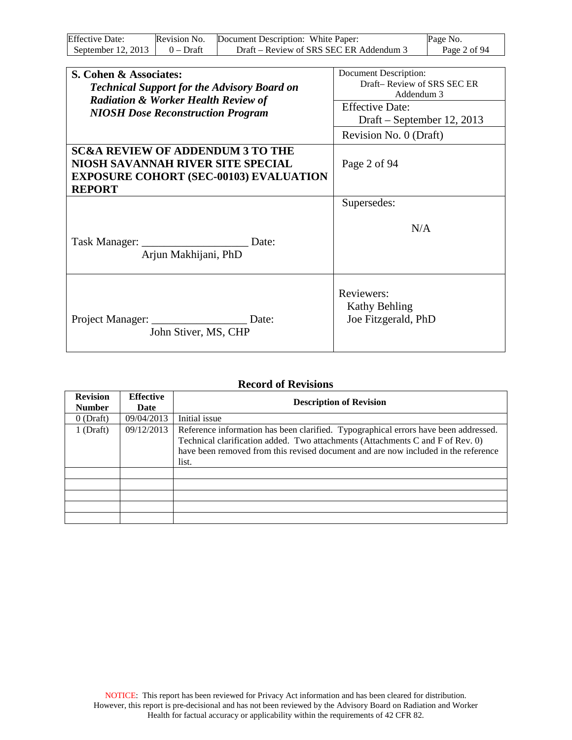| **S. Cohen & Associates:** ***Technical Support for the Advisory Board on Radiation & Worker Health Review of NIOSH Dose Reconstruction Program*** | Document Description: Draft– Review of SRS SEC ER Addendum 3 |
|---|---|
| | Effective Date: Draft – September 12, 2013 |
| | Revision No. 0 (Draft) |
| **SC&A REVIEW OF ADDENDUM 3 TO THE NIOSH SAVANNAH RIVER SITE SPECIAL EXPOSURE COHORT (SEC-00103) EVALUATION REPORT** | Page 2 of 94 |
| Task Manager: ___________________ Date: Arjun Makhijani, PhD | Supersedes: N/A |
| Project Manager: _________________ Date: John Stiver, MS, CHP | Reviewers: Kathy Behling, Joe Fitzgerald, PhD |

## Record of Revisions

| Revision Number | Effective Date | Description of Revision |
|---|---|---|
| 0 (Draft) | 09/04/2013 | Initial issue |
| 1 (Draft) | 09/12/2013 | Reference information has been clarified. Typographical errors have been addressed. Technical clarification added. Two attachments (Attachments C and F of Rev. 0) have been removed from this revised document and are now included in the reference list. |
| | | |
| | | |
| | | |
| | | |
| | | |

NOTICE: This report has been reviewed for Privacy Act information and has been cleared for distribution. However, this report is pre-decisional and has not been reviewed by the Advisory Board on Radiation and Worker Health for factual accuracy or applicability within the requirements of 42 CFR 82.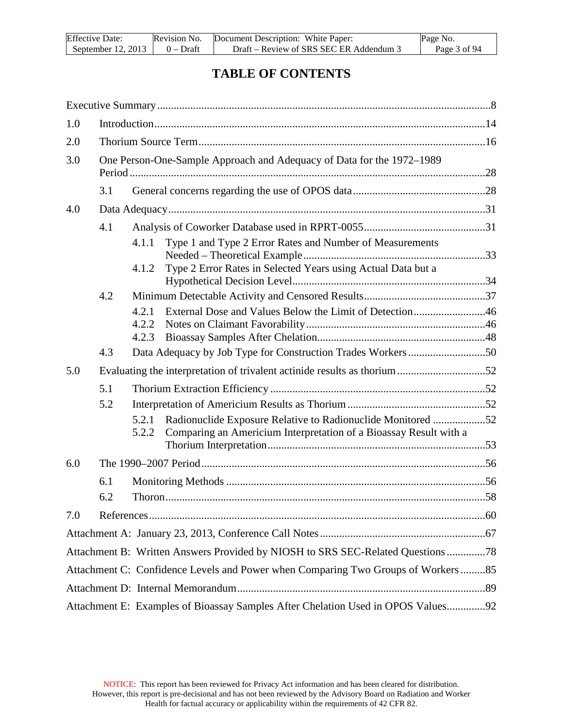# TABLE OF CONTENTS

Executive Summary ........................................................................................................8

1.0 Introduction ........................................................................................................14

2.0 Thorium Source Term ........................................................................................16

3.0 One Person-One-Sample Approach and Adequacy of Data for the 1972–1989 Period ........................................................................................................28

- 3.1 General concerns regarding the use of OPOS data ........................................28

4.0 Data Adequacy ........................................................................................................31

- 4.1 Analysis of Coworker Database used in RPRT-0055 ........................................31
  - 4.1.1 Type 1 and Type 2 Error Rates and Number of Measurements Needed – Theoretical Example ........................................33
  - 4.1.2 Type 2 Error Rates in Selected Years using Actual Data but a Hypothetical Decision Level ........................................34
- 4.2 Minimum Detectable Activity and Censored Results ........................................37
  - 4.2.1 External Dose and Values Below the Limit of Detection ........................................46
  - 4.2.2 Notes on Claimant Favorability ........................................46
  - 4.2.3 Bioassay Samples After Chelation ........................................48
- 4.3 Data Adequacy by Job Type for Construction Trades Workers ........................................50

5.0 Evaluating the interpretation of trivalent actinide results as thorium ........................................52

- 5.1 Thorium Extraction Efficiency ........................................52
- 5.2 Interpretation of Americium Results as Thorium ........................................52
  - 5.2.1 Radionuclide Exposure Relative to Radionuclide Monitored ........................................52
  - 5.2.2 Comparing an Americium Interpretation of a Bioassay Result with a Thorium Interpretation ........................................53

6.0 The 1990–2007 Period ........................................................................................56

- 6.1 Monitoring Methods ........................................56
- 6.2 Thoron ........................................58

7.0 References ........................................................................................................60

Attachment A: January 23, 2013, Conference Call Notes ........................................67

Attachment B: Written Answers Provided by NIOSH to SRS SEC-Related Questions ........................................78

Attachment C: Confidence Levels and Power when Comparing Two Groups of Workers ........................................85

Attachment D: Internal Memorandum ........................................89

Attachment E: Examples of Bioassay Samples After Chelation Used in OPOS Values ........................................92

NOTICE: This report has been reviewed for Privacy Act information and has been cleared for distribution. However, this report is pre-decisional and has not been reviewed by the Advisory Board on Radiation and Worker Health for factual accuracy or applicability within the requirements of 42 CFR 82.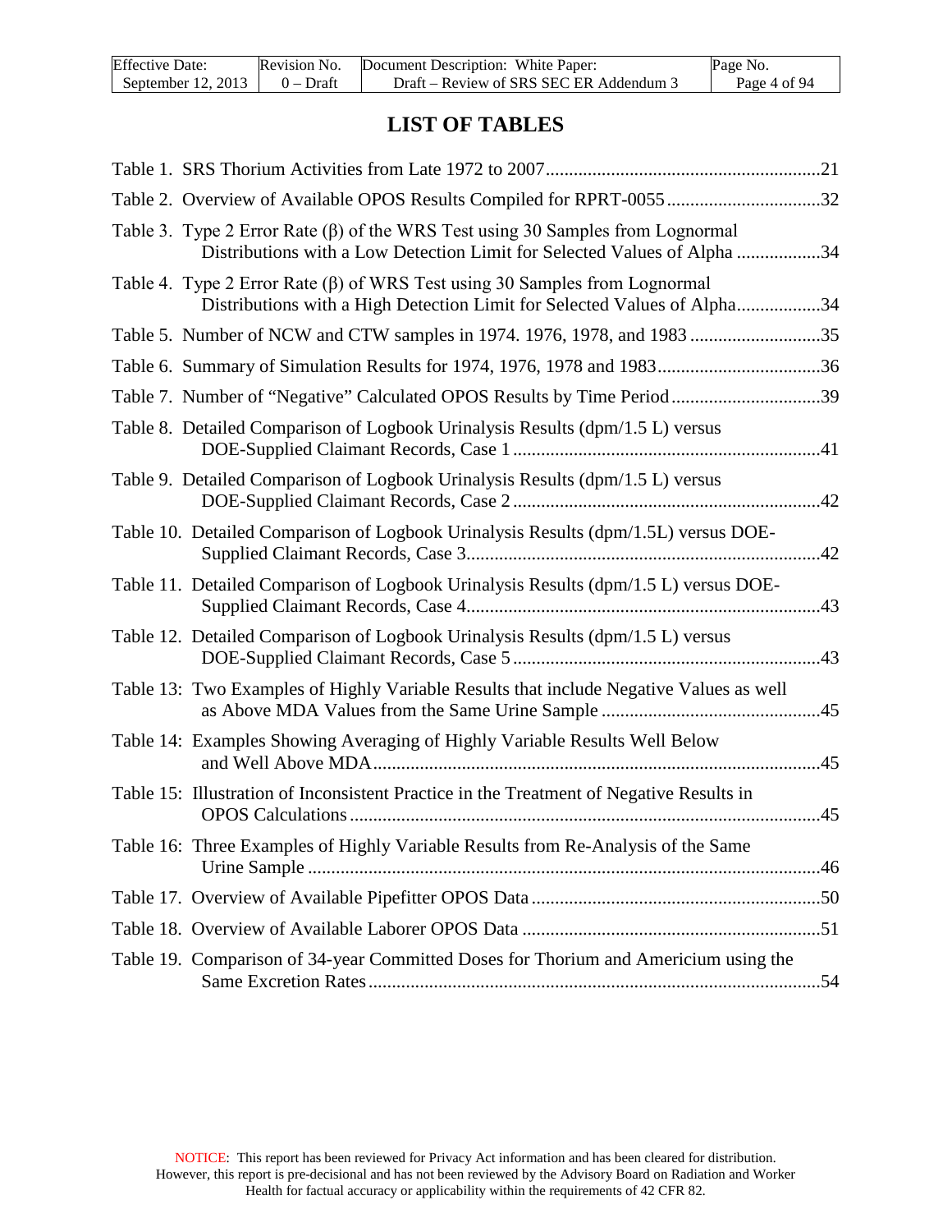# LIST OF TABLES

Table 1. SRS Thorium Activities from Late 1972 to 2007 ... 21

Table 2. Overview of Available OPOS Results Compiled for RPRT-0055 ... 32

Table 3. Type 2 Error Rate (β) of the WRS Test using 30 Samples from Lognormal Distributions with a Low Detection Limit for Selected Values of Alpha ... 34

Table 4. Type 2 Error Rate (β) of WRS Test using 30 Samples from Lognormal Distributions with a High Detection Limit for Selected Values of Alpha ... 34

Table 5. Number of NCW and CTW samples in 1974. 1976, 1978, and 1983 ... 35

Table 6. Summary of Simulation Results for 1974, 1976, 1978 and 1983 ... 36

Table 7. Number of "Negative" Calculated OPOS Results by Time Period ... 39

Table 8. Detailed Comparison of Logbook Urinalysis Results (dpm/1.5 L) versus DOE-Supplied Claimant Records, Case 1 ... 41

Table 9. Detailed Comparison of Logbook Urinalysis Results (dpm/1.5 L) versus DOE-Supplied Claimant Records, Case 2 ... 42

Table 10. Detailed Comparison of Logbook Urinalysis Results (dpm/1.5L) versus DOE-Supplied Claimant Records, Case 3 ... 42

Table 11. Detailed Comparison of Logbook Urinalysis Results (dpm/1.5 L) versus DOE-Supplied Claimant Records, Case 4 ... 43

Table 12. Detailed Comparison of Logbook Urinalysis Results (dpm/1.5 L) versus DOE-Supplied Claimant Records, Case 5 ... 43

Table 13: Two Examples of Highly Variable Results that include Negative Values as well as Above MDA Values from the Same Urine Sample ... 45

Table 14: Examples Showing Averaging of Highly Variable Results Well Below and Well Above MDA ... 45

Table 15: Illustration of Inconsistent Practice in the Treatment of Negative Results in OPOS Calculations ... 45

Table 16: Three Examples of Highly Variable Results from Re-Analysis of the Same Urine Sample ... 46

Table 17. Overview of Available Pipefitter OPOS Data ... 50

Table 18. Overview of Available Laborer OPOS Data ... 51

Table 19. Comparison of 34-year Committed Doses for Thorium and Americium using the Same Excretion Rates ... 54

NOTICE: This report has been reviewed for Privacy Act information and has been cleared for distribution. However, this report is pre-decisional and has not been reviewed by the Advisory Board on Radiation and Worker Health for factual accuracy or applicability within the requirements of 42 CFR 82.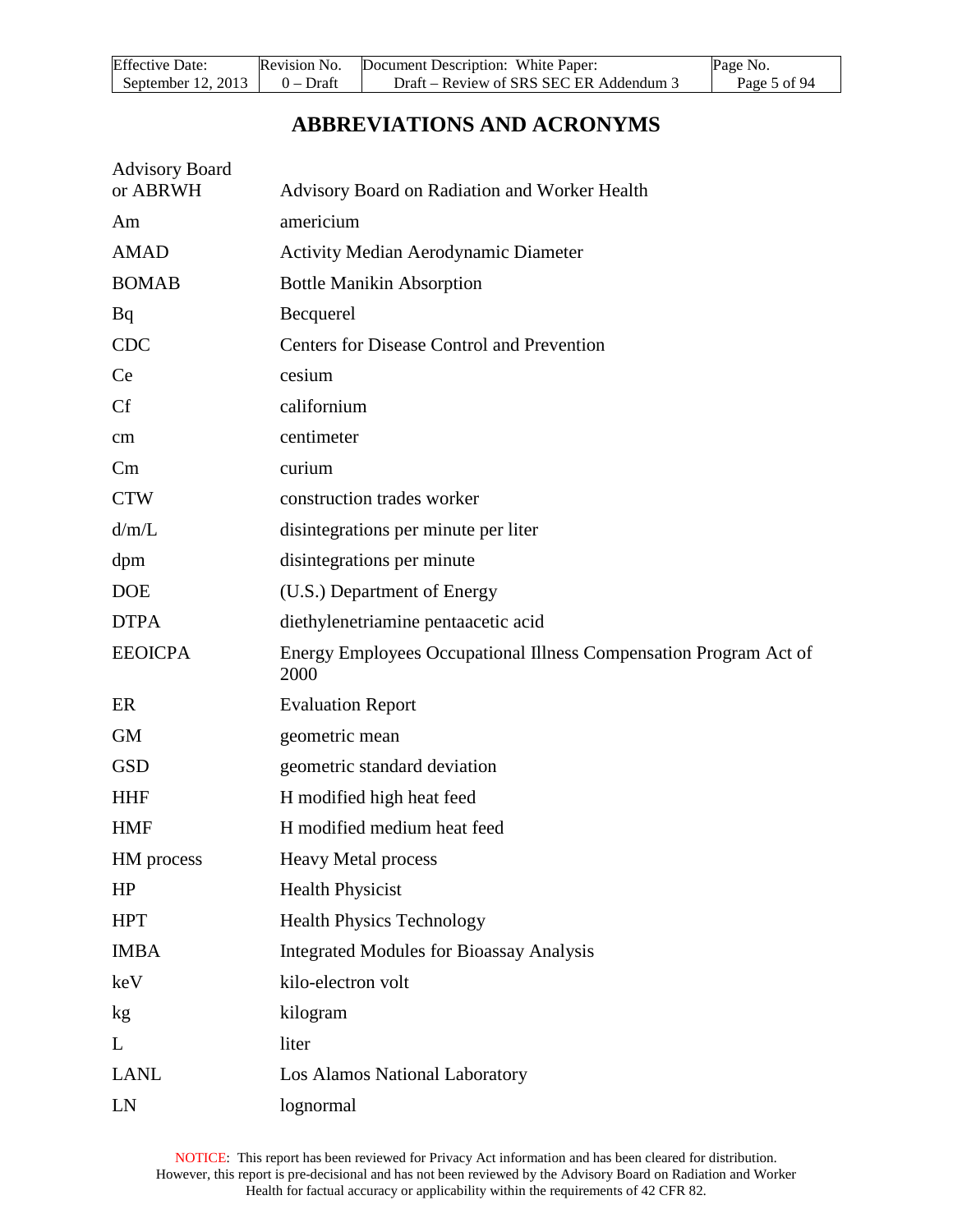# ABBREVIATIONS AND ACRONYMS

| | |
|---|---|
| Advisory Board or ABRWH | Advisory Board on Radiation and Worker Health |
| Am | americium |
| AMAD | Activity Median Aerodynamic Diameter |
| BOMAB | Bottle Manikin Absorption |
| Bq | Becquerel |
| CDC | Centers for Disease Control and Prevention |
| Ce | cesium |
| Cf | californium |
| cm | centimeter |
| Cm | curium |
| CTW | construction trades worker |
| d/m/L | disintegrations per minute per liter |
| dpm | disintegrations per minute |
| DOE | (U.S.) Department of Energy |
| DTPA | diethylenetriamine pentaacetic acid |
| EEOICPA | Energy Employees Occupational Illness Compensation Program Act of 2000 |
| ER | Evaluation Report |
| GM | geometric mean |
| GSD | geometric standard deviation |
| HHF | H modified high heat feed |
| HMF | H modified medium heat feed |
| HM process | Heavy Metal process |
| HP | Health Physicist |
| HPT | Health Physics Technology |
| IMBA | Integrated Modules for Bioassay Analysis |
| keV | kilo-electron volt |
| kg | kilogram |
| L | liter |
| LANL | Los Alamos National Laboratory |
| LN | lognormal |

NOTICE: This report has been reviewed for Privacy Act information and has been cleared for distribution. However, this report is pre-decisional and has not been reviewed by the Advisory Board on Radiation and Worker Health for factual accuracy or applicability within the requirements of 42 CFR 82.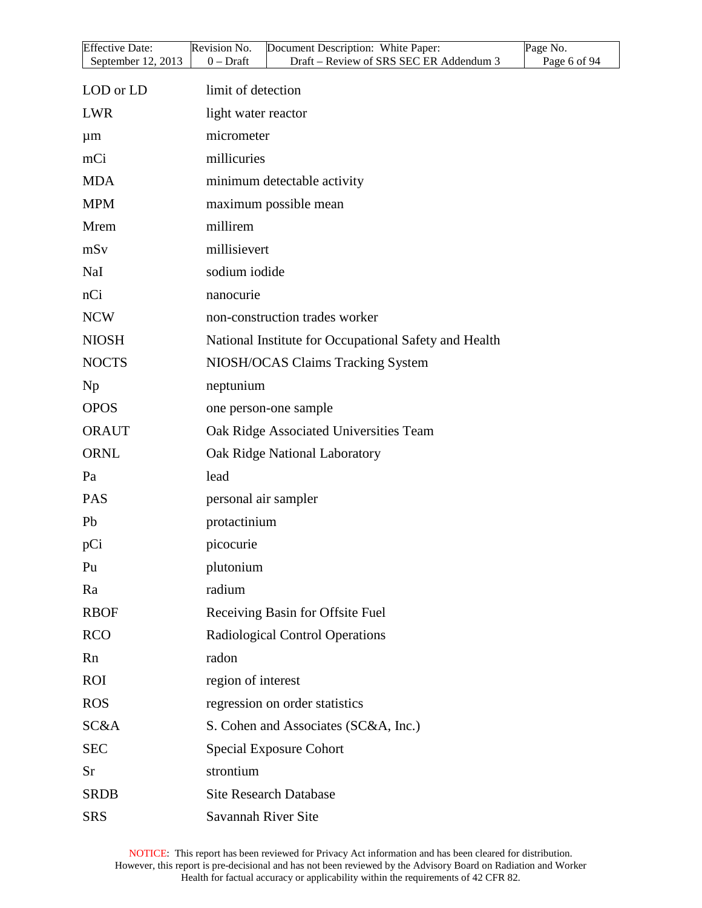| | |
|---|---|
| LOD or LD | limit of detection |
| LWR | light water reactor |
| µm | micrometer |
| mCi | millicuries |
| MDA | minimum detectable activity |
| MPM | maximum possible mean |
| Mrem | millirem |
| mSv | millisievert |
| NaI | sodium iodide |
| nCi | nanocurie |
| NCW | non-construction trades worker |
| NIOSH | National Institute for Occupational Safety and Health |
| NOCTS | NIOSH/OCAS Claims Tracking System |
| Np | neptunium |
| OPOS | one person-one sample |
| ORAUT | Oak Ridge Associated Universities Team |
| ORNL | Oak Ridge National Laboratory |
| Pa | lead |
| PAS | personal air sampler |
| Pb | protactinium |
| pCi | picocurie |
| Pu | plutonium |
| Ra | radium |
| RBOF | Receiving Basin for Offsite Fuel |
| RCO | Radiological Control Operations |
| Rn | radon |
| ROI | region of interest |
| ROS | regression on order statistics |
| SC&A | S. Cohen and Associates (SC&A, Inc.) |
| SEC | Special Exposure Cohort |
| Sr | strontium |
| SRDB | Site Research Database |
| SRS | Savannah River Site |

NOTICE: This report has been reviewed for Privacy Act information and has been cleared for distribution. However, this report is pre-decisional and has not been reviewed by the Advisory Board on Radiation and Worker Health for factual accuracy or applicability within the requirements of 42 CFR 82.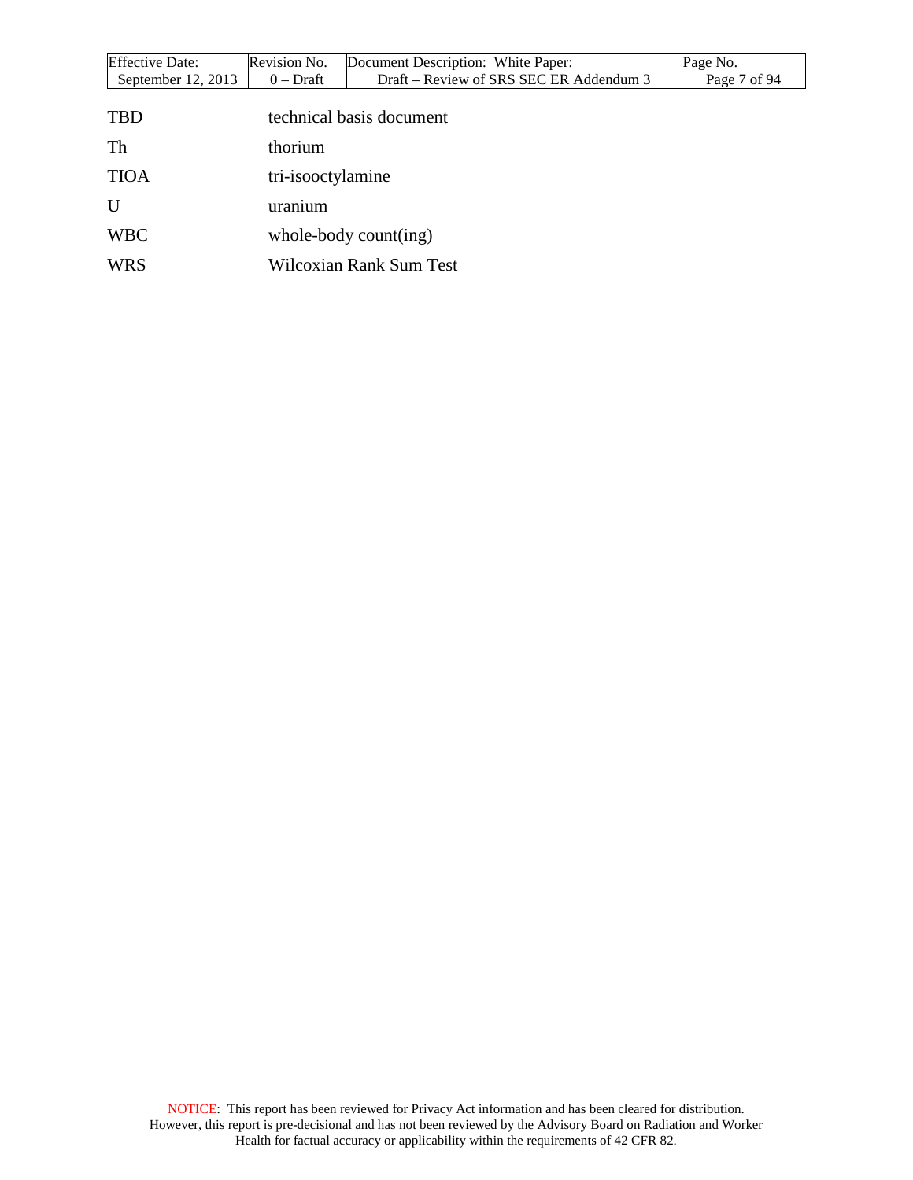| | |
|---|---|
| TBD | technical basis document |
| Th | thorium |
| TIOA | tri-isooctylamine |
| U | uranium |
| WBC | whole-body count(ing) |
| WRS | Wilcoxian Rank Sum Test |

NOTICE: This report has been reviewed for Privacy Act information and has been cleared for distribution. However, this report is pre-decisional and has not been reviewed by the Advisory Board on Radiation and Worker Health for factual accuracy or applicability within the requirements of 42 CFR 82.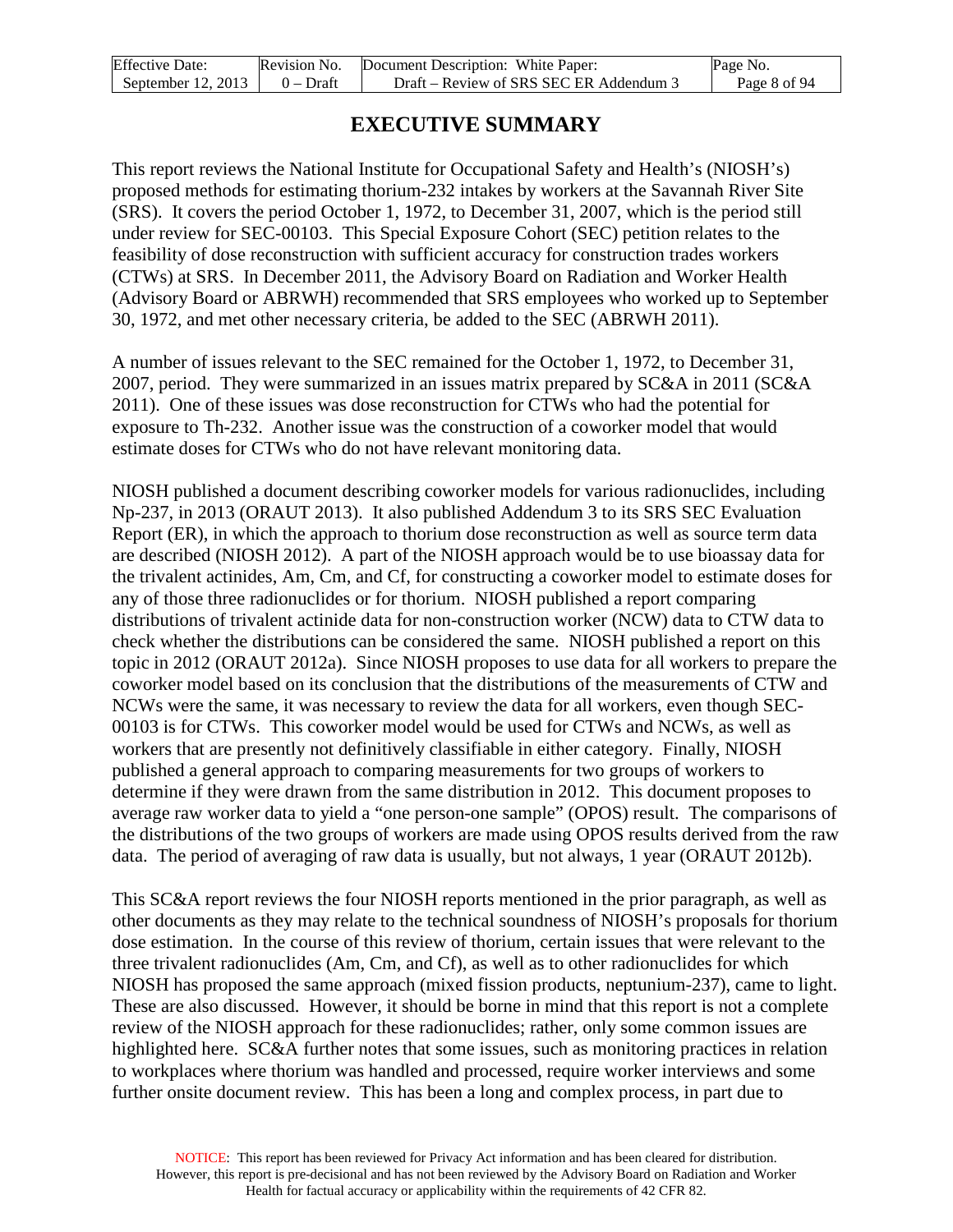# EXECUTIVE SUMMARY

This report reviews the National Institute for Occupational Safety and Health's (NIOSH's) proposed methods for estimating thorium-232 intakes by workers at the Savannah River Site (SRS). It covers the period October 1, 1972, to December 31, 2007, which is the period still under review for SEC-00103. This Special Exposure Cohort (SEC) petition relates to the feasibility of dose reconstruction with sufficient accuracy for construction trades workers (CTWs) at SRS. In December 2011, the Advisory Board on Radiation and Worker Health (Advisory Board or ABRWH) recommended that SRS employees who worked up to September 30, 1972, and met other necessary criteria, be added to the SEC (ABRWH 2011).

A number of issues relevant to the SEC remained for the October 1, 1972, to December 31, 2007, period. They were summarized in an issues matrix prepared by SC&A in 2011 (SC&A 2011). One of these issues was dose reconstruction for CTWs who had the potential for exposure to Th-232. Another issue was the construction of a coworker model that would estimate doses for CTWs who do not have relevant monitoring data.

NIOSH published a document describing coworker models for various radionuclides, including Np-237, in 2013 (ORAUT 2013). It also published Addendum 3 to its SRS SEC Evaluation Report (ER), in which the approach to thorium dose reconstruction as well as source term data are described (NIOSH 2012). A part of the NIOSH approach would be to use bioassay data for the trivalent actinides, Am, Cm, and Cf, for constructing a coworker model to estimate doses for any of those three radionuclides or for thorium. NIOSH published a report comparing distributions of trivalent actinide data for non-construction worker (NCW) data to CTW data to check whether the distributions can be considered the same. NIOSH published a report on this topic in 2012 (ORAUT 2012a). Since NIOSH proposes to use data for all workers to prepare the coworker model based on its conclusion that the distributions of the measurements of CTW and NCWs were the same, it was necessary to review the data for all workers, even though SEC-00103 is for CTWs. This coworker model would be used for CTWs and NCWs, as well as workers that are presently not definitively classifiable in either category. Finally, NIOSH published a general approach to comparing measurements for two groups of workers to determine if they were drawn from the same distribution in 2012. This document proposes to average raw worker data to yield a "one person-one sample" (OPOS) result. The comparisons of the distributions of the two groups of workers are made using OPOS results derived from the raw data. The period of averaging of raw data is usually, but not always, 1 year (ORAUT 2012b).

This SC&A report reviews the four NIOSH reports mentioned in the prior paragraph, as well as other documents as they may relate to the technical soundness of NIOSH's proposals for thorium dose estimation. In the course of this review of thorium, certain issues that were relevant to the three trivalent radionuclides (Am, Cm, and Cf), as well as to other radionuclides for which NIOSH has proposed the same approach (mixed fission products, neptunium-237), came to light. These are also discussed. However, it should be borne in mind that this report is not a complete review of the NIOSH approach for these radionuclides; rather, only some common issues are highlighted here. SC&A further notes that some issues, such as monitoring practices in relation to workplaces where thorium was handled and processed, require worker interviews and some further onsite document review. This has been a long and complex process, in part due to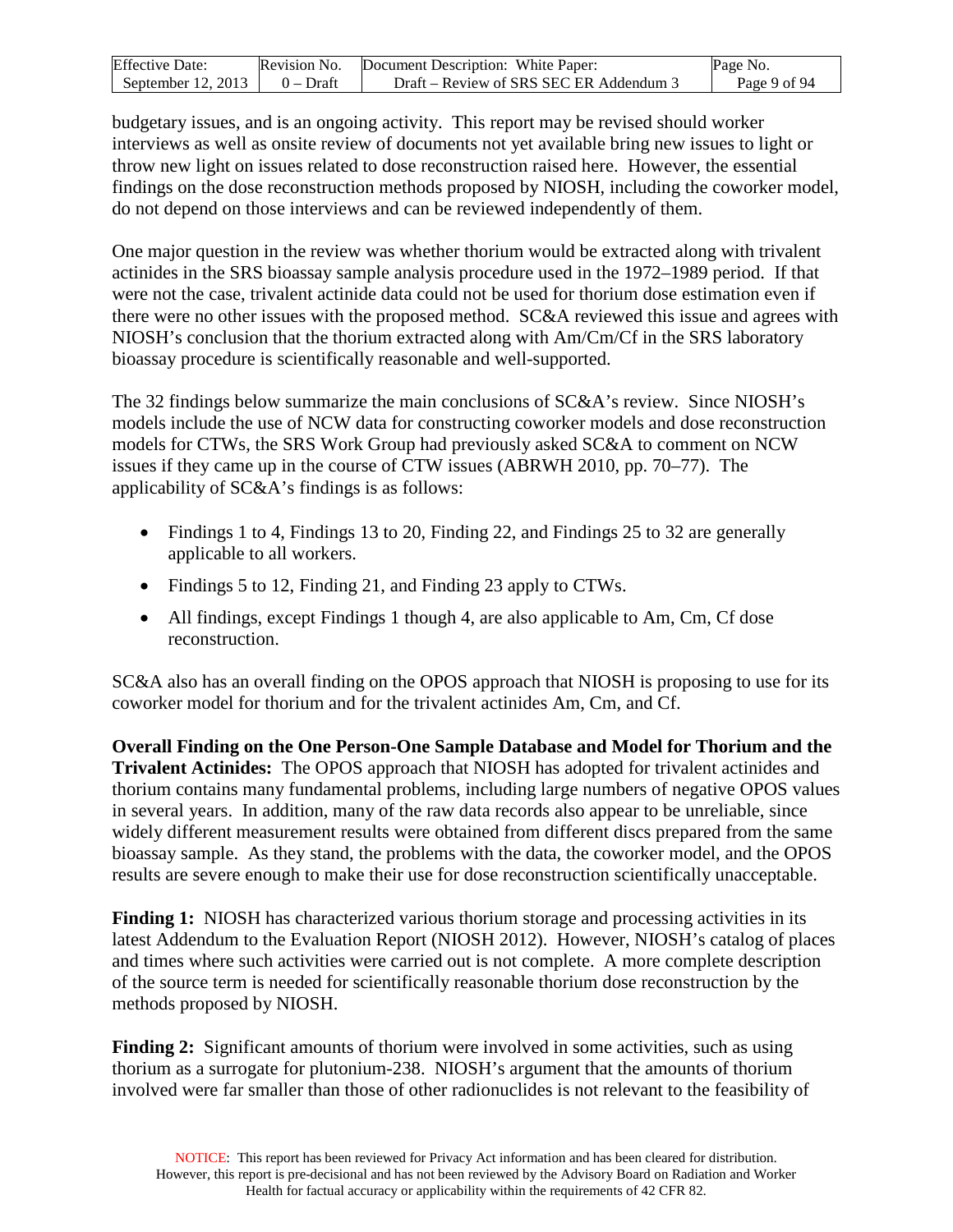budgetary issues, and is an ongoing activity. This report may be revised should worker interviews as well as onsite review of documents not yet available bring new issues to light or throw new light on issues related to dose reconstruction raised here. However, the essential findings on the dose reconstruction methods proposed by NIOSH, including the coworker model, do not depend on those interviews and can be reviewed independently of them.

One major question in the review was whether thorium would be extracted along with trivalent actinides in the SRS bioassay sample analysis procedure used in the 1972–1989 period. If that were not the case, trivalent actinide data could not be used for thorium dose estimation even if there were no other issues with the proposed method. SC&A reviewed this issue and agrees with NIOSH's conclusion that the thorium extracted along with Am/Cm/Cf in the SRS laboratory bioassay procedure is scientifically reasonable and well-supported.

The 32 findings below summarize the main conclusions of SC&A's review. Since NIOSH's models include the use of NCW data for constructing coworker models and dose reconstruction models for CTWs, the SRS Work Group had previously asked SC&A to comment on NCW issues if they came up in the course of CTW issues (ABRWH 2010, pp. 70–77). The applicability of SC&A's findings is as follows:

- Findings 1 to 4, Findings 13 to 20, Finding 22, and Findings 25 to 32 are generally applicable to all workers.
- Findings 5 to 12, Finding 21, and Finding 23 apply to CTWs.
- All findings, except Findings 1 though 4, are also applicable to Am, Cm, Cf dose reconstruction.

SC&A also has an overall finding on the OPOS approach that NIOSH is proposing to use for its coworker model for thorium and for the trivalent actinides Am, Cm, and Cf.

**Overall Finding on the One Person-One Sample Database and Model for Thorium and the Trivalent Actinides:** The OPOS approach that NIOSH has adopted for trivalent actinides and thorium contains many fundamental problems, including large numbers of negative OPOS values in several years. In addition, many of the raw data records also appear to be unreliable, since widely different measurement results were obtained from different discs prepared from the same bioassay sample. As they stand, the problems with the data, the coworker model, and the OPOS results are severe enough to make their use for dose reconstruction scientifically unacceptable.

**Finding 1:** NIOSH has characterized various thorium storage and processing activities in its latest Addendum to the Evaluation Report (NIOSH 2012). However, NIOSH's catalog of places and times where such activities were carried out is not complete. A more complete description of the source term is needed for scientifically reasonable thorium dose reconstruction by the methods proposed by NIOSH.

**Finding 2:** Significant amounts of thorium were involved in some activities, such as using thorium as a surrogate for plutonium-238. NIOSH's argument that the amounts of thorium involved were far smaller than those of other radionuclides is not relevant to the feasibility of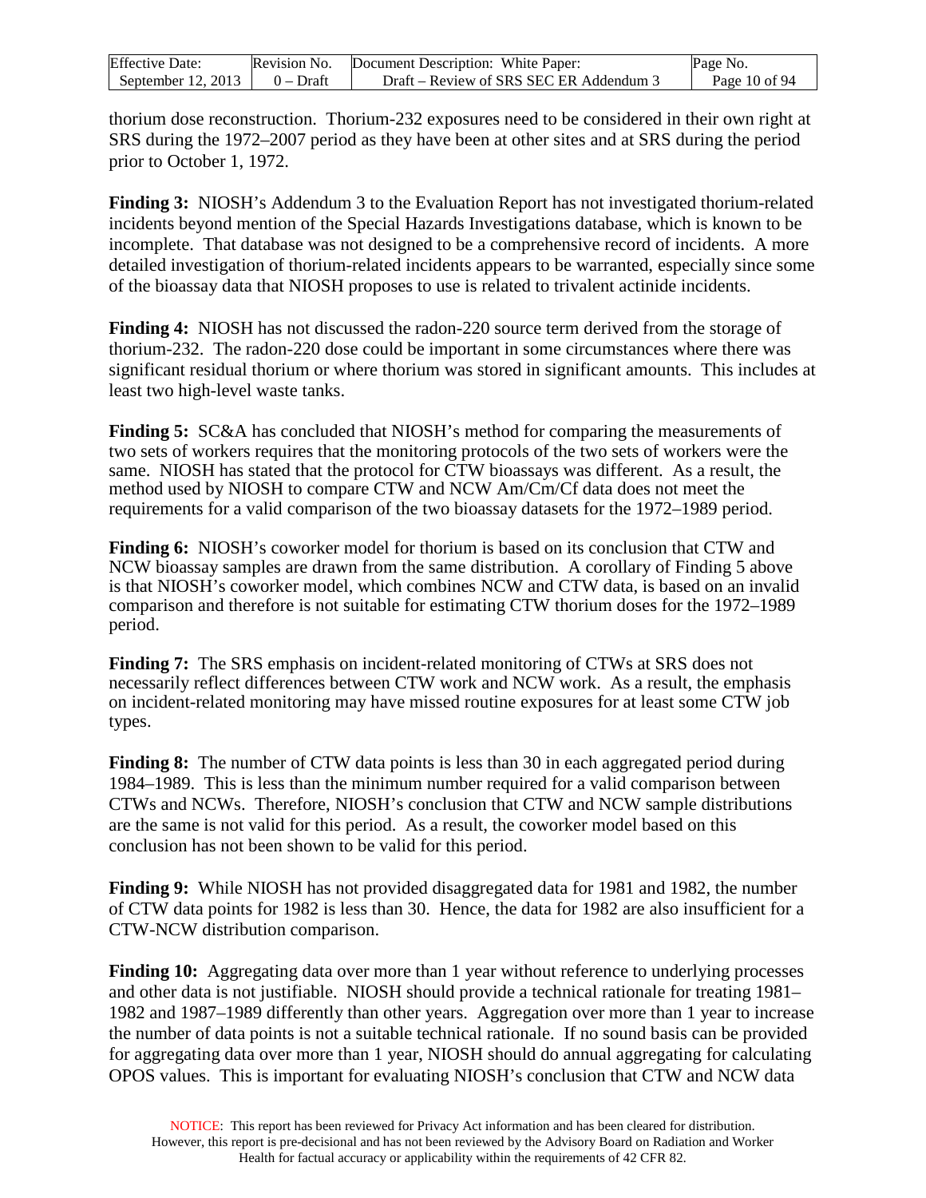thorium dose reconstruction. Thorium-232 exposures need to be considered in their own right at SRS during the 1972–2007 period as they have been at other sites and at SRS during the period prior to October 1, 1972.

**Finding 3:** NIOSH's Addendum 3 to the Evaluation Report has not investigated thorium-related incidents beyond mention of the Special Hazards Investigations database, which is known to be incomplete. That database was not designed to be a comprehensive record of incidents. A more detailed investigation of thorium-related incidents appears to be warranted, especially since some of the bioassay data that NIOSH proposes to use is related to trivalent actinide incidents.

**Finding 4:** NIOSH has not discussed the radon-220 source term derived from the storage of thorium-232. The radon-220 dose could be important in some circumstances where there was significant residual thorium or where thorium was stored in significant amounts. This includes at least two high-level waste tanks.

**Finding 5:** SC&A has concluded that NIOSH's method for comparing the measurements of two sets of workers requires that the monitoring protocols of the two sets of workers were the same. NIOSH has stated that the protocol for CTW bioassays was different. As a result, the method used by NIOSH to compare CTW and NCW Am/Cm/Cf data does not meet the requirements for a valid comparison of the two bioassay datasets for the 1972–1989 period.

**Finding 6:** NIOSH's coworker model for thorium is based on its conclusion that CTW and NCW bioassay samples are drawn from the same distribution. A corollary of Finding 5 above is that NIOSH's coworker model, which combines NCW and CTW data, is based on an invalid comparison and therefore is not suitable for estimating CTW thorium doses for the 1972–1989 period.

**Finding 7:** The SRS emphasis on incident-related monitoring of CTWs at SRS does not necessarily reflect differences between CTW work and NCW work. As a result, the emphasis on incident-related monitoring may have missed routine exposures for at least some CTW job types.

**Finding 8:** The number of CTW data points is less than 30 in each aggregated period during 1984–1989. This is less than the minimum number required for a valid comparison between CTWs and NCWs. Therefore, NIOSH's conclusion that CTW and NCW sample distributions are the same is not valid for this period. As a result, the coworker model based on this conclusion has not been shown to be valid for this period.

**Finding 9:** While NIOSH has not provided disaggregated data for 1981 and 1982, the number of CTW data points for 1982 is less than 30. Hence, the data for 1982 are also insufficient for a CTW-NCW distribution comparison.

**Finding 10:** Aggregating data over more than 1 year without reference to underlying processes and other data is not justifiable. NIOSH should provide a technical rationale for treating 1981–1982 and 1987–1989 differently than other years. Aggregation over more than 1 year to increase the number of data points is not a suitable technical rationale. If no sound basis can be provided for aggregating data over more than 1 year, NIOSH should do annual aggregating for calculating OPOS values. This is important for evaluating NIOSH's conclusion that CTW and NCW data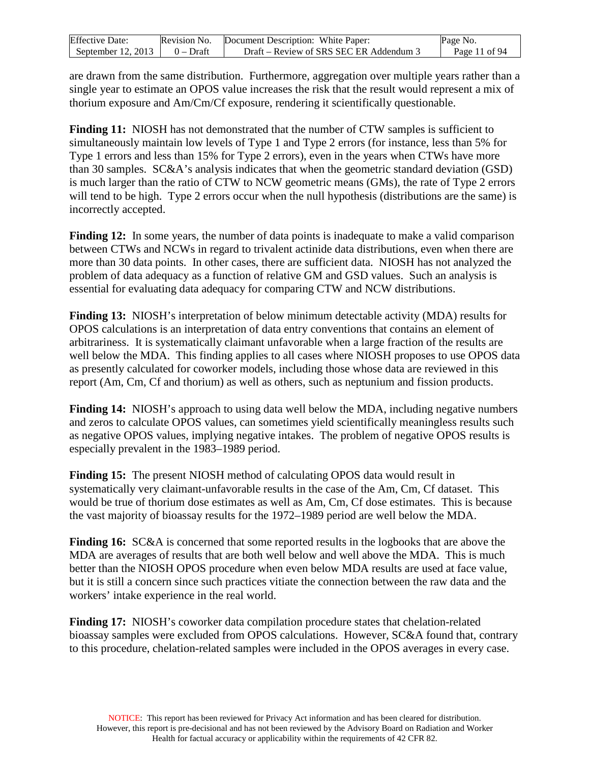are drawn from the same distribution. Furthermore, aggregation over multiple years rather than a single year to estimate an OPOS value increases the risk that the result would represent a mix of thorium exposure and Am/Cm/Cf exposure, rendering it scientifically questionable.

**Finding 11:** NIOSH has not demonstrated that the number of CTW samples is sufficient to simultaneously maintain low levels of Type 1 and Type 2 errors (for instance, less than 5% for Type 1 errors and less than 15% for Type 2 errors), even in the years when CTWs have more than 30 samples. SC&A's analysis indicates that when the geometric standard deviation (GSD) is much larger than the ratio of CTW to NCW geometric means (GMs), the rate of Type 2 errors will tend to be high. Type 2 errors occur when the null hypothesis (distributions are the same) is incorrectly accepted.

**Finding 12:** In some years, the number of data points is inadequate to make a valid comparison between CTWs and NCWs in regard to trivalent actinide data distributions, even when there are more than 30 data points. In other cases, there are sufficient data. NIOSH has not analyzed the problem of data adequacy as a function of relative GM and GSD values. Such an analysis is essential for evaluating data adequacy for comparing CTW and NCW distributions.

**Finding 13:** NIOSH's interpretation of below minimum detectable activity (MDA) results for OPOS calculations is an interpretation of data entry conventions that contains an element of arbitrariness. It is systematically claimant unfavorable when a large fraction of the results are well below the MDA. This finding applies to all cases where NIOSH proposes to use OPOS data as presently calculated for coworker models, including those whose data are reviewed in this report (Am, Cm, Cf and thorium) as well as others, such as neptunium and fission products.

**Finding 14:** NIOSH's approach to using data well below the MDA, including negative numbers and zeros to calculate OPOS values, can sometimes yield scientifically meaningless results such as negative OPOS values, implying negative intakes. The problem of negative OPOS results is especially prevalent in the 1983–1989 period.

**Finding 15:** The present NIOSH method of calculating OPOS data would result in systematically very claimant-unfavorable results in the case of the Am, Cm, Cf dataset. This would be true of thorium dose estimates as well as Am, Cm, Cf dose estimates. This is because the vast majority of bioassay results for the 1972–1989 period are well below the MDA.

**Finding 16:** SC&A is concerned that some reported results in the logbooks that are above the MDA are averages of results that are both well below and well above the MDA. This is much better than the NIOSH OPOS procedure when even below MDA results are used at face value, but it is still a concern since such practices vitiate the connection between the raw data and the workers' intake experience in the real world.

**Finding 17:** NIOSH's coworker data compilation procedure states that chelation-related bioassay samples were excluded from OPOS calculations. However, SC&A found that, contrary to this procedure, chelation-related samples were included in the OPOS averages in every case.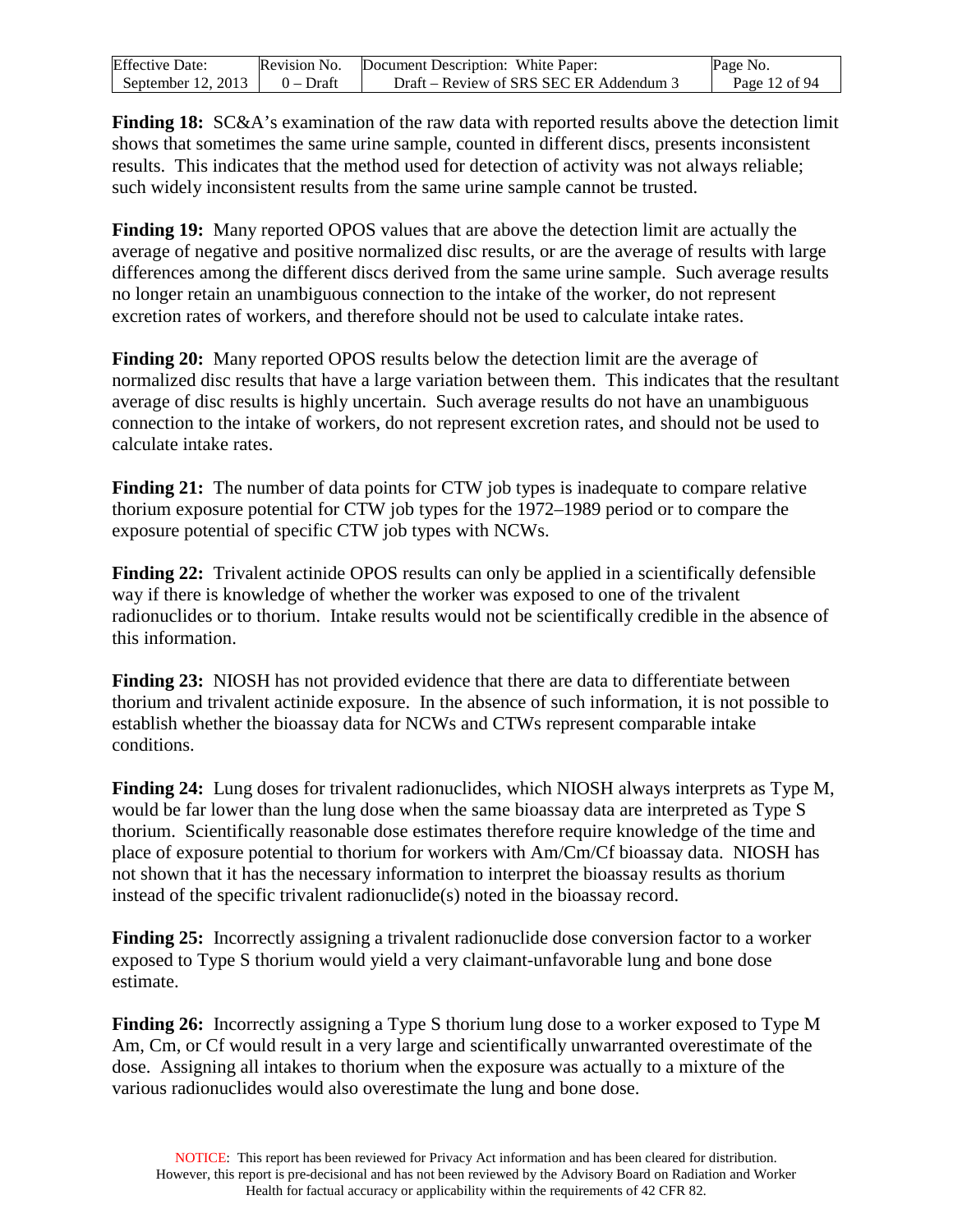**Finding 18:** SC&A's examination of the raw data with reported results above the detection limit shows that sometimes the same urine sample, counted in different discs, presents inconsistent results. This indicates that the method used for detection of activity was not always reliable; such widely inconsistent results from the same urine sample cannot be trusted.

**Finding 19:** Many reported OPOS values that are above the detection limit are actually the average of negative and positive normalized disc results, or are the average of results with large differences among the different discs derived from the same urine sample. Such average results no longer retain an unambiguous connection to the intake of the worker, do not represent excretion rates of workers, and therefore should not be used to calculate intake rates.

**Finding 20:** Many reported OPOS results below the detection limit are the average of normalized disc results that have a large variation between them. This indicates that the resultant average of disc results is highly uncertain. Such average results do not have an unambiguous connection to the intake of workers, do not represent excretion rates, and should not be used to calculate intake rates.

**Finding 21:** The number of data points for CTW job types is inadequate to compare relative thorium exposure potential for CTW job types for the 1972–1989 period or to compare the exposure potential of specific CTW job types with NCWs.

**Finding 22:** Trivalent actinide OPOS results can only be applied in a scientifically defensible way if there is knowledge of whether the worker was exposed to one of the trivalent radionuclides or to thorium. Intake results would not be scientifically credible in the absence of this information.

**Finding 23:** NIOSH has not provided evidence that there are data to differentiate between thorium and trivalent actinide exposure. In the absence of such information, it is not possible to establish whether the bioassay data for NCWs and CTWs represent comparable intake conditions.

**Finding 24:** Lung doses for trivalent radionuclides, which NIOSH always interprets as Type M, would be far lower than the lung dose when the same bioassay data are interpreted as Type S thorium. Scientifically reasonable dose estimates therefore require knowledge of the time and place of exposure potential to thorium for workers with Am/Cm/Cf bioassay data. NIOSH has not shown that it has the necessary information to interpret the bioassay results as thorium instead of the specific trivalent radionuclide(s) noted in the bioassay record.

**Finding 25:** Incorrectly assigning a trivalent radionuclide dose conversion factor to a worker exposed to Type S thorium would yield a very claimant-unfavorable lung and bone dose estimate.

**Finding 26:** Incorrectly assigning a Type S thorium lung dose to a worker exposed to Type M Am, Cm, or Cf would result in a very large and scientifically unwarranted overestimate of the dose. Assigning all intakes to thorium when the exposure was actually to a mixture of the various radionuclides would also overestimate the lung and bone dose.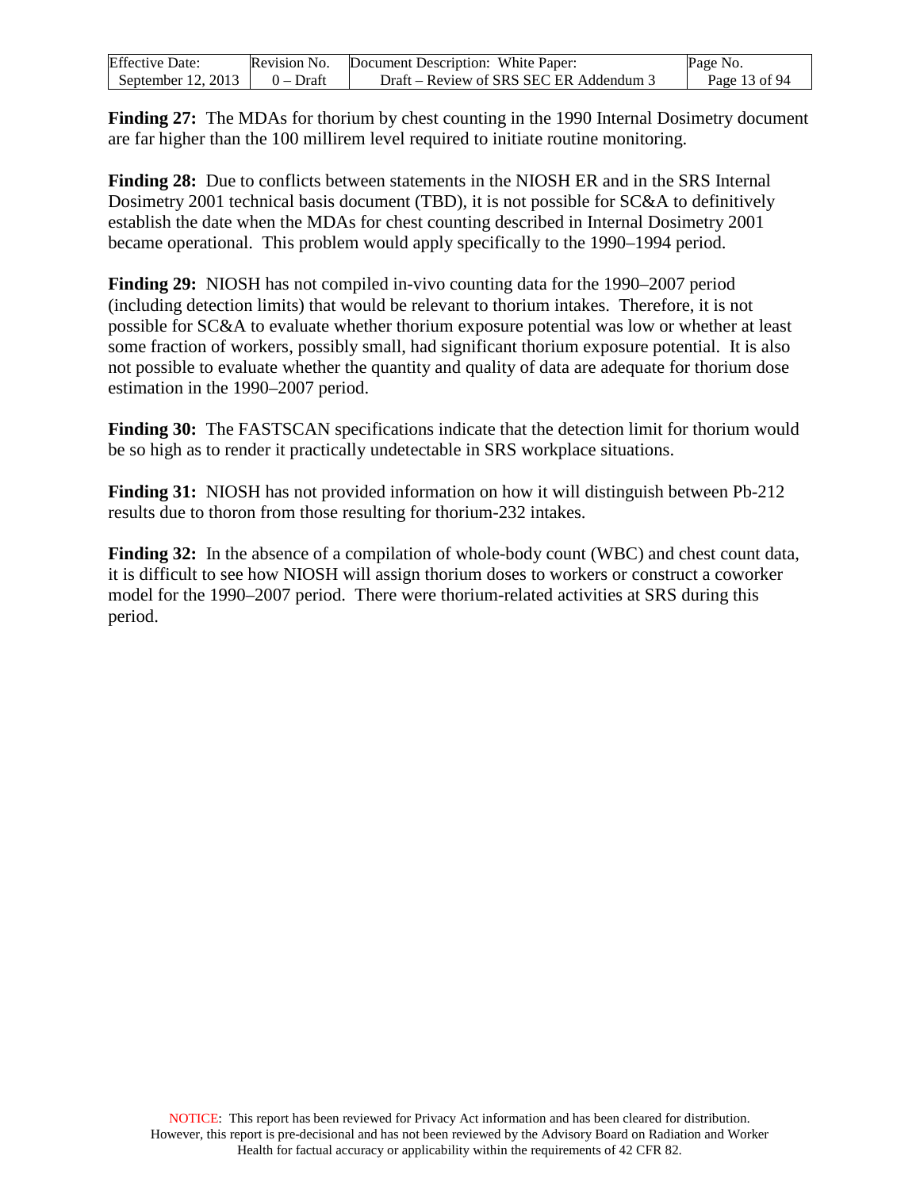**Finding 27:** The MDAs for thorium by chest counting in the 1990 Internal Dosimetry document are far higher than the 100 millirem level required to initiate routine monitoring.

**Finding 28:** Due to conflicts between statements in the NIOSH ER and in the SRS Internal Dosimetry 2001 technical basis document (TBD), it is not possible for SC&A to definitively establish the date when the MDAs for chest counting described in Internal Dosimetry 2001 became operational. This problem would apply specifically to the 1990–1994 period.

**Finding 29:** NIOSH has not compiled in-vivo counting data for the 1990–2007 period (including detection limits) that would be relevant to thorium intakes. Therefore, it is not possible for SC&A to evaluate whether thorium exposure potential was low or whether at least some fraction of workers, possibly small, had significant thorium exposure potential. It is also not possible to evaluate whether the quantity and quality of data are adequate for thorium dose estimation in the 1990–2007 period.

**Finding 30:** The FASTSCAN specifications indicate that the detection limit for thorium would be so high as to render it practically undetectable in SRS workplace situations.

**Finding 31:** NIOSH has not provided information on how it will distinguish between Pb-212 results due to thoron from those resulting for thorium-232 intakes.

**Finding 32:** In the absence of a compilation of whole-body count (WBC) and chest count data, it is difficult to see how NIOSH will assign thorium doses to workers or construct a coworker model for the 1990–2007 period. There were thorium-related activities at SRS during this period.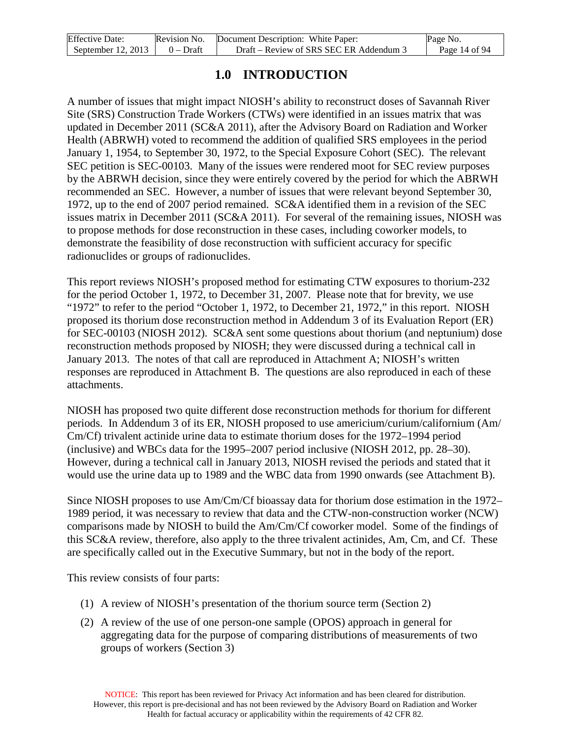# 1.0 INTRODUCTION

A number of issues that might impact NIOSH's ability to reconstruct doses of Savannah River Site (SRS) Construction Trade Workers (CTWs) were identified in an issues matrix that was updated in December 2011 (SC&A 2011), after the Advisory Board on Radiation and Worker Health (ABRWH) voted to recommend the addition of qualified SRS employees in the period January 1, 1954, to September 30, 1972, to the Special Exposure Cohort (SEC). The relevant SEC petition is SEC-00103. Many of the issues were rendered moot for SEC review purposes by the ABRWH decision, since they were entirely covered by the period for which the ABRWH recommended an SEC. However, a number of issues that were relevant beyond September 30, 1972, up to the end of 2007 period remained. SC&A identified them in a revision of the SEC issues matrix in December 2011 (SC&A 2011). For several of the remaining issues, NIOSH was to propose methods for dose reconstruction in these cases, including coworker models, to demonstrate the feasibility of dose reconstruction with sufficient accuracy for specific radionuclides or groups of radionuclides.

This report reviews NIOSH's proposed method for estimating CTW exposures to thorium-232 for the period October 1, 1972, to December 31, 2007. Please note that for brevity, we use "1972" to refer to the period "October 1, 1972, to December 21, 1972," in this report. NIOSH proposed its thorium dose reconstruction method in Addendum 3 of its Evaluation Report (ER) for SEC-00103 (NIOSH 2012). SC&A sent some questions about thorium (and neptunium) dose reconstruction methods proposed by NIOSH; they were discussed during a technical call in January 2013. The notes of that call are reproduced in Attachment A; NIOSH's written responses are reproduced in Attachment B. The questions are also reproduced in each of these attachments.

NIOSH has proposed two quite different dose reconstruction methods for thorium for different periods. In Addendum 3 of its ER, NIOSH proposed to use americium/curium/californium (Am/Cm/Cf) trivalent actinide urine data to estimate thorium doses for the 1972–1994 period (inclusive) and WBCs data for the 1995–2007 period inclusive (NIOSH 2012, pp. 28–30). However, during a technical call in January 2013, NIOSH revised the periods and stated that it would use the urine data up to 1989 and the WBC data from 1990 onwards (see Attachment B).

Since NIOSH proposes to use Am/Cm/Cf bioassay data for thorium dose estimation in the 1972–1989 period, it was necessary to review that data and the CTW-non-construction worker (NCW) comparisons made by NIOSH to build the Am/Cm/Cf coworker model. Some of the findings of this SC&A review, therefore, also apply to the three trivalent actinides, Am, Cm, and Cf. These are specifically called out in the Executive Summary, but not in the body of the report.

This review consists of four parts:

(1) A review of NIOSH's presentation of the thorium source term (Section 2)

(2) A review of the use of one person-one sample (OPOS) approach in general for aggregating data for the purpose of comparing distributions of measurements of two groups of workers (Section 3)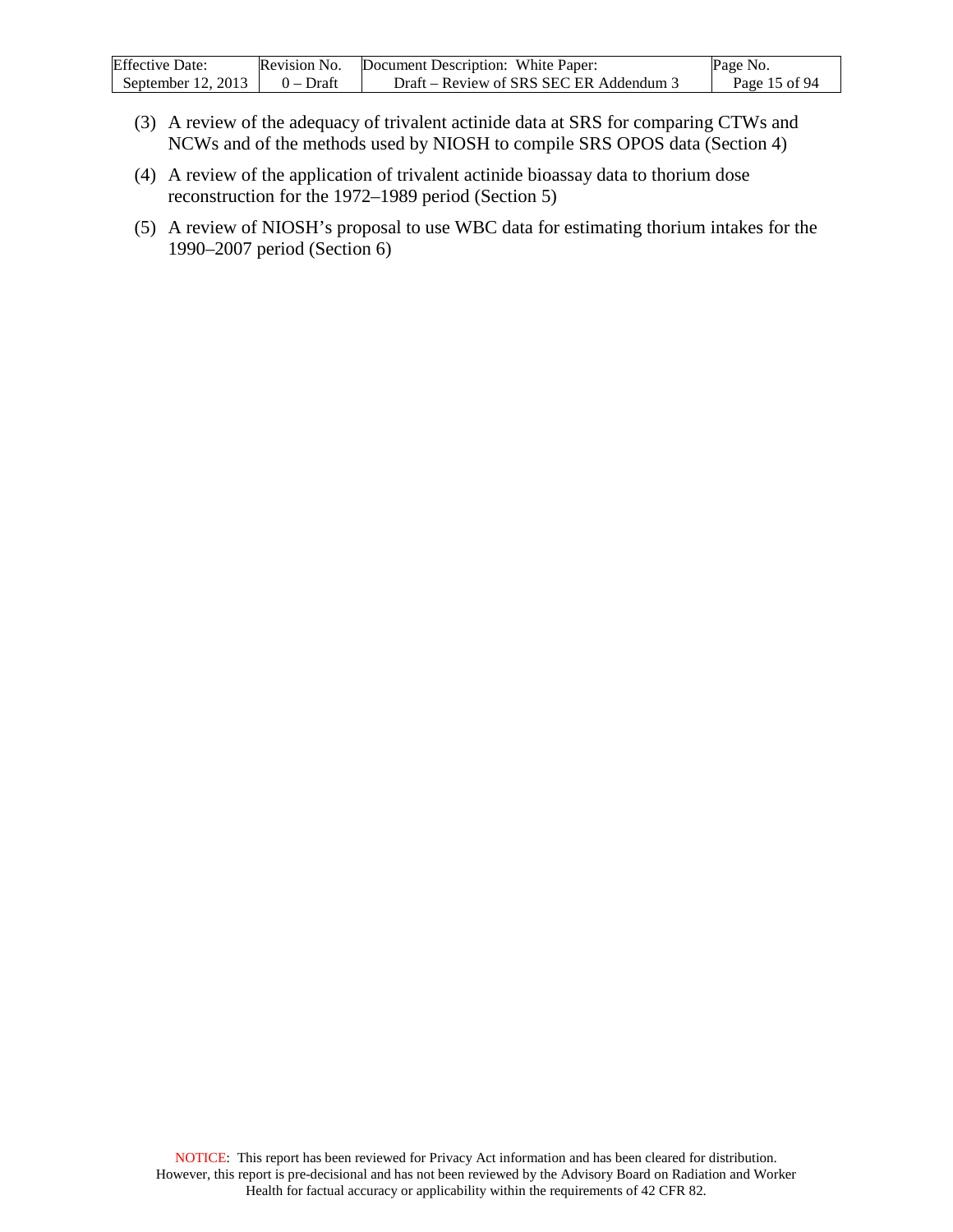(3) A review of the adequacy of trivalent actinide data at SRS for comparing CTWs and NCWs and of the methods used by NIOSH to compile SRS OPOS data (Section 4)

(4) A review of the application of trivalent actinide bioassay data to thorium dose reconstruction for the 1972–1989 period (Section 5)

(5) A review of NIOSH's proposal to use WBC data for estimating thorium intakes for the 1990–2007 period (Section 6)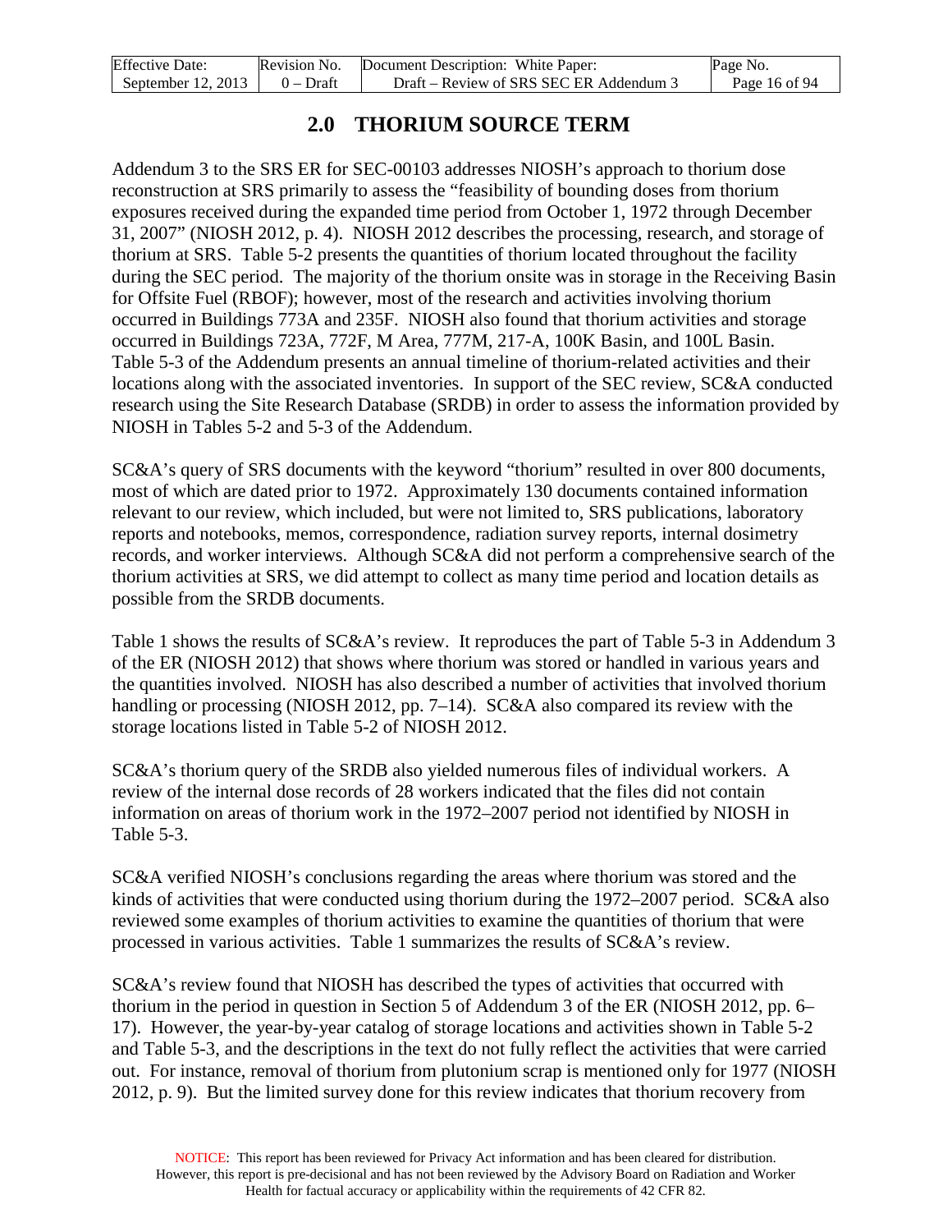## 2.0 THORIUM SOURCE TERM

Addendum 3 to the SRS ER for SEC-00103 addresses NIOSH's approach to thorium dose reconstruction at SRS primarily to assess the "feasibility of bounding doses from thorium exposures received during the expanded time period from October 1, 1972 through December 31, 2007" (NIOSH 2012, p. 4). NIOSH 2012 describes the processing, research, and storage of thorium at SRS. Table 5-2 presents the quantities of thorium located throughout the facility during the SEC period. The majority of the thorium onsite was in storage in the Receiving Basin for Offsite Fuel (RBOF); however, most of the research and activities involving thorium occurred in Buildings 773A and 235F. NIOSH also found that thorium activities and storage occurred in Buildings 723A, 772F, M Area, 777M, 217-A, 100K Basin, and 100L Basin. Table 5-3 of the Addendum presents an annual timeline of thorium-related activities and their locations along with the associated inventories. In support of the SEC review, SC&A conducted research using the Site Research Database (SRDB) in order to assess the information provided by NIOSH in Tables 5-2 and 5-3 of the Addendum.

SC&A's query of SRS documents with the keyword "thorium" resulted in over 800 documents, most of which are dated prior to 1972. Approximately 130 documents contained information relevant to our review, which included, but were not limited to, SRS publications, laboratory reports and notebooks, memos, correspondence, radiation survey reports, internal dosimetry records, and worker interviews. Although SC&A did not perform a comprehensive search of the thorium activities at SRS, we did attempt to collect as many time period and location details as possible from the SRDB documents.

Table 1 shows the results of SC&A's review. It reproduces the part of Table 5-3 in Addendum 3 of the ER (NIOSH 2012) that shows where thorium was stored or handled in various years and the quantities involved. NIOSH has also described a number of activities that involved thorium handling or processing (NIOSH 2012, pp. 7–14). SC&A also compared its review with the storage locations listed in Table 5-2 of NIOSH 2012.

SC&A's thorium query of the SRDB also yielded numerous files of individual workers. A review of the internal dose records of 28 workers indicated that the files did not contain information on areas of thorium work in the 1972–2007 period not identified by NIOSH in Table 5-3.

SC&A verified NIOSH's conclusions regarding the areas where thorium was stored and the kinds of activities that were conducted using thorium during the 1972–2007 period. SC&A also reviewed some examples of thorium activities to examine the quantities of thorium that were processed in various activities. Table 1 summarizes the results of SC&A's review.

SC&A's review found that NIOSH has described the types of activities that occurred with thorium in the period in question in Section 5 of Addendum 3 of the ER (NIOSH 2012, pp. 6–17). However, the year-by-year catalog of storage locations and activities shown in Table 5-2 and Table 5-3, and the descriptions in the text do not fully reflect the activities that were carried out. For instance, removal of thorium from plutonium scrap is mentioned only for 1977 (NIOSH 2012, p. 9). But the limited survey done for this review indicates that thorium recovery from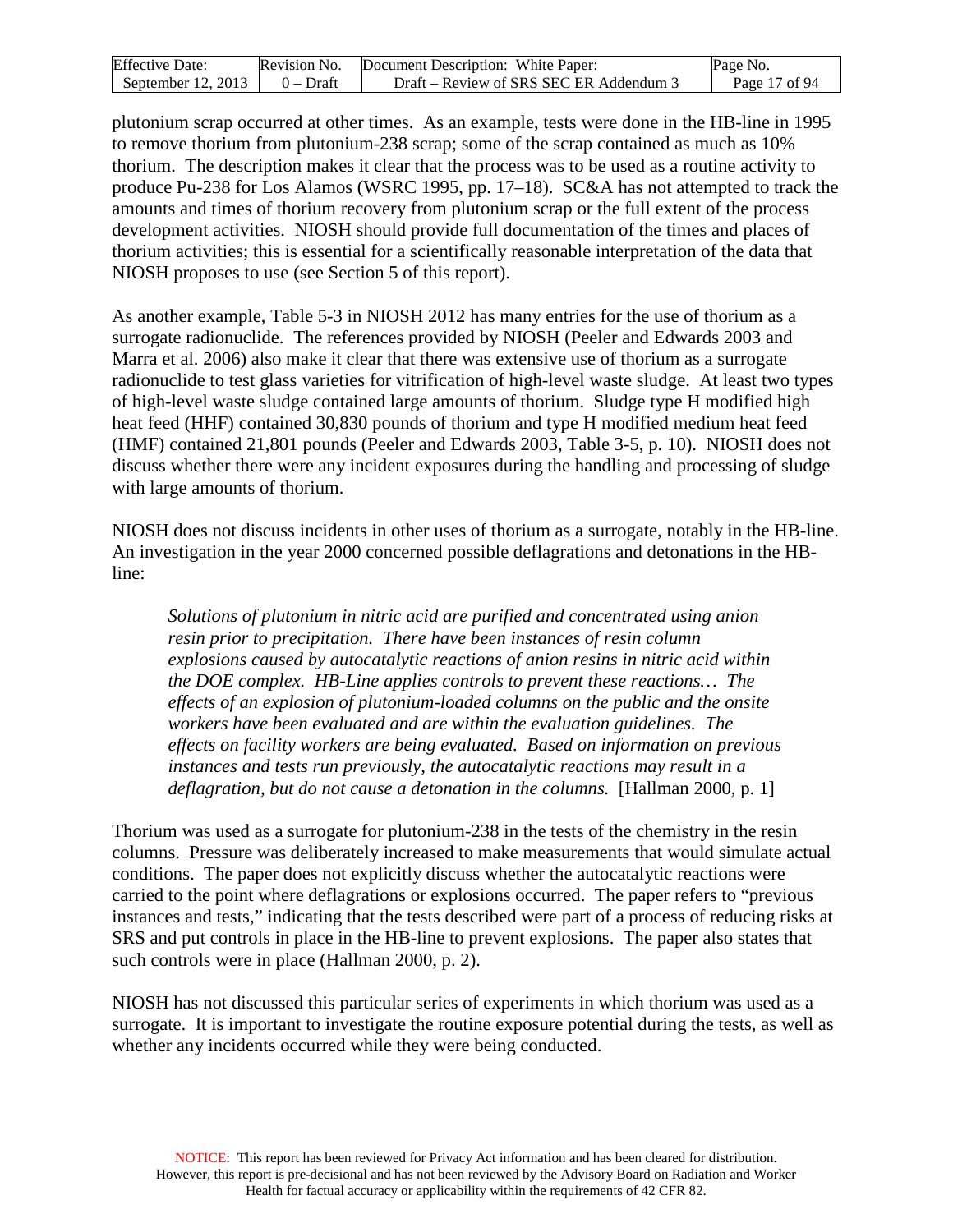plutonium scrap occurred at other times. As an example, tests were done in the HB-line in 1995 to remove thorium from plutonium-238 scrap; some of the scrap contained as much as 10% thorium. The description makes it clear that the process was to be used as a routine activity to produce Pu-238 for Los Alamos (WSRC 1995, pp. 17–18). SC&A has not attempted to track the amounts and times of thorium recovery from plutonium scrap or the full extent of the process development activities. NIOSH should provide full documentation of the times and places of thorium activities; this is essential for a scientifically reasonable interpretation of the data that NIOSH proposes to use (see Section 5 of this report).

As another example, Table 5-3 in NIOSH 2012 has many entries for the use of thorium as a surrogate radionuclide. The references provided by NIOSH (Peeler and Edwards 2003 and Marra et al. 2006) also make it clear that there was extensive use of thorium as a surrogate radionuclide to test glass varieties for vitrification of high-level waste sludge. At least two types of high-level waste sludge contained large amounts of thorium. Sludge type H modified high heat feed (HHF) contained 30,830 pounds of thorium and type H modified medium heat feed (HMF) contained 21,801 pounds (Peeler and Edwards 2003, Table 3-5, p. 10). NIOSH does not discuss whether there were any incident exposures during the handling and processing of sludge with large amounts of thorium.

NIOSH does not discuss incidents in other uses of thorium as a surrogate, notably in the HB-line. An investigation in the year 2000 concerned possible deflagrations and detonations in the HB-line:

> *Solutions of plutonium in nitric acid are purified and concentrated using anion resin prior to precipitation. There have been instances of resin column explosions caused by autocatalytic reactions of anion resins in nitric acid within the DOE complex. HB-Line applies controls to prevent these reactions… The effects of an explosion of plutonium-loaded columns on the public and the onsite workers have been evaluated and are within the evaluation guidelines. The effects on facility workers are being evaluated. Based on information on previous instances and tests run previously, the autocatalytic reactions may result in a deflagration, but do not cause a detonation in the columns.* [Hallman 2000, p. 1]

Thorium was used as a surrogate for plutonium-238 in the tests of the chemistry in the resin columns. Pressure was deliberately increased to make measurements that would simulate actual conditions. The paper does not explicitly discuss whether the autocatalytic reactions were carried to the point where deflagrations or explosions occurred. The paper refers to "previous instances and tests," indicating that the tests described were part of a process of reducing risks at SRS and put controls in place in the HB-line to prevent explosions. The paper also states that such controls were in place (Hallman 2000, p. 2).

NIOSH has not discussed this particular series of experiments in which thorium was used as a surrogate. It is important to investigate the routine exposure potential during the tests, as well as whether any incidents occurred while they were being conducted.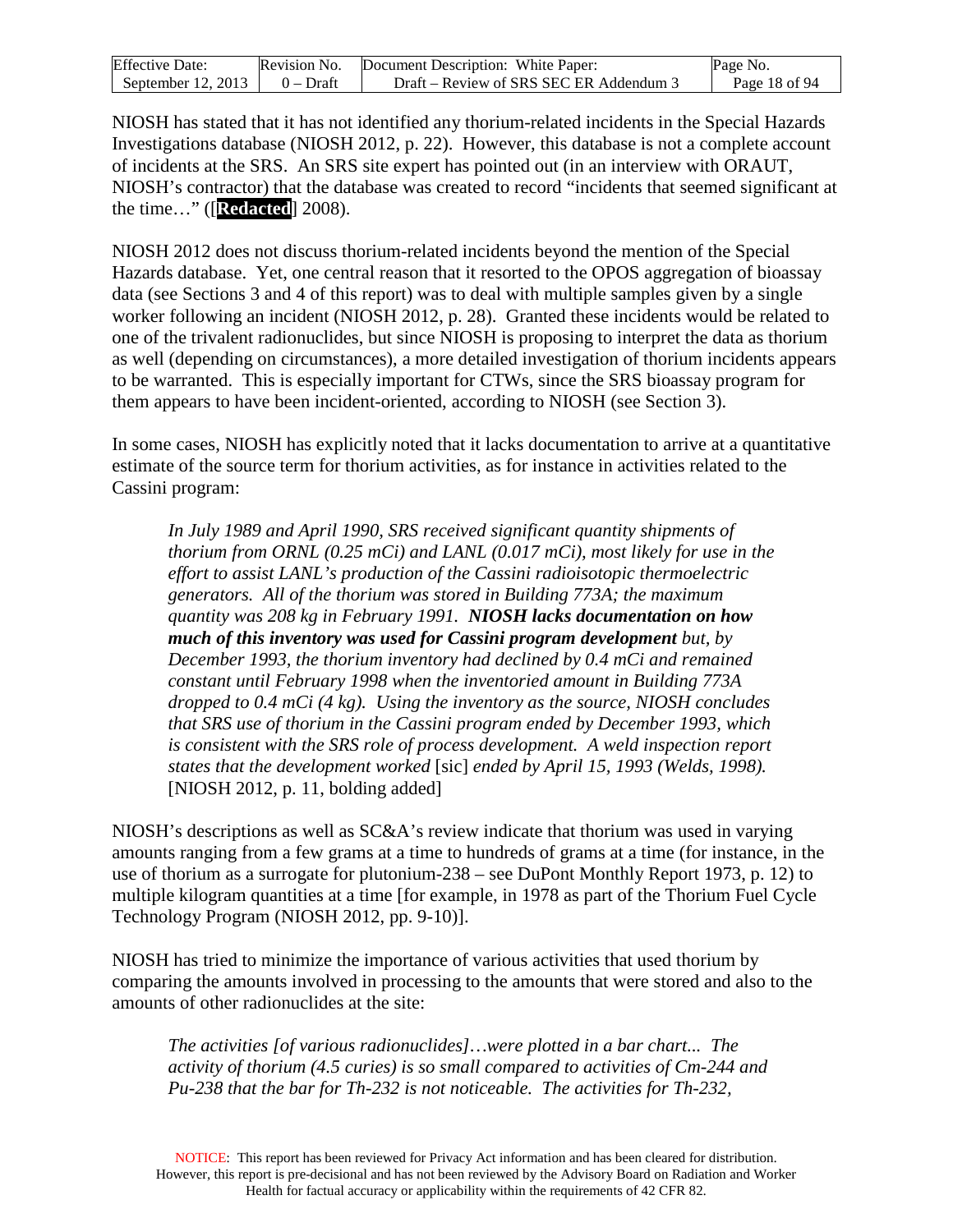NIOSH has stated that it has not identified any thorium-related incidents in the Special Hazards Investigations database (NIOSH 2012, p. 22). However, this database is not a complete account of incidents at the SRS. An SRS site expert has pointed out (in an interview with ORAUT, NIOSH's contractor) that the database was created to record "incidents that seemed significant at the time…" ([**Redacted**] 2008).

NIOSH 2012 does not discuss thorium-related incidents beyond the mention of the Special Hazards database. Yet, one central reason that it resorted to the OPOS aggregation of bioassay data (see Sections 3 and 4 of this report) was to deal with multiple samples given by a single worker following an incident (NIOSH 2012, p. 28). Granted these incidents would be related to one of the trivalent radionuclides, but since NIOSH is proposing to interpret the data as thorium as well (depending on circumstances), a more detailed investigation of thorium incidents appears to be warranted. This is especially important for CTWs, since the SRS bioassay program for them appears to have been incident-oriented, according to NIOSH (see Section 3).

In some cases, NIOSH has explicitly noted that it lacks documentation to arrive at a quantitative estimate of the source term for thorium activities, as for instance in activities related to the Cassini program:

> *In July 1989 and April 1990, SRS received significant quantity shipments of thorium from ORNL (0.25 mCi) and LANL (0.017 mCi), most likely for use in the effort to assist LANL's production of the Cassini radioisotopic thermoelectric generators. All of the thorium was stored in Building 773A; the maximum quantity was 208 kg in February 1991.* ***NIOSH lacks documentation on how much of this inventory was used for Cassini program development*** *but, by December 1993, the thorium inventory had declined by 0.4 mCi and remained constant until February 1998 when the inventoried amount in Building 773A dropped to 0.4 mCi (4 kg). Using the inventory as the source, NIOSH concludes that SRS use of thorium in the Cassini program ended by December 1993, which is consistent with the SRS role of process development. A weld inspection report states that the development worked* [sic] *ended by April 15, 1993 (Welds, 1998).* [NIOSH 2012, p. 11, bolding added]

NIOSH's descriptions as well as SC&A's review indicate that thorium was used in varying amounts ranging from a few grams at a time to hundreds of grams at a time (for instance, in the use of thorium as a surrogate for plutonium-238 – see DuPont Monthly Report 1973, p. 12) to multiple kilogram quantities at a time [for example, in 1978 as part of the Thorium Fuel Cycle Technology Program (NIOSH 2012, pp. 9-10)].

NIOSH has tried to minimize the importance of various activities that used thorium by comparing the amounts involved in processing to the amounts that were stored and also to the amounts of other radionuclides at the site:

> *The activities [of various radionuclides]…were plotted in a bar chart... The activity of thorium (4.5 curies) is so small compared to activities of Cm-244 and Pu-238 that the bar for Th-232 is not noticeable. The activities for Th-232,*

NOTICE: This report has been reviewed for Privacy Act information and has been cleared for distribution. However, this report is pre-decisional and has not been reviewed by the Advisory Board on Radiation and Worker Health for factual accuracy or applicability within the requirements of 42 CFR 82.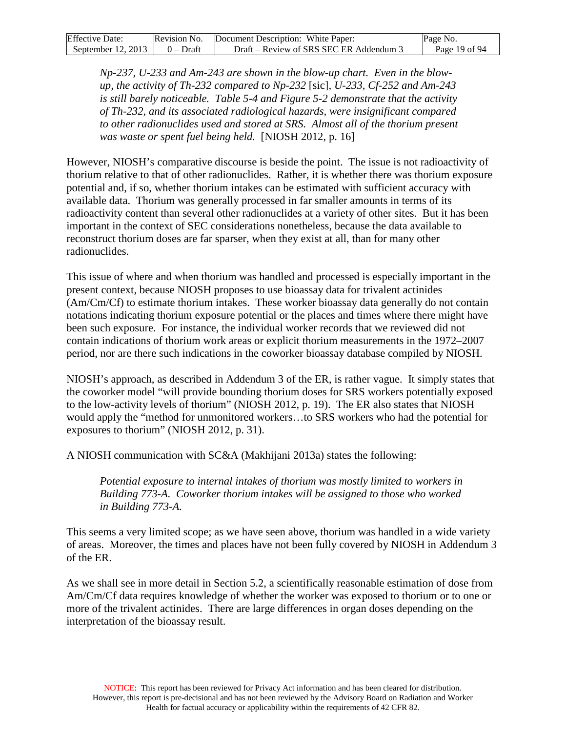> *Np-237, U-233 and Am-243 are shown in the blow-up chart. Even in the blow-up, the activity of Th-232 compared to Np-232* [sic]*, U-233, Cf-252 and Am-243 is still barely noticeable. Table 5-4 and Figure 5-2 demonstrate that the activity of Th-232, and its associated radiological hazards, were insignificant compared to other radionuclides used and stored at SRS. Almost all of the thorium present was waste or spent fuel being held.* [NIOSH 2012, p. 16]

However, NIOSH's comparative discourse is beside the point. The issue is not radioactivity of thorium relative to that of other radionuclides. Rather, it is whether there was thorium exposure potential and, if so, whether thorium intakes can be estimated with sufficient accuracy with available data. Thorium was generally processed in far smaller amounts in terms of its radioactivity content than several other radionuclides at a variety of other sites. But it has been important in the context of SEC considerations nonetheless, because the data available to reconstruct thorium doses are far sparser, when they exist at all, than for many other radionuclides.

This issue of where and when thorium was handled and processed is especially important in the present context, because NIOSH proposes to use bioassay data for trivalent actinides (Am/Cm/Cf) to estimate thorium intakes. These worker bioassay data generally do not contain notations indicating thorium exposure potential or the places and times where there might have been such exposure. For instance, the individual worker records that we reviewed did not contain indications of thorium work areas or explicit thorium measurements in the 1972–2007 period, nor are there such indications in the coworker bioassay database compiled by NIOSH.

NIOSH's approach, as described in Addendum 3 of the ER, is rather vague. It simply states that the coworker model "will provide bounding thorium doses for SRS workers potentially exposed to the low-activity levels of thorium" (NIOSH 2012, p. 19). The ER also states that NIOSH would apply the "method for unmonitored workers…to SRS workers who had the potential for exposures to thorium" (NIOSH 2012, p. 31).

A NIOSH communication with SC&A (Makhijani 2013a) states the following:

> *Potential exposure to internal intakes of thorium was mostly limited to workers in Building 773-A. Coworker thorium intakes will be assigned to those who worked in Building 773-A.*

This seems a very limited scope; as we have seen above, thorium was handled in a wide variety of areas. Moreover, the times and places have not been fully covered by NIOSH in Addendum 3 of the ER.

As we shall see in more detail in Section 5.2, a scientifically reasonable estimation of dose from Am/Cm/Cf data requires knowledge of whether the worker was exposed to thorium or to one or more of the trivalent actinides. There are large differences in organ doses depending on the interpretation of the bioassay result.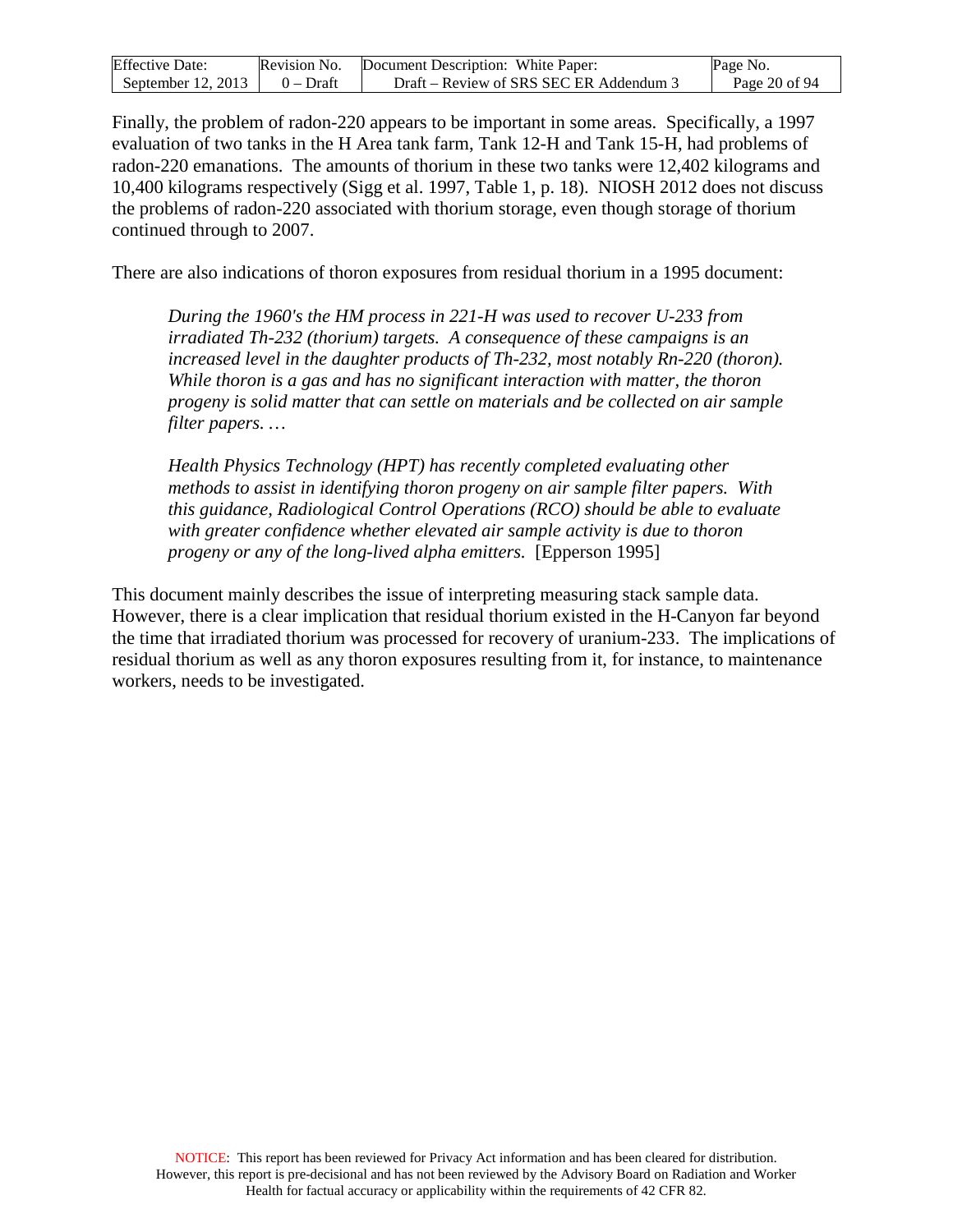Finally, the problem of radon-220 appears to be important in some areas. Specifically, a 1997 evaluation of two tanks in the H Area tank farm, Tank 12-H and Tank 15-H, had problems of radon-220 emanations. The amounts of thorium in these two tanks were 12,402 kilograms and 10,400 kilograms respectively (Sigg et al. 1997, Table 1, p. 18). NIOSH 2012 does not discuss the problems of radon-220 associated with thorium storage, even though storage of thorium continued through to 2007.

There are also indications of thoron exposures from residual thorium in a 1995 document:

> *During the 1960's the HM process in 221-H was used to recover U-233 from irradiated Th-232 (thorium) targets. A consequence of these campaigns is an increased level in the daughter products of Th-232, most notably Rn-220 (thoron). While thoron is a gas and has no significant interaction with matter, the thoron progeny is solid matter that can settle on materials and be collected on air sample filter papers. …*
>
> *Health Physics Technology (HPT) has recently completed evaluating other methods to assist in identifying thoron progeny on air sample filter papers. With this guidance, Radiological Control Operations (RCO) should be able to evaluate with greater confidence whether elevated air sample activity is due to thoron progeny or any of the long-lived alpha emitters.* [Epperson 1995]

This document mainly describes the issue of interpreting measuring stack sample data. However, there is a clear implication that residual thorium existed in the H-Canyon far beyond the time that irradiated thorium was processed for recovery of uranium-233. The implications of residual thorium as well as any thoron exposures resulting from it, for instance, to maintenance workers, needs to be investigated.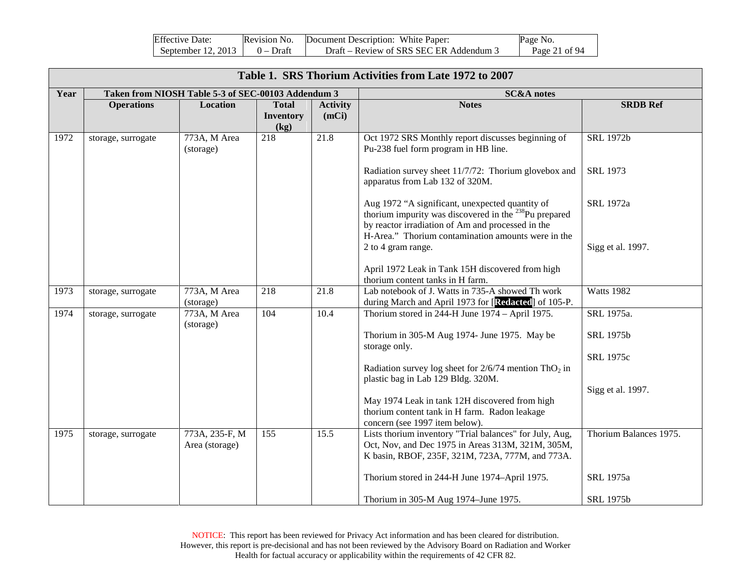## Table 1. SRS Thorium Activities from Late 1972 to 2007

| Year | Taken from NIOSH Table 5-3 of SEC-00103 Addendum 3 | | | | SC&A notes | |
|---|---|---|---|---|---|---|
| | **Operations** | **Location** | **Total Inventory (kg)** | **Activity (mCi)** | **Notes** | **SRDB Ref** |
| 1972 | storage, surrogate | 773A, M Area (storage) | 218 | 21.8 | Oct 1972 SRS Monthly report discusses beginning of Pu-238 fuel form program in HB line.<br><br>Radiation survey sheet 11/7/72: Thorium glovebox and apparatus from Lab 132 of 320M.<br><br>Aug 1972 "A significant, unexpected quantity of thorium impurity was discovered in the $^{238}$Pu prepared by reactor irradiation of Am and processed in the H-Area." Thorium contamination amounts were in the 2 to 4 gram range.<br><br>April 1972 Leak in Tank 15H discovered from high thorium content tanks in H farm. | SRL 1972b<br><br>SRL 1973<br><br>SRL 1972a<br><br>Sigg et al. 1997. |
| 1973 | storage, surrogate | 773A, M Area (storage) | 218 | 21.8 | Lab notebook of J. Watts in 735-A showed Th work during March and April 1973 for [**Redacted**] of 105-P. | Watts 1982 |
| 1974 | storage, surrogate | 773A, M Area (storage) | 104 | 10.4 | Thorium stored in 244-H June 1974 – April 1975.<br><br>Thorium in 305-M Aug 1974- June 1975. May be storage only.<br><br>Radiation survey log sheet for 2/6/74 mention $ThO_2$ in plastic bag in Lab 129 Bldg. 320M.<br><br>May 1974 Leak in tank 12H discovered from high thorium content tank in H farm. Radon leakage concern (see 1997 item below). | SRL 1975a.<br><br>SRL 1975b<br><br>SRL 1975c<br><br>Sigg et al. 1997. |
| 1975 | storage, surrogate | 773A, 235-F, M Area (storage) | 155 | 15.5 | Lists thorium inventory "Trial balances" for July, Aug, Oct, Nov, and Dec 1975 in Areas 313M, 321M, 305M, K basin, RBOF, 235F, 321M, 723A, 777M, and 773A.<br><br>Thorium stored in 244-H June 1974–April 1975.<br><br>Thorium in 305-M Aug 1974–June 1975. | Thorium Balances 1975.<br><br>SRL 1975a<br><br>SRL 1975b |

NOTICE: This report has been reviewed for Privacy Act information and has been cleared for distribution. However, this report is pre-decisional and has not been reviewed by the Advisory Board on Radiation and Worker Health for factual accuracy or applicability within the requirements of 42 CFR 82.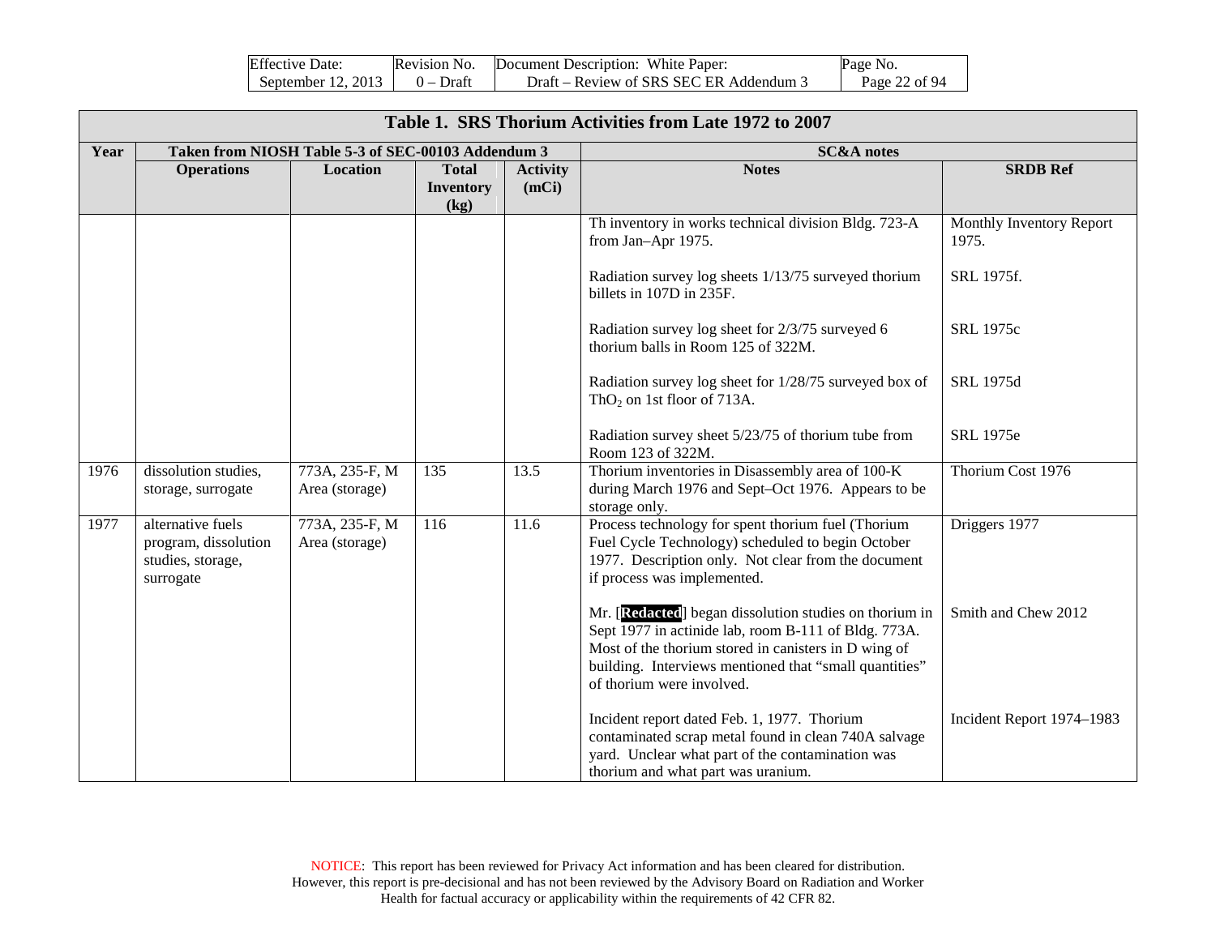**Table 1. SRS Thorium Activities from Late 1972 to 2007**

| Year | Taken from NIOSH Table 5-3 of SEC-00103 Addendum 3 | | | | SC&A notes | |
|---|---|---|---|---|---|---|
| | Operations | Location | Total Inventory (kg) | Activity (mCi) | Notes | SRDB Ref |
| | | | | | Th inventory in works technical division Bldg. 723-A from Jan–Apr 1975. | Monthly Inventory Report 1975. |
| | | | | | Radiation survey log sheets 1/13/75 surveyed thorium billets in 107D in 235F. | SRL 1975f. |
| | | | | | Radiation survey log sheet for 2/3/75 surveyed 6 thorium balls in Room 125 of 322M. | SRL 1975c |
| | | | | | Radiation survey log sheet for 1/28/75 surveyed box of $ThO_2$ on 1st floor of 713A. | SRL 1975d |
| | | | | | Radiation survey sheet 5/23/75 of thorium tube from Room 123 of 322M. | SRL 1975e |
| 1976 | dissolution studies, storage, surrogate | 773A, 235-F, M Area (storage) | 135 | 13.5 | Thorium inventories in Disassembly area of 100-K during March 1976 and Sept–Oct 1976. Appears to be storage only. | Thorium Cost 1976 |
| 1977 | alternative fuels program, dissolution studies, storage, surrogate | 773A, 235-F, M Area (storage) | 116 | 11.6 | Process technology for spent thorium fuel (Thorium Fuel Cycle Technology) scheduled to begin October 1977. Description only. Not clear from the document if process was implemented. | Driggers 1977 |
| | | | | | Mr. [Redacted] began dissolution studies on thorium in Sept 1977 in actinide lab, room B-111 of Bldg. 773A. Most of the thorium stored in canisters in D wing of building. Interviews mentioned that "small quantities" of thorium were involved. | Smith and Chew 2012 |
| | | | | | Incident report dated Feb. 1, 1977. Thorium contaminated scrap metal found in clean 740A salvage yard. Unclear what part of the contamination was thorium and what part was uranium. | Incident Report 1974–1983 |

NOTICE: This report has been reviewed for Privacy Act information and has been cleared for distribution. However, this report is pre-decisional and has not been reviewed by the Advisory Board on Radiation and Worker Health for factual accuracy or applicability within the requirements of 42 CFR 82.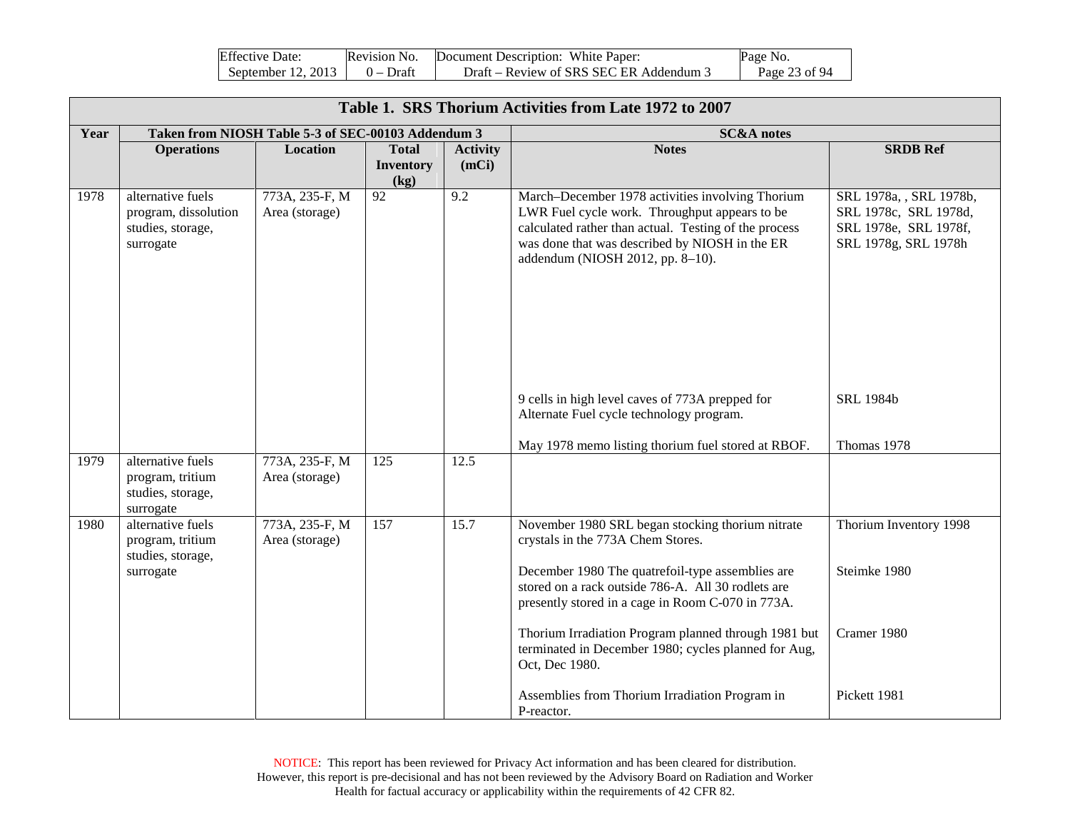| **Table 1. SRS Thorium Activities from Late 1972 to 2007** | | | | | | |
|---|---|---|---|---|---|---|
| **Year** | **Taken from NIOSH Table 5-3 of SEC-00103 Addendum 3** | | | | **SC&A notes** | |
| | **Operations** | **Location** | **Total Inventory (kg)** | **Activity (mCi)** | **Notes** | **SRDB Ref** |
| 1978 | alternative fuels program, dissolution studies, storage, surrogate | 773A, 235-F, M Area (storage) | 92 | 9.2 | March–December 1978 activities involving Thorium LWR Fuel cycle work. Throughput appears to be calculated rather than actual. Testing of the process was done that was described by NIOSH in the ER addendum (NIOSH 2012, pp. 8–10). | SRL 1978a, , SRL 1978b, SRL 1978c, SRL 1978d, SRL 1978e, SRL 1978f, SRL 1978g, SRL 1978h |
| | | | | | 9 cells in high level caves of 773A prepped for Alternate Fuel cycle technology program. | SRL 1984b |
| | | | | | May 1978 memo listing thorium fuel stored at RBOF. | Thomas 1978 |
| 1979 | alternative fuels program, tritium studies, storage, surrogate | 773A, 235-F, M Area (storage) | 125 | 12.5 | | |
| 1980 | alternative fuels program, tritium studies, storage, surrogate | 773A, 235-F, M Area (storage) | 157 | 15.7 | November 1980 SRL began stocking thorium nitrate crystals in the 773A Chem Stores. | Thorium Inventory 1998 |
| | | | | | December 1980 The quatrefoil-type assemblies are stored on a rack outside 786-A. All 30 rodlets are presently stored in a cage in Room C-070 in 773A. | Steimke 1980 |
| | | | | | Thorium Irradiation Program planned through 1981 but terminated in December 1980; cycles planned for Aug, Oct, Dec 1980. | Cramer 1980 |
| | | | | | Assemblies from Thorium Irradiation Program in P-reactor. | Pickett 1981 |

NOTICE: This report has been reviewed for Privacy Act information and has been cleared for distribution. However, this report is pre-decisional and has not been reviewed by the Advisory Board on Radiation and Worker Health for factual accuracy or applicability within the requirements of 42 CFR 82.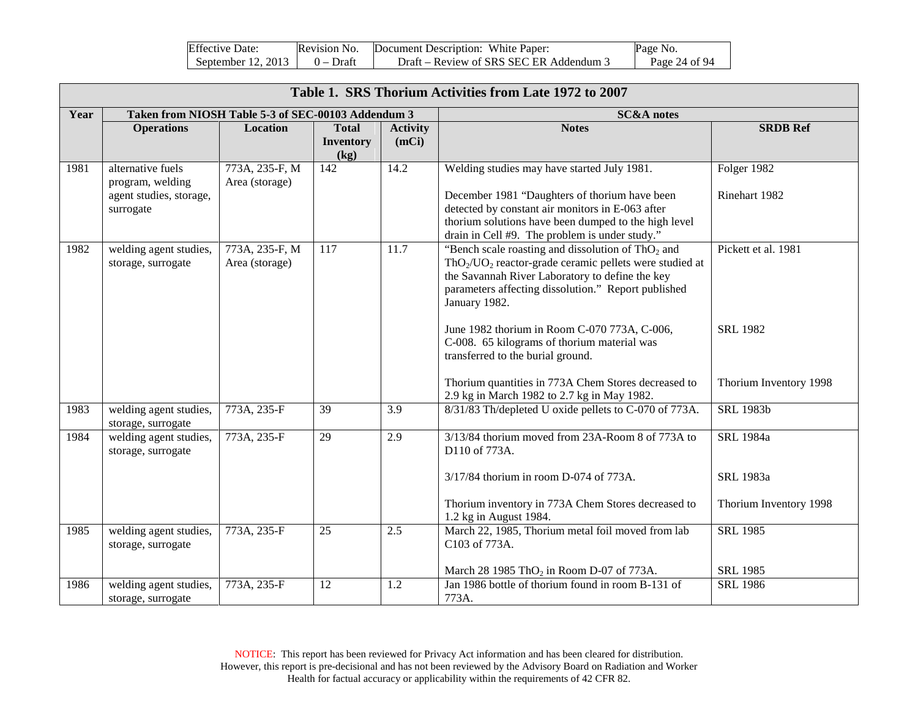**Table 1. SRS Thorium Activities from Late 1972 to 2007**

| Year | Taken from NIOSH Table 5-3 of SEC-00103 Addendum 3 | | | | SC&A notes | |
|---|---|---|---|---|---|---|
| | **Operations** | **Location** | **Total Inventory (kg)** | **Activity (mCi)** | **Notes** | **SRDB Ref** |
| 1981 | alternative fuels program, welding agent studies, storage, surrogate | 773A, 235-F, M Area (storage) | 142 | 14.2 | Welding studies may have started July 1981.<br><br>December 1981 "Daughters of thorium have been detected by constant air monitors in E-063 after thorium solutions have been dumped to the high level drain in Cell #9. The problem is under study." | Folger 1982<br><br>Rinehart 1982 |
| 1982 | welding agent studies, storage, surrogate | 773A, 235-F, M Area (storage) | 117 | 11.7 | "Bench scale roasting and dissolution of $ThO_2$ and $ThO_2/UO_2$ reactor-grade ceramic pellets were studied at the Savannah River Laboratory to define the key parameters affecting dissolution." Report published January 1982.<br><br>June 1982 thorium in Room C-070 773A, C-006, C-008. 65 kilograms of thorium material was transferred to the burial ground.<br><br>Thorium quantities in 773A Chem Stores decreased to 2.9 kg in March 1982 to 2.7 kg in May 1982. | Pickett et al. 1981<br><br>SRL 1982<br><br>Thorium Inventory 1998 |
| 1983 | welding agent studies, storage, surrogate | 773A, 235-F | 39 | 3.9 | 8/31/83 Th/depleted U oxide pellets to C-070 of 773A. | SRL 1983b |
| 1984 | welding agent studies, storage, surrogate | 773A, 235-F | 29 | 2.9 | 3/13/84 thorium moved from 23A-Room 8 of 773A to D110 of 773A.<br><br>3/17/84 thorium in room D-074 of 773A.<br><br>Thorium inventory in 773A Chem Stores decreased to 1.2 kg in August 1984. | SRL 1984a<br><br>SRL 1983a<br><br>Thorium Inventory 1998 |
| 1985 | welding agent studies, storage, surrogate | 773A, 235-F | 25 | 2.5 | March 22, 1985, Thorium metal foil moved from lab C103 of 773A.<br><br>March 28 1985 $ThO_2$ in Room D-07 of 773A. | SRL 1985<br><br>SRL 1985 |
| 1986 | welding agent studies, storage, surrogate | 773A, 235-F | 12 | 1.2 | Jan 1986 bottle of thorium found in room B-131 of 773A. | SRL 1986 |

NOTICE: This report has been reviewed for Privacy Act information and has been cleared for distribution. However, this report is pre-decisional and has not been reviewed by the Advisory Board on Radiation and Worker Health for factual accuracy or applicability within the requirements of 42 CFR 82.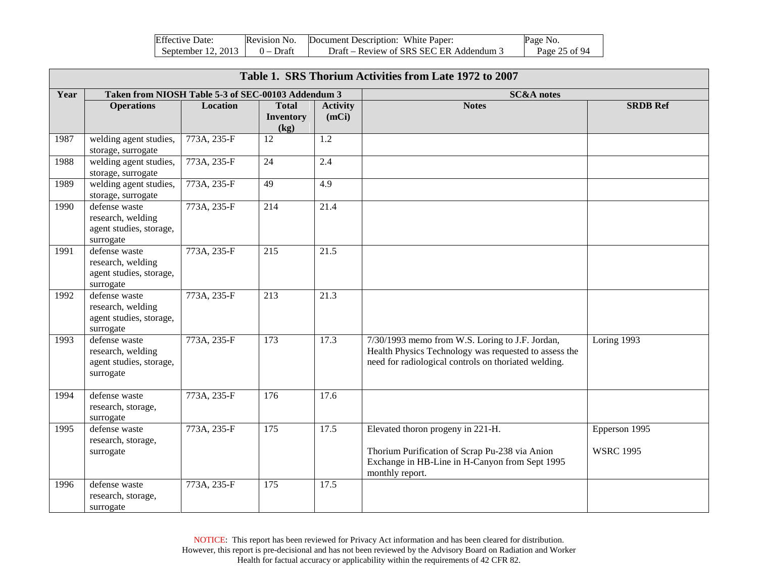| Table 1. SRS Thorium Activities from Late 1972 to 2007 | | | | | | |
|---|---|---|---|---|---|---|
| Year | Taken from NIOSH Table 5-3 of SEC-00103 Addendum 3 | | | | SC&A notes | |
| | Operations | Location | Total Inventory (kg) | Activity (mCi) | Notes | SRDB Ref |
| 1987 | welding agent studies, storage, surrogate | 773A, 235-F | 12 | 1.2 | | |
| 1988 | welding agent studies, storage, surrogate | 773A, 235-F | 24 | 2.4 | | |
| 1989 | welding agent studies, storage, surrogate | 773A, 235-F | 49 | 4.9 | | |
| 1990 | defense waste research, welding agent studies, storage, surrogate | 773A, 235-F | 214 | 21.4 | | |
| 1991 | defense waste research, welding agent studies, storage, surrogate | 773A, 235-F | 215 | 21.5 | | |
| 1992 | defense waste research, welding agent studies, storage, surrogate | 773A, 235-F | 213 | 21.3 | | |
| 1993 | defense waste research, welding agent studies, storage, surrogate | 773A, 235-F | 173 | 17.3 | 7/30/1993 memo from W.S. Loring to J.F. Jordan, Health Physics Technology was requested to assess the need for radiological controls on thoriated welding. | Loring 1993 |
| 1994 | defense waste research, storage, surrogate | 773A, 235-F | 176 | 17.6 | | |
| 1995 | defense waste research, storage, surrogate | 773A, 235-F | 175 | 17.5 | Elevated thoron progeny in 221-H.<br><br>Thorium Purification of Scrap Pu-238 via Anion Exchange in HB-Line in H-Canyon from Sept 1995 monthly report. | Epperson 1995<br><br>WSRC 1995 |
| 1996 | defense waste research, storage, surrogate | 773A, 235-F | 175 | 17.5 | | |

NOTICE: This report has been reviewed for Privacy Act information and has been cleared for distribution. However, this report is pre-decisional and has not been reviewed by the Advisory Board on Radiation and Worker Health for factual accuracy or applicability within the requirements of 42 CFR 82.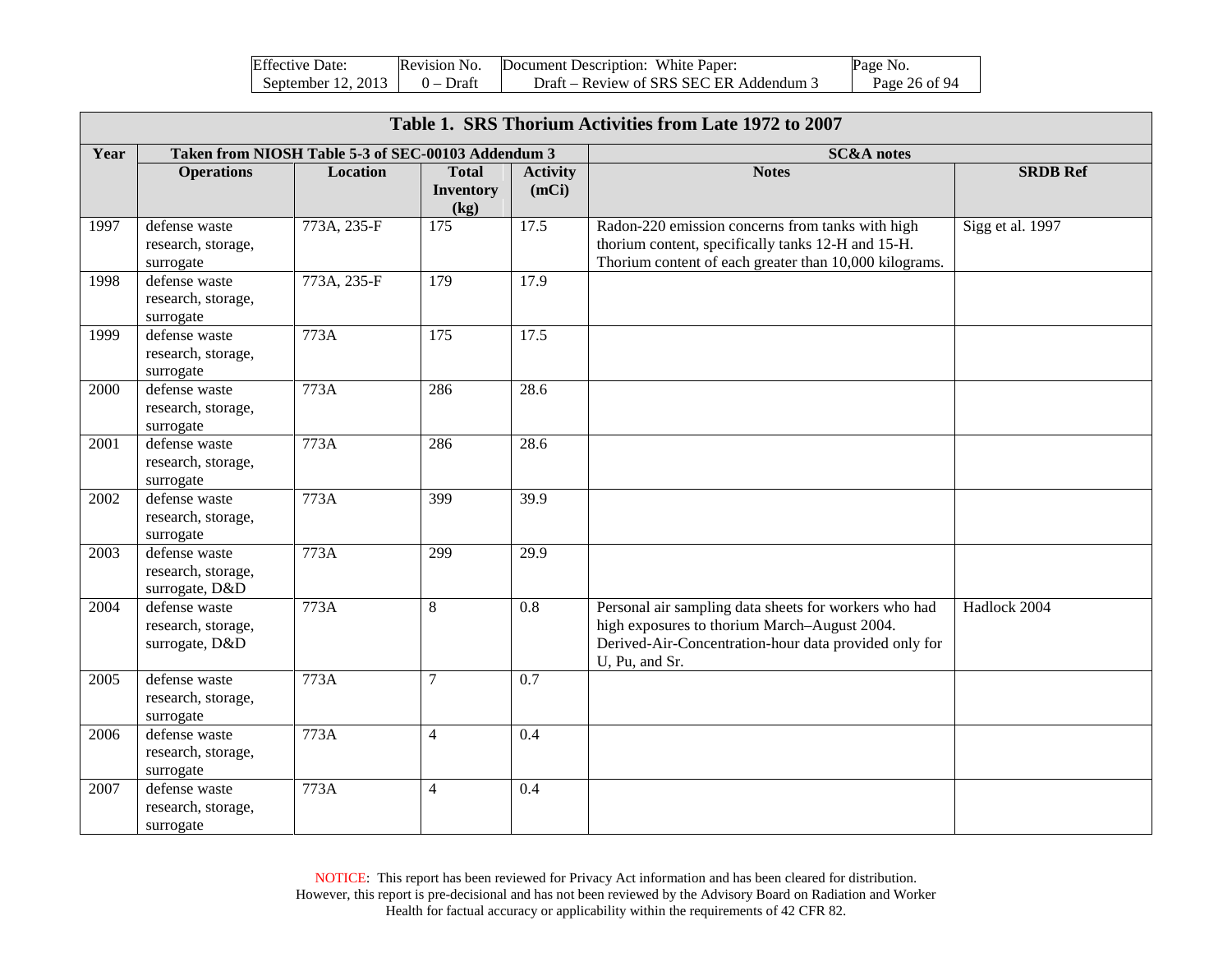**Table 1. SRS Thorium Activities from Late 1972 to 2007**

| Year | Taken from NIOSH Table 5-3 of SEC-00103 Addendum 3 | | | | SC&A notes | |
|---|---|---|---|---|---|---|
| | **Operations** | **Location** | **Total Inventory (kg)** | **Activity (mCi)** | **Notes** | **SRDB Ref** |
| 1997 | defense waste research, storage, surrogate | 773A, 235-F | 175 | 17.5 | Radon-220 emission concerns from tanks with high thorium content, specifically tanks 12-H and 15-H. Thorium content of each greater than 10,000 kilograms. | Sigg et al. 1997 |
| 1998 | defense waste research, storage, surrogate | 773A, 235-F | 179 | 17.9 | | |
| 1999 | defense waste research, storage, surrogate | 773A | 175 | 17.5 | | |
| 2000 | defense waste research, storage, surrogate | 773A | 286 | 28.6 | | |
| 2001 | defense waste research, storage, surrogate | 773A | 286 | 28.6 | | |
| 2002 | defense waste research, storage, surrogate | 773A | 399 | 39.9 | | |
| 2003 | defense waste research, storage, surrogate, D&D | 773A | 299 | 29.9 | | |
| 2004 | defense waste research, storage, surrogate, D&D | 773A | 8 | 0.8 | Personal air sampling data sheets for workers who had high exposures to thorium March–August 2004. Derived-Air-Concentration-hour data provided only for U, Pu, and Sr. | Hadlock 2004 |
| 2005 | defense waste research, storage, surrogate | 773A | 7 | 0.7 | | |
| 2006 | defense waste research, storage, surrogate | 773A | 4 | 0.4 | | |
| 2007 | defense waste research, storage, surrogate | 773A | 4 | 0.4 | | |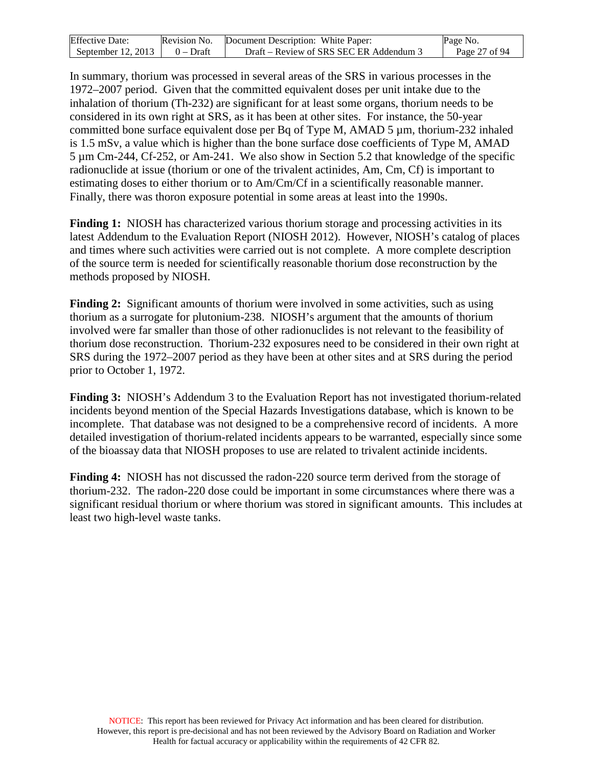In summary, thorium was processed in several areas of the SRS in various processes in the 1972–2007 period. Given that the committed equivalent doses per unit intake due to the inhalation of thorium (Th-232) are significant for at least some organs, thorium needs to be considered in its own right at SRS, as it has been at other sites. For instance, the 50-year committed bone surface equivalent dose per Bq of Type M, AMAD 5 µm, thorium-232 inhaled is 1.5 mSv, a value which is higher than the bone surface dose coefficients of Type M, AMAD 5 µm Cm-244, Cf-252, or Am-241. We also show in Section 5.2 that knowledge of the specific radionuclide at issue (thorium or one of the trivalent actinides, Am, Cm, Cf) is important to estimating doses to either thorium or to Am/Cm/Cf in a scientifically reasonable manner. Finally, there was thoron exposure potential in some areas at least into the 1990s.

**Finding 1:** NIOSH has characterized various thorium storage and processing activities in its latest Addendum to the Evaluation Report (NIOSH 2012). However, NIOSH's catalog of places and times where such activities were carried out is not complete. A more complete description of the source term is needed for scientifically reasonable thorium dose reconstruction by the methods proposed by NIOSH.

**Finding 2:** Significant amounts of thorium were involved in some activities, such as using thorium as a surrogate for plutonium-238. NIOSH's argument that the amounts of thorium involved were far smaller than those of other radionuclides is not relevant to the feasibility of thorium dose reconstruction. Thorium-232 exposures need to be considered in their own right at SRS during the 1972–2007 period as they have been at other sites and at SRS during the period prior to October 1, 1972.

**Finding 3:** NIOSH's Addendum 3 to the Evaluation Report has not investigated thorium-related incidents beyond mention of the Special Hazards Investigations database, which is known to be incomplete. That database was not designed to be a comprehensive record of incidents. A more detailed investigation of thorium-related incidents appears to be warranted, especially since some of the bioassay data that NIOSH proposes to use are related to trivalent actinide incidents.

**Finding 4:** NIOSH has not discussed the radon-220 source term derived from the storage of thorium-232. The radon-220 dose could be important in some circumstances where there was a significant residual thorium or where thorium was stored in significant amounts. This includes at least two high-level waste tanks.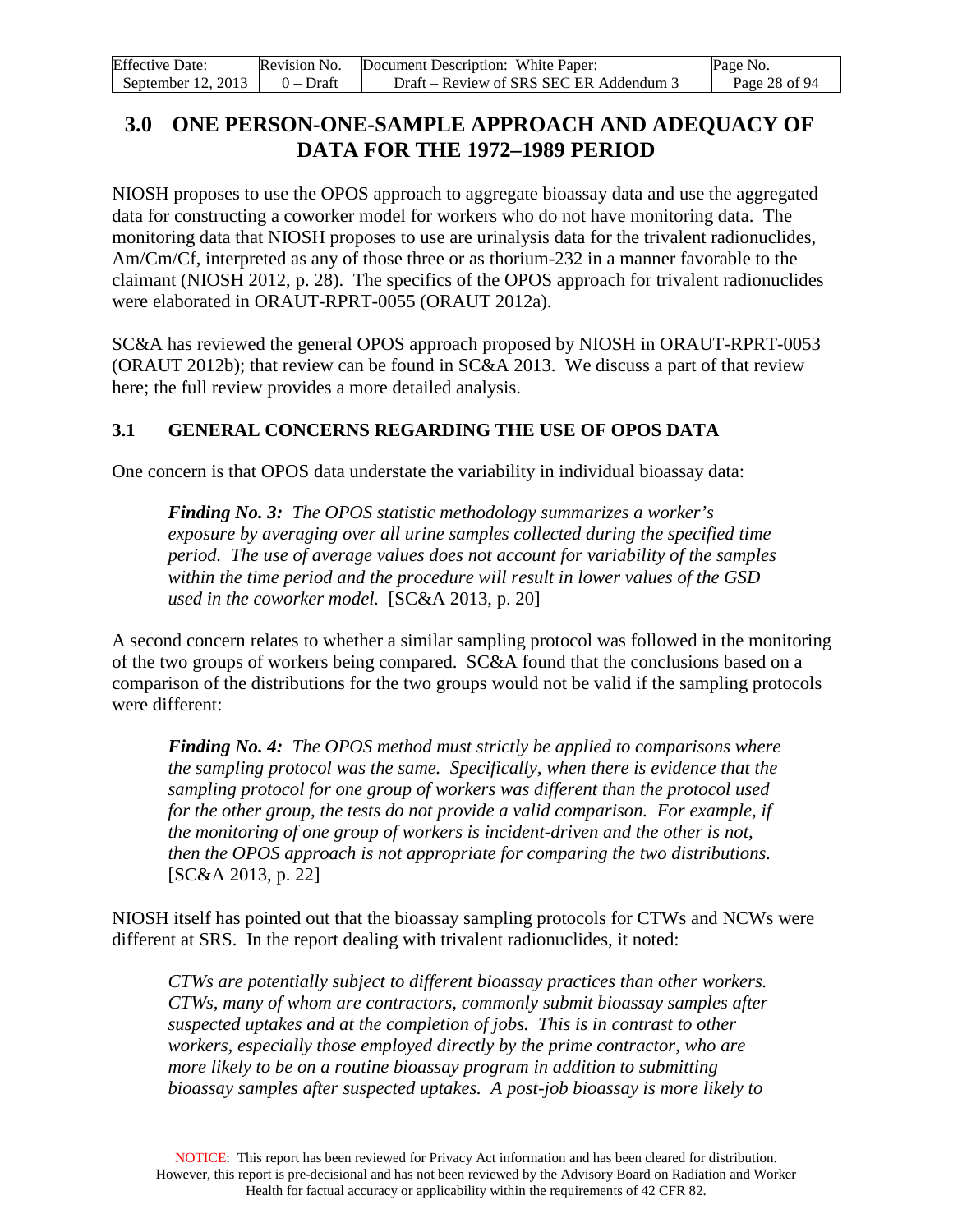## 3.0 ONE PERSON-ONE-SAMPLE APPROACH AND ADEQUACY OF DATA FOR THE 1972–1989 PERIOD

NIOSH proposes to use the OPOS approach to aggregate bioassay data and use the aggregated data for constructing a coworker model for workers who do not have monitoring data. The monitoring data that NIOSH proposes to use are urinalysis data for the trivalent radionuclides, Am/Cm/Cf, interpreted as any of those three or as thorium-232 in a manner favorable to the claimant (NIOSH 2012, p. 28). The specifics of the OPOS approach for trivalent radionuclides were elaborated in ORAUT-RPRT-0055 (ORAUT 2012a).

SC&A has reviewed the general OPOS approach proposed by NIOSH in ORAUT-RPRT-0053 (ORAUT 2012b); that review can be found in SC&A 2013. We discuss a part of that review here; the full review provides a more detailed analysis.

### 3.1 GENERAL CONCERNS REGARDING THE USE OF OPOS DATA

One concern is that OPOS data understate the variability in individual bioassay data:

> ***Finding No. 3:*** *The OPOS statistic methodology summarizes a worker's exposure by averaging over all urine samples collected during the specified time period. The use of average values does not account for variability of the samples within the time period and the procedure will result in lower values of the GSD used in the coworker model.* [SC&A 2013, p. 20]

A second concern relates to whether a similar sampling protocol was followed in the monitoring of the two groups of workers being compared. SC&A found that the conclusions based on a comparison of the distributions for the two groups would not be valid if the sampling protocols were different:

> ***Finding No. 4:*** *The OPOS method must strictly be applied to comparisons where the sampling protocol was the same. Specifically, when there is evidence that the sampling protocol for one group of workers was different than the protocol used for the other group, the tests do not provide a valid comparison. For example, if the monitoring of one group of workers is incident-driven and the other is not, then the OPOS approach is not appropriate for comparing the two distributions.* [SC&A 2013, p. 22]

NIOSH itself has pointed out that the bioassay sampling protocols for CTWs and NCWs were different at SRS. In the report dealing with trivalent radionuclides, it noted:

> *CTWs are potentially subject to different bioassay practices than other workers. CTWs, many of whom are contractors, commonly submit bioassay samples after suspected uptakes and at the completion of jobs. This is in contrast to other workers, especially those employed directly by the prime contractor, who are more likely to be on a routine bioassay program in addition to submitting bioassay samples after suspected uptakes. A post-job bioassay is more likely to*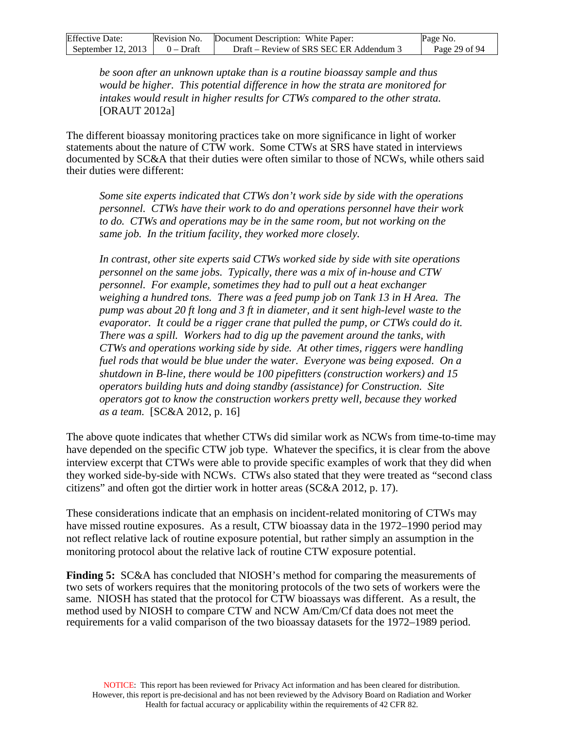*be soon after an unknown uptake than is a routine bioassay sample and thus would be higher. This potential difference in how the strata are monitored for intakes would result in higher results for CTWs compared to the other strata.* [ORAUT 2012a]

The different bioassay monitoring practices take on more significance in light of worker statements about the nature of CTW work. Some CTWs at SRS have stated in interviews documented by SC&A that their duties were often similar to those of NCWs, while others said their duties were different:

> *Some site experts indicated that CTWs don't work side by side with the operations personnel. CTWs have their work to do and operations personnel have their work to do. CTWs and operations may be in the same room, but not working on the same job. In the tritium facility, they worked more closely.*
>
> *In contrast, other site experts said CTWs worked side by side with site operations personnel on the same jobs. Typically, there was a mix of in-house and CTW personnel. For example, sometimes they had to pull out a heat exchanger weighing a hundred tons. There was a feed pump job on Tank 13 in H Area. The pump was about 20 ft long and 3 ft in diameter, and it sent high-level waste to the evaporator. It could be a rigger crane that pulled the pump, or CTWs could do it. There was a spill. Workers had to dig up the pavement around the tanks, with CTWs and operations working side by side. At other times, riggers were handling fuel rods that would be blue under the water. Everyone was being exposed. On a shutdown in B-line, there would be 100 pipefitters (construction workers) and 15 operators building huts and doing standby (assistance) for Construction. Site operators got to know the construction workers pretty well, because they worked as a team.* [SC&A 2012, p. 16]

The above quote indicates that whether CTWs did similar work as NCWs from time-to-time may have depended on the specific CTW job type. Whatever the specifics, it is clear from the above interview excerpt that CTWs were able to provide specific examples of work that they did when they worked side-by-side with NCWs. CTWs also stated that they were treated as "second class citizens" and often got the dirtier work in hotter areas (SC&A 2012, p. 17).

These considerations indicate that an emphasis on incident-related monitoring of CTWs may have missed routine exposures. As a result, CTW bioassay data in the 1972–1990 period may not reflect relative lack of routine exposure potential, but rather simply an assumption in the monitoring protocol about the relative lack of routine CTW exposure potential.

**Finding 5:** SC&A has concluded that NIOSH's method for comparing the measurements of two sets of workers requires that the monitoring protocols of the two sets of workers were the same. NIOSH has stated that the protocol for CTW bioassays was different. As a result, the method used by NIOSH to compare CTW and NCW Am/Cm/Cf data does not meet the requirements for a valid comparison of the two bioassay datasets for the 1972–1989 period.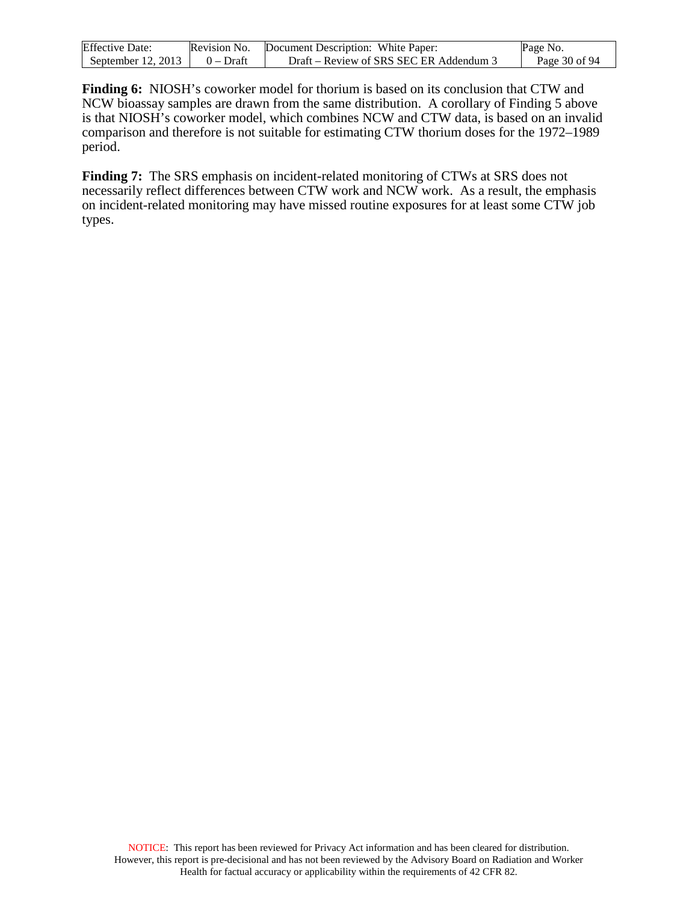**Finding 6:** NIOSH's coworker model for thorium is based on its conclusion that CTW and NCW bioassay samples are drawn from the same distribution. A corollary of Finding 5 above is that NIOSH's coworker model, which combines NCW and CTW data, is based on an invalid comparison and therefore is not suitable for estimating CTW thorium doses for the 1972–1989 period.

**Finding 7:** The SRS emphasis on incident-related monitoring of CTWs at SRS does not necessarily reflect differences between CTW work and NCW work. As a result, the emphasis on incident-related monitoring may have missed routine exposures for at least some CTW job types.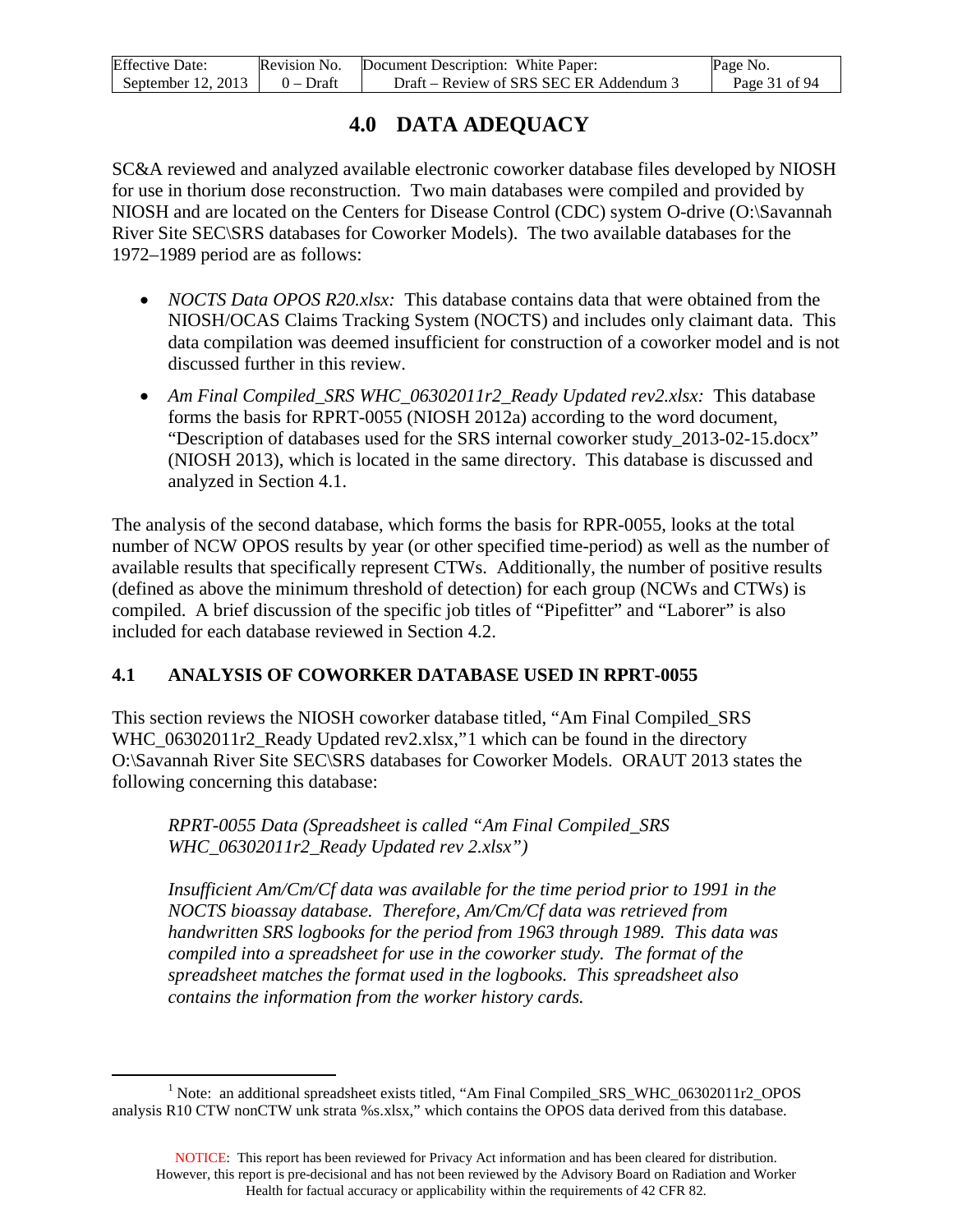# 4.0 DATA ADEQUACY

SC&A reviewed and analyzed available electronic coworker database files developed by NIOSH for use in thorium dose reconstruction. Two main databases were compiled and provided by NIOSH and are located on the Centers for Disease Control (CDC) system O-drive (O:\Savannah River Site SEC\SRS databases for Coworker Models). The two available databases for the 1972–1989 period are as follows:

- *NOCTS Data OPOS R20.xlsx:* This database contains data that were obtained from the NIOSH/OCAS Claims Tracking System (NOCTS) and includes only claimant data. This data compilation was deemed insufficient for construction of a coworker model and is not discussed further in this review.
- *Am Final Compiled_SRS WHC_06302011r2_Ready Updated rev2.xlsx:* This database forms the basis for RPRT-0055 (NIOSH 2012a) according to the word document, "Description of databases used for the SRS internal coworker study_2013-02-15.docx" (NIOSH 2013), which is located in the same directory. This database is discussed and analyzed in Section 4.1.

The analysis of the second database, which forms the basis for RPR-0055, looks at the total number of NCW OPOS results by year (or other specified time-period) as well as the number of available results that specifically represent CTWs. Additionally, the number of positive results (defined as above the minimum threshold of detection) for each group (NCWs and CTWs) is compiled. A brief discussion of the specific job titles of "Pipefitter" and "Laborer" is also included for each database reviewed in Section 4.2.

## 4.1 ANALYSIS OF COWORKER DATABASE USED IN RPRT-0055

This section reviews the NIOSH coworker database titled, "Am Final Compiled_SRS WHC_06302011r2_Ready Updated rev2.xlsx,"[1] which can be found in the directory O:\Savannah River Site SEC\SRS databases for Coworker Models. ORAUT 2013 states the following concerning this database:

> *RPRT-0055 Data (Spreadsheet is called "Am Final Compiled_SRS WHC_06302011r2_Ready Updated rev 2.xlsx")*
>
> *Insufficient Am/Cm/Cf data was available for the time period prior to 1991 in the NOCTS bioassay database. Therefore, Am/Cm/Cf data was retrieved from handwritten SRS logbooks for the period from 1963 through 1989. This data was compiled into a spreadsheet for use in the coworker study. The format of the spreadsheet matches the format used in the logbooks. This spreadsheet also contains the information from the worker history cards.*

[1] Note: an additional spreadsheet exists titled, "Am Final Compiled_SRS_WHC_06302011r2_OPOS analysis R10 CTW nonCTW unk strata %s.xlsx," which contains the OPOS data derived from this database.

NOTICE: This report has been reviewed for Privacy Act information and has been cleared for distribution. However, this report is pre-decisional and has not been reviewed by the Advisory Board on Radiation and Worker Health for factual accuracy or applicability within the requirements of 42 CFR 82.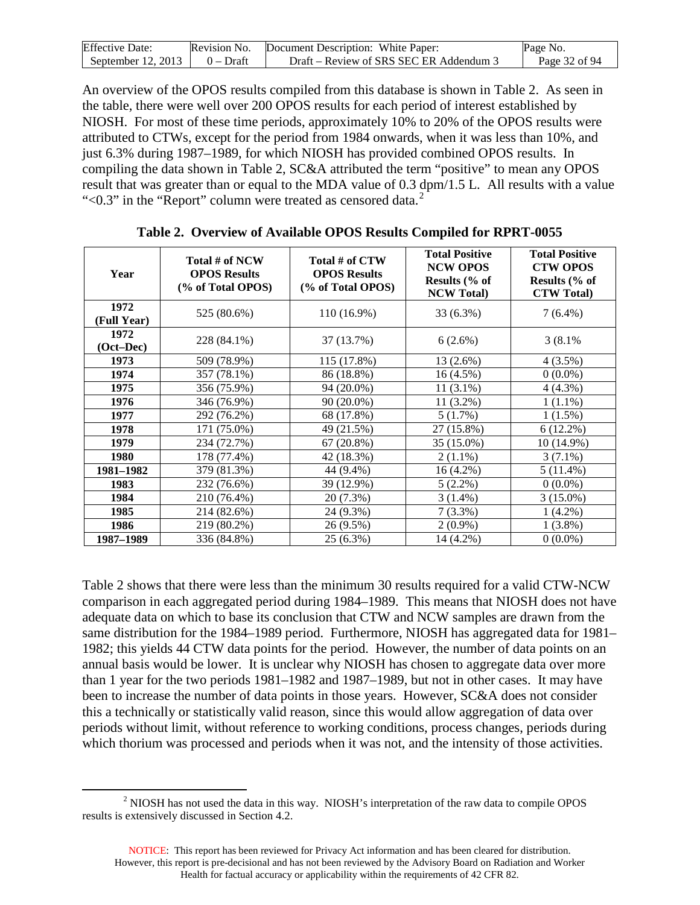An overview of the OPOS results compiled from this database is shown in Table 2. As seen in the table, there were well over 200 OPOS results for each period of interest established by NIOSH. For most of these time periods, approximately 10% to 20% of the OPOS results were attributed to CTWs, except for the period from 1984 onwards, when it was less than 10%, and just 6.3% during 1987–1989, for which NIOSH has provided combined OPOS results. In compiling the data shown in Table 2, SC&A attributed the term "positive" to mean any OPOS result that was greater than or equal to the MDA value of 0.3 dpm/1.5 L. All results with a value "<0.3" in the "Report" column were treated as censored data.[2]

**Table 2. Overview of Available OPOS Results Compiled for RPRT-0055**

| Year | Total # of NCW OPOS Results (% of Total OPOS) | Total # of CTW OPOS Results (% of Total OPOS) | Total Positive NCW OPOS Results (% of NCW Total) | Total Positive CTW OPOS Results (% of CTW Total) |
|---|---|---|---|---|
| **1972 (Full Year)** | 525 (80.6%) | 110 (16.9%) | 33 (6.3%) | 7 (6.4%) |
| **1972 (Oct–Dec)** | 228 (84.1%) | 37 (13.7%) | 6 (2.6%) | 3 (8.1% |
| **1973** | 509 (78.9%) | 115 (17.8%) | 13 (2.6%) | 4 (3.5%) |
| **1974** | 357 (78.1%) | 86 (18.8%) | 16 (4.5%) | 0 (0.0%) |
| **1975** | 356 (75.9%) | 94 (20.0%) | 11 (3.1%) | 4 (4.3%) |
| **1976** | 346 (76.9%) | 90 (20.0%) | 11 (3.2%) | 1 (1.1%) |
| **1977** | 292 (76.2%) | 68 (17.8%) | 5 (1.7%) | 1 (1.5%) |
| **1978** | 171 (75.0%) | 49 (21.5%) | 27 (15.8%) | 6 (12.2%) |
| **1979** | 234 (72.7%) | 67 (20.8%) | 35 (15.0%) | 10 (14.9%) |
| **1980** | 178 (77.4%) | 42 (18.3%) | 2 (1.1%) | 3 (7.1%) |
| **1981–1982** | 379 (81.3%) | 44 (9.4%) | 16 (4.2%) | 5 (11.4%) |
| **1983** | 232 (76.6%) | 39 (12.9%) | 5 (2.2%) | 0 (0.0%) |
| **1984** | 210 (76.4%) | 20 (7.3%) | 3 (1.4%) | 3 (15.0%) |
| **1985** | 214 (82.6%) | 24 (9.3%) | 7 (3.3%) | 1 (4.2%) |
| **1986** | 219 (80.2%) | 26 (9.5%) | 2 (0.9%) | 1 (3.8%) |
| **1987–1989** | 336 (84.8%) | 25 (6.3%) | 14 (4.2%) | 0 (0.0%) |

Table 2 shows that there were less than the minimum 30 results required for a valid CTW-NCW comparison in each aggregated period during 1984–1989. This means that NIOSH does not have adequate data on which to base its conclusion that CTW and NCW samples are drawn from the same distribution for the 1984–1989 period. Furthermore, NIOSH has aggregated data for 1981–1982; this yields 44 CTW data points for the period. However, the number of data points on an annual basis would be lower. It is unclear why NIOSH has chosen to aggregate data over more than 1 year for the two periods 1981–1982 and 1987–1989, but not in other cases. It may have been to increase the number of data points in those years. However, SC&A does not consider this a technically or statistically valid reason, since this would allow aggregation of data over periods without limit, without reference to working conditions, process changes, periods during which thorium was processed and periods when it was not, and the intensity of those activities.

[2] NIOSH has not used the data in this way. NIOSH's interpretation of the raw data to compile OPOS results is extensively discussed in Section 4.2.

NOTICE: This report has been reviewed for Privacy Act information and has been cleared for distribution. However, this report is pre-decisional and has not been reviewed by the Advisory Board on Radiation and Worker Health for factual accuracy or applicability within the requirements of 42 CFR 82.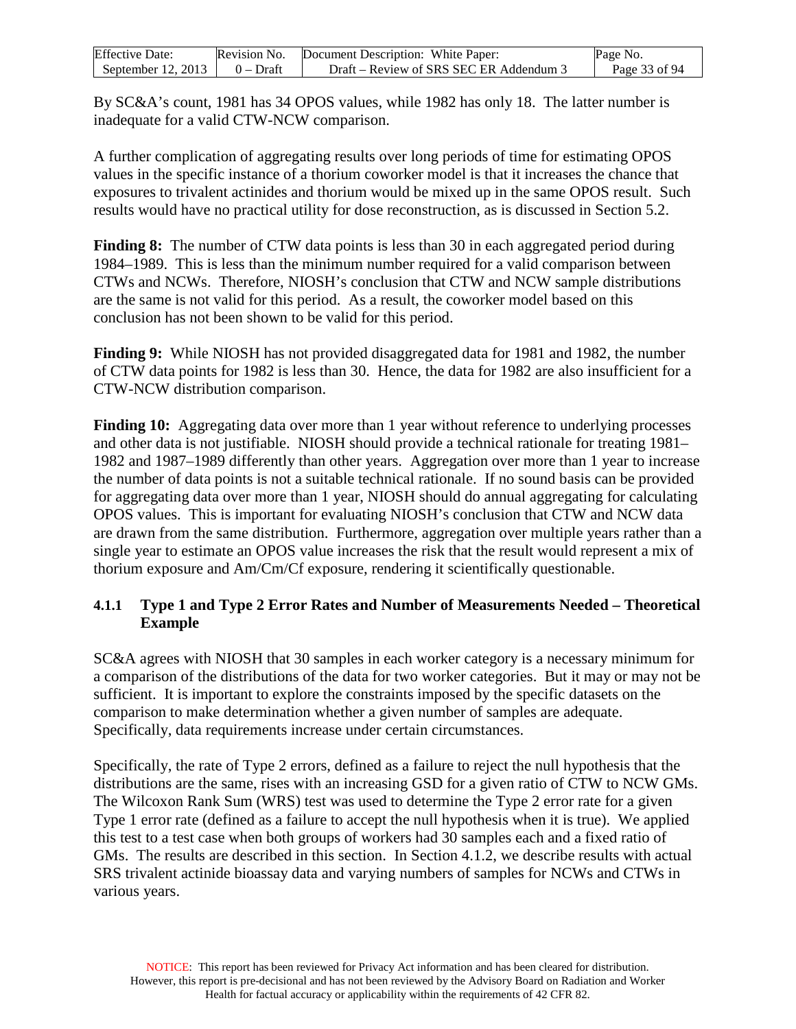By SC&A's count, 1981 has 34 OPOS values, while 1982 has only 18. The latter number is inadequate for a valid CTW-NCW comparison.

A further complication of aggregating results over long periods of time for estimating OPOS values in the specific instance of a thorium coworker model is that it increases the chance that exposures to trivalent actinides and thorium would be mixed up in the same OPOS result. Such results would have no practical utility for dose reconstruction, as is discussed in Section 5.2.

**Finding 8:** The number of CTW data points is less than 30 in each aggregated period during 1984–1989. This is less than the minimum number required for a valid comparison between CTWs and NCWs. Therefore, NIOSH's conclusion that CTW and NCW sample distributions are the same is not valid for this period. As a result, the coworker model based on this conclusion has not been shown to be valid for this period.

**Finding 9:** While NIOSH has not provided disaggregated data for 1981 and 1982, the number of CTW data points for 1982 is less than 30. Hence, the data for 1982 are also insufficient for a CTW-NCW distribution comparison.

**Finding 10:** Aggregating data over more than 1 year without reference to underlying processes and other data is not justifiable. NIOSH should provide a technical rationale for treating 1981–1982 and 1987–1989 differently than other years. Aggregation over more than 1 year to increase the number of data points is not a suitable technical rationale. If no sound basis can be provided for aggregating data over more than 1 year, NIOSH should do annual aggregating for calculating OPOS values. This is important for evaluating NIOSH's conclusion that CTW and NCW data are drawn from the same distribution. Furthermore, aggregation over multiple years rather than a single year to estimate an OPOS value increases the risk that the result would represent a mix of thorium exposure and Am/Cm/Cf exposure, rendering it scientifically questionable.

### 4.1.1 Type 1 and Type 2 Error Rates and Number of Measurements Needed – Theoretical Example

SC&A agrees with NIOSH that 30 samples in each worker category is a necessary minimum for a comparison of the distributions of the data for two worker categories. But it may or may not be sufficient. It is important to explore the constraints imposed by the specific datasets on the comparison to make determination whether a given number of samples are adequate. Specifically, data requirements increase under certain circumstances.

Specifically, the rate of Type 2 errors, defined as a failure to reject the null hypothesis that the distributions are the same, rises with an increasing GSD for a given ratio of CTW to NCW GMs. The Wilcoxon Rank Sum (WRS) test was used to determine the Type 2 error rate for a given Type 1 error rate (defined as a failure to accept the null hypothesis when it is true). We applied this test to a test case when both groups of workers had 30 samples each and a fixed ratio of GMs. The results are described in this section. In Section 4.1.2, we describe results with actual SRS trivalent actinide bioassay data and varying numbers of samples for NCWs and CTWs in various years.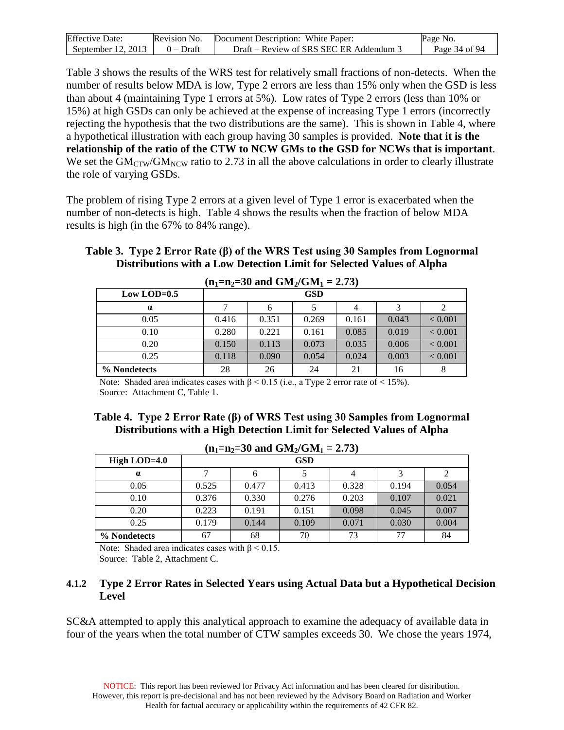Table 3 shows the results of the WRS test for relatively small fractions of non-detects. When the number of results below MDA is low, Type 2 errors are less than 15% only when the GSD is less than about 4 (maintaining Type 1 errors at 5%). Low rates of Type 2 errors (less than 10% or 15%) at high GSDs can only be achieved at the expense of increasing Type 1 errors (incorrectly rejecting the hypothesis that the two distributions are the same). This is shown in Table 4, where a hypothetical illustration with each group having 30 samples is provided. **Note that it is the relationship of the ratio of the CTW to NCW GMs to the GSD for NCWs that is important**. We set the $GM_{CTW}/GM_{NCW}$ ratio to 2.73 in all the above calculations in order to clearly illustrate the role of varying GSDs.

The problem of rising Type 2 errors at a given level of Type 1 error is exacerbated when the number of non-detects is high. Table 4 shows the results when the fraction of below MDA results is high (in the 67% to 84% range).

**Table 3. Type 2 Error Rate (β) of the WRS Test using 30 Samples from Lognormal Distributions with a Low Detection Limit for Selected Values of Alpha**

**($n_1$=$n_2$=30 and $GM_2/GM_1$ = 2.73)**

| Low LOD=0.5 | GSD | | | | | |
|---|---|---|---|---|---|---|
| α | 7 | 6 | 5 | 4 | 3 | 2 |
| 0.05 | 0.416 | 0.351 | 0.269 | 0.161 | 0.043 | < 0.001 |
| 0.10 | 0.280 | 0.221 | 0.161 | 0.085 | 0.019 | < 0.001 |
| 0.20 | 0.150 | 0.113 | 0.073 | 0.035 | 0.006 | < 0.001 |
| 0.25 | 0.118 | 0.090 | 0.054 | 0.024 | 0.003 | < 0.001 |
| % Nondetects | 28 | 26 | 24 | 21 | 16 | 8 |

Note: Shaded area indicates cases with β < 0.15 (i.e., a Type 2 error rate of < 15%).
Source: Attachment C, Table 1.

**Table 4. Type 2 Error Rate (β) of WRS Test using 30 Samples from Lognormal Distributions with a High Detection Limit for Selected Values of Alpha**

**($n_1$=$n_2$=30 and $GM_2/GM_1$ = 2.73)**

| High LOD=4.0 | GSD | | | | | |
|---|---|---|---|---|---|---|
| α | 7 | 6 | 5 | 4 | 3 | 2 |
| 0.05 | 0.525 | 0.477 | 0.413 | 0.328 | 0.194 | 0.054 |
| 0.10 | 0.376 | 0.330 | 0.276 | 0.203 | 0.107 | 0.021 |
| 0.20 | 0.223 | 0.191 | 0.151 | 0.098 | 0.045 | 0.007 |
| 0.25 | 0.179 | 0.144 | 0.109 | 0.071 | 0.030 | 0.004 |
| % Nondetects | 67 | 68 | 70 | 73 | 77 | 84 |

Note: Shaded area indicates cases with β < 0.15.
Source: Table 2, Attachment C.

### 4.1.2 Type 2 Error Rates in Selected Years using Actual Data but a Hypothetical Decision Level

SC&A attempted to apply this analytical approach to examine the adequacy of available data in four of the years when the total number of CTW samples exceeds 30. We chose the years 1974,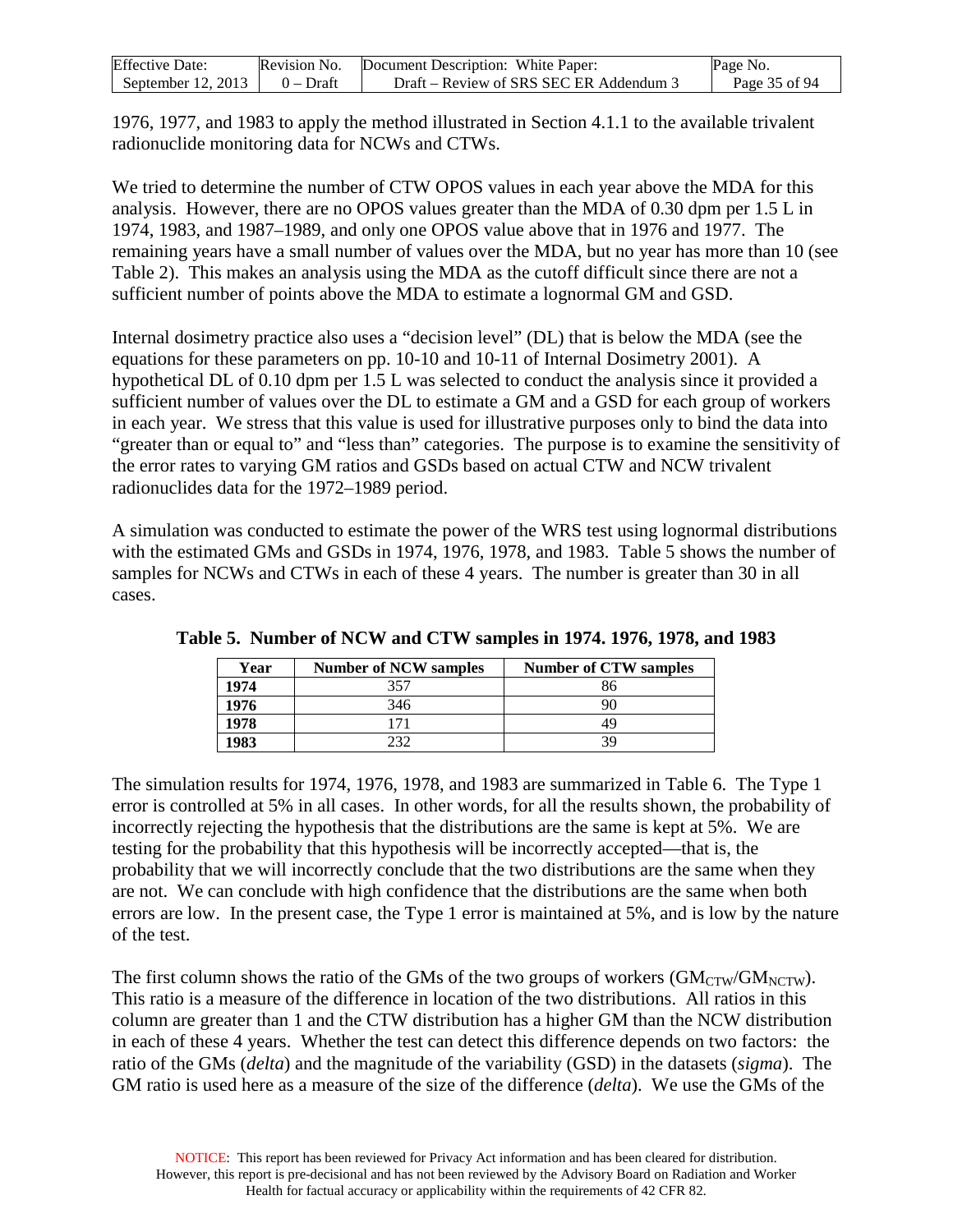1976, 1977, and 1983 to apply the method illustrated in Section 4.1.1 to the available trivalent radionuclide monitoring data for NCWs and CTWs.

We tried to determine the number of CTW OPOS values in each year above the MDA for this analysis. However, there are no OPOS values greater than the MDA of 0.30 dpm per 1.5 L in 1974, 1983, and 1987–1989, and only one OPOS value above that in 1976 and 1977. The remaining years have a small number of values over the MDA, but no year has more than 10 (see Table 2). This makes an analysis using the MDA as the cutoff difficult since there are not a sufficient number of points above the MDA to estimate a lognormal GM and GSD.

Internal dosimetry practice also uses a "decision level" (DL) that is below the MDA (see the equations for these parameters on pp. 10-10 and 10-11 of Internal Dosimetry 2001). A hypothetical DL of 0.10 dpm per 1.5 L was selected to conduct the analysis since it provided a sufficient number of values over the DL to estimate a GM and a GSD for each group of workers in each year. We stress that this value is used for illustrative purposes only to bind the data into "greater than or equal to" and "less than" categories. The purpose is to examine the sensitivity of the error rates to varying GM ratios and GSDs based on actual CTW and NCW trivalent radionuclides data for the 1972–1989 period.

A simulation was conducted to estimate the power of the WRS test using lognormal distributions with the estimated GMs and GSDs in 1974, 1976, 1978, and 1983. Table 5 shows the number of samples for NCWs and CTWs in each of these 4 years. The number is greater than 30 in all cases.

**Table 5. Number of NCW and CTW samples in 1974. 1976, 1978, and 1983**

| Year | Number of NCW samples | Number of CTW samples |
|---|---|---|
| **1974** | 357 | 86 |
| **1976** | 346 | 90 |
| **1978** | 171 | 49 |
| **1983** | 232 | 39 |

The simulation results for 1974, 1976, 1978, and 1983 are summarized in Table 6. The Type 1 error is controlled at 5% in all cases. In other words, for all the results shown, the probability of incorrectly rejecting the hypothesis that the distributions are the same is kept at 5%. We are testing for the probability that this hypothesis will be incorrectly accepted—that is, the probability that we will incorrectly conclude that the two distributions are the same when they are not. We can conclude with high confidence that the distributions are the same when both errors are low. In the present case, the Type 1 error is maintained at 5%, and is low by the nature of the test.

The first column shows the ratio of the GMs of the two groups of workers ($GM_{CTW}/GM_{NCTW}$). This ratio is a measure of the difference in location of the two distributions. All ratios in this column are greater than 1 and the CTW distribution has a higher GM than the NCW distribution in each of these 4 years. Whether the test can detect this difference depends on two factors: the ratio of the GMs (*delta*) and the magnitude of the variability (GSD) in the datasets (*sigma*). The GM ratio is used here as a measure of the size of the difference (*delta*). We use the GMs of the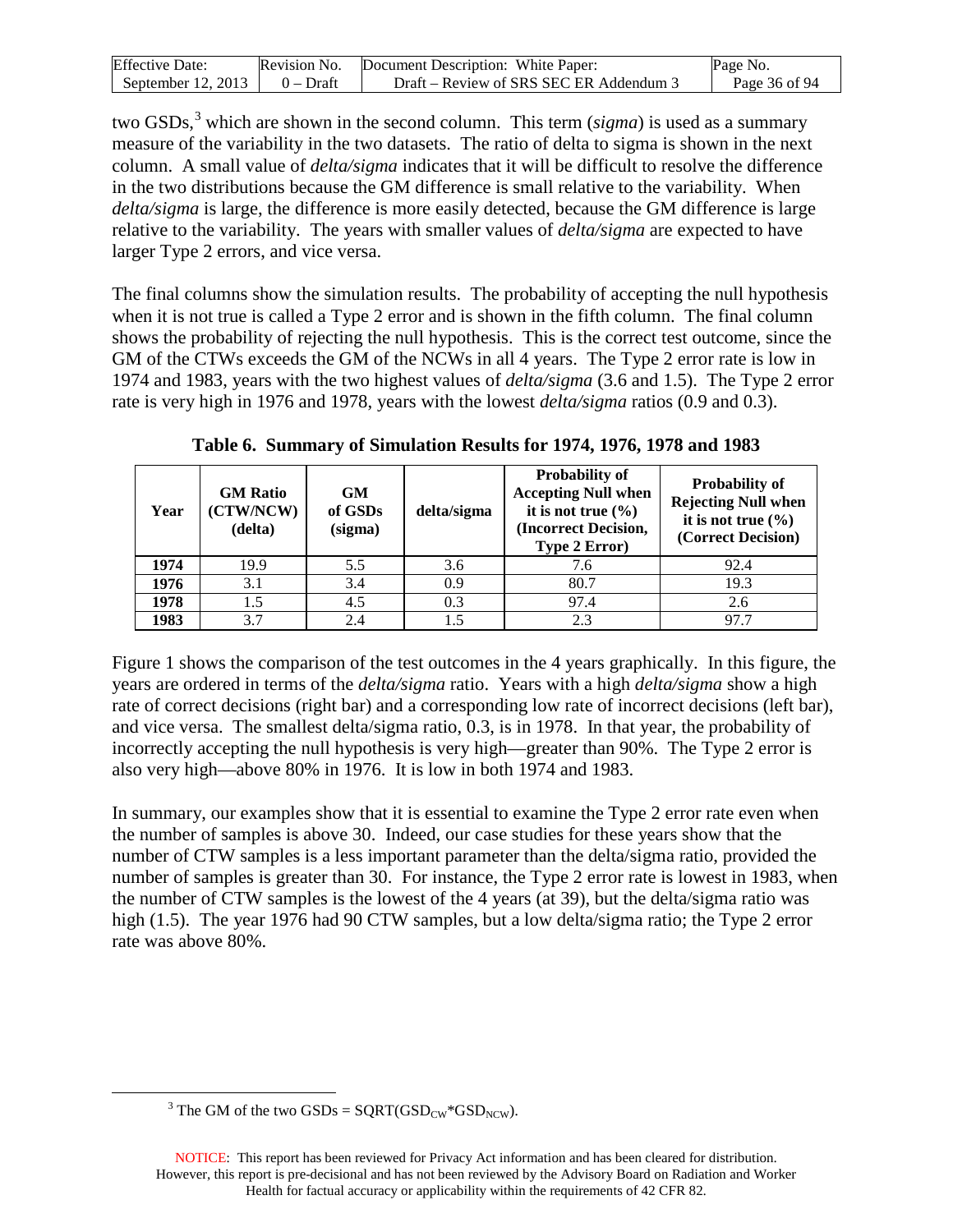two GSDs,[3] which are shown in the second column. This term (*sigma*) is used as a summary measure of the variability in the two datasets. The ratio of delta to sigma is shown in the next column. A small value of *delta/sigma* indicates that it will be difficult to resolve the difference in the two distributions because the GM difference is small relative to the variability. When *delta/sigma* is large, the difference is more easily detected, because the GM difference is large relative to the variability. The years with smaller values of *delta/sigma* are expected to have larger Type 2 errors, and vice versa.

The final columns show the simulation results. The probability of accepting the null hypothesis when it is not true is called a Type 2 error and is shown in the fifth column. The final column shows the probability of rejecting the null hypothesis. This is the correct test outcome, since the GM of the CTWs exceeds the GM of the NCWs in all 4 years. The Type 2 error rate is low in 1974 and 1983, years with the two highest values of *delta/sigma* (3.6 and 1.5). The Type 2 error rate is very high in 1976 and 1978, years with the lowest *delta/sigma* ratios (0.9 and 0.3).

**Table 6. Summary of Simulation Results for 1974, 1976, 1978 and 1983**

| Year | GM Ratio (CTW/NCW) (delta) | GM of GSDs (sigma) | delta/sigma | Probability of Accepting Null when it is not true (%) (Incorrect Decision, Type 2 Error) | Probability of Rejecting Null when it is not true (%) (Correct Decision) |
|---|---|---|---|---|---|
| **1974** | 19.9 | 5.5 | 3.6 | 7.6 | 92.4 |
| **1976** | 3.1 | 3.4 | 0.9 | 80.7 | 19.3 |
| **1978** | 1.5 | 4.5 | 0.3 | 97.4 | 2.6 |
| **1983** | 3.7 | 2.4 | 1.5 | 2.3 | 97.7 |

Figure 1 shows the comparison of the test outcomes in the 4 years graphically. In this figure, the years are ordered in terms of the *delta/sigma* ratio. Years with a high *delta/sigma* show a high rate of correct decisions (right bar) and a corresponding low rate of incorrect decisions (left bar), and vice versa. The smallest delta/sigma ratio, 0.3, is in 1978. In that year, the probability of incorrectly accepting the null hypothesis is very high—greater than 90%. The Type 2 error is also very high—above 80% in 1976. It is low in both 1974 and 1983.

In summary, our examples show that it is essential to examine the Type 2 error rate even when the number of samples is above 30. Indeed, our case studies for these years show that the number of CTW samples is a less important parameter than the delta/sigma ratio, provided the number of samples is greater than 30. For instance, the Type 2 error rate is lowest in 1983, when the number of CTW samples is the lowest of the 4 years (at 39), but the delta/sigma ratio was high (1.5). The year 1976 had 90 CTW samples, but a low delta/sigma ratio; the Type 2 error rate was above 80%.

[3] The GM of the two GSDs = $SQRT(GSD_{CW}*GSD_{NCW})$.

NOTICE: This report has been reviewed for Privacy Act information and has been cleared for distribution. However, this report is pre-decisional and has not been reviewed by the Advisory Board on Radiation and Worker Health for factual accuracy or applicability within the requirements of 42 CFR 82.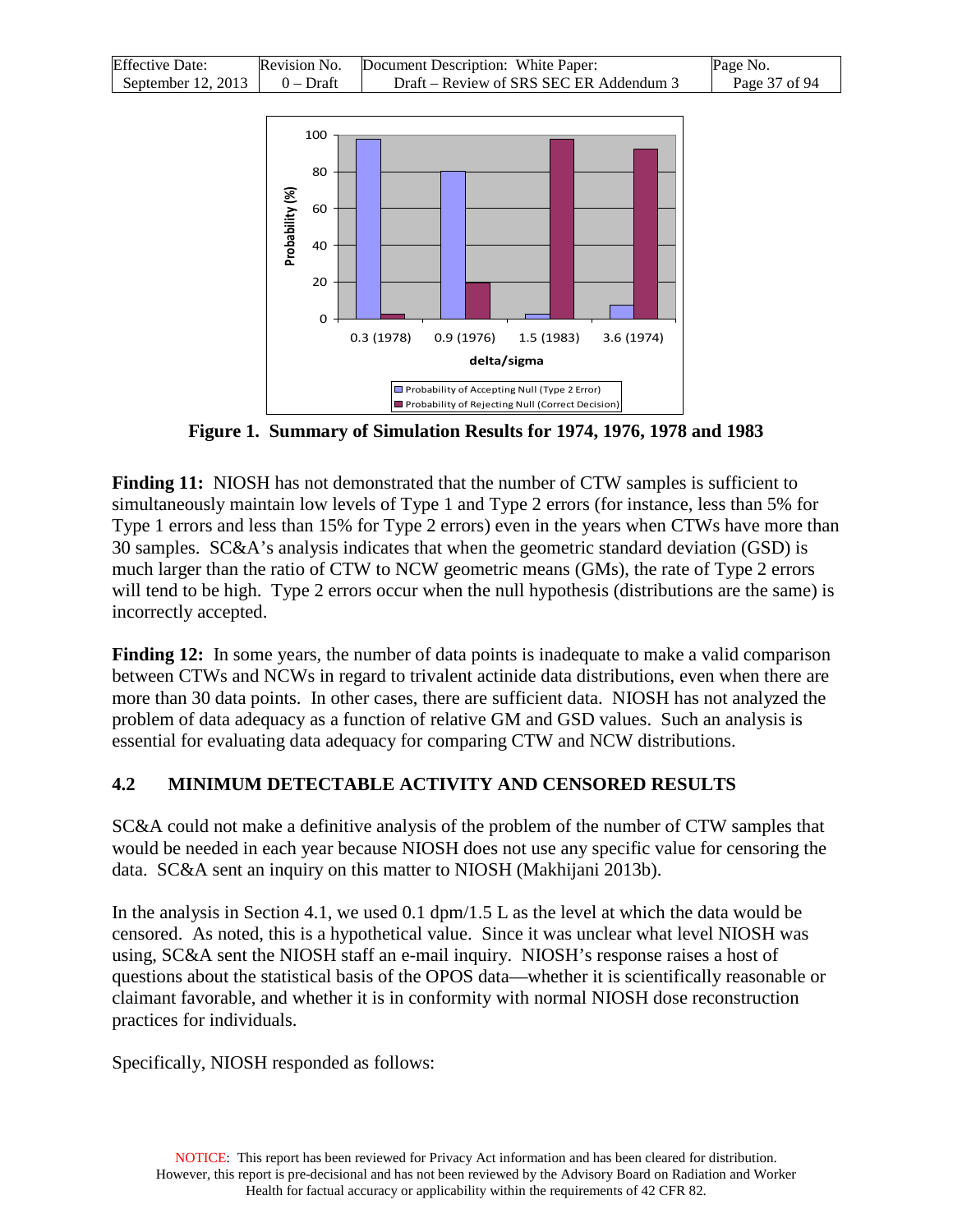Figure 1. Summary of Simulation Results for 1974, 1976, 1978 and 1983

**Finding 11:** NIOSH has not demonstrated that the number of CTW samples is sufficient to simultaneously maintain low levels of Type 1 and Type 2 errors (for instance, less than 5% for Type 1 errors and less than 15% for Type 2 errors) even in the years when CTWs have more than 30 samples. SC&A's analysis indicates that when the geometric standard deviation (GSD) is much larger than the ratio of CTW to NCW geometric means (GMs), the rate of Type 2 errors will tend to be high. Type 2 errors occur when the null hypothesis (distributions are the same) is incorrectly accepted.

**Finding 12:** In some years, the number of data points is inadequate to make a valid comparison between CTWs and NCWs in regard to trivalent actinide data distributions, even when there are more than 30 data points. In other cases, there are sufficient data. NIOSH has not analyzed the problem of data adequacy as a function of relative GM and GSD values. Such an analysis is essential for evaluating data adequacy for comparing CTW and NCW distributions.

## 4.2 MINIMUM DETECTABLE ACTIVITY AND CENSORED RESULTS

SC&A could not make a definitive analysis of the problem of the number of CTW samples that would be needed in each year because NIOSH does not use any specific value for censoring the data. SC&A sent an inquiry on this matter to NIOSH (Makhijani 2013b).

In the analysis in Section 4.1, we used 0.1 dpm/1.5 L as the level at which the data would be censored. As noted, this is a hypothetical value. Since it was unclear what level NIOSH was using, SC&A sent the NIOSH staff an e-mail inquiry. NIOSH's response raises a host of questions about the statistical basis of the OPOS data—whether it is scientifically reasonable or claimant favorable, and whether it is in conformity with normal NIOSH dose reconstruction practices for individuals.

Specifically, NIOSH responded as follows: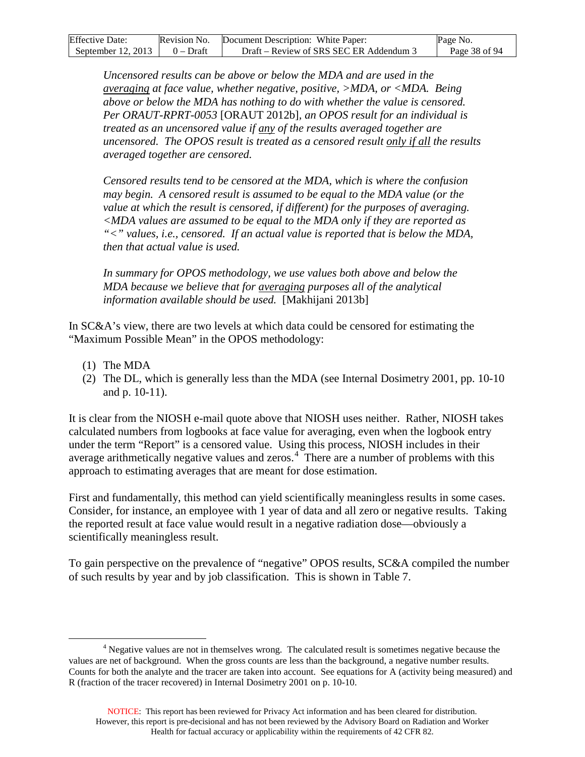*Uncensored results can be above or below the MDA and are used in the averaging at face value, whether negative, positive, >MDA, or <MDA. Being above or below the MDA has nothing to do with whether the value is censored. Per ORAUT-RPRT-0053* [ORAUT 2012b]*, an OPOS result for an individual is treated as an uncensored value if any of the results averaged together are uncensored. The OPOS result is treated as a censored result only if all the results averaged together are censored.*

*Censored results tend to be censored at the MDA, which is where the confusion may begin. A censored result is assumed to be equal to the MDA value (or the value at which the result is censored, if different) for the purposes of averaging. <MDA values are assumed to be equal to the MDA only if they are reported as "<" values, i.e., censored. If an actual value is reported that is below the MDA, then that actual value is used.*

*In summary for OPOS methodology, we use values both above and below the MDA because we believe that for averaging purposes all of the analytical information available should be used.* [Makhijani 2013b]

In SC&A's view, there are two levels at which data could be censored for estimating the "Maximum Possible Mean" in the OPOS methodology:

(1) The MDA
(2) The DL, which is generally less than the MDA (see Internal Dosimetry 2001, pp. 10-10 and p. 10-11).

It is clear from the NIOSH e-mail quote above that NIOSH uses neither. Rather, NIOSH takes calculated numbers from logbooks at face value for averaging, even when the logbook entry under the term "Report" is a censored value. Using this process, NIOSH includes in their average arithmetically negative values and zeros.[4] There are a number of problems with this approach to estimating averages that are meant for dose estimation.

First and fundamentally, this method can yield scientifically meaningless results in some cases. Consider, for instance, an employee with 1 year of data and all zero or negative results. Taking the reported result at face value would result in a negative radiation dose—obviously a scientifically meaningless result.

To gain perspective on the prevalence of "negative" OPOS results, SC&A compiled the number of such results by year and by job classification. This is shown in Table 7.

[4] Negative values are not in themselves wrong. The calculated result is sometimes negative because the values are net of background. When the gross counts are less than the background, a negative number results. Counts for both the analyte and the tracer are taken into account. See equations for A (activity being measured) and R (fraction of the tracer recovered) in Internal Dosimetry 2001 on p. 10-10.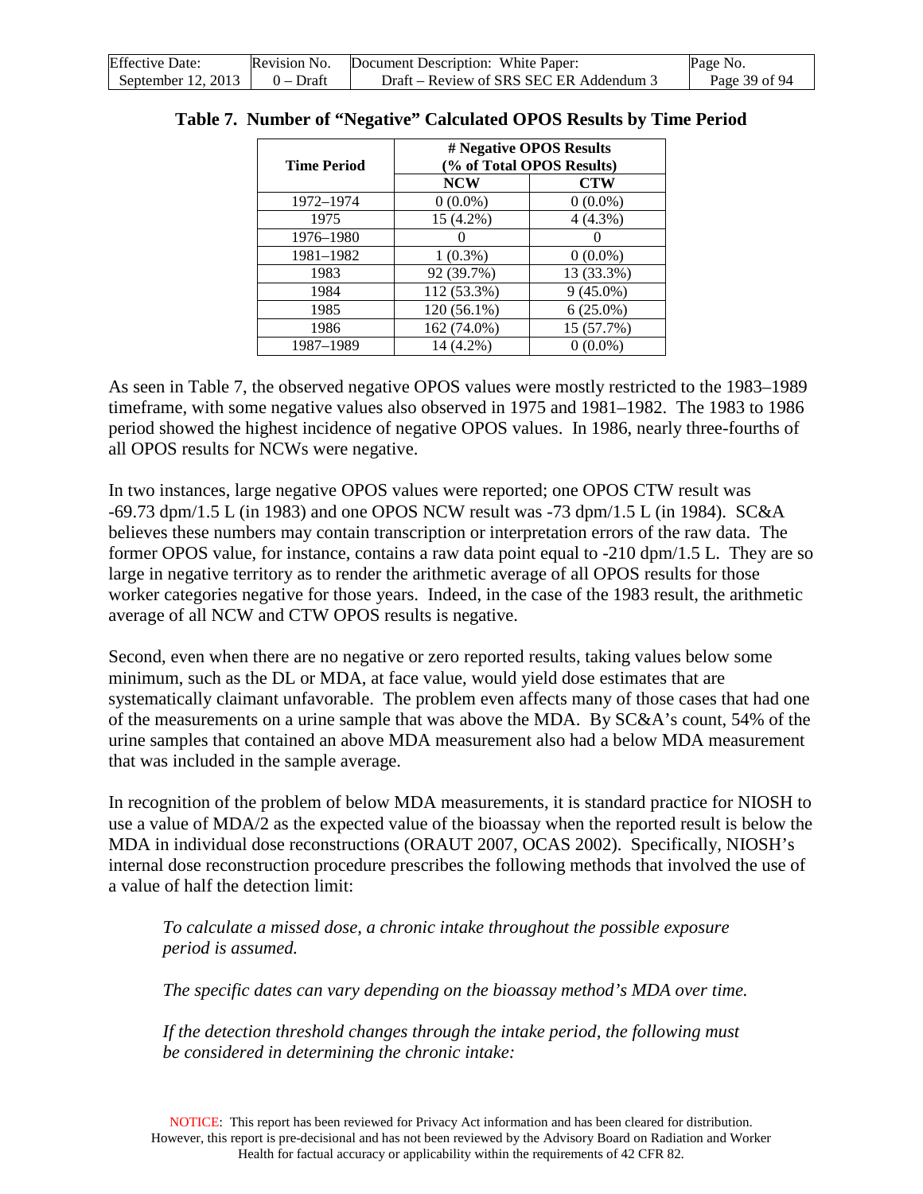**Table 7. Number of "Negative" Calculated OPOS Results by Time Period**

| Time Period | # Negative OPOS Results (% of Total OPOS Results) | |
|---|---|---|
| | NCW | CTW |
| 1972–1974 | 0 (0.0%) | 0 (0.0%) |
| 1975 | 15 (4.2%) | 4 (4.3%) |
| 1976–1980 | 0 | 0 |
| 1981–1982 | 1 (0.3%) | 0 (0.0%) |
| 1983 | 92 (39.7%) | 13 (33.3%) |
| 1984 | 112 (53.3%) | 9 (45.0%) |
| 1985 | 120 (56.1%) | 6 (25.0%) |
| 1986 | 162 (74.0%) | 15 (57.7%) |
| 1987–1989 | 14 (4.2%) | 0 (0.0%) |

As seen in Table 7, the observed negative OPOS values were mostly restricted to the 1983–1989 timeframe, with some negative values also observed in 1975 and 1981–1982. The 1983 to 1986 period showed the highest incidence of negative OPOS values. In 1986, nearly three-fourths of all OPOS results for NCWs were negative.

In two instances, large negative OPOS values were reported; one OPOS CTW result was -69.73 dpm/1.5 L (in 1983) and one OPOS NCW result was -73 dpm/1.5 L (in 1984). SC&A believes these numbers may contain transcription or interpretation errors of the raw data. The former OPOS value, for instance, contains a raw data point equal to -210 dpm/1.5 L. They are so large in negative territory as to render the arithmetic average of all OPOS results for those worker categories negative for those years. Indeed, in the case of the 1983 result, the arithmetic average of all NCW and CTW OPOS results is negative.

Second, even when there are no negative or zero reported results, taking values below some minimum, such as the DL or MDA, at face value, would yield dose estimates that are systematically claimant unfavorable. The problem even affects many of those cases that had one of the measurements on a urine sample that was above the MDA. By SC&A's count, 54% of the urine samples that contained an above MDA measurement also had a below MDA measurement that was included in the sample average.

In recognition of the problem of below MDA measurements, it is standard practice for NIOSH to use a value of MDA/2 as the expected value of the bioassay when the reported result is below the MDA in individual dose reconstructions (ORAUT 2007, OCAS 2002). Specifically, NIOSH's internal dose reconstruction procedure prescribes the following methods that involved the use of a value of half the detection limit:

> *To calculate a missed dose, a chronic intake throughout the possible exposure period is assumed.*
>
> *The specific dates can vary depending on the bioassay method's MDA over time.*
>
> *If the detection threshold changes through the intake period, the following must be considered in determining the chronic intake:*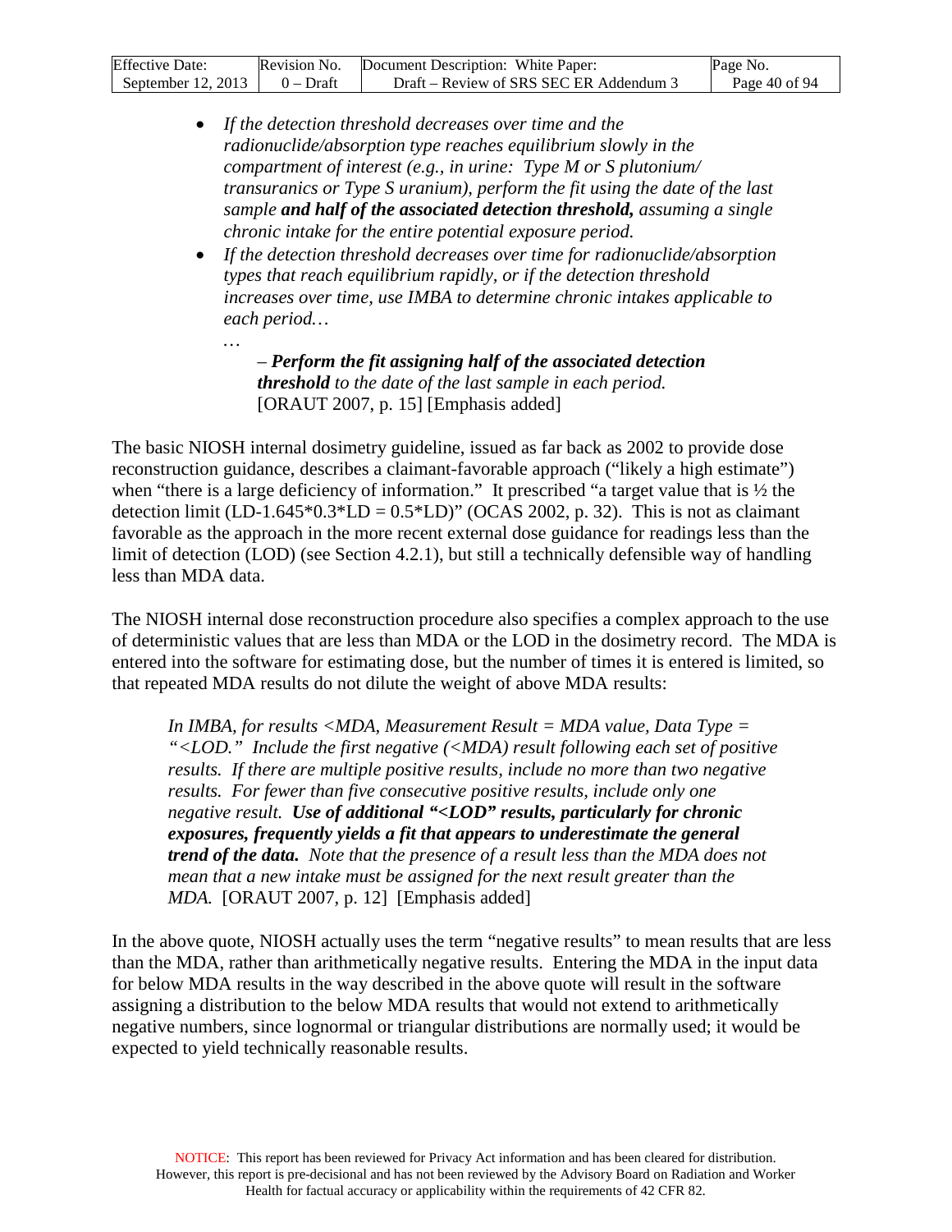- *If the detection threshold decreases over time and the radionuclide/absorption type reaches equilibrium slowly in the compartment of interest (e.g., in urine: Type M or S plutonium/ transuranics or Type S uranium), perform the fit using the date of the last sample* ***and half of the associated detection threshold,*** *assuming a single chronic intake for the entire potential exposure period.*
- *If the detection threshold decreases over time for radionuclide/absorption types that reach equilibrium rapidly, or if the detection threshold increases over time, use IMBA to determine chronic intakes applicable to each period…*

  *…*

  > *–* ***Perform the fit assigning half of the associated detection threshold*** *to the date of the last sample in each period.* [ORAUT 2007, p. 15] [Emphasis added]

The basic NIOSH internal dosimetry guideline, issued as far back as 2002 to provide dose reconstruction guidance, describes a claimant-favorable approach ("likely a high estimate") when "there is a large deficiency of information." It prescribed "a target value that is ½ the detection limit (LD-1.645*0.3*LD = 0.5*LD)" (OCAS 2002, p. 32). This is not as claimant favorable as the approach in the more recent external dose guidance for readings less than the limit of detection (LOD) (see Section 4.2.1), but still a technically defensible way of handling less than MDA data.

The NIOSH internal dose reconstruction procedure also specifies a complex approach to the use of deterministic values that are less than MDA or the LOD in the dosimetry record. The MDA is entered into the software for estimating dose, but the number of times it is entered is limited, so that repeated MDA results do not dilute the weight of above MDA results:

> *In IMBA, for results <MDA, Measurement Result = MDA value, Data Type = "<LOD." Include the first negative (<MDA) result following each set of positive results. If there are multiple positive results, include no more than two negative results. For fewer than five consecutive positive results, include only one negative result.* ***Use of additional "<LOD" results, particularly for chronic exposures, frequently yields a fit that appears to underestimate the general trend of the data.*** *Note that the presence of a result less than the MDA does not mean that a new intake must be assigned for the next result greater than the MDA.* [ORAUT 2007, p. 12] [Emphasis added]

In the above quote, NIOSH actually uses the term "negative results" to mean results that are less than the MDA, rather than arithmetically negative results. Entering the MDA in the input data for below MDA results in the way described in the above quote will result in the software assigning a distribution to the below MDA results that would not extend to arithmetically negative numbers, since lognormal or triangular distributions are normally used; it would be expected to yield technically reasonable results.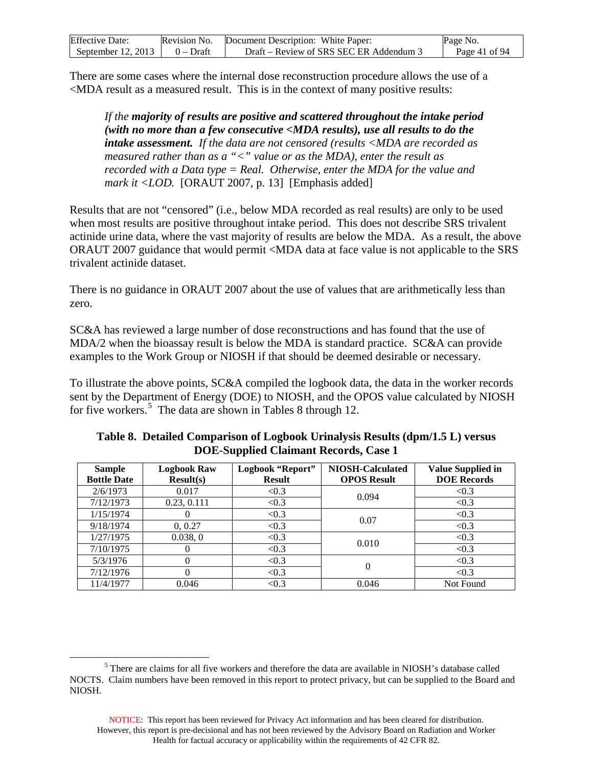There are some cases where the internal dose reconstruction procedure allows the use of a <MDA result as a measured result. This is in the context of many positive results:

> *If the **majority of results are positive and scattered throughout the intake period (with no more than a few consecutive <MDA results), use all results to do the intake assessment.** If the data are not censored (results <MDA are recorded as measured rather than as a "<" value or as the MDA), enter the result as recorded with a Data type = Real. Otherwise, enter the MDA for the value and mark it <LOD.* [ORAUT 2007, p. 13] [Emphasis added]

Results that are not "censored" (i.e., below MDA recorded as real results) are only to be used when most results are positive throughout intake period. This does not describe SRS trivalent actinide urine data, where the vast majority of results are below the MDA. As a result, the above ORAUT 2007 guidance that would permit <MDA data at face value is not applicable to the SRS trivalent actinide dataset.

There is no guidance in ORAUT 2007 about the use of values that are arithmetically less than zero.

SC&A has reviewed a large number of dose reconstructions and has found that the use of MDA/2 when the bioassay result is below the MDA is standard practice. SC&A can provide examples to the Work Group or NIOSH if that should be deemed desirable or necessary.

To illustrate the above points, SC&A compiled the logbook data, the data in the worker records sent by the Department of Energy (DOE) to NIOSH, and the OPOS value calculated by NIOSH for five workers.[5] The data are shown in Tables 8 through 12.

**Table 8. Detailed Comparison of Logbook Urinalysis Results (dpm/1.5 L) versus DOE-Supplied Claimant Records, Case 1**

| Sample Bottle Date | Logbook Raw Result(s) | Logbook "Report" Result | NIOSH-Calculated OPOS Result | Value Supplied in DOE Records |
|---|---|---|---|---|
| 2/6/1973 | 0.017 | <0.3 | 0.094 | <0.3 |
| 7/12/1973 | 0.23, 0.111 | <0.3 | | <0.3 |
| 1/15/1974 | 0 | <0.3 | 0.07 | <0.3 |
| 9/18/1974 | 0, 0.27 | <0.3 | | <0.3 |
| 1/27/1975 | 0.038, 0 | <0.3 | 0.010 | <0.3 |
| 7/10/1975 | 0 | <0.3 | | <0.3 |
| 5/3/1976 | 0 | <0.3 | 0 | <0.3 |
| 7/12/1976 | 0 | <0.3 | | <0.3 |
| 11/4/1977 | 0.046 | <0.3 | 0.046 | Not Found |

[5] There are claims for all five workers and therefore the data are available in NIOSH's database called NOCTS. Claim numbers have been removed in this report to protect privacy, but can be supplied to the Board and NIOSH.

NOTICE: This report has been reviewed for Privacy Act information and has been cleared for distribution. However, this report is pre-decisional and has not been reviewed by the Advisory Board on Radiation and Worker Health for factual accuracy or applicability within the requirements of 42 CFR 82.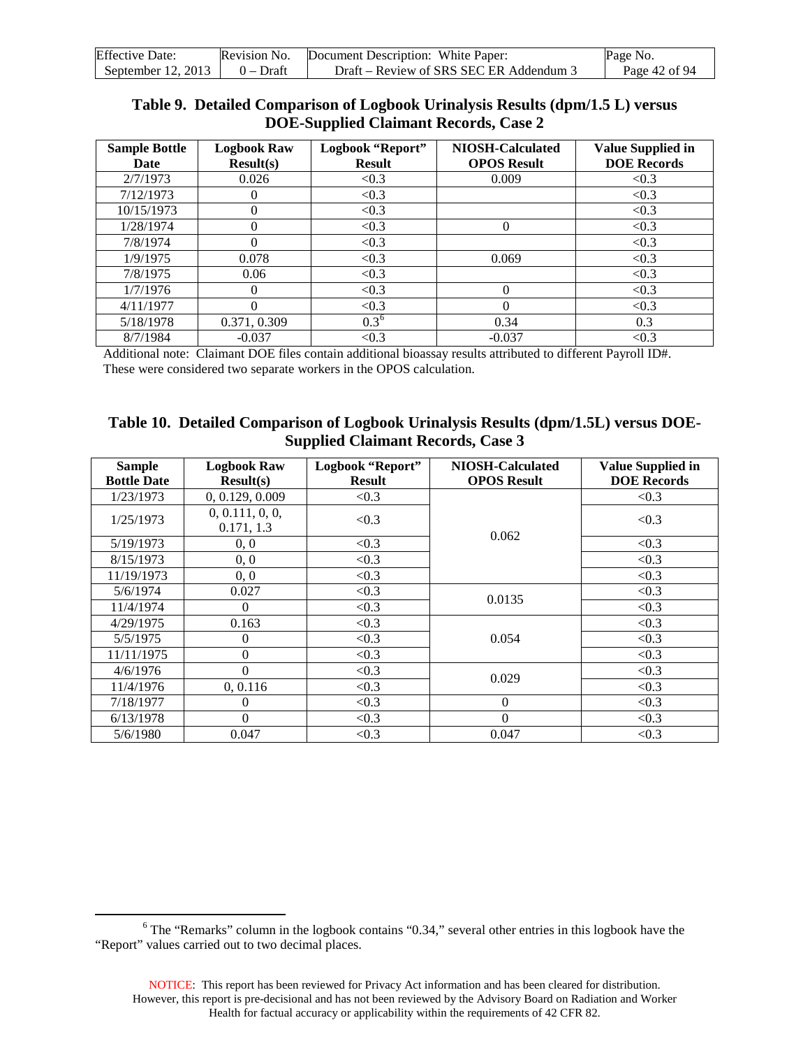## Table 9. Detailed Comparison of Logbook Urinalysis Results (dpm/1.5 L) versus DOE-Supplied Claimant Records, Case 2

| Sample Bottle Date | Logbook Raw Result(s) | Logbook "Report" Result | NIOSH-Calculated OPOS Result | Value Supplied in DOE Records |
|---|---|---|---|---|
| 2/7/1973 | 0.026 | <0.3 | 0.009 | <0.3 |
| 7/12/1973 | 0 | <0.3 | | <0.3 |
| 10/15/1973 | 0 | <0.3 | | <0.3 |
| 1/28/1974 | 0 | <0.3 | 0 | <0.3 |
| 7/8/1974 | 0 | <0.3 | | <0.3 |
| 1/9/1975 | 0.078 | <0.3 | 0.069 | <0.3 |
| 7/8/1975 | 0.06 | <0.3 | | <0.3 |
| 1/7/1976 | 0 | <0.3 | 0 | <0.3 |
| 4/11/1977 | 0 | <0.3 | 0 | <0.3 |
| 5/18/1978 | 0.371, 0.309 | 0.3[6] | 0.34 | 0.3 |
| 8/7/1984 | -0.037 | <0.3 | -0.037 | <0.3 |

Additional note: Claimant DOE files contain additional bioassay results attributed to different Payroll ID#. These were considered two separate workers in the OPOS calculation.

## Table 10. Detailed Comparison of Logbook Urinalysis Results (dpm/1.5L) versus DOE-Supplied Claimant Records, Case 3

| Sample Bottle Date | Logbook Raw Result(s) | Logbook "Report" Result | NIOSH-Calculated OPOS Result | Value Supplied in DOE Records |
|---|---|---|---|---|
| 1/23/1973 | 0, 0.129, 0.009 | <0.3 | 0.062 | <0.3 |
| 1/25/1973 | 0, 0.111, 0, 0, 0.171, 1.3 | <0.3 | | <0.3 |
| 5/19/1973 | 0, 0 | <0.3 | | <0.3 |
| 8/15/1973 | 0, 0 | <0.3 | | <0.3 |
| 11/19/1973 | 0, 0 | <0.3 | | <0.3 |
| 5/6/1974 | 0.027 | <0.3 | 0.0135 | <0.3 |
| 11/4/1974 | 0 | <0.3 | | <0.3 |
| 4/29/1975 | 0.163 | <0.3 | 0.054 | <0.3 |
| 5/5/1975 | 0 | <0.3 | | <0.3 |
| 11/11/1975 | 0 | <0.3 | | <0.3 |
| 4/6/1976 | 0 | <0.3 | 0.029 | <0.3 |
| 11/4/1976 | 0, 0.116 | <0.3 | | <0.3 |
| 7/18/1977 | 0 | <0.3 | 0 | <0.3 |
| 6/13/1978 | 0 | <0.3 | 0 | <0.3 |
| 5/6/1980 | 0.047 | <0.3 | 0.047 | <0.3 |

[6] The "Remarks" column in the logbook contains "0.34," several other entries in this logbook have the "Report" values carried out to two decimal places.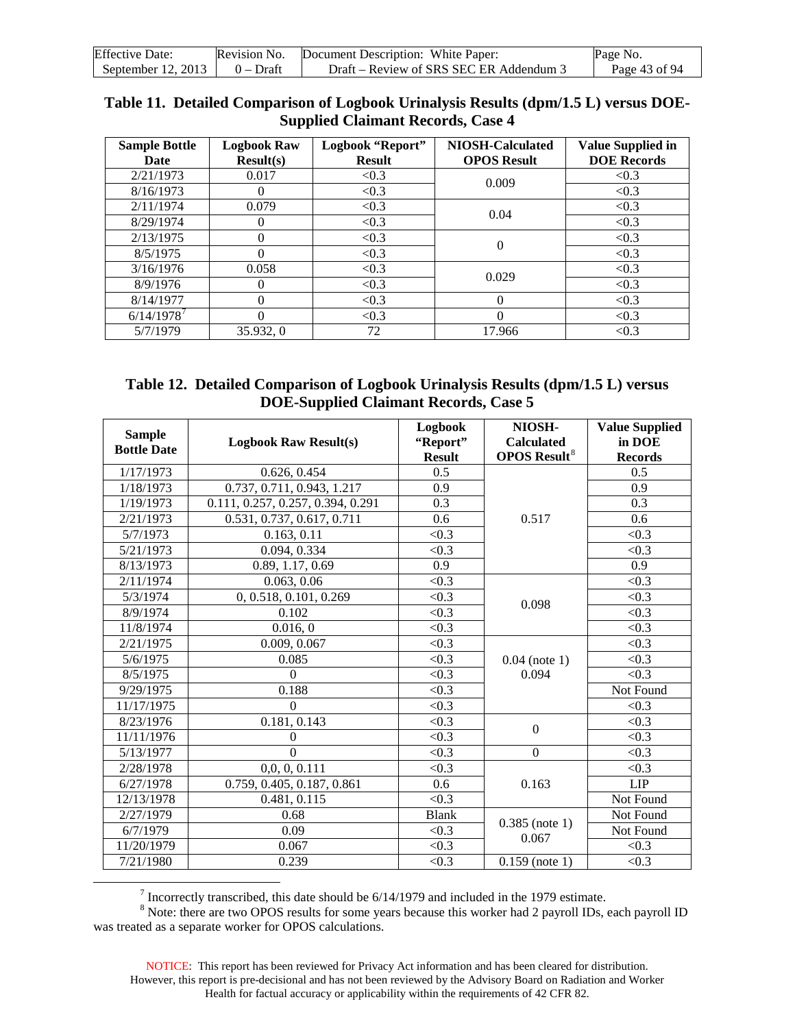**Table 11. Detailed Comparison of Logbook Urinalysis Results (dpm/1.5 L) versus DOE-Supplied Claimant Records, Case 4**

| Sample Bottle Date | Logbook Raw Result(s) | Logbook "Report" Result | NIOSH-Calculated OPOS Result | Value Supplied in DOE Records |
|---|---|---|---|---|
| 2/21/1973 | 0.017 | <0.3 | 0.009 | <0.3 |
| 8/16/1973 | 0 | <0.3 | | <0.3 |
| 2/11/1974 | 0.079 | <0.3 | 0.04 | <0.3 |
| 8/29/1974 | 0 | <0.3 | | <0.3 |
| 2/13/1975 | 0 | <0.3 | 0 | <0.3 |
| 8/5/1975 | 0 | <0.3 | | <0.3 |
| 3/16/1976 | 0.058 | <0.3 | 0.029 | <0.3 |
| 8/9/1976 | 0 | <0.3 | | <0.3 |
| 8/14/1977 | 0 | <0.3 | 0 | <0.3 |
| 6/14/1978[7] | 0 | <0.3 | 0 | <0.3 |
| 5/7/1979 | 35.932, 0 | 72 | 17.966 | <0.3 |

**Table 12. Detailed Comparison of Logbook Urinalysis Results (dpm/1.5 L) versus DOE-Supplied Claimant Records, Case 5**

| Sample Bottle Date | Logbook Raw Result(s) | Logbook "Report" Result | NIOSH-Calculated OPOS Result[8] | Value Supplied in DOE Records |
|---|---|---|---|---|
| 1/17/1973 | 0.626, 0.454 | 0.5 | 0.517 | 0.5 |
| 1/18/1973 | 0.737, 0.711, 0.943, 1.217 | 0.9 | | 0.9 |
| 1/19/1973 | 0.111, 0.257, 0.257, 0.394, 0.291 | 0.3 | | 0.3 |
| 2/21/1973 | 0.531, 0.737, 0.617, 0.711 | 0.6 | | 0.6 |
| 5/7/1973 | 0.163, 0.11 | <0.3 | | <0.3 |
| 5/21/1973 | 0.094, 0.334 | <0.3 | | <0.3 |
| 8/13/1973 | 0.89, 1.17, 0.69 | 0.9 | | 0.9 |
| 2/11/1974 | 0.063, 0.06 | <0.3 | 0.098 | <0.3 |
| 5/3/1974 | 0, 0.518, 0.101, 0.269 | <0.3 | | <0.3 |
| 8/9/1974 | 0.102 | <0.3 | | <0.3 |
| 11/8/1974 | 0.016, 0 | <0.3 | | <0.3 |
| 2/21/1975 | 0.009, 0.067 | <0.3 | 0.04 (note 1) 0.094 | <0.3 |
| 5/6/1975 | 0.085 | <0.3 | | <0.3 |
| 8/5/1975 | 0 | <0.3 | | <0.3 |
| 9/29/1975 | 0.188 | <0.3 | | Not Found |
| 11/17/1975 | 0 | <0.3 | | <0.3 |
| 8/23/1976 | 0.181, 0.143 | <0.3 | 0 | <0.3 |
| 11/11/1976 | 0 | <0.3 | | <0.3 |
| 5/13/1977 | 0 | <0.3 | 0 | <0.3 |
| 2/28/1978 | 0,0, 0, 0.111 | <0.3 | 0.163 | <0.3 |
| 6/27/1978 | 0.759, 0.405, 0.187, 0.861 | 0.6 | | LIP |
| 12/13/1978 | 0.481, 0.115 | <0.3 | | Not Found |
| 2/27/1979 | 0.68 | Blank | 0.385 (note 1) 0.067 | Not Found |
| 6/7/1979 | 0.09 | <0.3 | | Not Found |
| 11/20/1979 | 0.067 | <0.3 | | <0.3 |
| 7/21/1980 | 0.239 | <0.3 | 0.159 (note 1) | <0.3 |

[7] Incorrectly transcribed, this date should be 6/14/1979 and included in the 1979 estimate.

[8] Note: there are two OPOS results for some years because this worker had 2 payroll IDs, each payroll ID was treated as a separate worker for OPOS calculations.

NOTICE: This report has been reviewed for Privacy Act information and has been cleared for distribution. However, this report is pre-decisional and has not been reviewed by the Advisory Board on Radiation and Worker Health for factual accuracy or applicability within the requirements of 42 CFR 82.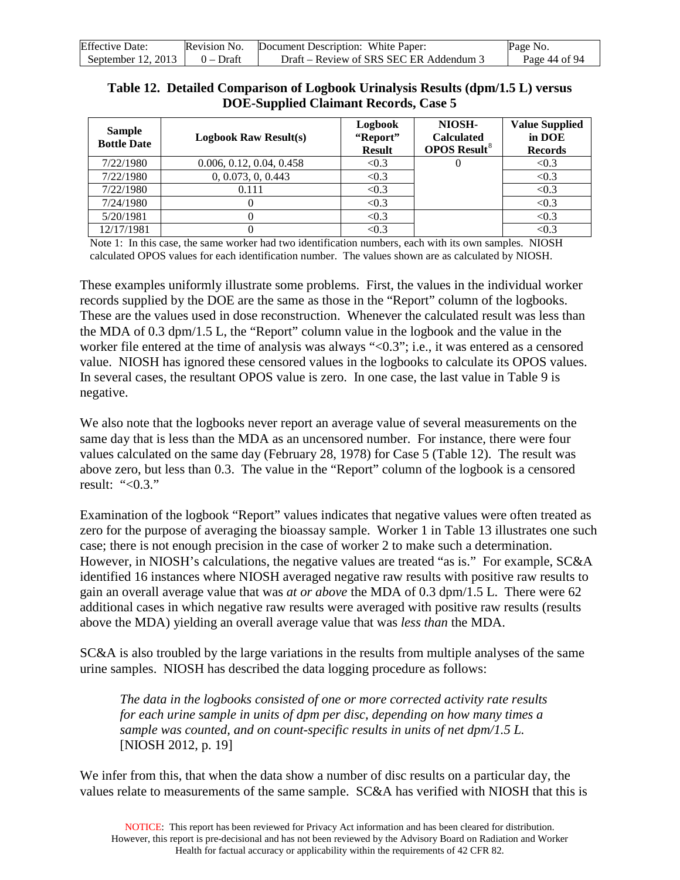**Table 12. Detailed Comparison of Logbook Urinalysis Results (dpm/1.5 L) versus DOE-Supplied Claimant Records, Case 5**

| Sample Bottle Date | Logbook Raw Result(s) | Logbook "Report" Result | NIOSH-Calculated OPOS Result[8] | Value Supplied in DOE Records |
|---|---|---|---|---|
| 7/22/1980 | 0.006, 0.12, 0.04, 0.458 | <0.3 | 0 | <0.3 |
| 7/22/1980 | 0, 0.073, 0, 0.443 | <0.3 | | <0.3 |
| 7/22/1980 | 0.111 | <0.3 | | <0.3 |
| 7/24/1980 | 0 | <0.3 | | <0.3 |
| 5/20/1981 | 0 | <0.3 | | <0.3 |
| 12/17/1981 | 0 | <0.3 | | <0.3 |

Note 1: In this case, the same worker had two identification numbers, each with its own samples. NIOSH calculated OPOS values for each identification number. The values shown are as calculated by NIOSH.

These examples uniformly illustrate some problems. First, the values in the individual worker records supplied by the DOE are the same as those in the "Report" column of the logbooks. These are the values used in dose reconstruction. Whenever the calculated result was less than the MDA of 0.3 dpm/1.5 L, the "Report" column value in the logbook and the value in the worker file entered at the time of analysis was always "<0.3"; i.e., it was entered as a censored value. NIOSH has ignored these censored values in the logbooks to calculate its OPOS values. In several cases, the resultant OPOS value is zero. In one case, the last value in Table 9 is negative.

We also note that the logbooks never report an average value of several measurements on the same day that is less than the MDA as an uncensored number. For instance, there were four values calculated on the same day (February 28, 1978) for Case 5 (Table 12). The result was above zero, but less than 0.3. The value in the "Report" column of the logbook is a censored result: "<0.3."

Examination of the logbook "Report" values indicates that negative values were often treated as zero for the purpose of averaging the bioassay sample. Worker 1 in Table 13 illustrates one such case; there is not enough precision in the case of worker 2 to make such a determination. However, in NIOSH's calculations, the negative values are treated "as is." For example, SC&A identified 16 instances where NIOSH averaged negative raw results with positive raw results to gain an overall average value that was *at or above* the MDA of 0.3 dpm/1.5 L. There were 62 additional cases in which negative raw results were averaged with positive raw results (results above the MDA) yielding an overall average value that was *less than* the MDA.

SC&A is also troubled by the large variations in the results from multiple analyses of the same urine samples. NIOSH has described the data logging procedure as follows:

> *The data in the logbooks consisted of one or more corrected activity rate results for each urine sample in units of dpm per disc, depending on how many times a sample was counted, and on count-specific results in units of net dpm/1.5 L.* [NIOSH 2012, p. 19]

We infer from this, that when the data show a number of disc results on a particular day, the values relate to measurements of the same sample. SC&A has verified with NIOSH that this is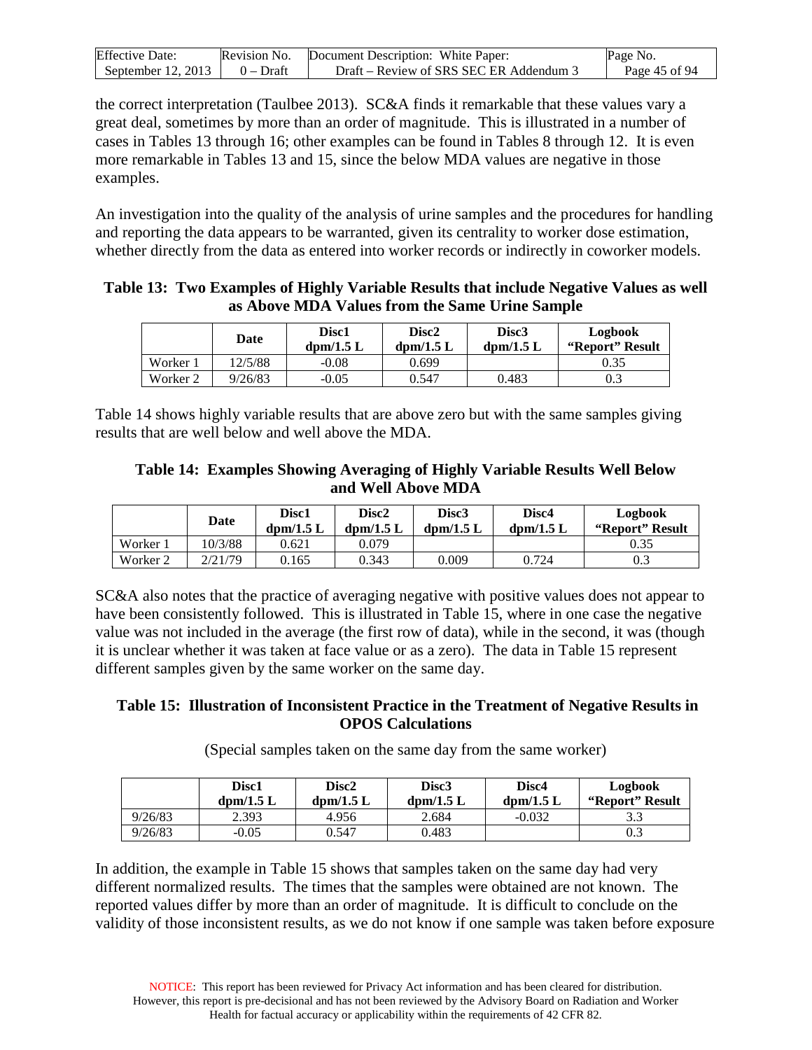the correct interpretation (Taulbee 2013). SC&A finds it remarkable that these values vary a great deal, sometimes by more than an order of magnitude. This is illustrated in a number of cases in Tables 13 through 16; other examples can be found in Tables 8 through 12. It is even more remarkable in Tables 13 and 15, since the below MDA values are negative in those examples.

An investigation into the quality of the analysis of urine samples and the procedures for handling and reporting the data appears to be warranted, given its centrality to worker dose estimation, whether directly from the data as entered into worker records or indirectly in coworker models.

**Table 13: Two Examples of Highly Variable Results that include Negative Values as well as Above MDA Values from the Same Urine Sample**

| | Date | Disc1 dpm/1.5 L | Disc2 dpm/1.5 L | Disc3 dpm/1.5 L | Logbook "Report" Result |
|---|---|---|---|---|---|
| Worker 1 | 12/5/88 | -0.08 | 0.699 | | 0.35 |
| Worker 2 | 9/26/83 | -0.05 | 0.547 | 0.483 | 0.3 |

Table 14 shows highly variable results that are above zero but with the same samples giving results that are well below and well above the MDA.

**Table 14: Examples Showing Averaging of Highly Variable Results Well Below and Well Above MDA**

| | Date | Disc1 dpm/1.5 L | Disc2 dpm/1.5 L | Disc3 dpm/1.5 L | Disc4 dpm/1.5 L | Logbook "Report" Result |
|---|---|---|---|---|---|---|
| Worker 1 | 10/3/88 | 0.621 | 0.079 | | | 0.35 |
| Worker 2 | 2/21/79 | 0.165 | 0.343 | 0.009 | 0.724 | 0.3 |

SC&A also notes that the practice of averaging negative with positive values does not appear to have been consistently followed. This is illustrated in Table 15, where in one case the negative value was not included in the average (the first row of data), while in the second, it was (though it is unclear whether it was taken at face value or as a zero). The data in Table 15 represent different samples given by the same worker on the same day.

**Table 15: Illustration of Inconsistent Practice in the Treatment of Negative Results in OPOS Calculations**

(Special samples taken on the same day from the same worker)

| | Disc1 dpm/1.5 L | Disc2 dpm/1.5 L | Disc3 dpm/1.5 L | Disc4 dpm/1.5 L | Logbook "Report" Result |
|---|---|---|---|---|---|
| 9/26/83 | 2.393 | 4.956 | 2.684 | -0.032 | 3.3 |
| 9/26/83 | -0.05 | 0.547 | 0.483 | | 0.3 |

In addition, the example in Table 15 shows that samples taken on the same day had very different normalized results. The times that the samples were obtained are not known. The reported values differ by more than an order of magnitude. It is difficult to conclude on the validity of those inconsistent results, as we do not know if one sample was taken before exposure

NOTICE: This report has been reviewed for Privacy Act information and has been cleared for distribution. However, this report is pre-decisional and has not been reviewed by the Advisory Board on Radiation and Worker Health for factual accuracy or applicability within the requirements of 42 CFR 82.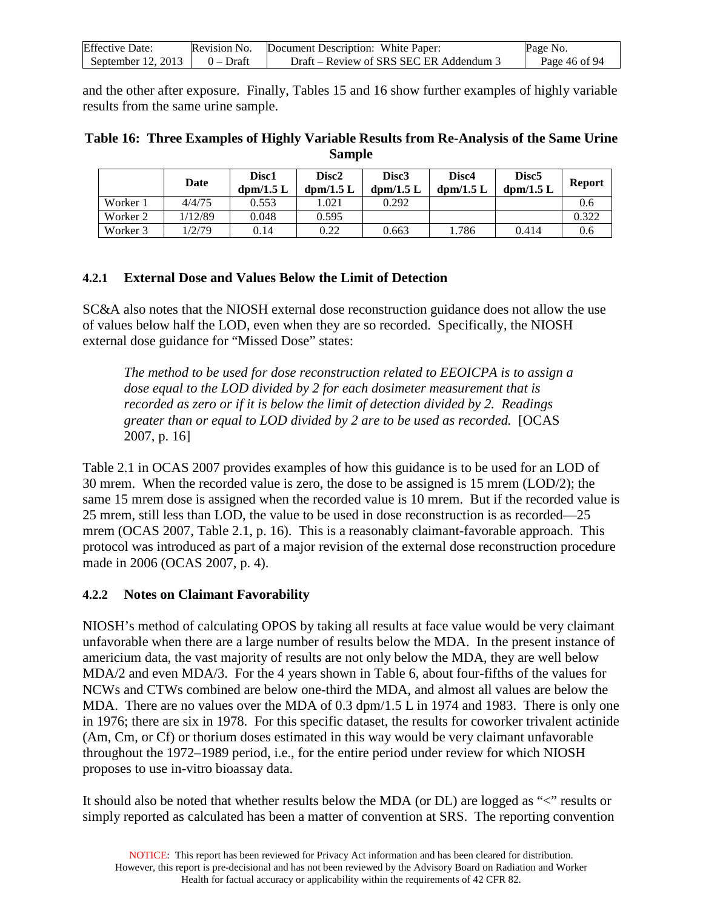and the other after exposure. Finally, Tables 15 and 16 show further examples of highly variable results from the same urine sample.

**Table 16: Three Examples of Highly Variable Results from Re-Analysis of the Same Urine Sample**

| | Date | Disc1 dpm/1.5 L | Disc2 dpm/1.5 L | Disc3 dpm/1.5 L | Disc4 dpm/1.5 L | Disc5 dpm/1.5 L | Report |
|---|---|---|---|---|---|---|---|
| Worker 1 | 4/4/75 | 0.553 | 1.021 | 0.292 | | | 0.6 |
| Worker 2 | 1/12/89 | 0.048 | 0.595 | | | | 0.322 |
| Worker 3 | 1/2/79 | 0.14 | 0.22 | 0.663 | 1.786 | 0.414 | 0.6 |

### 4.2.1 External Dose and Values Below the Limit of Detection

SC&A also notes that the NIOSH external dose reconstruction guidance does not allow the use of values below half the LOD, even when they are so recorded. Specifically, the NIOSH external dose guidance for "Missed Dose" states:

> *The method to be used for dose reconstruction related to EEOICPA is to assign a dose equal to the LOD divided by 2 for each dosimeter measurement that is recorded as zero or if it is below the limit of detection divided by 2. Readings greater than or equal to LOD divided by 2 are to be used as recorded.* [OCAS 2007, p. 16]

Table 2.1 in OCAS 2007 provides examples of how this guidance is to be used for an LOD of 30 mrem. When the recorded value is zero, the dose to be assigned is 15 mrem (LOD/2); the same 15 mrem dose is assigned when the recorded value is 10 mrem. But if the recorded value is 25 mrem, still less than LOD, the value to be used in dose reconstruction is as recorded—25 mrem (OCAS 2007, Table 2.1, p. 16). This is a reasonably claimant-favorable approach. This protocol was introduced as part of a major revision of the external dose reconstruction procedure made in 2006 (OCAS 2007, p. 4).

### 4.2.2 Notes on Claimant Favorability

NIOSH's method of calculating OPOS by taking all results at face value would be very claimant unfavorable when there are a large number of results below the MDA. In the present instance of americium data, the vast majority of results are not only below the MDA, they are well below MDA/2 and even MDA/3. For the 4 years shown in Table 6, about four-fifths of the values for NCWs and CTWs combined are below one-third the MDA, and almost all values are below the MDA. There are no values over the MDA of 0.3 dpm/1.5 L in 1974 and 1983. There is only one in 1976; there are six in 1978. For this specific dataset, the results for coworker trivalent actinide (Am, Cm, or Cf) or thorium doses estimated in this way would be very claimant unfavorable throughout the 1972–1989 period, i.e., for the entire period under review for which NIOSH proposes to use in-vitro bioassay data.

It should also be noted that whether results below the MDA (or DL) are logged as "<" results or simply reported as calculated has been a matter of convention at SRS. The reporting convention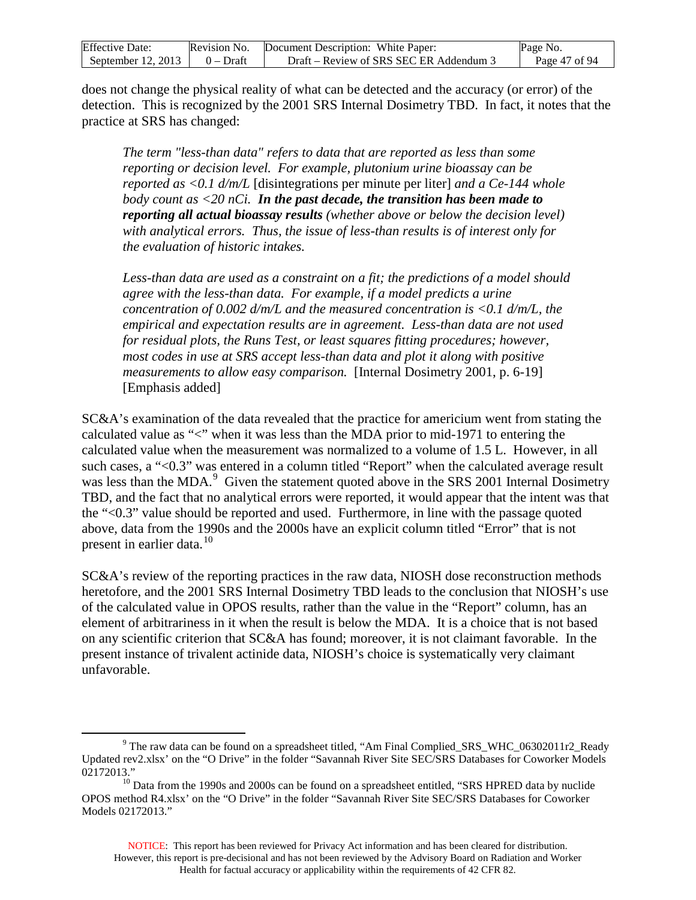does not change the physical reality of what can be detected and the accuracy (or error) of the detection. This is recognized by the 2001 SRS Internal Dosimetry TBD. In fact, it notes that the practice at SRS has changed:

> *The term "less-than data" refers to data that are reported as less than some reporting or decision level. For example, plutonium urine bioassay can be reported as <0.1 d/m/L* [disintegrations per minute per liter] *and a Ce-144 whole body count as <20 nCi.* ***In the past decade, the transition has been made to reporting all actual bioassay results*** *(whether above or below the decision level) with analytical errors. Thus, the issue of less-than results is of interest only for the evaluation of historic intakes.*
>
> *Less-than data are used as a constraint on a fit; the predictions of a model should agree with the less-than data. For example, if a model predicts a urine concentration of 0.002 d/m/L and the measured concentration is <0.1 d/m/L, the empirical and expectation results are in agreement. Less-than data are not used for residual plots, the Runs Test, or least squares fitting procedures; however, most codes in use at SRS accept less-than data and plot it along with positive measurements to allow easy comparison.* [Internal Dosimetry 2001, p. 6-19] [Emphasis added]

SC&A's examination of the data revealed that the practice for americium went from stating the calculated value as "<" when it was less than the MDA prior to mid-1971 to entering the calculated value when the measurement was normalized to a volume of 1.5 L. However, in all such cases, a "<0.3" was entered in a column titled "Report" when the calculated average result was less than the MDA.[9] Given the statement quoted above in the SRS 2001 Internal Dosimetry TBD, and the fact that no analytical errors were reported, it would appear that the intent was that the "<0.3" value should be reported and used. Furthermore, in line with the passage quoted above, data from the 1990s and the 2000s have an explicit column titled "Error" that is not present in earlier data.[10]

SC&A's review of the reporting practices in the raw data, NIOSH dose reconstruction methods heretofore, and the 2001 SRS Internal Dosimetry TBD leads to the conclusion that NIOSH's use of the calculated value in OPOS results, rather than the value in the "Report" column, has an element of arbitrariness in it when the result is below the MDA. It is a choice that is not based on any scientific criterion that SC&A has found; moreover, it is not claimant favorable. In the present instance of trivalent actinide data, NIOSH's choice is systematically very claimant unfavorable.

---

[9] The raw data can be found on a spreadsheet titled, "Am Final Complied_SRS_WHC_06302011r2_Ready Updated rev2.xlsx' on the "O Drive" in the folder "Savannah River Site SEC/SRS Databases for Coworker Models 02172013."

[10] Data from the 1990s and 2000s can be found on a spreadsheet entitled, "SRS HPRED data by nuclide OPOS method R4.xlsx' on the "O Drive" in the folder "Savannah River Site SEC/SRS Databases for Coworker Models 02172013."

NOTICE: This report has been reviewed for Privacy Act information and has been cleared for distribution. However, this report is pre-decisional and has not been reviewed by the Advisory Board on Radiation and Worker Health for factual accuracy or applicability within the requirements of 42 CFR 82.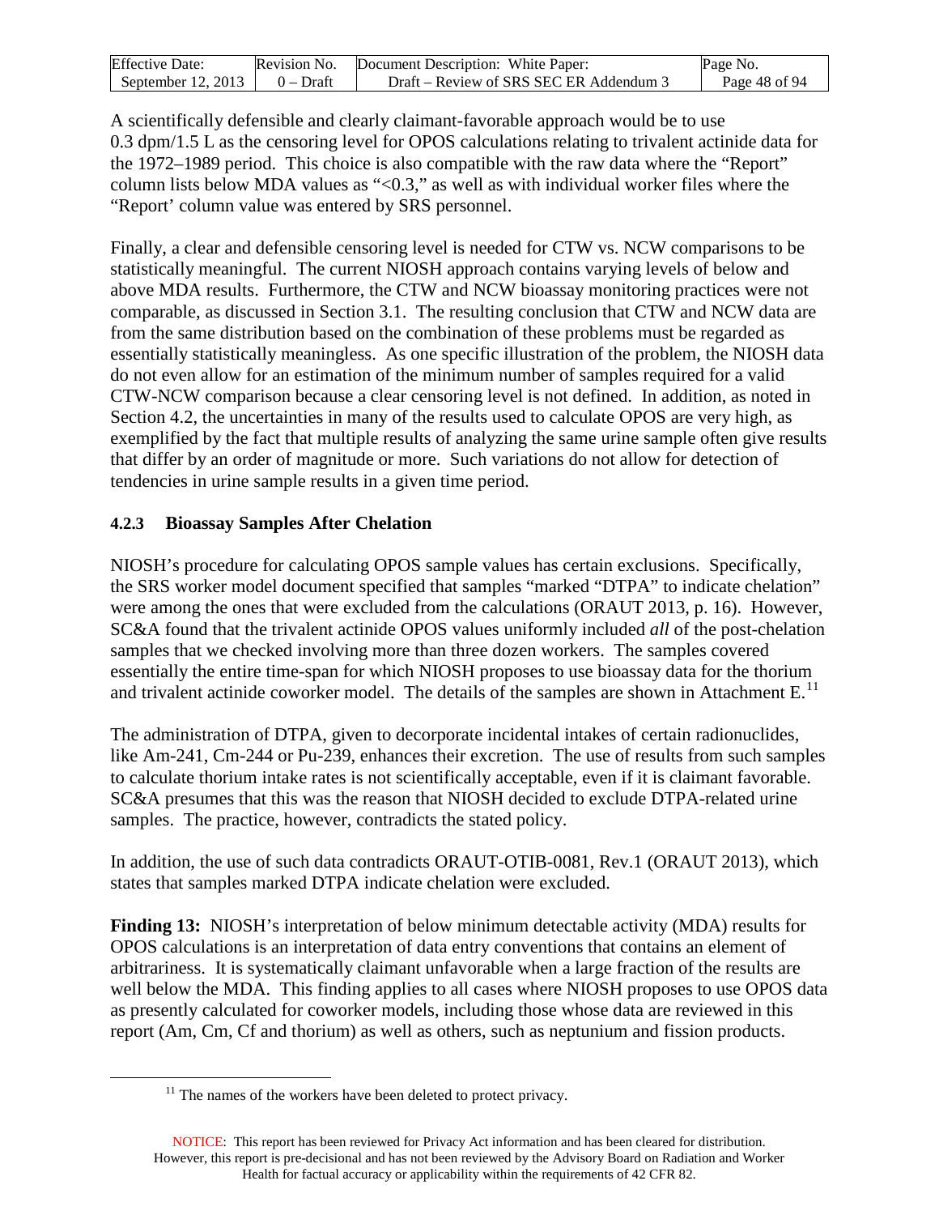A scientifically defensible and clearly claimant-favorable approach would be to use 0.3 dpm/1.5 L as the censoring level for OPOS calculations relating to trivalent actinide data for the 1972–1989 period. This choice is also compatible with the raw data where the "Report" column lists below MDA values as "<0.3," as well as with individual worker files where the "Report' column value was entered by SRS personnel.

Finally, a clear and defensible censoring level is needed for CTW vs. NCW comparisons to be statistically meaningful. The current NIOSH approach contains varying levels of below and above MDA results. Furthermore, the CTW and NCW bioassay monitoring practices were not comparable, as discussed in Section 3.1. The resulting conclusion that CTW and NCW data are from the same distribution based on the combination of these problems must be regarded as essentially statistically meaningless. As one specific illustration of the problem, the NIOSH data do not even allow for an estimation of the minimum number of samples required for a valid CTW-NCW comparison because a clear censoring level is not defined. In addition, as noted in Section 4.2, the uncertainties in many of the results used to calculate OPOS are very high, as exemplified by the fact that multiple results of analyzing the same urine sample often give results that differ by an order of magnitude or more. Such variations do not allow for detection of tendencies in urine sample results in a given time period.

### 4.2.3 Bioassay Samples After Chelation

NIOSH's procedure for calculating OPOS sample values has certain exclusions. Specifically, the SRS worker model document specified that samples "marked "DTPA" to indicate chelation" were among the ones that were excluded from the calculations (ORAUT 2013, p. 16). However, SC&A found that the trivalent actinide OPOS values uniformly included *all* of the post-chelation samples that we checked involving more than three dozen workers. The samples covered essentially the entire time-span for which NIOSH proposes to use bioassay data for the thorium and trivalent actinide coworker model. The details of the samples are shown in Attachment E.[11]

The administration of DTPA, given to decorporate incidental intakes of certain radionuclides, like Am-241, Cm-244 or Pu-239, enhances their excretion. The use of results from such samples to calculate thorium intake rates is not scientifically acceptable, even if it is claimant favorable. SC&A presumes that this was the reason that NIOSH decided to exclude DTPA-related urine samples. The practice, however, contradicts the stated policy.

In addition, the use of such data contradicts ORAUT-OTIB-0081, Rev.1 (ORAUT 2013), which states that samples marked DTPA indicate chelation were excluded.

**Finding 13:** NIOSH's interpretation of below minimum detectable activity (MDA) results for OPOS calculations is an interpretation of data entry conventions that contains an element of arbitrariness. It is systematically claimant unfavorable when a large fraction of the results are well below the MDA. This finding applies to all cases where NIOSH proposes to use OPOS data as presently calculated for coworker models, including those whose data are reviewed in this report (Am, Cm, Cf and thorium) as well as others, such as neptunium and fission products.

[11] The names of the workers have been deleted to protect privacy.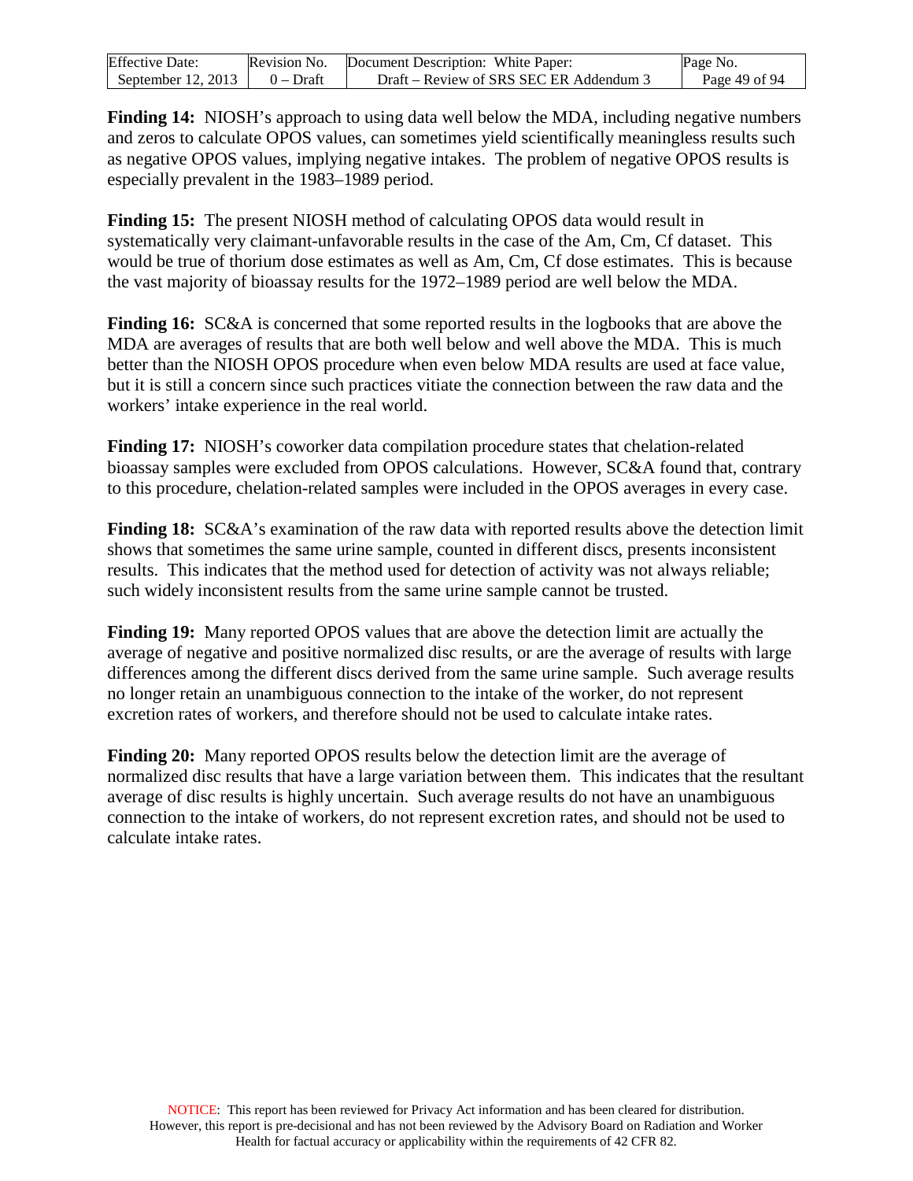**Finding 14:** NIOSH's approach to using data well below the MDA, including negative numbers and zeros to calculate OPOS values, can sometimes yield scientifically meaningless results such as negative OPOS values, implying negative intakes. The problem of negative OPOS results is especially prevalent in the 1983–1989 period.

**Finding 15:** The present NIOSH method of calculating OPOS data would result in systematically very claimant-unfavorable results in the case of the Am, Cm, Cf dataset. This would be true of thorium dose estimates as well as Am, Cm, Cf dose estimates. This is because the vast majority of bioassay results for the 1972–1989 period are well below the MDA.

**Finding 16:** SC&A is concerned that some reported results in the logbooks that are above the MDA are averages of results that are both well below and well above the MDA. This is much better than the NIOSH OPOS procedure when even below MDA results are used at face value, but it is still a concern since such practices vitiate the connection between the raw data and the workers' intake experience in the real world.

**Finding 17:** NIOSH's coworker data compilation procedure states that chelation-related bioassay samples were excluded from OPOS calculations. However, SC&A found that, contrary to this procedure, chelation-related samples were included in the OPOS averages in every case.

**Finding 18:** SC&A's examination of the raw data with reported results above the detection limit shows that sometimes the same urine sample, counted in different discs, presents inconsistent results. This indicates that the method used for detection of activity was not always reliable; such widely inconsistent results from the same urine sample cannot be trusted.

**Finding 19:** Many reported OPOS values that are above the detection limit are actually the average of negative and positive normalized disc results, or are the average of results with large differences among the different discs derived from the same urine sample. Such average results no longer retain an unambiguous connection to the intake of the worker, do not represent excretion rates of workers, and therefore should not be used to calculate intake rates.

**Finding 20:** Many reported OPOS results below the detection limit are the average of normalized disc results that have a large variation between them. This indicates that the resultant average of disc results is highly uncertain. Such average results do not have an unambiguous connection to the intake of workers, do not represent excretion rates, and should not be used to calculate intake rates.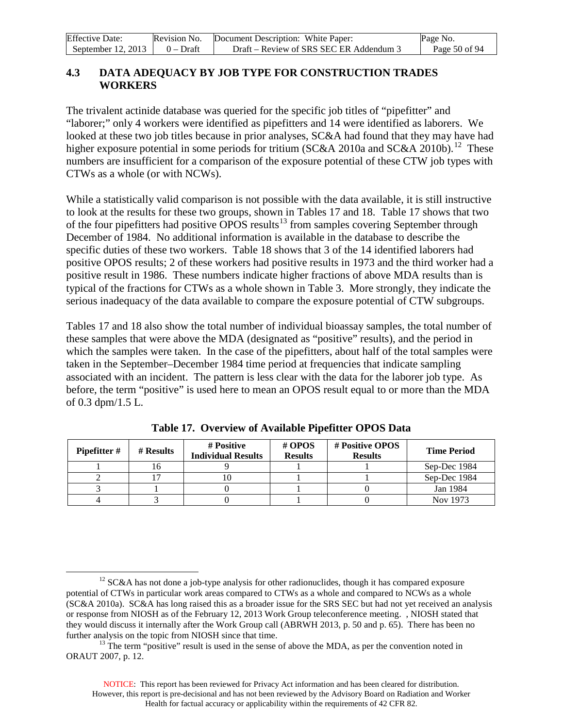## 4.3 DATA ADEQUACY BY JOB TYPE FOR CONSTRUCTION TRADES WORKERS

The trivalent actinide database was queried for the specific job titles of "pipefitter" and "laborer;" only 4 workers were identified as pipefitters and 14 were identified as laborers. We looked at these two job titles because in prior analyses, SC&A had found that they may have had higher exposure potential in some periods for tritium (SC&A 2010a and SC&A 2010b).[12] These numbers are insufficient for a comparison of the exposure potential of these CTW job types with CTWs as a whole (or with NCWs).

While a statistically valid comparison is not possible with the data available, it is still instructive to look at the results for these two groups, shown in Tables 17 and 18. Table 17 shows that two of the four pipefitters had positive OPOS results[13] from samples covering September through December of 1984. No additional information is available in the database to describe the specific duties of these two workers. Table 18 shows that 3 of the 14 identified laborers had positive OPOS results; 2 of these workers had positive results in 1973 and the third worker had a positive result in 1986. These numbers indicate higher fractions of above MDA results than is typical of the fractions for CTWs as a whole shown in Table 3. More strongly, they indicate the serious inadequacy of the data available to compare the exposure potential of CTW subgroups.

Tables 17 and 18 also show the total number of individual bioassay samples, the total number of these samples that were above the MDA (designated as "positive" results), and the period in which the samples were taken. In the case of the pipefitters, about half of the total samples were taken in the September–December 1984 time period at frequencies that indicate sampling associated with an incident. The pattern is less clear with the data for the laborer job type. As before, the term "positive" is used here to mean an OPOS result equal to or more than the MDA of 0.3 dpm/1.5 L.

**Table 17. Overview of Available Pipefitter OPOS Data**

| Pipefitter # | # Results | # Positive Individual Results | # OPOS Results | # Positive OPOS Results | Time Period |
|---|---|---|---|---|---|
| 1 | 16 | 9 | 1 | 1 | Sep-Dec 1984 |
| 2 | 17 | 10 | 1 | 1 | Sep-Dec 1984 |
| 3 | 1 | 0 | 1 | 0 | Jan 1984 |
| 4 | 3 | 0 | 1 | 0 | Nov 1973 |

[12] SC&A has not done a job-type analysis for other radionuclides, though it has compared exposure potential of CTWs in particular work areas compared to CTWs as a whole and compared to NCWs as a whole (SC&A 2010a). SC&A has long raised this as a broader issue for the SRS SEC but had not yet received an analysis or response from NIOSH as of the February 12, 2013 Work Group teleconference meeting. , NIOSH stated that they would discuss it internally after the Work Group call (ABRWH 2013, p. 50 and p. 65). There has been no further analysis on the topic from NIOSH since that time.

[13] The term "positive" result is used in the sense of above the MDA, as per the convention noted in ORAUT 2007, p. 12.

NOTICE: This report has been reviewed for Privacy Act information and has been cleared for distribution. However, this report is pre-decisional and has not been reviewed by the Advisory Board on Radiation and Worker Health for factual accuracy or applicability within the requirements of 42 CFR 82.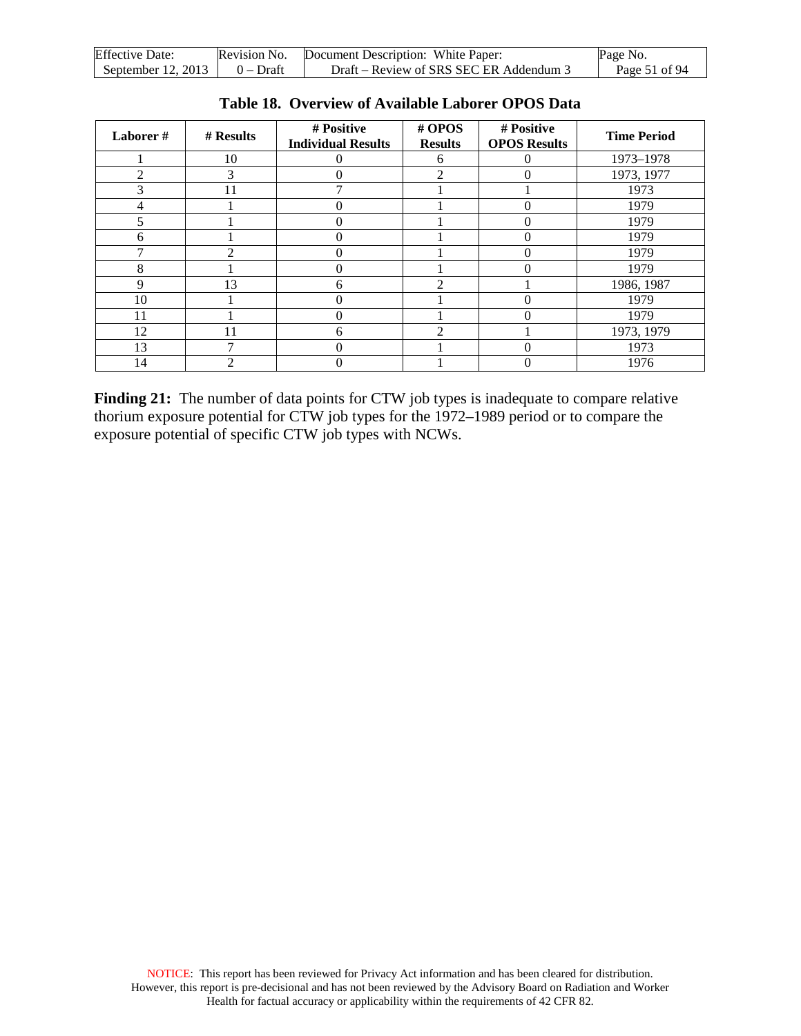**Table 18. Overview of Available Laborer OPOS Data**

| Laborer # | # Results | # Positive Individual Results | # OPOS Results | # Positive OPOS Results | Time Period |
|---|---|---|---|---|---|
| 1 | 10 | 0 | 6 | 0 | 1973–1978 |
| 2 | 3 | 0 | 2 | 0 | 1973, 1977 |
| 3 | 11 | 7 | 1 | 1 | 1973 |
| 4 | 1 | 0 | 1 | 0 | 1979 |
| 5 | 1 | 0 | 1 | 0 | 1979 |
| 6 | 1 | 0 | 1 | 0 | 1979 |
| 7 | 2 | 0 | 1 | 0 | 1979 |
| 8 | 1 | 0 | 1 | 0 | 1979 |
| 9 | 13 | 6 | 2 | 1 | 1986, 1987 |
| 10 | 1 | 0 | 1 | 0 | 1979 |
| 11 | 1 | 0 | 1 | 0 | 1979 |
| 12 | 11 | 6 | 2 | 1 | 1973, 1979 |
| 13 | 7 | 0 | 1 | 0 | 1973 |
| 14 | 2 | 0 | 1 | 0 | 1976 |

**Finding 21:** The number of data points for CTW job types is inadequate to compare relative thorium exposure potential for CTW job types for the 1972–1989 period or to compare the exposure potential of specific CTW job types with NCWs.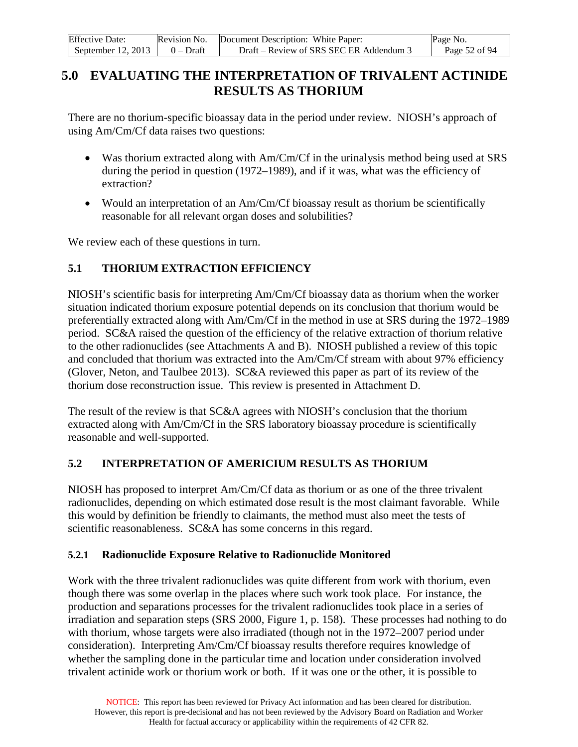# 5.0 EVALUATING THE INTERPRETATION OF TRIVALENT ACTINIDE RESULTS AS THORIUM

There are no thorium-specific bioassay data in the period under review. NIOSH's approach of using Am/Cm/Cf data raises two questions:

- Was thorium extracted along with Am/Cm/Cf in the urinalysis method being used at SRS during the period in question (1972–1989), and if it was, what was the efficiency of extraction?
- Would an interpretation of an Am/Cm/Cf bioassay result as thorium be scientifically reasonable for all relevant organ doses and solubilities?

We review each of these questions in turn.

## 5.1 THORIUM EXTRACTION EFFICIENCY

NIOSH's scientific basis for interpreting Am/Cm/Cf bioassay data as thorium when the worker situation indicated thorium exposure potential depends on its conclusion that thorium would be preferentially extracted along with Am/Cm/Cf in the method in use at SRS during the 1972–1989 period. SC&A raised the question of the efficiency of the relative extraction of thorium relative to the other radionuclides (see Attachments A and B). NIOSH published a review of this topic and concluded that thorium was extracted into the Am/Cm/Cf stream with about 97% efficiency (Glover, Neton, and Taulbee 2013). SC&A reviewed this paper as part of its review of the thorium dose reconstruction issue. This review is presented in Attachment D.

The result of the review is that SC&A agrees with NIOSH's conclusion that the thorium extracted along with Am/Cm/Cf in the SRS laboratory bioassay procedure is scientifically reasonable and well-supported.

## 5.2 INTERPRETATION OF AMERICIUM RESULTS AS THORIUM

NIOSH has proposed to interpret Am/Cm/Cf data as thorium or as one of the three trivalent radionuclides, depending on which estimated dose result is the most claimant favorable. While this would by definition be friendly to claimants, the method must also meet the tests of scientific reasonableness. SC&A has some concerns in this regard.

### 5.2.1 Radionuclide Exposure Relative to Radionuclide Monitored

Work with the three trivalent radionuclides was quite different from work with thorium, even though there was some overlap in the places where such work took place. For instance, the production and separations processes for the trivalent radionuclides took place in a series of irradiation and separation steps (SRS 2000, Figure 1, p. 158). These processes had nothing to do with thorium, whose targets were also irradiated (though not in the 1972–2007 period under consideration). Interpreting Am/Cm/Cf bioassay results therefore requires knowledge of whether the sampling done in the particular time and location under consideration involved trivalent actinide work or thorium work or both. If it was one or the other, it is possible to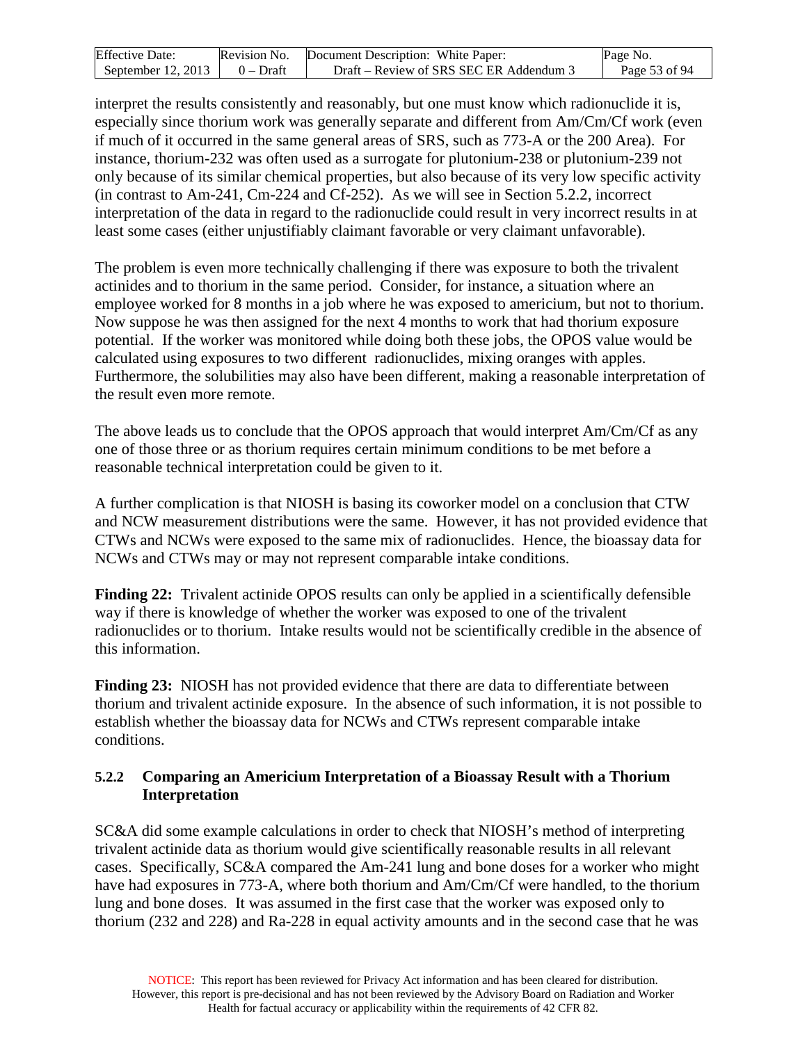interpret the results consistently and reasonably, but one must know which radionuclide it is, especially since thorium work was generally separate and different from Am/Cm/Cf work (even if much of it occurred in the same general areas of SRS, such as 773-A or the 200 Area). For instance, thorium-232 was often used as a surrogate for plutonium-238 or plutonium-239 not only because of its similar chemical properties, but also because of its very low specific activity (in contrast to Am-241, Cm-224 and Cf-252). As we will see in Section 5.2.2, incorrect interpretation of the data in regard to the radionuclide could result in very incorrect results in at least some cases (either unjustifiably claimant favorable or very claimant unfavorable).

The problem is even more technically challenging if there was exposure to both the trivalent actinides and to thorium in the same period. Consider, for instance, a situation where an employee worked for 8 months in a job where he was exposed to americium, but not to thorium. Now suppose he was then assigned for the next 4 months to work that had thorium exposure potential. If the worker was monitored while doing both these jobs, the OPOS value would be calculated using exposures to two different radionuclides, mixing oranges with apples. Furthermore, the solubilities may also have been different, making a reasonable interpretation of the result even more remote.

The above leads us to conclude that the OPOS approach that would interpret Am/Cm/Cf as any one of those three or as thorium requires certain minimum conditions to be met before a reasonable technical interpretation could be given to it.

A further complication is that NIOSH is basing its coworker model on a conclusion that CTW and NCW measurement distributions were the same. However, it has not provided evidence that CTWs and NCWs were exposed to the same mix of radionuclides. Hence, the bioassay data for NCWs and CTWs may or may not represent comparable intake conditions.

**Finding 22:** Trivalent actinide OPOS results can only be applied in a scientifically defensible way if there is knowledge of whether the worker was exposed to one of the trivalent radionuclides or to thorium. Intake results would not be scientifically credible in the absence of this information.

**Finding 23:** NIOSH has not provided evidence that there are data to differentiate between thorium and trivalent actinide exposure. In the absence of such information, it is not possible to establish whether the bioassay data for NCWs and CTWs represent comparable intake conditions.

### 5.2.2 Comparing an Americium Interpretation of a Bioassay Result with a Thorium Interpretation

SC&A did some example calculations in order to check that NIOSH's method of interpreting trivalent actinide data as thorium would give scientifically reasonable results in all relevant cases. Specifically, SC&A compared the Am-241 lung and bone doses for a worker who might have had exposures in 773-A, where both thorium and Am/Cm/Cf were handled, to the thorium lung and bone doses. It was assumed in the first case that the worker was exposed only to thorium (232 and 228) and Ra-228 in equal activity amounts and in the second case that he was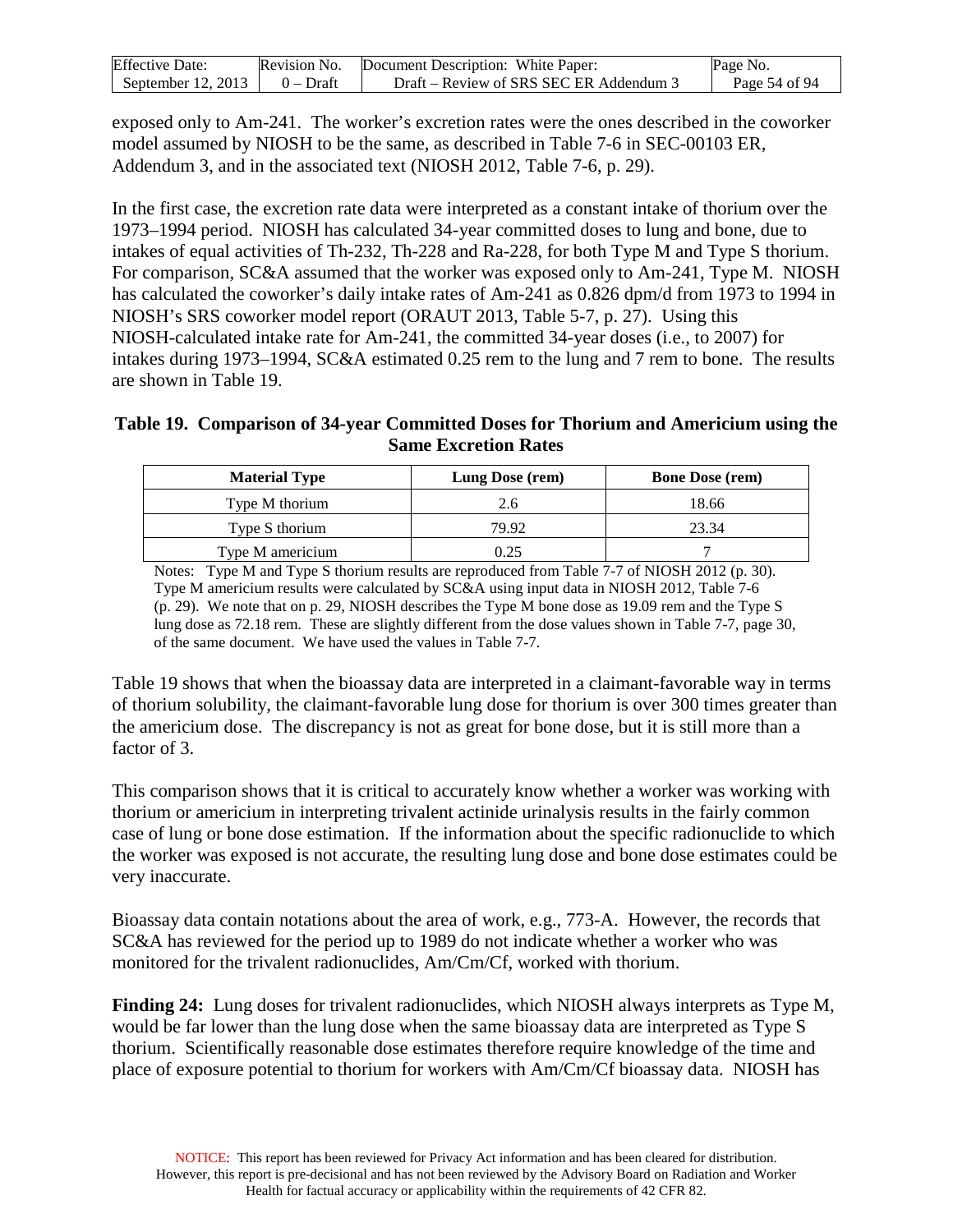exposed only to Am-241. The worker's excretion rates were the ones described in the coworker model assumed by NIOSH to be the same, as described in Table 7-6 in SEC-00103 ER, Addendum 3, and in the associated text (NIOSH 2012, Table 7-6, p. 29).

In the first case, the excretion rate data were interpreted as a constant intake of thorium over the 1973–1994 period. NIOSH has calculated 34-year committed doses to lung and bone, due to intakes of equal activities of Th-232, Th-228 and Ra-228, for both Type M and Type S thorium. For comparison, SC&A assumed that the worker was exposed only to Am-241, Type M. NIOSH has calculated the coworker's daily intake rates of Am-241 as 0.826 dpm/d from 1973 to 1994 in NIOSH's SRS coworker model report (ORAUT 2013, Table 5-7, p. 27). Using this NIOSH-calculated intake rate for Am-241, the committed 34-year doses (i.e., to 2007) for intakes during 1973–1994, SC&A estimated 0.25 rem to the lung and 7 rem to bone. The results are shown in Table 19.

**Table 19. Comparison of 34-year Committed Doses for Thorium and Americium using the Same Excretion Rates**

| Material Type | Lung Dose (rem) | Bone Dose (rem) |
|---|---|---|
| Type M thorium | 2.6 | 18.66 |
| Type S thorium | 79.92 | 23.34 |
| Type M americium | 0.25 | 7 |

Notes: Type M and Type S thorium results are reproduced from Table 7-7 of NIOSH 2012 (p. 30). Type M americium results were calculated by SC&A using input data in NIOSH 2012, Table 7-6 (p. 29). We note that on p. 29, NIOSH describes the Type M bone dose as 19.09 rem and the Type S lung dose as 72.18 rem. These are slightly different from the dose values shown in Table 7-7, page 30, of the same document. We have used the values in Table 7-7.

Table 19 shows that when the bioassay data are interpreted in a claimant-favorable way in terms of thorium solubility, the claimant-favorable lung dose for thorium is over 300 times greater than the americium dose. The discrepancy is not as great for bone dose, but it is still more than a factor of 3.

This comparison shows that it is critical to accurately know whether a worker was working with thorium or americium in interpreting trivalent actinide urinalysis results in the fairly common case of lung or bone dose estimation. If the information about the specific radionuclide to which the worker was exposed is not accurate, the resulting lung dose and bone dose estimates could be very inaccurate.

Bioassay data contain notations about the area of work, e.g., 773-A. However, the records that SC&A has reviewed for the period up to 1989 do not indicate whether a worker who was monitored for the trivalent radionuclides, Am/Cm/Cf, worked with thorium.

**Finding 24:** Lung doses for trivalent radionuclides, which NIOSH always interprets as Type M, would be far lower than the lung dose when the same bioassay data are interpreted as Type S thorium. Scientifically reasonable dose estimates therefore require knowledge of the time and place of exposure potential to thorium for workers with Am/Cm/Cf bioassay data. NIOSH has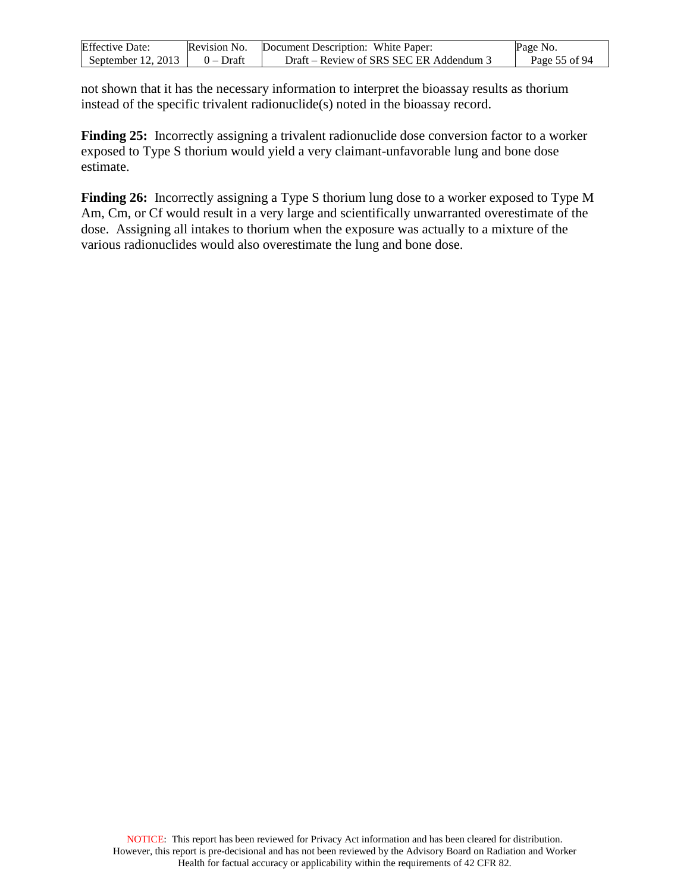not shown that it has the necessary information to interpret the bioassay results as thorium instead of the specific trivalent radionuclide(s) noted in the bioassay record.

**Finding 25:** Incorrectly assigning a trivalent radionuclide dose conversion factor to a worker exposed to Type S thorium would yield a very claimant-unfavorable lung and bone dose estimate.

**Finding 26:** Incorrectly assigning a Type S thorium lung dose to a worker exposed to Type M Am, Cm, or Cf would result in a very large and scientifically unwarranted overestimate of the dose. Assigning all intakes to thorium when the exposure was actually to a mixture of the various radionuclides would also overestimate the lung and bone dose.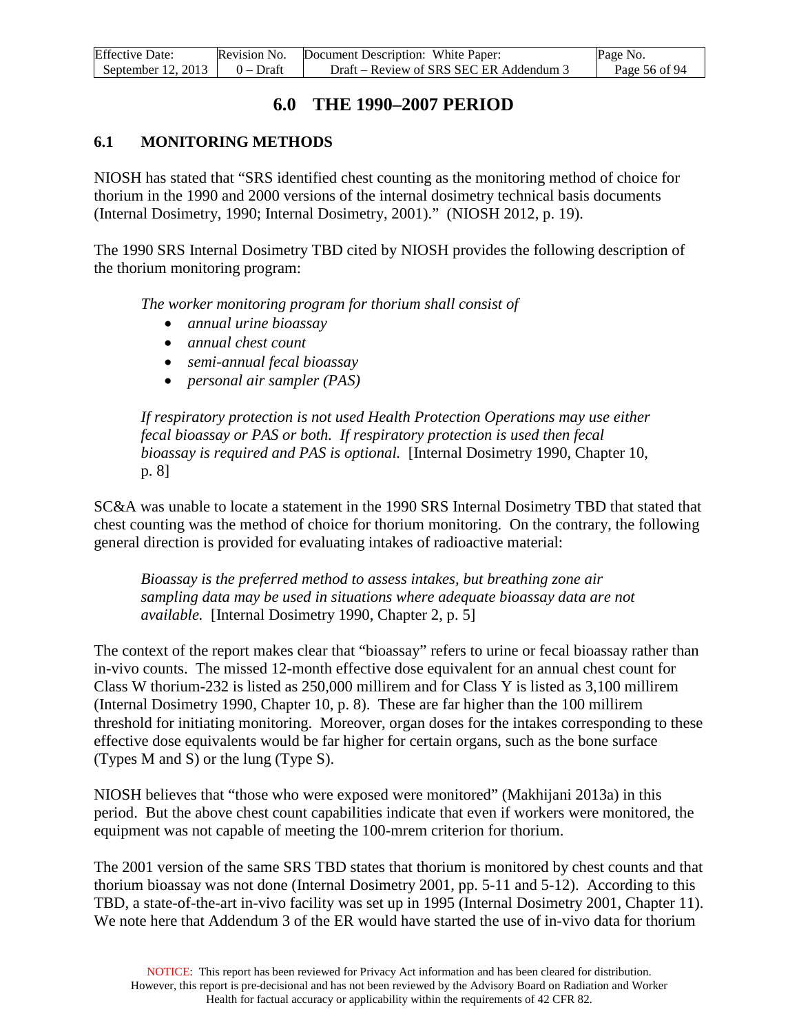# 6.0 THE 1990–2007 PERIOD

## 6.1 MONITORING METHODS

NIOSH has stated that "SRS identified chest counting as the monitoring method of choice for thorium in the 1990 and 2000 versions of the internal dosimetry technical basis documents (Internal Dosimetry, 1990; Internal Dosimetry, 2001)." (NIOSH 2012, p. 19).

The 1990 SRS Internal Dosimetry TBD cited by NIOSH provides the following description of the thorium monitoring program:

> *The worker monitoring program for thorium shall consist of*
>
> - *annual urine bioassay*
> - *annual chest count*
> - *semi-annual fecal bioassay*
> - *personal air sampler (PAS)*
>
> *If respiratory protection is not used Health Protection Operations may use either fecal bioassay or PAS or both. If respiratory protection is used then fecal bioassay is required and PAS is optional.* [Internal Dosimetry 1990, Chapter 10, p. 8]

SC&A was unable to locate a statement in the 1990 SRS Internal Dosimetry TBD that stated that chest counting was the method of choice for thorium monitoring. On the contrary, the following general direction is provided for evaluating intakes of radioactive material:

> *Bioassay is the preferred method to assess intakes, but breathing zone air sampling data may be used in situations where adequate bioassay data are not available.* [Internal Dosimetry 1990, Chapter 2, p. 5]

The context of the report makes clear that "bioassay" refers to urine or fecal bioassay rather than in-vivo counts. The missed 12-month effective dose equivalent for an annual chest count for Class W thorium-232 is listed as 250,000 millirem and for Class Y is listed as 3,100 millirem (Internal Dosimetry 1990, Chapter 10, p. 8). These are far higher than the 100 millirem threshold for initiating monitoring. Moreover, organ doses for the intakes corresponding to these effective dose equivalents would be far higher for certain organs, such as the bone surface (Types M and S) or the lung (Type S).

NIOSH believes that "those who were exposed were monitored" (Makhijani 2013a) in this period. But the above chest count capabilities indicate that even if workers were monitored, the equipment was not capable of meeting the 100-mrem criterion for thorium.

The 2001 version of the same SRS TBD states that thorium is monitored by chest counts and that thorium bioassay was not done (Internal Dosimetry 2001, pp. 5-11 and 5-12). According to this TBD, a state-of-the-art in-vivo facility was set up in 1995 (Internal Dosimetry 2001, Chapter 11). We note here that Addendum 3 of the ER would have started the use of in-vivo data for thorium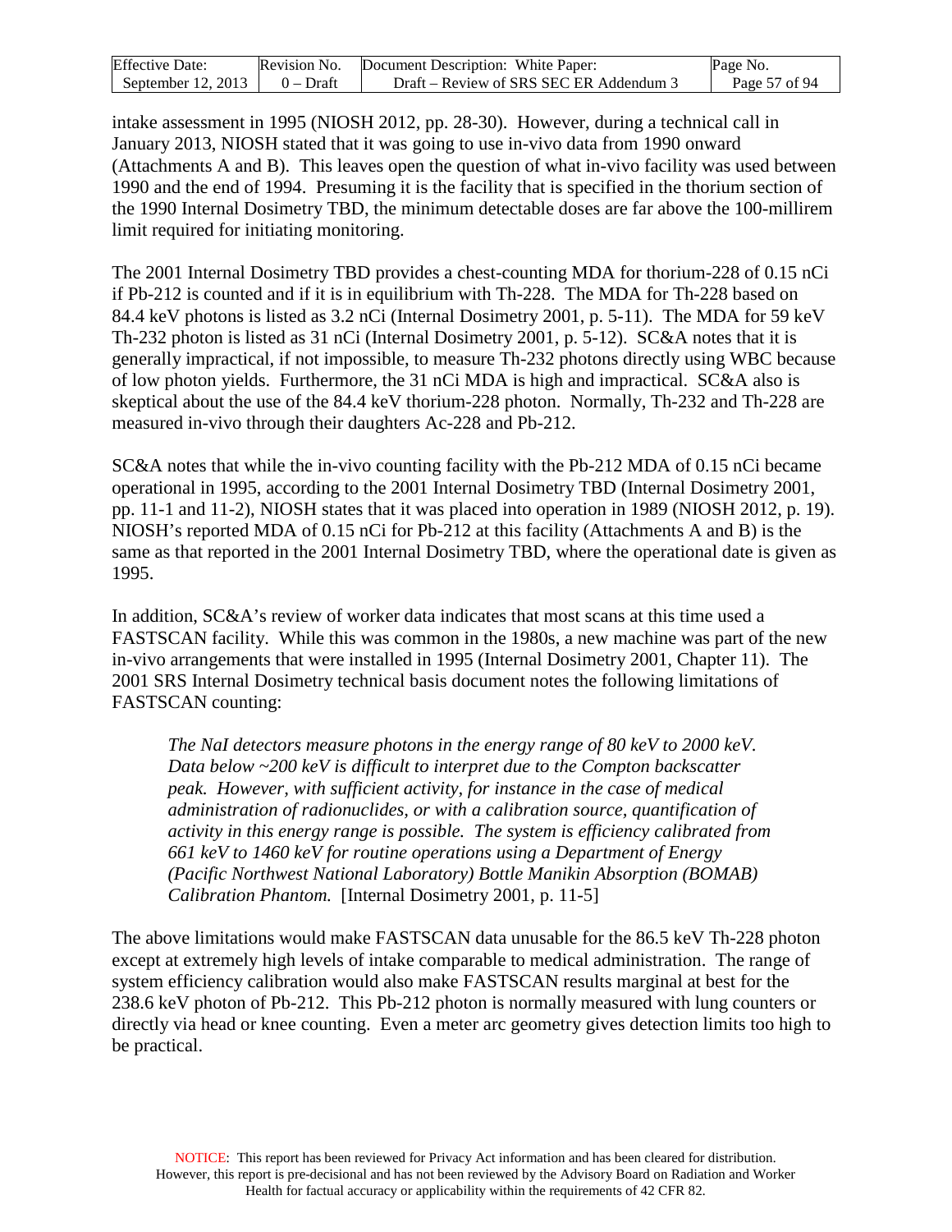intake assessment in 1995 (NIOSH 2012, pp. 28-30). However, during a technical call in January 2013, NIOSH stated that it was going to use in-vivo data from 1990 onward (Attachments A and B). This leaves open the question of what in-vivo facility was used between 1990 and the end of 1994. Presuming it is the facility that is specified in the thorium section of the 1990 Internal Dosimetry TBD, the minimum detectable doses are far above the 100-millirem limit required for initiating monitoring.

The 2001 Internal Dosimetry TBD provides a chest-counting MDA for thorium-228 of 0.15 nCi if Pb-212 is counted and if it is in equilibrium with Th-228. The MDA for Th-228 based on 84.4 keV photons is listed as 3.2 nCi (Internal Dosimetry 2001, p. 5-11). The MDA for 59 keV Th-232 photon is listed as 31 nCi (Internal Dosimetry 2001, p. 5-12). SC&A notes that it is generally impractical, if not impossible, to measure Th-232 photons directly using WBC because of low photon yields. Furthermore, the 31 nCi MDA is high and impractical. SC&A also is skeptical about the use of the 84.4 keV thorium-228 photon. Normally, Th-232 and Th-228 are measured in-vivo through their daughters Ac-228 and Pb-212.

SC&A notes that while the in-vivo counting facility with the Pb-212 MDA of 0.15 nCi became operational in 1995, according to the 2001 Internal Dosimetry TBD (Internal Dosimetry 2001, pp. 11-1 and 11-2), NIOSH states that it was placed into operation in 1989 (NIOSH 2012, p. 19). NIOSH's reported MDA of 0.15 nCi for Pb-212 at this facility (Attachments A and B) is the same as that reported in the 2001 Internal Dosimetry TBD, where the operational date is given as 1995.

In addition, SC&A's review of worker data indicates that most scans at this time used a FASTSCAN facility. While this was common in the 1980s, a new machine was part of the new in-vivo arrangements that were installed in 1995 (Internal Dosimetry 2001, Chapter 11). The 2001 SRS Internal Dosimetry technical basis document notes the following limitations of FASTSCAN counting:

> *The NaI detectors measure photons in the energy range of 80 keV to 2000 keV. Data below ~200 keV is difficult to interpret due to the Compton backscatter peak. However, with sufficient activity, for instance in the case of medical administration of radionuclides, or with a calibration source, quantification of activity in this energy range is possible. The system is efficiency calibrated from 661 keV to 1460 keV for routine operations using a Department of Energy (Pacific Northwest National Laboratory) Bottle Manikin Absorption (BOMAB) Calibration Phantom.* [Internal Dosimetry 2001, p. 11-5]

The above limitations would make FASTSCAN data unusable for the 86.5 keV Th-228 photon except at extremely high levels of intake comparable to medical administration. The range of system efficiency calibration would also make FASTSCAN results marginal at best for the 238.6 keV photon of Pb-212. This Pb-212 photon is normally measured with lung counters or directly via head or knee counting. Even a meter arc geometry gives detection limits too high to be practical.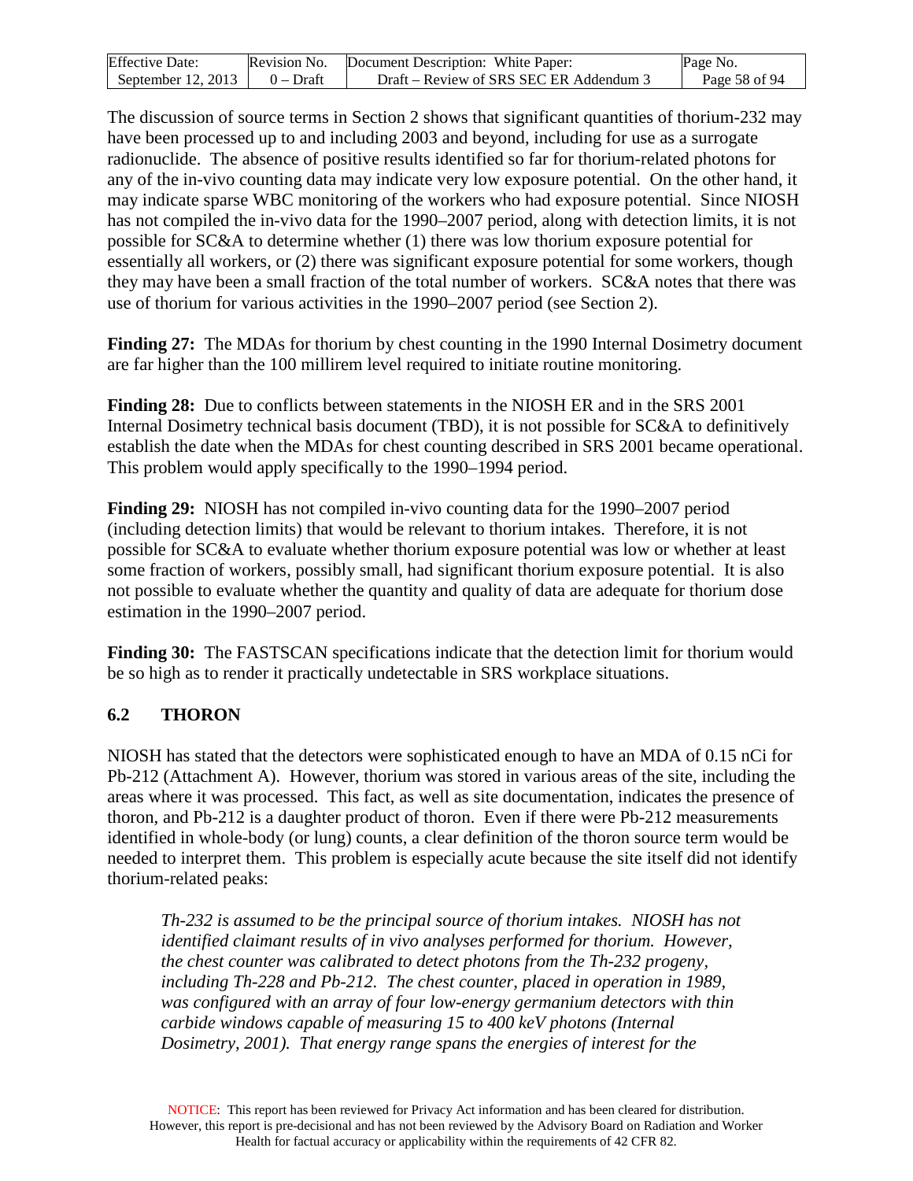The discussion of source terms in Section 2 shows that significant quantities of thorium-232 may have been processed up to and including 2003 and beyond, including for use as a surrogate radionuclide. The absence of positive results identified so far for thorium-related photons for any of the in-vivo counting data may indicate very low exposure potential. On the other hand, it may indicate sparse WBC monitoring of the workers who had exposure potential. Since NIOSH has not compiled the in-vivo data for the 1990–2007 period, along with detection limits, it is not possible for SC&A to determine whether (1) there was low thorium exposure potential for essentially all workers, or (2) there was significant exposure potential for some workers, though they may have been a small fraction of the total number of workers. SC&A notes that there was use of thorium for various activities in the 1990–2007 period (see Section 2).

**Finding 27:** The MDAs for thorium by chest counting in the 1990 Internal Dosimetry document are far higher than the 100 millirem level required to initiate routine monitoring.

**Finding 28:** Due to conflicts between statements in the NIOSH ER and in the SRS 2001 Internal Dosimetry technical basis document (TBD), it is not possible for SC&A to definitively establish the date when the MDAs for chest counting described in SRS 2001 became operational. This problem would apply specifically to the 1990–1994 period.

**Finding 29:** NIOSH has not compiled in-vivo counting data for the 1990–2007 period (including detection limits) that would be relevant to thorium intakes. Therefore, it is not possible for SC&A to evaluate whether thorium exposure potential was low or whether at least some fraction of workers, possibly small, had significant thorium exposure potential. It is also not possible to evaluate whether the quantity and quality of data are adequate for thorium dose estimation in the 1990–2007 period.

**Finding 30:** The FASTSCAN specifications indicate that the detection limit for thorium would be so high as to render it practically undetectable in SRS workplace situations.

## 6.2 THORON

NIOSH has stated that the detectors were sophisticated enough to have an MDA of 0.15 nCi for Pb-212 (Attachment A). However, thorium was stored in various areas of the site, including the areas where it was processed. This fact, as well as site documentation, indicates the presence of thoron, and Pb-212 is a daughter product of thoron. Even if there were Pb-212 measurements identified in whole-body (or lung) counts, a clear definition of the thoron source term would be needed to interpret them. This problem is especially acute because the site itself did not identify thorium-related peaks:

> *Th-232 is assumed to be the principal source of thorium intakes. NIOSH has not identified claimant results of in vivo analyses performed for thorium. However, the chest counter was calibrated to detect photons from the Th-232 progeny, including Th-228 and Pb-212. The chest counter, placed in operation in 1989, was configured with an array of four low-energy germanium detectors with thin carbide windows capable of measuring 15 to 400 keV photons (Internal Dosimetry, 2001). That energy range spans the energies of interest for the*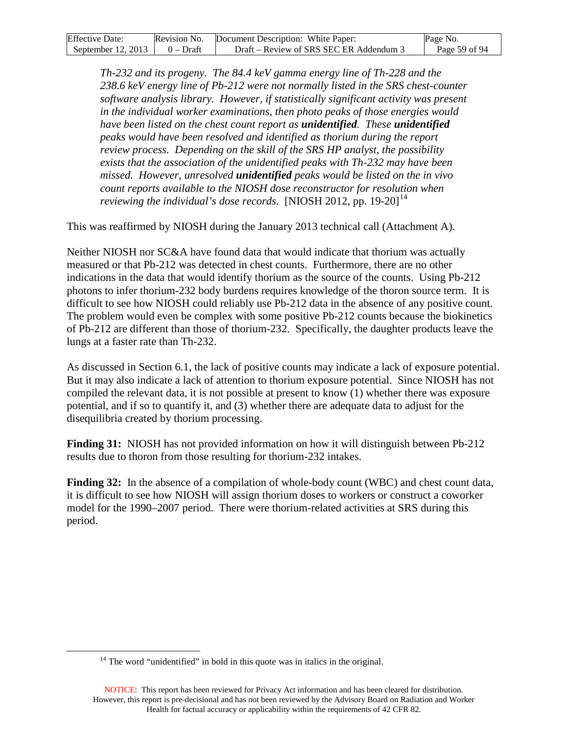> *Th-232 and its progeny. The 84.4 keV gamma energy line of Th-228 and the 238.6 keV energy line of Pb-212 were not normally listed in the SRS chest-counter software analysis library. However, if statistically significant activity was present in the individual worker examinations, then photo peaks of those energies would have been listed on the chest count report as* ***unidentified****. These* ***unidentified*** *peaks would have been resolved and identified as thorium during the report review process. Depending on the skill of the SRS HP analyst, the possibility exists that the association of the unidentified peaks with Th-232 may have been missed. However, unresolved* ***unidentified*** *peaks would be listed on the in vivo count reports available to the NIOSH dose reconstructor for resolution when reviewing the individual's dose records.* [NIOSH 2012, pp. 19-20][14]

This was reaffirmed by NIOSH during the January 2013 technical call (Attachment A).

Neither NIOSH nor SC&A have found data that would indicate that thorium was actually measured or that Pb-212 was detected in chest counts. Furthermore, there are no other indications in the data that would identify thorium as the source of the counts. Using Pb-212 photons to infer thorium-232 body burdens requires knowledge of the thoron source term. It is difficult to see how NIOSH could reliably use Pb-212 data in the absence of any positive count. The problem would even be complex with some positive Pb-212 counts because the biokinetics of Pb-212 are different than those of thorium-232. Specifically, the daughter products leave the lungs at a faster rate than Th-232.

As discussed in Section 6.1, the lack of positive counts may indicate a lack of exposure potential. But it may also indicate a lack of attention to thorium exposure potential. Since NIOSH has not compiled the relevant data, it is not possible at present to know (1) whether there was exposure potential, and if so to quantify it, and (3) whether there are adequate data to adjust for the disequilibria created by thorium processing.

**Finding 31:** NIOSH has not provided information on how it will distinguish between Pb-212 results due to thoron from those resulting for thorium-232 intakes.

**Finding 32:** In the absence of a compilation of whole-body count (WBC) and chest count data, it is difficult to see how NIOSH will assign thorium doses to workers or construct a coworker model for the 1990–2007 period. There were thorium-related activities at SRS during this period.

---

[14] The word "unidentified" in bold in this quote was in italics in the original.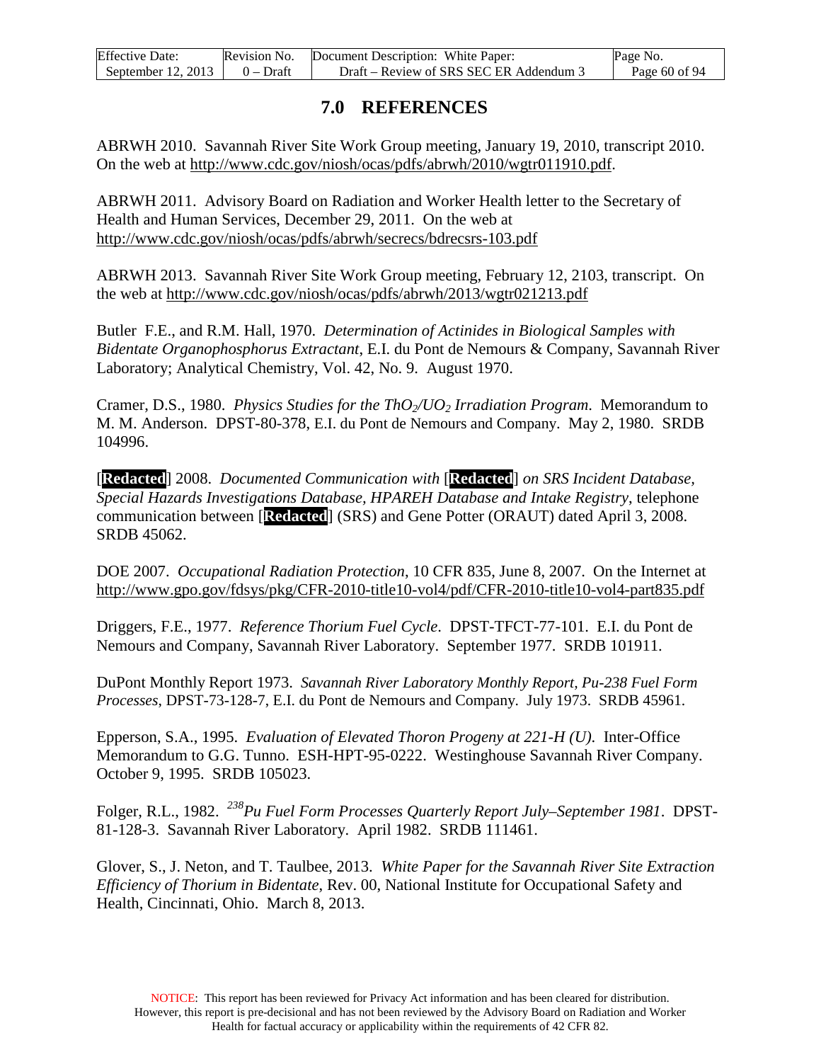# 7.0 REFERENCES

ABRWH 2010. Savannah River Site Work Group meeting, January 19, 2010, transcript 2010. On the web at http://www.cdc.gov/niosh/ocas/pdfs/abrwh/2010/wgtr011910.pdf.

ABRWH 2011. Advisory Board on Radiation and Worker Health letter to the Secretary of Health and Human Services, December 29, 2011. On the web at http://www.cdc.gov/niosh/ocas/pdfs/abrwh/secrecs/bdrecsrs-103.pdf

ABRWH 2013. Savannah River Site Work Group meeting, February 12, 2103, transcript. On the web at http://www.cdc.gov/niosh/ocas/pdfs/abrwh/2013/wgtr021213.pdf

Butler F.E., and R.M. Hall, 1970. *Determination of Actinides in Biological Samples with Bidentate Organophosphorus Extractant*, E.I. du Pont de Nemours & Company, Savannah River Laboratory; Analytical Chemistry, Vol. 42, No. 9. August 1970.

Cramer, D.S., 1980. *Physics Studies for the $ThO_2/UO_2$ Irradiation Program*. Memorandum to M. M. Anderson. DPST-80-378, E.I. du Pont de Nemours and Company. May 2, 1980. SRDB 104996.

[**Redacted**] 2008. *Documented Communication with* [**Redacted**] *on SRS Incident Database, Special Hazards Investigations Database, HPAREH Database and Intake Registry*, telephone communication between [**Redacted**] (SRS) and Gene Potter (ORAUT) dated April 3, 2008. SRDB 45062.

DOE 2007. *Occupational Radiation Protection*, 10 CFR 835, June 8, 2007. On the Internet at http://www.gpo.gov/fdsys/pkg/CFR-2010-title10-vol4/pdf/CFR-2010-title10-vol4-part835.pdf

Driggers, F.E., 1977. *Reference Thorium Fuel Cycle*. DPST-TFCT-77-101. E.I. du Pont de Nemours and Company, Savannah River Laboratory. September 1977. SRDB 101911.

DuPont Monthly Report 1973. *Savannah River Laboratory Monthly Report, Pu-238 Fuel Form Processes*, DPST-73-128-7, E.I. du Pont de Nemours and Company. July 1973. SRDB 45961.

Epperson, S.A., 1995. *Evaluation of Elevated Thoron Progeny at 221-H (U)*. Inter-Office Memorandum to G.G. Tunno. ESH-HPT-95-0222. Westinghouse Savannah River Company. October 9, 1995. SRDB 105023.

Folger, R.L., 1982. *$^{238}$Pu Fuel Form Processes Quarterly Report July–September 1981*. DPST-81-128-3. Savannah River Laboratory. April 1982. SRDB 111461.

Glover, S., J. Neton, and T. Taulbee, 2013. *White Paper for the Savannah River Site Extraction Efficiency of Thorium in Bidentate*, Rev. 00, National Institute for Occupational Safety and Health, Cincinnati, Ohio. March 8, 2013.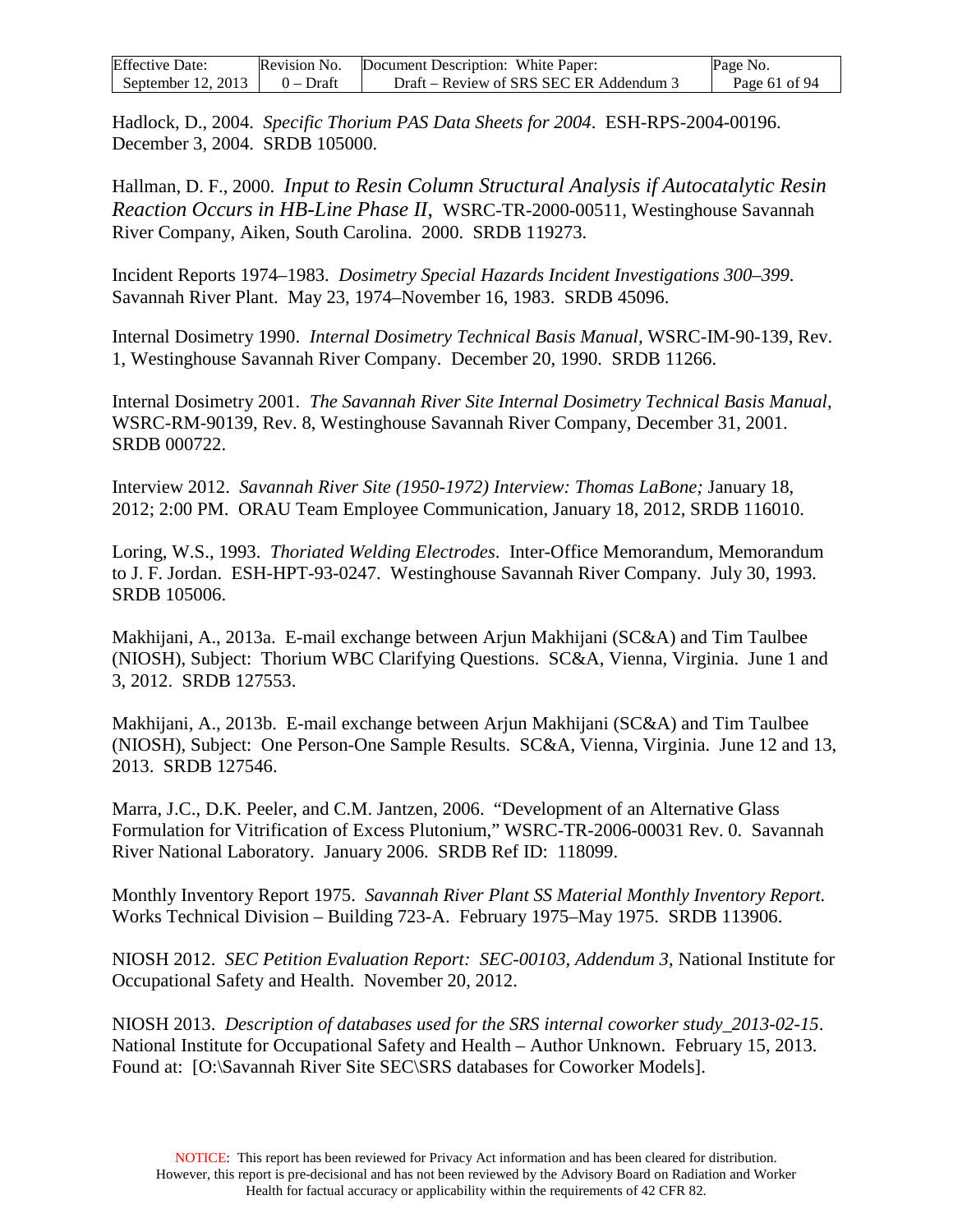Hadlock, D., 2004. *Specific Thorium PAS Data Sheets for 2004*. ESH-RPS-2004-00196. December 3, 2004. SRDB 105000.

Hallman, D. F., 2000. *Input to Resin Column Structural Analysis if Autocatalytic Resin Reaction Occurs in HB-Line Phase II*, WSRC-TR-2000-00511, Westinghouse Savannah River Company, Aiken, South Carolina. 2000. SRDB 119273.

Incident Reports 1974–1983. *Dosimetry Special Hazards Incident Investigations 300–399*. Savannah River Plant. May 23, 1974–November 16, 1983. SRDB 45096.

Internal Dosimetry 1990. *Internal Dosimetry Technical Basis Manual*, WSRC-IM-90-139, Rev. 1, Westinghouse Savannah River Company. December 20, 1990. SRDB 11266.

Internal Dosimetry 2001. *The Savannah River Site Internal Dosimetry Technical Basis Manual*, WSRC-RM-90139, Rev. 8, Westinghouse Savannah River Company, December 31, 2001. SRDB 000722.

Interview 2012. *Savannah River Site (1950-1972) Interview: Thomas LaBone;* January 18, 2012; 2:00 PM. ORAU Team Employee Communication, January 18, 2012, SRDB 116010.

Loring, W.S., 1993. *Thoriated Welding Electrodes*. Inter-Office Memorandum, Memorandum to J. F. Jordan. ESH-HPT-93-0247. Westinghouse Savannah River Company. July 30, 1993. SRDB 105006.

Makhijani, A., 2013a. E-mail exchange between Arjun Makhijani (SC&A) and Tim Taulbee (NIOSH), Subject: Thorium WBC Clarifying Questions. SC&A, Vienna, Virginia. June 1 and 3, 2012. SRDB 127553.

Makhijani, A., 2013b. E-mail exchange between Arjun Makhijani (SC&A) and Tim Taulbee (NIOSH), Subject: One Person-One Sample Results. SC&A, Vienna, Virginia. June 12 and 13, 2013. SRDB 127546.

Marra, J.C., D.K. Peeler, and C.M. Jantzen, 2006. "Development of an Alternative Glass Formulation for Vitrification of Excess Plutonium," WSRC-TR-2006-00031 Rev. 0. Savannah River National Laboratory. January 2006. SRDB Ref ID: 118099.

Monthly Inventory Report 1975. *Savannah River Plant SS Material Monthly Inventory Report.* Works Technical Division – Building 723-A. February 1975–May 1975. SRDB 113906.

NIOSH 2012. *SEC Petition Evaluation Report: SEC-00103, Addendum 3*, National Institute for Occupational Safety and Health. November 20, 2012.

NIOSH 2013. *Description of databases used for the SRS internal coworker study_2013-02-15*. National Institute for Occupational Safety and Health – Author Unknown. February 15, 2013. Found at: [O:\Savannah River Site SEC\SRS databases for Coworker Models].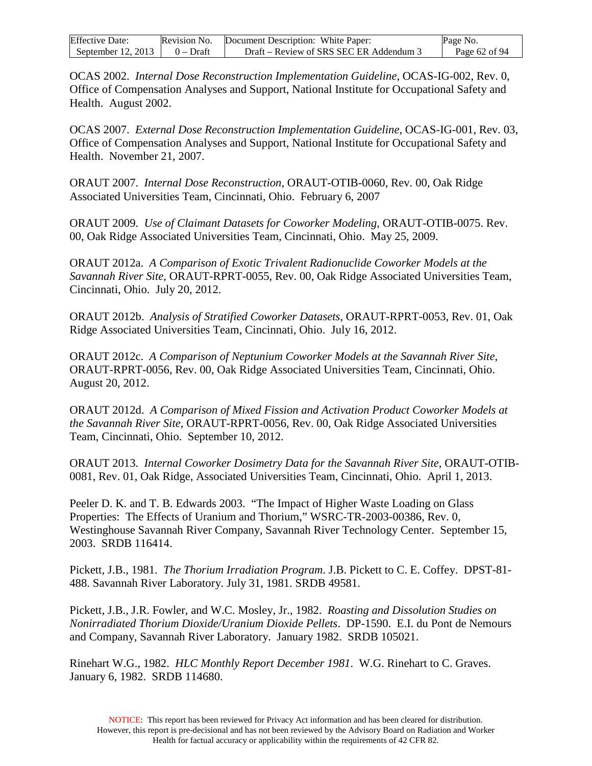OCAS 2002. *Internal Dose Reconstruction Implementation Guideline*, OCAS-IG-002, Rev. 0, Office of Compensation Analyses and Support, National Institute for Occupational Safety and Health. August 2002.

OCAS 2007. *External Dose Reconstruction Implementation Guideline*, OCAS-IG-001, Rev. 03, Office of Compensation Analyses and Support, National Institute for Occupational Safety and Health. November 21, 2007.

ORAUT 2007. *Internal Dose Reconstruction*, ORAUT-OTIB-0060, Rev. 00, Oak Ridge Associated Universities Team, Cincinnati, Ohio. February 6, 2007

ORAUT 2009. *Use of Claimant Datasets for Coworker Modeling*, ORAUT-OTIB-0075. Rev. 00, Oak Ridge Associated Universities Team, Cincinnati, Ohio. May 25, 2009.

ORAUT 2012a. *A Comparison of Exotic Trivalent Radionuclide Coworker Models at the Savannah River Site*, ORAUT-RPRT-0055, Rev. 00, Oak Ridge Associated Universities Team, Cincinnati, Ohio. July 20, 2012.

ORAUT 2012b. *Analysis of Stratified Coworker Datasets*, ORAUT-RPRT-0053, Rev. 01, Oak Ridge Associated Universities Team, Cincinnati, Ohio. July 16, 2012.

ORAUT 2012c. *A Comparison of Neptunium Coworker Models at the Savannah River Site*, ORAUT-RPRT-0056, Rev. 00, Oak Ridge Associated Universities Team, Cincinnati, Ohio. August 20, 2012.

ORAUT 2012d. *A Comparison of Mixed Fission and Activation Product Coworker Models at the Savannah River Site*, ORAUT-RPRT-0056, Rev. 00, Oak Ridge Associated Universities Team, Cincinnati, Ohio. September 10, 2012.

ORAUT 2013. *Internal Coworker Dosimetry Data for the Savannah River Site*, ORAUT-OTIB-0081, Rev. 01, Oak Ridge, Associated Universities Team, Cincinnati, Ohio. April 1, 2013.

Peeler D. K. and T. B. Edwards 2003. "The Impact of Higher Waste Loading on Glass Properties: The Effects of Uranium and Thorium," WSRC-TR-2003-00386, Rev. 0, Westinghouse Savannah River Company, Savannah River Technology Center. September 15, 2003. SRDB 116414.

Pickett, J.B., 1981. *The Thorium Irradiation Program*. J.B. Pickett to C. E. Coffey. DPST-81-488. Savannah River Laboratory. July 31, 1981. SRDB 49581.

Pickett, J.B., J.R. Fowler, and W.C. Mosley, Jr., 1982. *Roasting and Dissolution Studies on Nonirradiated Thorium Dioxide/Uranium Dioxide Pellets*. DP-1590. E.I. du Pont de Nemours and Company, Savannah River Laboratory. January 1982. SRDB 105021.

Rinehart W.G., 1982. *HLC Monthly Report December 1981*. W.G. Rinehart to C. Graves. January 6, 1982. SRDB 114680.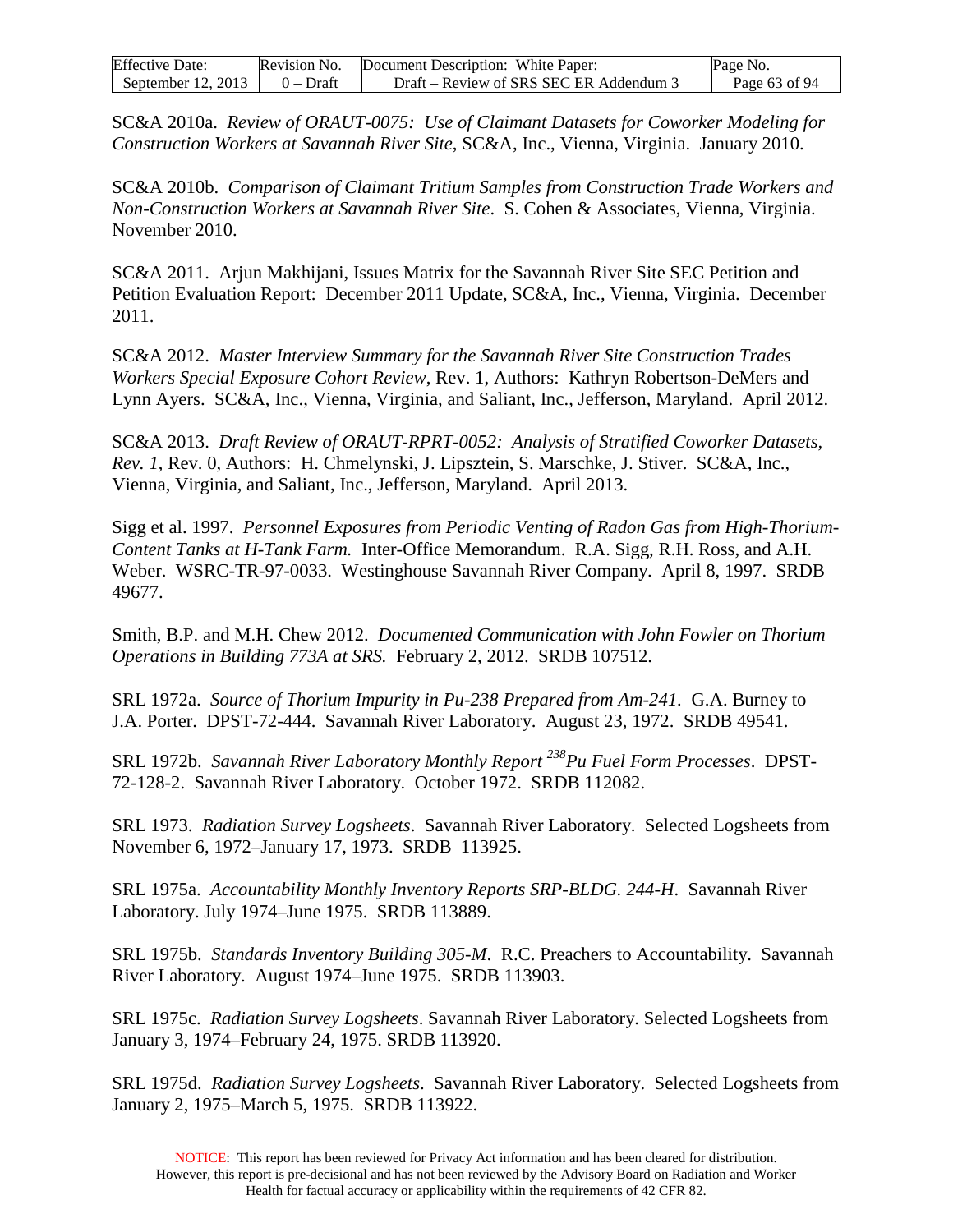SC&A 2010a. *Review of ORAUT-0075: Use of Claimant Datasets for Coworker Modeling for Construction Workers at Savannah River Site*, SC&A, Inc., Vienna, Virginia. January 2010.

SC&A 2010b. *Comparison of Claimant Tritium Samples from Construction Trade Workers and Non-Construction Workers at Savannah River Site*. S. Cohen & Associates, Vienna, Virginia. November 2010.

SC&A 2011. Arjun Makhijani, Issues Matrix for the Savannah River Site SEC Petition and Petition Evaluation Report: December 2011 Update, SC&A, Inc., Vienna, Virginia. December 2011.

SC&A 2012. *Master Interview Summary for the Savannah River Site Construction Trades Workers Special Exposure Cohort Review*, Rev. 1, Authors: Kathryn Robertson-DeMers and Lynn Ayers. SC&A, Inc., Vienna, Virginia, and Saliant, Inc., Jefferson, Maryland. April 2012.

SC&A 2013. *Draft Review of ORAUT-RPRT-0052: Analysis of Stratified Coworker Datasets, Rev. 1*, Rev. 0, Authors: H. Chmelynski, J. Lipsztein, S. Marschke, J. Stiver. SC&A, Inc., Vienna, Virginia, and Saliant, Inc., Jefferson, Maryland. April 2013.

Sigg et al. 1997. *Personnel Exposures from Periodic Venting of Radon Gas from High-Thorium-Content Tanks at H-Tank Farm.* Inter-Office Memorandum. R.A. Sigg, R.H. Ross, and A.H. Weber. WSRC-TR-97-0033. Westinghouse Savannah River Company. April 8, 1997. SRDB 49677.

Smith, B.P. and M.H. Chew 2012. *Documented Communication with John Fowler on Thorium Operations in Building 773A at SRS.* February 2, 2012. SRDB 107512.

SRL 1972a. *Source of Thorium Impurity in Pu-238 Prepared from Am-241*. G.A. Burney to J.A. Porter. DPST-72-444. Savannah River Laboratory. August 23, 1972. SRDB 49541.

SRL 1972b. *Savannah River Laboratory Monthly Report $^{238}$Pu Fuel Form Processes*. DPST-72-128-2. Savannah River Laboratory. October 1972. SRDB 112082.

SRL 1973. *Radiation Survey Logsheets*. Savannah River Laboratory. Selected Logsheets from November 6, 1972–January 17, 1973. SRDB 113925.

SRL 1975a. *Accountability Monthly Inventory Reports SRP-BLDG. 244-H*. Savannah River Laboratory. July 1974–June 1975. SRDB 113889.

SRL 1975b. *Standards Inventory Building 305-M*. R.C. Preachers to Accountability. Savannah River Laboratory. August 1974–June 1975. SRDB 113903.

SRL 1975c. *Radiation Survey Logsheets*. Savannah River Laboratory. Selected Logsheets from January 3, 1974–February 24, 1975. SRDB 113920.

SRL 1975d. *Radiation Survey Logsheets*. Savannah River Laboratory. Selected Logsheets from January 2, 1975–March 5, 1975. SRDB 113922.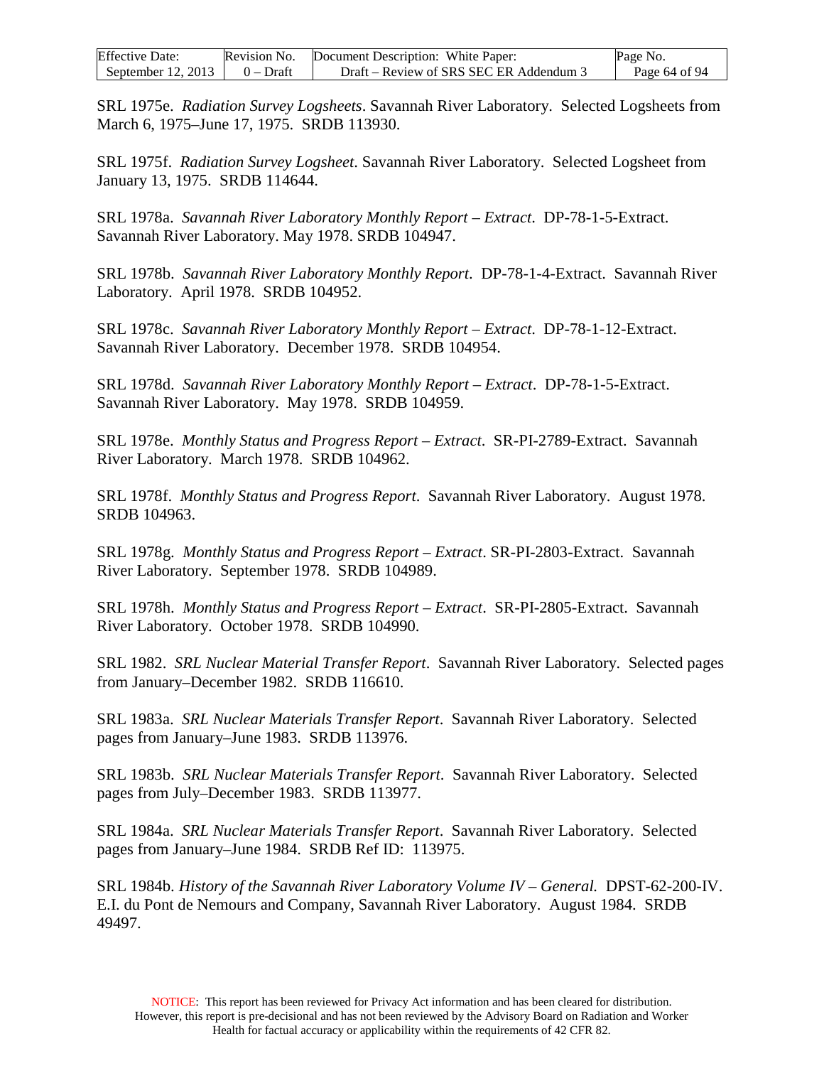SRL 1975e. *Radiation Survey Logsheets*. Savannah River Laboratory. Selected Logsheets from March 6, 1975–June 17, 1975. SRDB 113930.

SRL 1975f. *Radiation Survey Logsheet*. Savannah River Laboratory. Selected Logsheet from January 13, 1975. SRDB 114644.

SRL 1978a. *Savannah River Laboratory Monthly Report – Extract*. DP-78-1-5-Extract. Savannah River Laboratory. May 1978. SRDB 104947.

SRL 1978b. *Savannah River Laboratory Monthly Report*. DP-78-1-4-Extract. Savannah River Laboratory. April 1978. SRDB 104952.

SRL 1978c. *Savannah River Laboratory Monthly Report – Extract*. DP-78-1-12-Extract. Savannah River Laboratory. December 1978. SRDB 104954.

SRL 1978d. *Savannah River Laboratory Monthly Report – Extract*. DP-78-1-5-Extract. Savannah River Laboratory. May 1978. SRDB 104959.

SRL 1978e. *Monthly Status and Progress Report – Extract*. SR-PI-2789-Extract. Savannah River Laboratory. March 1978. SRDB 104962.

SRL 1978f. *Monthly Status and Progress Report*. Savannah River Laboratory. August 1978. SRDB 104963.

SRL 1978g. *Monthly Status and Progress Report – Extract*. SR-PI-2803-Extract. Savannah River Laboratory. September 1978. SRDB 104989.

SRL 1978h. *Monthly Status and Progress Report – Extract*. SR-PI-2805-Extract. Savannah River Laboratory. October 1978. SRDB 104990.

SRL 1982. *SRL Nuclear Material Transfer Report*. Savannah River Laboratory. Selected pages from January–December 1982. SRDB 116610.

SRL 1983a. *SRL Nuclear Materials Transfer Report*. Savannah River Laboratory. Selected pages from January–June 1983. SRDB 113976.

SRL 1983b. *SRL Nuclear Materials Transfer Report.* Savannah River Laboratory. Selected pages from July–December 1983. SRDB 113977.

SRL 1984a. *SRL Nuclear Materials Transfer Report*. Savannah River Laboratory. Selected pages from January–June 1984. SRDB Ref ID: 113975.

SRL 1984b. *History of the Savannah River Laboratory Volume IV – General.* DPST-62-200-IV. E.I. du Pont de Nemours and Company, Savannah River Laboratory. August 1984. SRDB 49497.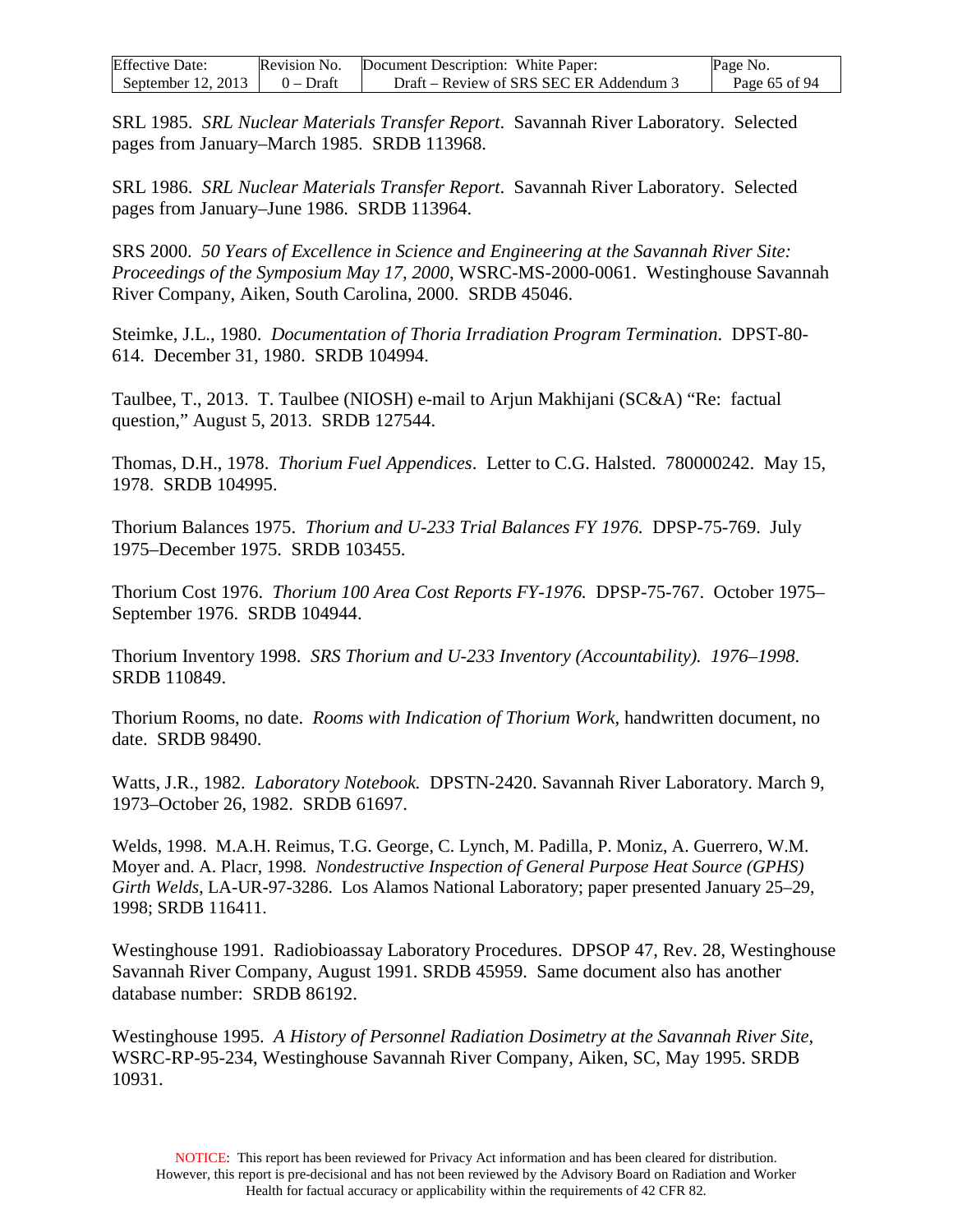SRL 1985. *SRL Nuclear Materials Transfer Report*. Savannah River Laboratory. Selected pages from January–March 1985. SRDB 113968.

SRL 1986. *SRL Nuclear Materials Transfer Report*. Savannah River Laboratory. Selected pages from January–June 1986. SRDB 113964.

SRS 2000. *50 Years of Excellence in Science and Engineering at the Savannah River Site: Proceedings of the Symposium May 17, 2000*, WSRC-MS-2000-0061. Westinghouse Savannah River Company, Aiken, South Carolina, 2000. SRDB 45046.

Steimke, J.L., 1980. *Documentation of Thoria Irradiation Program Termination*. DPST-80-614. December 31, 1980. SRDB 104994.

Taulbee, T., 2013. T. Taulbee (NIOSH) e-mail to Arjun Makhijani (SC&A) "Re: factual question," August 5, 2013. SRDB 127544.

Thomas, D.H., 1978. *Thorium Fuel Appendices*. Letter to C.G. Halsted. 780000242. May 15, 1978. SRDB 104995.

Thorium Balances 1975. *Thorium and U-233 Trial Balances FY 1976.* DPSP-75-769. July 1975–December 1975. SRDB 103455.

Thorium Cost 1976. *Thorium 100 Area Cost Reports FY-1976.* DPSP-75-767. October 1975–September 1976. SRDB 104944.

Thorium Inventory 1998. *SRS Thorium and U-233 Inventory (Accountability). 1976–1998.* SRDB 110849.

Thorium Rooms, no date. *Rooms with Indication of Thorium Work*, handwritten document, no date. SRDB 98490.

Watts, J.R., 1982. *Laboratory Notebook.* DPSTN-2420. Savannah River Laboratory. March 9, 1973–October 26, 1982. SRDB 61697.

Welds, 1998. M.A.H. Reimus, T.G. George, C. Lynch, M. Padilla, P. Moniz, A. Guerrero, W.M. Moyer and. A. Placr, 1998. *Nondestructive Inspection of General Purpose Heat Source (GPHS) Girth Welds*, LA-UR-97-3286. Los Alamos National Laboratory; paper presented January 25–29, 1998; SRDB 116411.

Westinghouse 1991. Radiobioassay Laboratory Procedures. DPSOP 47, Rev. 28, Westinghouse Savannah River Company, August 1991. SRDB 45959. Same document also has another database number: SRDB 86192.

Westinghouse 1995. *A History of Personnel Radiation Dosimetry at the Savannah River Site*, WSRC-RP-95-234, Westinghouse Savannah River Company, Aiken, SC, May 1995. SRDB 10931.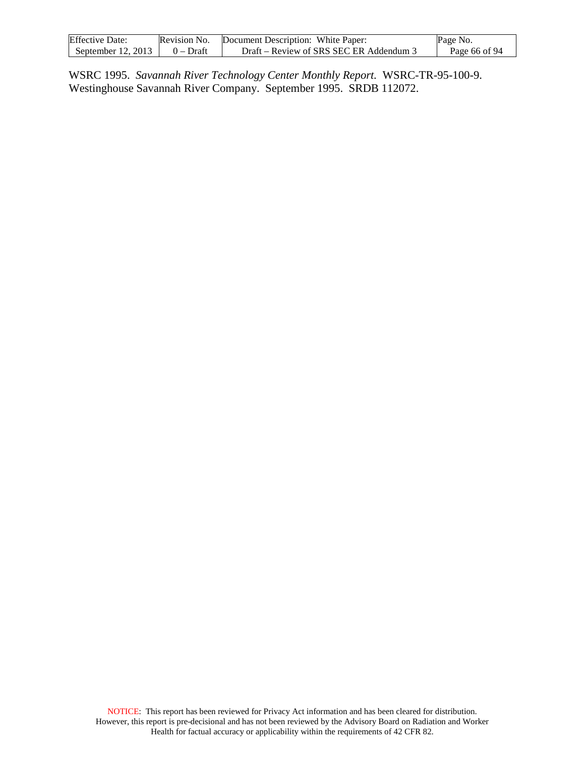WSRC 1995. *Savannah River Technology Center Monthly Report*. WSRC-TR-95-100-9. Westinghouse Savannah River Company. September 1995. SRDB 112072.

NOTICE: This report has been reviewed for Privacy Act information and has been cleared for distribution. However, this report is pre-decisional and has not been reviewed by the Advisory Board on Radiation and Worker Health for factual accuracy or applicability within the requirements of 42 CFR 82.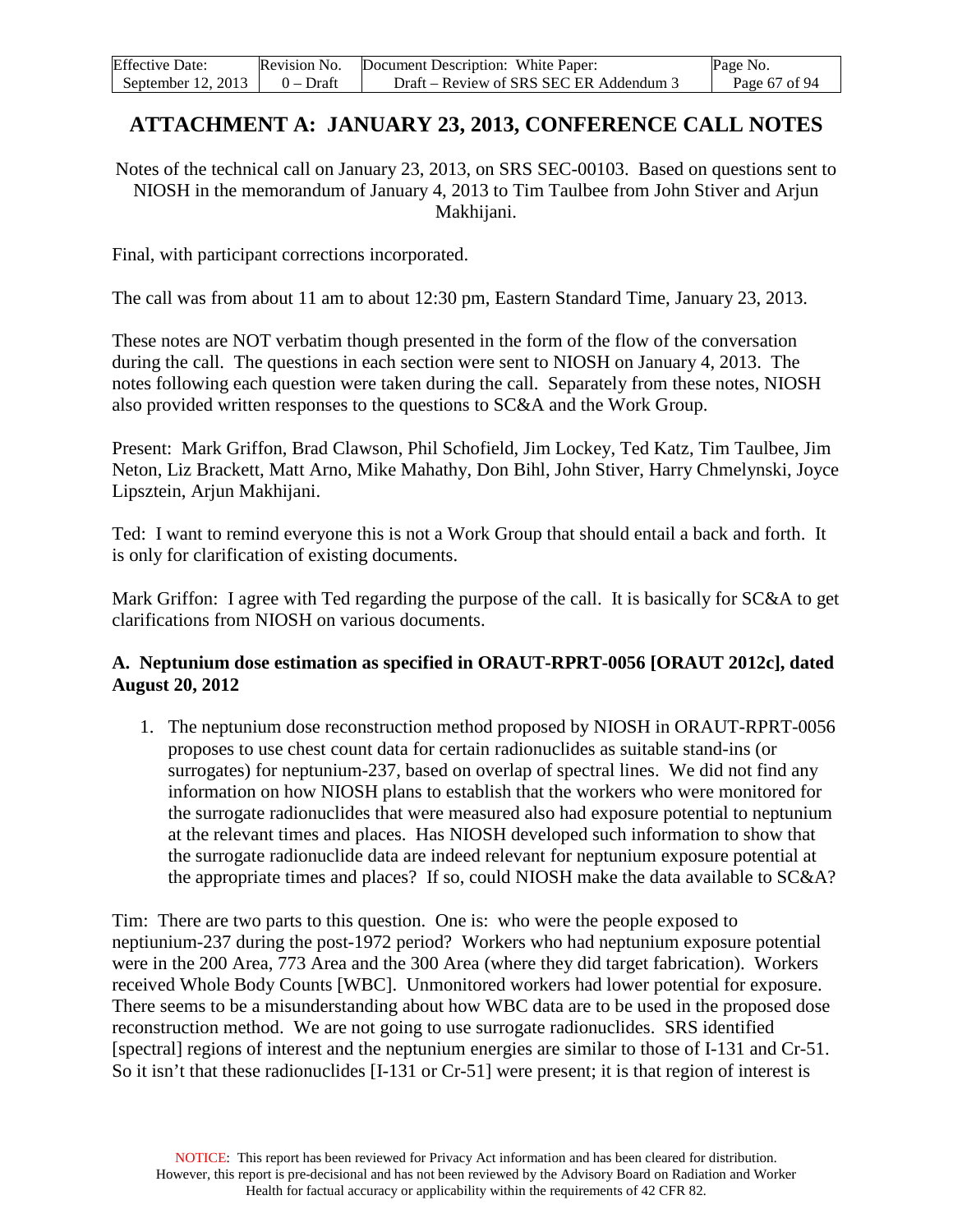# ATTACHMENT A: JANUARY 23, 2013, CONFERENCE CALL NOTES

Notes of the technical call on January 23, 2013, on SRS SEC-00103. Based on questions sent to NIOSH in the memorandum of January 4, 2013 to Tim Taulbee from John Stiver and Arjun Makhijani.

Final, with participant corrections incorporated.

The call was from about 11 am to about 12:30 pm, Eastern Standard Time, January 23, 2013.

These notes are NOT verbatim though presented in the form of the flow of the conversation during the call. The questions in each section were sent to NIOSH on January 4, 2013. The notes following each question were taken during the call. Separately from these notes, NIOSH also provided written responses to the questions to SC&A and the Work Group.

Present: Mark Griffon, Brad Clawson, Phil Schofield, Jim Lockey, Ted Katz, Tim Taulbee, Jim Neton, Liz Brackett, Matt Arno, Mike Mahathy, Don Bihl, John Stiver, Harry Chmelynski, Joyce Lipsztein, Arjun Makhijani.

Ted: I want to remind everyone this is not a Work Group that should entail a back and forth. It is only for clarification of existing documents.

Mark Griffon: I agree with Ted regarding the purpose of the call. It is basically for SC&A to get clarifications from NIOSH on various documents.

### A. Neptunium dose estimation as specified in ORAUT-RPRT-0056 [ORAUT 2012c], dated August 20, 2012

1. The neptunium dose reconstruction method proposed by NIOSH in ORAUT-RPRT-0056 proposes to use chest count data for certain radionuclides as suitable stand-ins (or surrogates) for neptunium-237, based on overlap of spectral lines. We did not find any information on how NIOSH plans to establish that the workers who were monitored for the surrogate radionuclides that were measured also had exposure potential to neptunium at the relevant times and places. Has NIOSH developed such information to show that the surrogate radionuclide data are indeed relevant for neptunium exposure potential at the appropriate times and places? If so, could NIOSH make the data available to SC&A?

Tim: There are two parts to this question. One is: who were the people exposed to neptiunium-237 during the post-1972 period? Workers who had neptunium exposure potential were in the 200 Area, 773 Area and the 300 Area (where they did target fabrication). Workers received Whole Body Counts [WBC]. Unmonitored workers had lower potential for exposure. There seems to be a misunderstanding about how WBC data are to be used in the proposed dose reconstruction method. We are not going to use surrogate radionuclides. SRS identified [spectral] regions of interest and the neptunium energies are similar to those of I-131 and Cr-51. So it isn't that these radionuclides [I-131 or Cr-51] were present; it is that region of interest is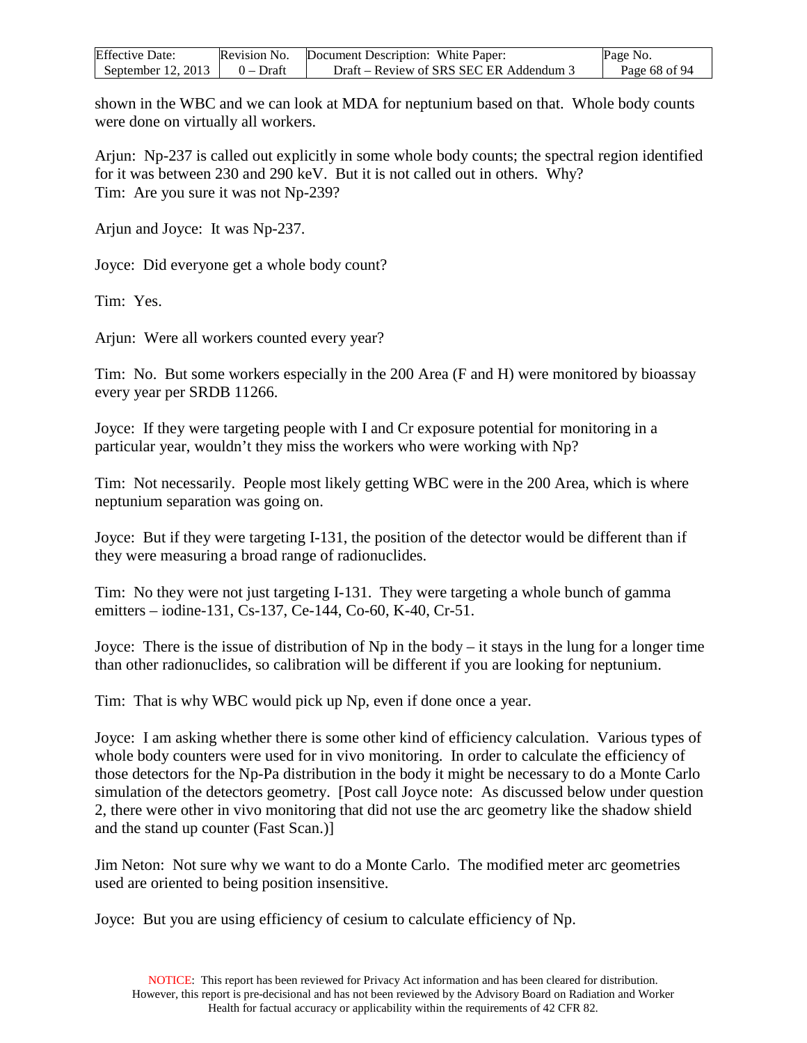shown in the WBC and we can look at MDA for neptunium based on that. Whole body counts were done on virtually all workers.

Arjun: Np-237 is called out explicitly in some whole body counts; the spectral region identified for it was between 230 and 290 keV. But it is not called out in others. Why?
Tim: Are you sure it was not Np-239?

Arjun and Joyce: It was Np-237.

Joyce: Did everyone get a whole body count?

Tim: Yes.

Arjun: Were all workers counted every year?

Tim: No. But some workers especially in the 200 Area (F and H) were monitored by bioassay every year per SRDB 11266.

Joyce: If they were targeting people with I and Cr exposure potential for monitoring in a particular year, wouldn't they miss the workers who were working with Np?

Tim: Not necessarily. People most likely getting WBC were in the 200 Area, which is where neptunium separation was going on.

Joyce: But if they were targeting I-131, the position of the detector would be different than if they were measuring a broad range of radionuclides.

Tim: No they were not just targeting I-131. They were targeting a whole bunch of gamma emitters – iodine-131, Cs-137, Ce-144, Co-60, K-40, Cr-51.

Joyce: There is the issue of distribution of Np in the body – it stays in the lung for a longer time than other radionuclides, so calibration will be different if you are looking for neptunium.

Tim: That is why WBC would pick up Np, even if done once a year.

Joyce: I am asking whether there is some other kind of efficiency calculation. Various types of whole body counters were used for in vivo monitoring. In order to calculate the efficiency of those detectors for the Np-Pa distribution in the body it might be necessary to do a Monte Carlo simulation of the detectors geometry. [Post call Joyce note: As discussed below under question 2, there were other in vivo monitoring that did not use the arc geometry like the shadow shield and the stand up counter (Fast Scan.)]

Jim Neton: Not sure why we want to do a Monte Carlo. The modified meter arc geometries used are oriented to being position insensitive.

Joyce: But you are using efficiency of cesium to calculate efficiency of Np.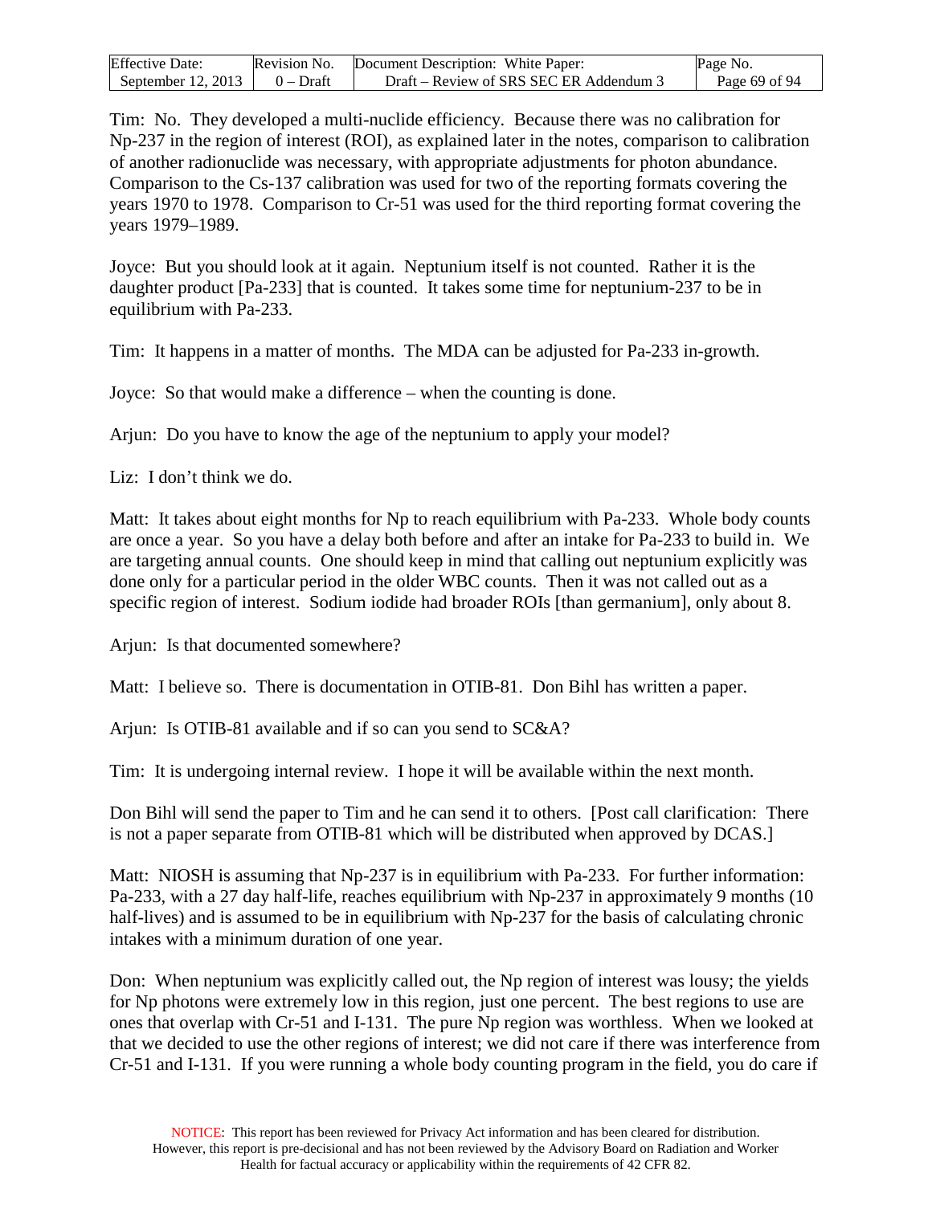Tim: No. They developed a multi-nuclide efficiency. Because there was no calibration for Np-237 in the region of interest (ROI), as explained later in the notes, comparison to calibration of another radionuclide was necessary, with appropriate adjustments for photon abundance. Comparison to the Cs-137 calibration was used for two of the reporting formats covering the years 1970 to 1978. Comparison to Cr-51 was used for the third reporting format covering the years 1979–1989.

Joyce: But you should look at it again. Neptunium itself is not counted. Rather it is the daughter product [Pa-233] that is counted. It takes some time for neptunium-237 to be in equilibrium with Pa-233.

Tim: It happens in a matter of months. The MDA can be adjusted for Pa-233 in-growth.

Joyce: So that would make a difference – when the counting is done.

Arjun: Do you have to know the age of the neptunium to apply your model?

Liz: I don't think we do.

Matt: It takes about eight months for Np to reach equilibrium with Pa-233. Whole body counts are once a year. So you have a delay both before and after an intake for Pa-233 to build in. We are targeting annual counts. One should keep in mind that calling out neptunium explicitly was done only for a particular period in the older WBC counts. Then it was not called out as a specific region of interest. Sodium iodide had broader ROIs [than germanium], only about 8.

Arjun: Is that documented somewhere?

Matt: I believe so. There is documentation in OTIB-81. Don Bihl has written a paper.

Arjun: Is OTIB-81 available and if so can you send to SC&A?

Tim: It is undergoing internal review. I hope it will be available within the next month.

Don Bihl will send the paper to Tim and he can send it to others. [Post call clarification: There is not a paper separate from OTIB-81 which will be distributed when approved by DCAS.]

Matt: NIOSH is assuming that Np-237 is in equilibrium with Pa-233. For further information: Pa-233, with a 27 day half-life, reaches equilibrium with Np-237 in approximately 9 months (10 half-lives) and is assumed to be in equilibrium with Np-237 for the basis of calculating chronic intakes with a minimum duration of one year.

Don: When neptunium was explicitly called out, the Np region of interest was lousy; the yields for Np photons were extremely low in this region, just one percent. The best regions to use are ones that overlap with Cr-51 and I-131. The pure Np region was worthless. When we looked at that we decided to use the other regions of interest; we did not care if there was interference from Cr-51 and I-131. If you were running a whole body counting program in the field, you do care if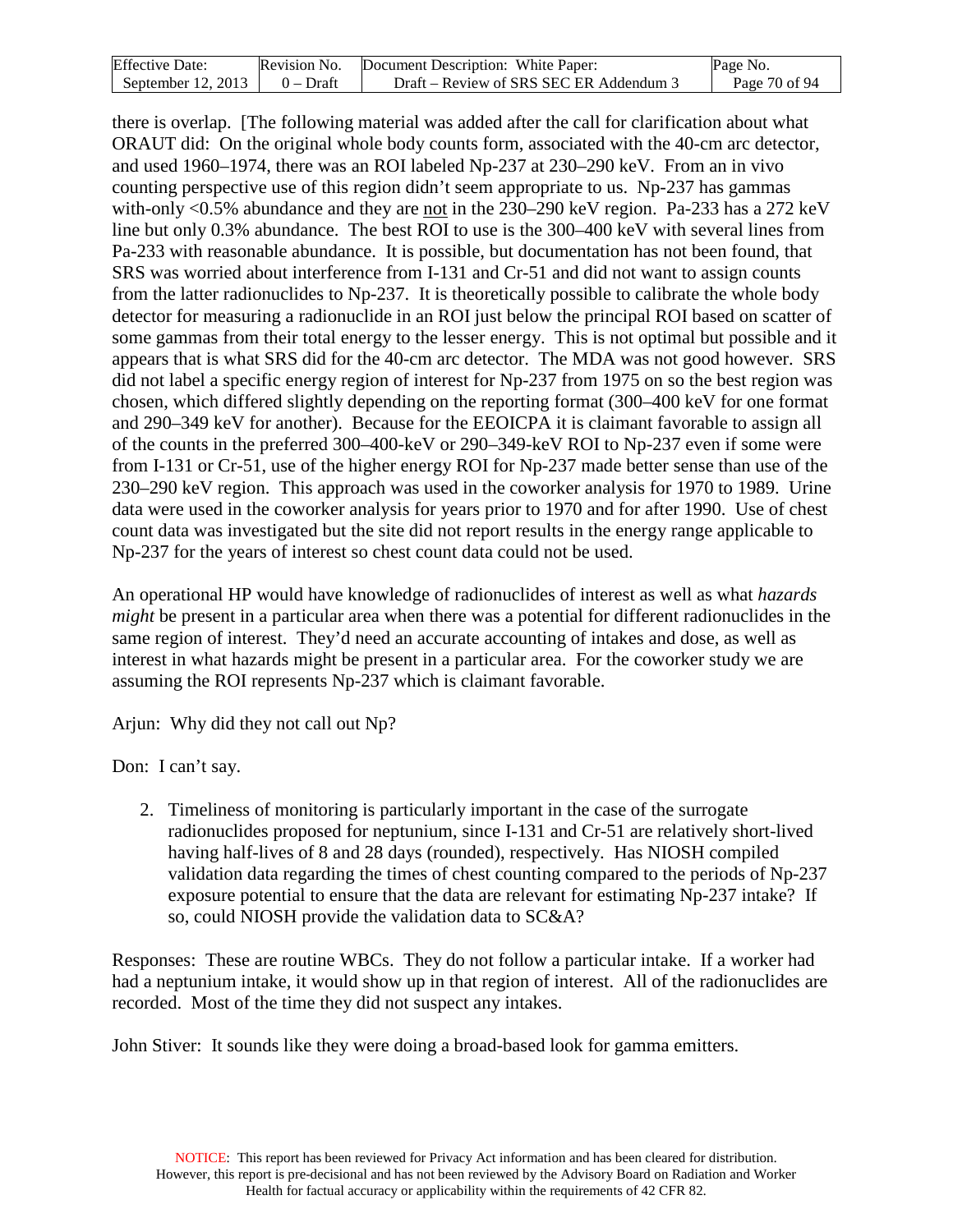there is overlap. [The following material was added after the call for clarification about what ORAUT did: On the original whole body counts form, associated with the 40-cm arc detector, and used 1960–1974, there was an ROI labeled Np-237 at 230–290 keV. From an in vivo counting perspective use of this region didn't seem appropriate to us. Np-237 has gammas with-only <0.5% abundance and they are not in the 230–290 keV region. Pa-233 has a 272 keV line but only 0.3% abundance. The best ROI to use is the 300–400 keV with several lines from Pa-233 with reasonable abundance. It is possible, but documentation has not been found, that SRS was worried about interference from I-131 and Cr-51 and did not want to assign counts from the latter radionuclides to Np-237. It is theoretically possible to calibrate the whole body detector for measuring a radionuclide in an ROI just below the principal ROI based on scatter of some gammas from their total energy to the lesser energy. This is not optimal but possible and it appears that is what SRS did for the 40-cm arc detector. The MDA was not good however. SRS did not label a specific energy region of interest for Np-237 from 1975 on so the best region was chosen, which differed slightly depending on the reporting format (300–400 keV for one format and 290–349 keV for another). Because for the EEOICPA it is claimant favorable to assign all of the counts in the preferred 300–400-keV or 290–349-keV ROI to Np-237 even if some were from I-131 or Cr-51, use of the higher energy ROI for Np-237 made better sense than use of the 230–290 keV region. This approach was used in the coworker analysis for 1970 to 1989. Urine data were used in the coworker analysis for years prior to 1970 and for after 1990. Use of chest count data was investigated but the site did not report results in the energy range applicable to Np-237 for the years of interest so chest count data could not be used.

An operational HP would have knowledge of radionuclides of interest as well as what *hazards might* be present in a particular area when there was a potential for different radionuclides in the same region of interest. They'd need an accurate accounting of intakes and dose, as well as interest in what hazards might be present in a particular area. For the coworker study we are assuming the ROI represents Np-237 which is claimant favorable.

Arjun: Why did they not call out Np?

Don: I can't say.

2. Timeliness of monitoring is particularly important in the case of the surrogate radionuclides proposed for neptunium, since I-131 and Cr-51 are relatively short-lived having half-lives of 8 and 28 days (rounded), respectively. Has NIOSH compiled validation data regarding the times of chest counting compared to the periods of Np-237 exposure potential to ensure that the data are relevant for estimating Np-237 intake? If so, could NIOSH provide the validation data to SC&A?

Responses: These are routine WBCs. They do not follow a particular intake. If a worker had had a neptunium intake, it would show up in that region of interest. All of the radionuclides are recorded. Most of the time they did not suspect any intakes.

John Stiver: It sounds like they were doing a broad-based look for gamma emitters.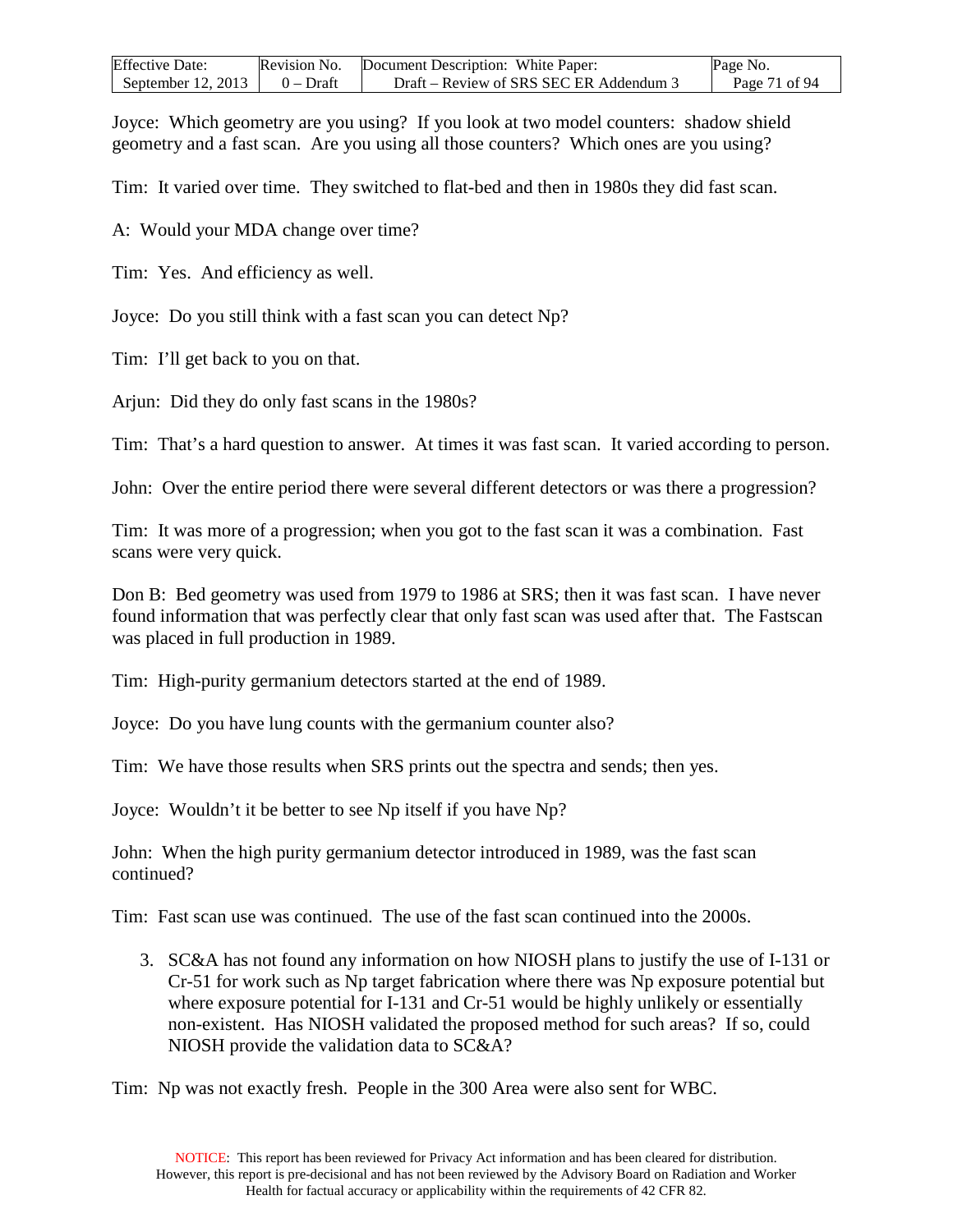Joyce: Which geometry are you using? If you look at two model counters: shadow shield geometry and a fast scan. Are you using all those counters? Which ones are you using?

Tim: It varied over time. They switched to flat-bed and then in 1980s they did fast scan.

A: Would your MDA change over time?

Tim: Yes. And efficiency as well.

Joyce: Do you still think with a fast scan you can detect Np?

Tim: I'll get back to you on that.

Arjun: Did they do only fast scans in the 1980s?

Tim: That's a hard question to answer. At times it was fast scan. It varied according to person.

John: Over the entire period there were several different detectors or was there a progression?

Tim: It was more of a progression; when you got to the fast scan it was a combination. Fast scans were very quick.

Don B: Bed geometry was used from 1979 to 1986 at SRS; then it was fast scan. I have never found information that was perfectly clear that only fast scan was used after that. The Fastscan was placed in full production in 1989.

Tim: High-purity germanium detectors started at the end of 1989.

Joyce: Do you have lung counts with the germanium counter also?

Tim: We have those results when SRS prints out the spectra and sends; then yes.

Joyce: Wouldn't it be better to see Np itself if you have Np?

John: When the high purity germanium detector introduced in 1989, was the fast scan continued?

Tim: Fast scan use was continued. The use of the fast scan continued into the 2000s.

3. SC&A has not found any information on how NIOSH plans to justify the use of I-131 or Cr-51 for work such as Np target fabrication where there was Np exposure potential but where exposure potential for I-131 and Cr-51 would be highly unlikely or essentially non-existent. Has NIOSH validated the proposed method for such areas? If so, could NIOSH provide the validation data to SC&A?

Tim: Np was not exactly fresh. People in the 300 Area were also sent for WBC.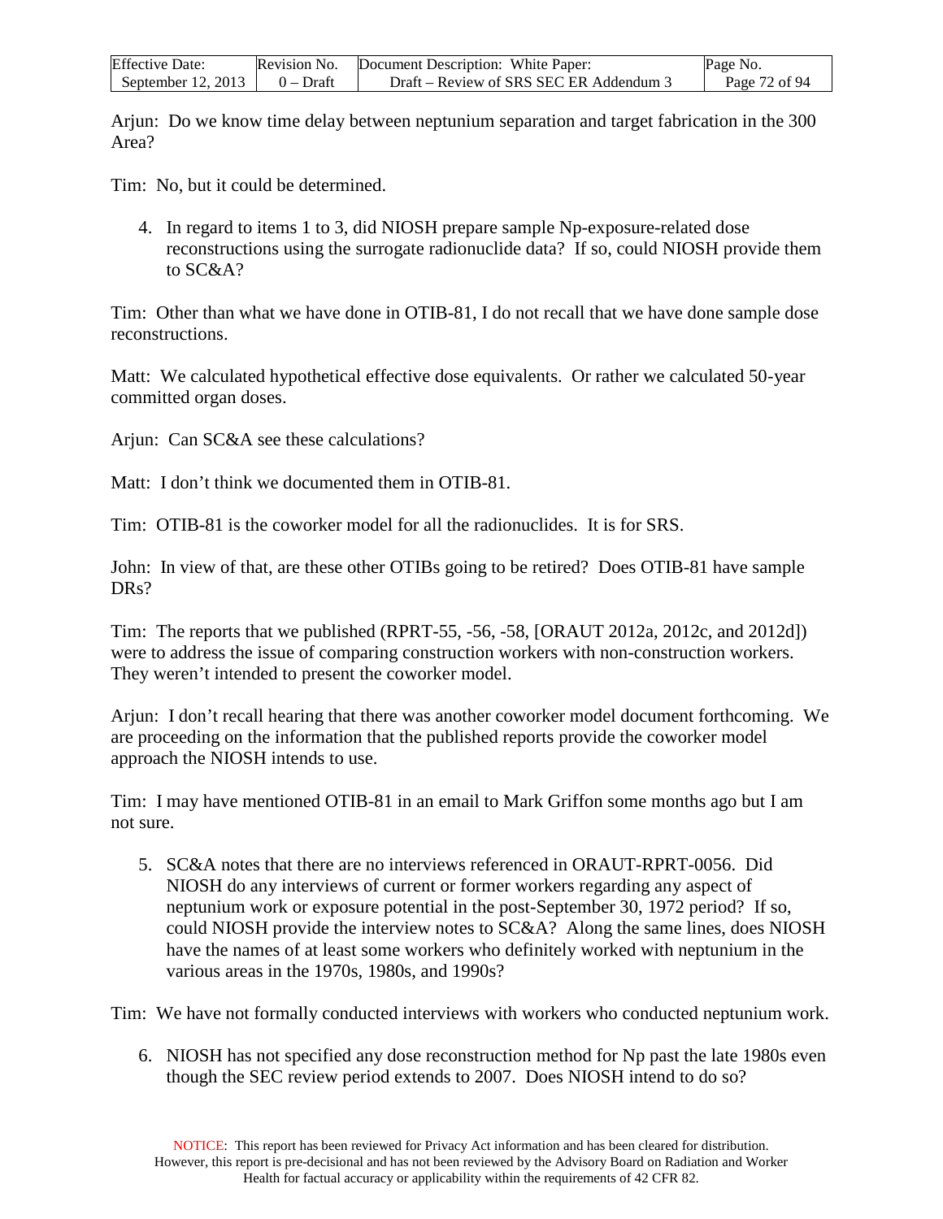Arjun: Do we know time delay between neptunium separation and target fabrication in the 300 Area?

Tim: No, but it could be determined.

4. In regard to items 1 to 3, did NIOSH prepare sample Np-exposure-related dose reconstructions using the surrogate radionuclide data? If so, could NIOSH provide them to SC&A?

Tim: Other than what we have done in OTIB-81, I do not recall that we have done sample dose reconstructions.

Matt: We calculated hypothetical effective dose equivalents. Or rather we calculated 50-year committed organ doses.

Arjun: Can SC&A see these calculations?

Matt: I don't think we documented them in OTIB-81.

Tim: OTIB-81 is the coworker model for all the radionuclides. It is for SRS.

John: In view of that, are these other OTIBs going to be retired? Does OTIB-81 have sample DRs?

Tim: The reports that we published (RPRT-55, -56, -58, [ORAUT 2012a, 2012c, and 2012d]) were to address the issue of comparing construction workers with non-construction workers. They weren't intended to present the coworker model.

Arjun: I don't recall hearing that there was another coworker model document forthcoming. We are proceeding on the information that the published reports provide the coworker model approach the NIOSH intends to use.

Tim: I may have mentioned OTIB-81 in an email to Mark Griffon some months ago but I am not sure.

5. SC&A notes that there are no interviews referenced in ORAUT-RPRT-0056. Did NIOSH do any interviews of current or former workers regarding any aspect of neptunium work or exposure potential in the post-September 30, 1972 period? If so, could NIOSH provide the interview notes to SC&A? Along the same lines, does NIOSH have the names of at least some workers who definitely worked with neptunium in the various areas in the 1970s, 1980s, and 1990s?

Tim: We have not formally conducted interviews with workers who conducted neptunium work.

6. NIOSH has not specified any dose reconstruction method for Np past the late 1980s even though the SEC review period extends to 2007. Does NIOSH intend to do so?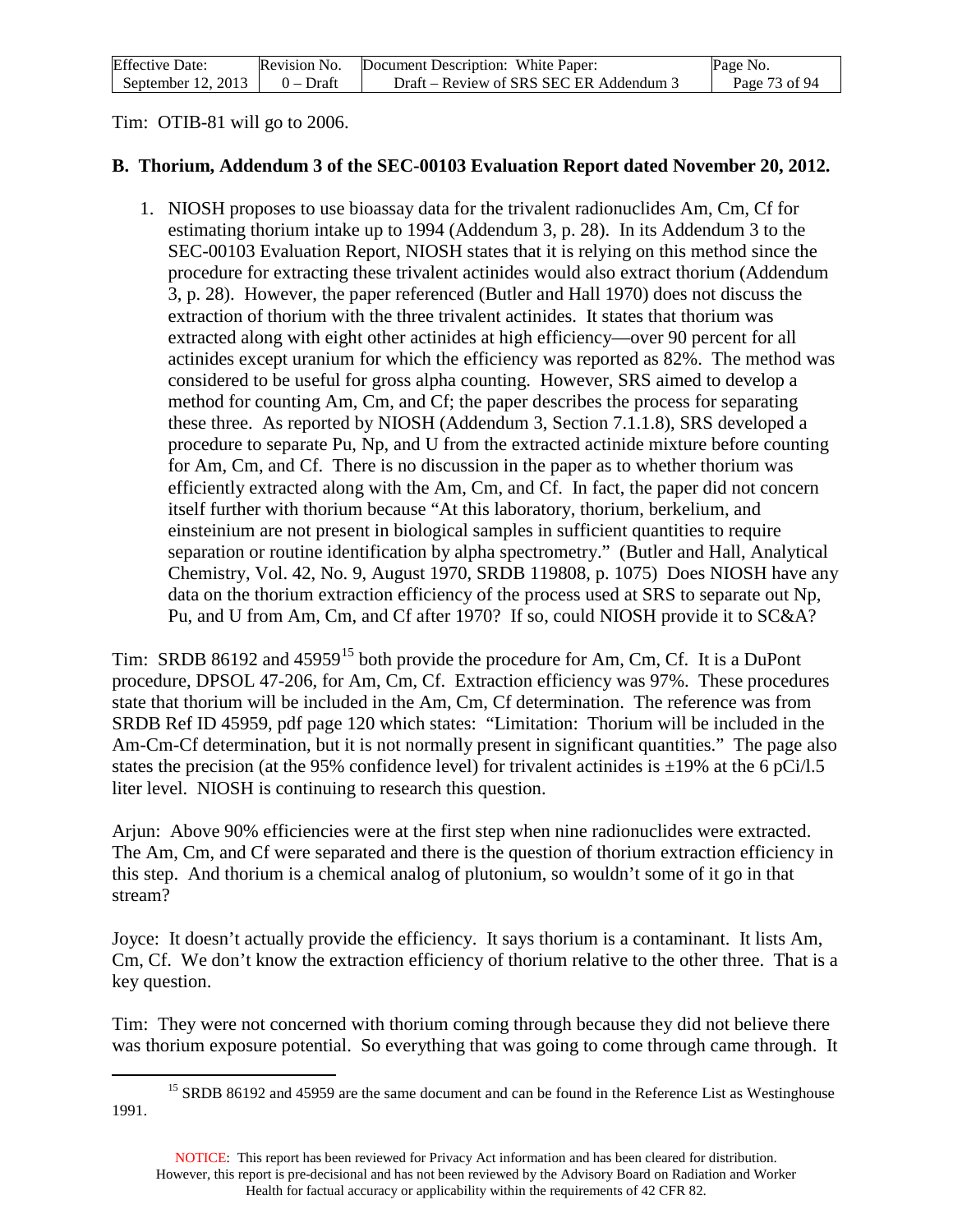Tim: OTIB-81 will go to 2006.

## B. Thorium, Addendum 3 of the SEC-00103 Evaluation Report dated November 20, 2012.

1. NIOSH proposes to use bioassay data for the trivalent radionuclides Am, Cm, Cf for estimating thorium intake up to 1994 (Addendum 3, p. 28). In its Addendum 3 to the SEC-00103 Evaluation Report, NIOSH states that it is relying on this method since the procedure for extracting these trivalent actinides would also extract thorium (Addendum 3, p. 28). However, the paper referenced (Butler and Hall 1970) does not discuss the extraction of thorium with the three trivalent actinides. It states that thorium was extracted along with eight other actinides at high efficiency—over 90 percent for all actinides except uranium for which the efficiency was reported as 82%. The method was considered to be useful for gross alpha counting. However, SRS aimed to develop a method for counting Am, Cm, and Cf; the paper describes the process for separating these three. As reported by NIOSH (Addendum 3, Section 7.1.1.8), SRS developed a procedure to separate Pu, Np, and U from the extracted actinide mixture before counting for Am, Cm, and Cf. There is no discussion in the paper as to whether thorium was efficiently extracted along with the Am, Cm, and Cf. In fact, the paper did not concern itself further with thorium because "At this laboratory, thorium, berkelium, and einsteinium are not present in biological samples in sufficient quantities to require separation or routine identification by alpha spectrometry." (Butler and Hall, Analytical Chemistry, Vol. 42, No. 9, August 1970, SRDB 119808, p. 1075) Does NIOSH have any data on the thorium extraction efficiency of the process used at SRS to separate out Np, Pu, and U from Am, Cm, and Cf after 1970? If so, could NIOSH provide it to SC&A?

Tim: SRDB 86192 and 45959[15] both provide the procedure for Am, Cm, Cf. It is a DuPont procedure, DPSOL 47-206, for Am, Cm, Cf. Extraction efficiency was 97%. These procedures state that thorium will be included in the Am, Cm, Cf determination. The reference was from SRDB Ref ID 45959, pdf page 120 which states: "Limitation: Thorium will be included in the Am-Cm-Cf determination, but it is not normally present in significant quantities." The page also states the precision (at the 95% confidence level) for trivalent actinides is ±19% at the 6 pCi/l.5 liter level. NIOSH is continuing to research this question.

Arjun: Above 90% efficiencies were at the first step when nine radionuclides were extracted. The Am, Cm, and Cf were separated and there is the question of thorium extraction efficiency in this step. And thorium is a chemical analog of plutonium, so wouldn't some of it go in that stream?

Joyce: It doesn't actually provide the efficiency. It says thorium is a contaminant. It lists Am, Cm, Cf. We don't know the extraction efficiency of thorium relative to the other three. That is a key question.

Tim: They were not concerned with thorium coming through because they did not believe there was thorium exposure potential. So everything that was going to come through came through. It

[15] SRDB 86192 and 45959 are the same document and can be found in the Reference List as Westinghouse 1991.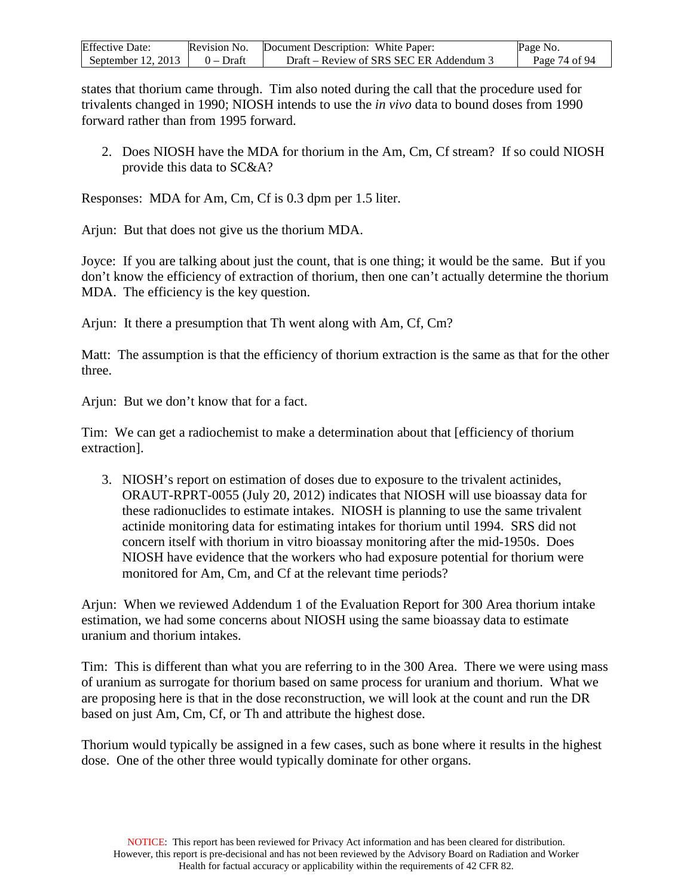states that thorium came through. Tim also noted during the call that the procedure used for trivalents changed in 1990; NIOSH intends to use the *in vivo* data to bound doses from 1990 forward rather than from 1995 forward.

2. Does NIOSH have the MDA for thorium in the Am, Cm, Cf stream? If so could NIOSH provide this data to SC&A?

Responses: MDA for Am, Cm, Cf is 0.3 dpm per 1.5 liter.

Arjun: But that does not give us the thorium MDA.

Joyce: If you are talking about just the count, that is one thing; it would be the same. But if you don't know the efficiency of extraction of thorium, then one can't actually determine the thorium MDA. The efficiency is the key question.

Arjun: It there a presumption that Th went along with Am, Cf, Cm?

Matt: The assumption is that the efficiency of thorium extraction is the same as that for the other three.

Arjun: But we don't know that for a fact.

Tim: We can get a radiochemist to make a determination about that [efficiency of thorium extraction].

3. NIOSH's report on estimation of doses due to exposure to the trivalent actinides, ORAUT-RPRT-0055 (July 20, 2012) indicates that NIOSH will use bioassay data for these radionuclides to estimate intakes. NIOSH is planning to use the same trivalent actinide monitoring data for estimating intakes for thorium until 1994. SRS did not concern itself with thorium in vitro bioassay monitoring after the mid-1950s. Does NIOSH have evidence that the workers who had exposure potential for thorium were monitored for Am, Cm, and Cf at the relevant time periods?

Arjun: When we reviewed Addendum 1 of the Evaluation Report for 300 Area thorium intake estimation, we had some concerns about NIOSH using the same bioassay data to estimate uranium and thorium intakes.

Tim: This is different than what you are referring to in the 300 Area. There we were using mass of uranium as surrogate for thorium based on same process for uranium and thorium. What we are proposing here is that in the dose reconstruction, we will look at the count and run the DR based on just Am, Cm, Cf, or Th and attribute the highest dose.

Thorium would typically be assigned in a few cases, such as bone where it results in the highest dose. One of the other three would typically dominate for other organs.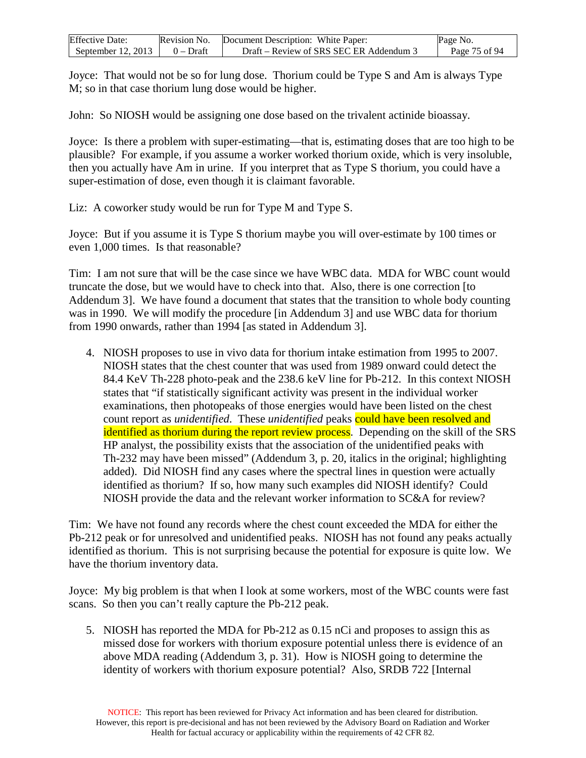Joyce: That would not be so for lung dose. Thorium could be Type S and Am is always Type M; so in that case thorium lung dose would be higher.

John: So NIOSH would be assigning one dose based on the trivalent actinide bioassay.

Joyce: Is there a problem with super-estimating—that is, estimating doses that are too high to be plausible? For example, if you assume a worker worked thorium oxide, which is very insoluble, then you actually have Am in urine. If you interpret that as Type S thorium, you could have a super-estimation of dose, even though it is claimant favorable.

Liz: A coworker study would be run for Type M and Type S.

Joyce: But if you assume it is Type S thorium maybe you will over-estimate by 100 times or even 1,000 times. Is that reasonable?

Tim: I am not sure that will be the case since we have WBC data. MDA for WBC count would truncate the dose, but we would have to check into that. Also, there is one correction [to Addendum 3]. We have found a document that states that the transition to whole body counting was in 1990. We will modify the procedure [in Addendum 3] and use WBC data for thorium from 1990 onwards, rather than 1994 [as stated in Addendum 3].

4. NIOSH proposes to use in vivo data for thorium intake estimation from 1995 to 2007. NIOSH states that the chest counter that was used from 1989 onward could detect the 84.4 KeV Th-228 photo-peak and the 238.6 keV line for Pb-212. In this context NIOSH states that "if statistically significant activity was present in the individual worker examinations, then photopeaks of those energies would have been listed on the chest count report as *unidentified*. These *unidentified* peaks could have been resolved and identified as thorium during the report review process. Depending on the skill of the SRS HP analyst, the possibility exists that the association of the unidentified peaks with Th-232 may have been missed" (Addendum 3, p. 20, italics in the original; highlighting added). Did NIOSH find any cases where the spectral lines in question were actually identified as thorium? If so, how many such examples did NIOSH identify? Could NIOSH provide the data and the relevant worker information to SC&A for review?

Tim: We have not found any records where the chest count exceeded the MDA for either the Pb-212 peak or for unresolved and unidentified peaks. NIOSH has not found any peaks actually identified as thorium. This is not surprising because the potential for exposure is quite low. We have the thorium inventory data.

Joyce: My big problem is that when I look at some workers, most of the WBC counts were fast scans. So then you can't really capture the Pb-212 peak.

5. NIOSH has reported the MDA for Pb-212 as 0.15 nCi and proposes to assign this as missed dose for workers with thorium exposure potential unless there is evidence of an above MDA reading (Addendum 3, p. 31). How is NIOSH going to determine the identity of workers with thorium exposure potential? Also, SRDB 722 [Internal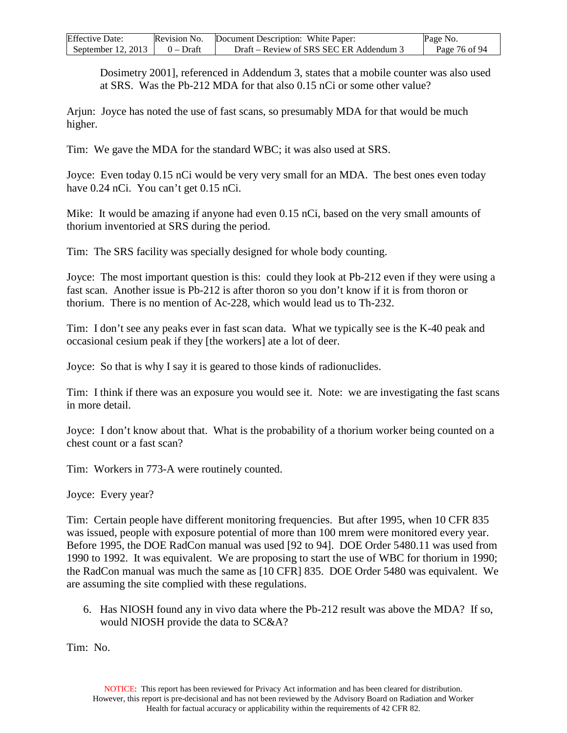Dosimetry 2001], referenced in Addendum 3, states that a mobile counter was also used at SRS. Was the Pb-212 MDA for that also 0.15 nCi or some other value?

Arjun: Joyce has noted the use of fast scans, so presumably MDA for that would be much higher.

Tim: We gave the MDA for the standard WBC; it was also used at SRS.

Joyce: Even today 0.15 nCi would be very very small for an MDA. The best ones even today have 0.24 nCi. You can't get 0.15 nCi.

Mike: It would be amazing if anyone had even 0.15 nCi, based on the very small amounts of thorium inventoried at SRS during the period.

Tim: The SRS facility was specially designed for whole body counting.

Joyce: The most important question is this: could they look at Pb-212 even if they were using a fast scan. Another issue is Pb-212 is after thoron so you don't know if it is from thoron or thorium. There is no mention of Ac-228, which would lead us to Th-232.

Tim: I don't see any peaks ever in fast scan data. What we typically see is the K-40 peak and occasional cesium peak if they [the workers] ate a lot of deer.

Joyce: So that is why I say it is geared to those kinds of radionuclides.

Tim: I think if there was an exposure you would see it. Note: we are investigating the fast scans in more detail.

Joyce: I don't know about that. What is the probability of a thorium worker being counted on a chest count or a fast scan?

Tim: Workers in 773-A were routinely counted.

Joyce: Every year?

Tim: Certain people have different monitoring frequencies. But after 1995, when 10 CFR 835 was issued, people with exposure potential of more than 100 mrem were monitored every year. Before 1995, the DOE RadCon manual was used [92 to 94]. DOE Order 5480.11 was used from 1990 to 1992. It was equivalent. We are proposing to start the use of WBC for thorium in 1990; the RadCon manual was much the same as [10 CFR] 835. DOE Order 5480 was equivalent. We are assuming the site complied with these regulations.

6. Has NIOSH found any in vivo data where the Pb-212 result was above the MDA? If so, would NIOSH provide the data to SC&A?

Tim: No.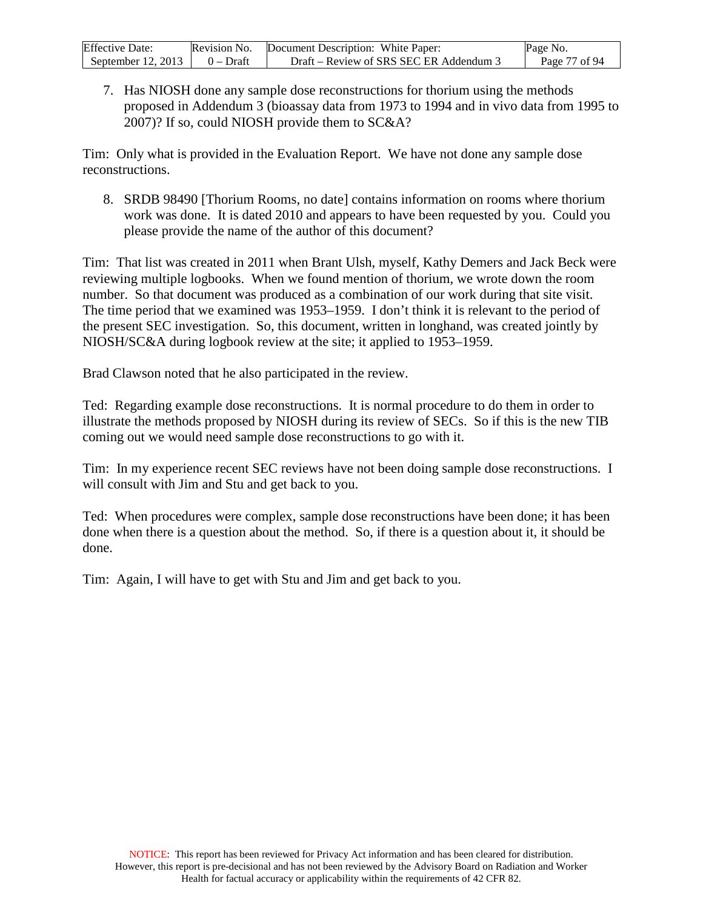7. Has NIOSH done any sample dose reconstructions for thorium using the methods proposed in Addendum 3 (bioassay data from 1973 to 1994 and in vivo data from 1995 to 2007)? If so, could NIOSH provide them to SC&A?

Tim: Only what is provided in the Evaluation Report. We have not done any sample dose reconstructions.

8. SRDB 98490 [Thorium Rooms, no date] contains information on rooms where thorium work was done. It is dated 2010 and appears to have been requested by you. Could you please provide the name of the author of this document?

Tim: That list was created in 2011 when Brant Ulsh, myself, Kathy Demers and Jack Beck were reviewing multiple logbooks. When we found mention of thorium, we wrote down the room number. So that document was produced as a combination of our work during that site visit. The time period that we examined was 1953–1959. I don't think it is relevant to the period of the present SEC investigation. So, this document, written in longhand, was created jointly by NIOSH/SC&A during logbook review at the site; it applied to 1953–1959.

Brad Clawson noted that he also participated in the review.

Ted: Regarding example dose reconstructions. It is normal procedure to do them in order to illustrate the methods proposed by NIOSH during its review of SECs. So if this is the new TIB coming out we would need sample dose reconstructions to go with it.

Tim: In my experience recent SEC reviews have not been doing sample dose reconstructions. I will consult with Jim and Stu and get back to you.

Ted: When procedures were complex, sample dose reconstructions have been done; it has been done when there is a question about the method. So, if there is a question about it, it should be done.

Tim: Again, I will have to get with Stu and Jim and get back to you.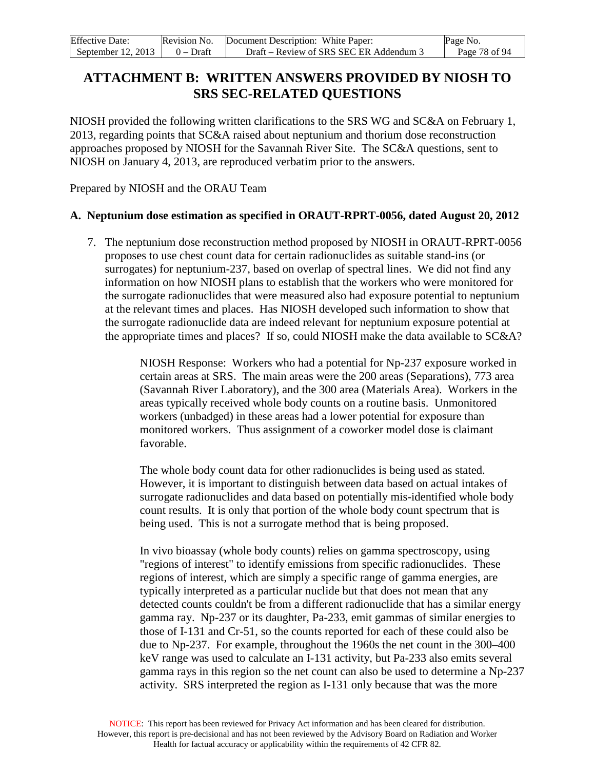# ATTACHMENT B: WRITTEN ANSWERS PROVIDED BY NIOSH TO SRS SEC-RELATED QUESTIONS

NIOSH provided the following written clarifications to the SRS WG and SC&A on February 1, 2013, regarding points that SC&A raised about neptunium and thorium dose reconstruction approaches proposed by NIOSH for the Savannah River Site. The SC&A questions, sent to NIOSH on January 4, 2013, are reproduced verbatim prior to the answers.

Prepared by NIOSH and the ORAU Team

## A. Neptunium dose estimation as specified in ORAUT-RPRT-0056, dated August 20, 2012

7. The neptunium dose reconstruction method proposed by NIOSH in ORAUT-RPRT-0056 proposes to use chest count data for certain radionuclides as suitable stand-ins (or surrogates) for neptunium-237, based on overlap of spectral lines. We did not find any information on how NIOSH plans to establish that the workers who were monitored for the surrogate radionuclides that were measured also had exposure potential to neptunium at the relevant times and places. Has NIOSH developed such information to show that the surrogate radionuclide data are indeed relevant for neptunium exposure potential at the appropriate times and places? If so, could NIOSH make the data available to SC&A?

   NIOSH Response: Workers who had a potential for Np-237 exposure worked in certain areas at SRS. The main areas were the 200 areas (Separations), 773 area (Savannah River Laboratory), and the 300 area (Materials Area). Workers in the areas typically received whole body counts on a routine basis. Unmonitored workers (unbadged) in these areas had a lower potential for exposure than monitored workers. Thus assignment of a coworker model dose is claimant favorable.

   The whole body count data for other radionuclides is being used as stated. However, it is important to distinguish between data based on actual intakes of surrogate radionuclides and data based on potentially mis-identified whole body count results. It is only that portion of the whole body count spectrum that is being used. This is not a surrogate method that is being proposed.

   In vivo bioassay (whole body counts) relies on gamma spectroscopy, using "regions of interest" to identify emissions from specific radionuclides. These regions of interest, which are simply a specific range of gamma energies, are typically interpreted as a particular nuclide but that does not mean that any detected counts couldn't be from a different radionuclide that has a similar energy gamma ray. Np-237 or its daughter, Pa-233, emit gammas of similar energies to those of I-131 and Cr-51, so the counts reported for each of these could also be due to Np-237. For example, throughout the 1960s the net count in the 300–400 keV range was used to calculate an I-131 activity, but Pa-233 also emits several gamma rays in this region so the net count can also be used to determine a Np-237 activity. SRS interpreted the region as I-131 only because that was the more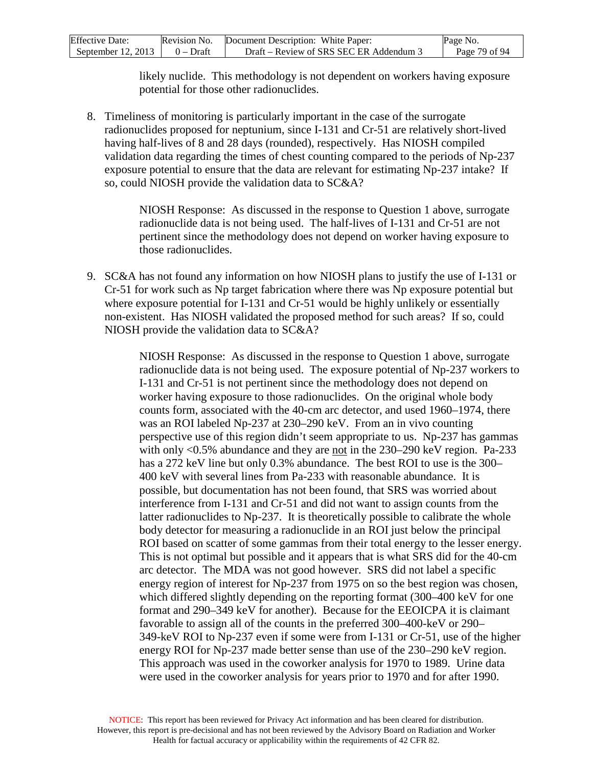likely nuclide. This methodology is not dependent on workers having exposure potential for those other radionuclides.

8. Timeliness of monitoring is particularly important in the case of the surrogate radionuclides proposed for neptunium, since I-131 and Cr-51 are relatively short-lived having half-lives of 8 and 28 days (rounded), respectively. Has NIOSH compiled validation data regarding the times of chest counting compared to the periods of Np-237 exposure potential to ensure that the data are relevant for estimating Np-237 intake? If so, could NIOSH provide the validation data to SC&A?

    NIOSH Response: As discussed in the response to Question 1 above, surrogate radionuclide data is not being used. The half-lives of I-131 and Cr-51 are not pertinent since the methodology does not depend on worker having exposure to those radionuclides.

9. SC&A has not found any information on how NIOSH plans to justify the use of I-131 or Cr-51 for work such as Np target fabrication where there was Np exposure potential but where exposure potential for I-131 and Cr-51 would be highly unlikely or essentially non-existent. Has NIOSH validated the proposed method for such areas? If so, could NIOSH provide the validation data to SC&A?

    NIOSH Response: As discussed in the response to Question 1 above, surrogate radionuclide data is not being used. The exposure potential of Np-237 workers to I-131 and Cr-51 is not pertinent since the methodology does not depend on worker having exposure to those radionuclides. On the original whole body counts form, associated with the 40-cm arc detector, and used 1960–1974, there was an ROI labeled Np-237 at 230–290 keV. From an in vivo counting perspective use of this region didn't seem appropriate to us. Np-237 has gammas with only <0.5% abundance and they are not in the 230–290 keV region. Pa-233 has a 272 keV line but only 0.3% abundance. The best ROI to use is the 300–400 keV with several lines from Pa-233 with reasonable abundance. It is possible, but documentation has not been found, that SRS was worried about interference from I-131 and Cr-51 and did not want to assign counts from the latter radionuclides to Np-237. It is theoretically possible to calibrate the whole body detector for measuring a radionuclide in an ROI just below the principal ROI based on scatter of some gammas from their total energy to the lesser energy. This is not optimal but possible and it appears that is what SRS did for the 40-cm arc detector. The MDA was not good however. SRS did not label a specific energy region of interest for Np-237 from 1975 on so the best region was chosen, which differed slightly depending on the reporting format (300–400 keV for one format and 290–349 keV for another). Because for the EEOICPA it is claimant favorable to assign all of the counts in the preferred 300–400-keV or 290–349-keV ROI to Np-237 even if some were from I-131 or Cr-51, use of the higher energy ROI for Np-237 made better sense than use of the 230–290 keV region. This approach was used in the coworker analysis for 1970 to 1989. Urine data were used in the coworker analysis for years prior to 1970 and for after 1990.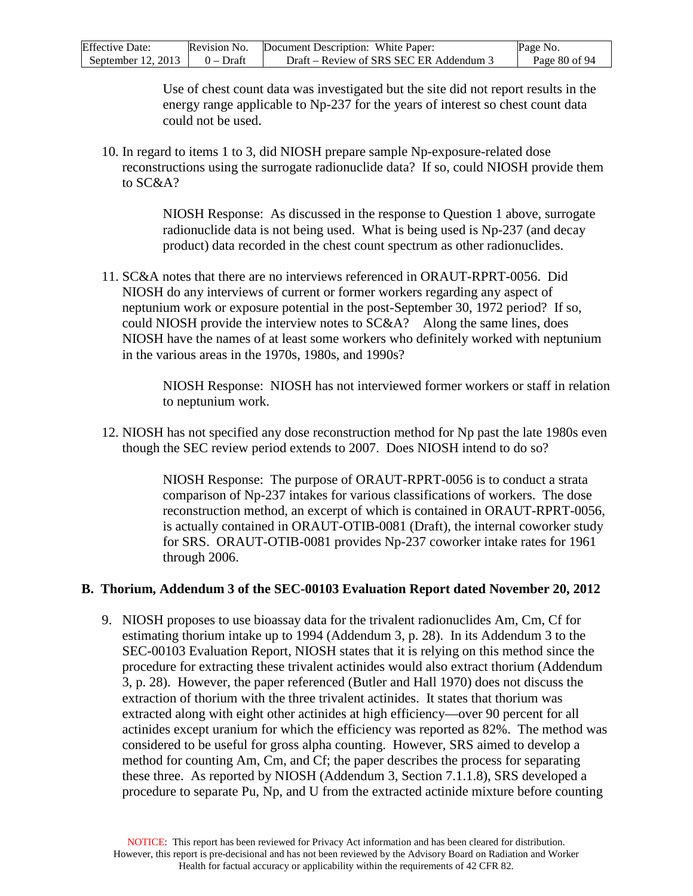Use of chest count data was investigated but the site did not report results in the energy range applicable to Np-237 for the years of interest so chest count data could not be used.

10. In regard to items 1 to 3, did NIOSH prepare sample Np-exposure-related dose reconstructions using the surrogate radionuclide data? If so, could NIOSH provide them to SC&A?

    NIOSH Response: As discussed in the response to Question 1 above, surrogate radionuclide data is not being used. What is being used is Np-237 (and decay product) data recorded in the chest count spectrum as other radionuclides.

11. SC&A notes that there are no interviews referenced in ORAUT-RPRT-0056. Did NIOSH do any interviews of current or former workers regarding any aspect of neptunium work or exposure potential in the post-September 30, 1972 period? If so, could NIOSH provide the interview notes to SC&A? Along the same lines, does NIOSH have the names of at least some workers who definitely worked with neptunium in the various areas in the 1970s, 1980s, and 1990s?

    NIOSH Response: NIOSH has not interviewed former workers or staff in relation to neptunium work.

12. NIOSH has not specified any dose reconstruction method for Np past the late 1980s even though the SEC review period extends to 2007. Does NIOSH intend to do so?

    NIOSH Response: The purpose of ORAUT-RPRT-0056 is to conduct a strata comparison of Np-237 intakes for various classifications of workers. The dose reconstruction method, an excerpt of which is contained in ORAUT-RPRT-0056, is actually contained in ORAUT-OTIB-0081 (Draft), the internal coworker study for SRS. ORAUT-OTIB-0081 provides Np-237 coworker intake rates for 1961 through 2006.

## B. Thorium, Addendum 3 of the SEC-00103 Evaluation Report dated November 20, 2012

9. NIOSH proposes to use bioassay data for the trivalent radionuclides Am, Cm, Cf for estimating thorium intake up to 1994 (Addendum 3, p. 28). In its Addendum 3 to the SEC-00103 Evaluation Report, NIOSH states that it is relying on this method since the procedure for extracting these trivalent actinides would also extract thorium (Addendum 3, p. 28). However, the paper referenced (Butler and Hall 1970) does not discuss the extraction of thorium with the three trivalent actinides. It states that thorium was extracted along with eight other actinides at high efficiency—over 90 percent for all actinides except uranium for which the efficiency was reported as 82%. The method was considered to be useful for gross alpha counting. However, SRS aimed to develop a method for counting Am, Cm, and Cf; the paper describes the process for separating these three. As reported by NIOSH (Addendum 3, Section 7.1.1.8), SRS developed a procedure to separate Pu, Np, and U from the extracted actinide mixture before counting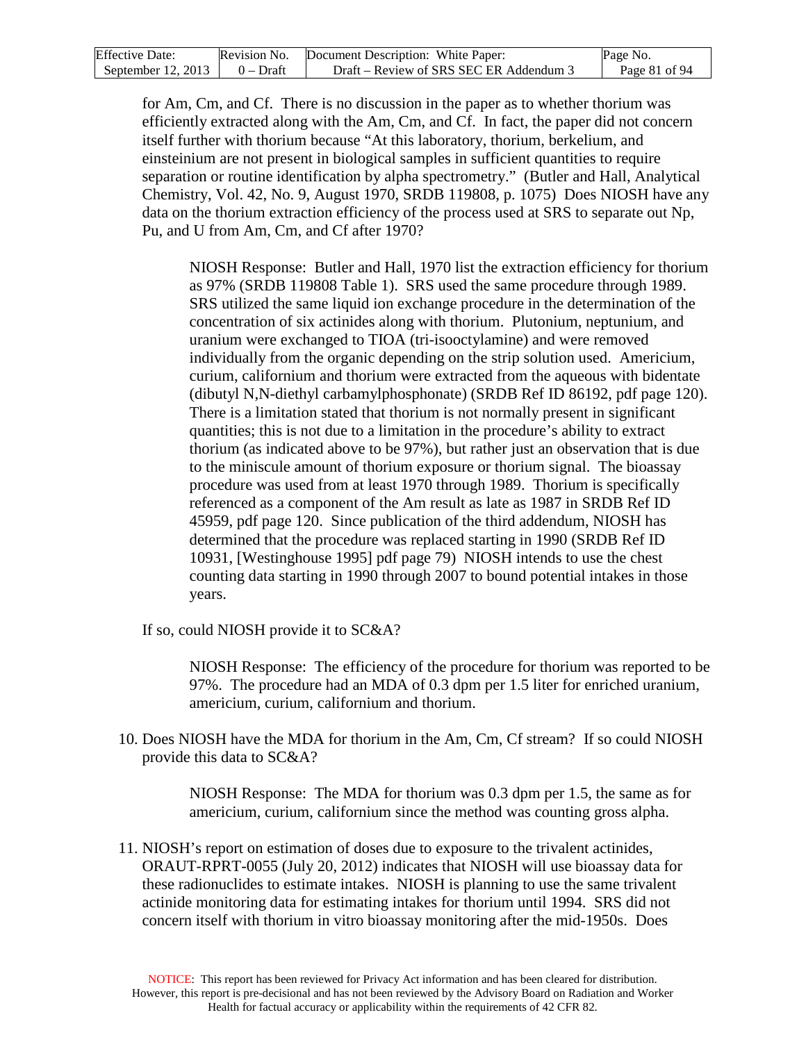for Am, Cm, and Cf. There is no discussion in the paper as to whether thorium was efficiently extracted along with the Am, Cm, and Cf. In fact, the paper did not concern itself further with thorium because "At this laboratory, thorium, berkelium, and einsteinium are not present in biological samples in sufficient quantities to require separation or routine identification by alpha spectrometry." (Butler and Hall, Analytical Chemistry, Vol. 42, No. 9, August 1970, SRDB 119808, p. 1075) Does NIOSH have any data on the thorium extraction efficiency of the process used at SRS to separate out Np, Pu, and U from Am, Cm, and Cf after 1970?

> NIOSH Response: Butler and Hall, 1970 list the extraction efficiency for thorium as 97% (SRDB 119808 Table 1). SRS used the same procedure through 1989. SRS utilized the same liquid ion exchange procedure in the determination of the concentration of six actinides along with thorium. Plutonium, neptunium, and uranium were exchanged to TIOA (tri-isooctylamine) and were removed individually from the organic depending on the strip solution used. Americium, curium, californium and thorium were extracted from the aqueous with bidentate (dibutyl N,N-diethyl carbamylphosphonate) (SRDB Ref ID 86192, pdf page 120). There is a limitation stated that thorium is not normally present in significant quantities; this is not due to a limitation in the procedure's ability to extract thorium (as indicated above to be 97%), but rather just an observation that is due to the miniscule amount of thorium exposure or thorium signal. The bioassay procedure was used from at least 1970 through 1989. Thorium is specifically referenced as a component of the Am result as late as 1987 in SRDB Ref ID 45959, pdf page 120. Since publication of the third addendum, NIOSH has determined that the procedure was replaced starting in 1990 (SRDB Ref ID 10931, [Westinghouse 1995] pdf page 79) NIOSH intends to use the chest counting data starting in 1990 through 2007 to bound potential intakes in those years.

If so, could NIOSH provide it to SC&A?

> NIOSH Response: The efficiency of the procedure for thorium was reported to be 97%. The procedure had an MDA of 0.3 dpm per 1.5 liter for enriched uranium, americium, curium, californium and thorium.

10. Does NIOSH have the MDA for thorium in the Am, Cm, Cf stream? If so could NIOSH provide this data to SC&A?

> NIOSH Response: The MDA for thorium was 0.3 dpm per 1.5, the same as for americium, curium, californium since the method was counting gross alpha.

11. NIOSH's report on estimation of doses due to exposure to the trivalent actinides, ORAUT-RPRT-0055 (July 20, 2012) indicates that NIOSH will use bioassay data for these radionuclides to estimate intakes. NIOSH is planning to use the same trivalent actinide monitoring data for estimating intakes for thorium until 1994. SRS did not concern itself with thorium in vitro bioassay monitoring after the mid-1950s. Does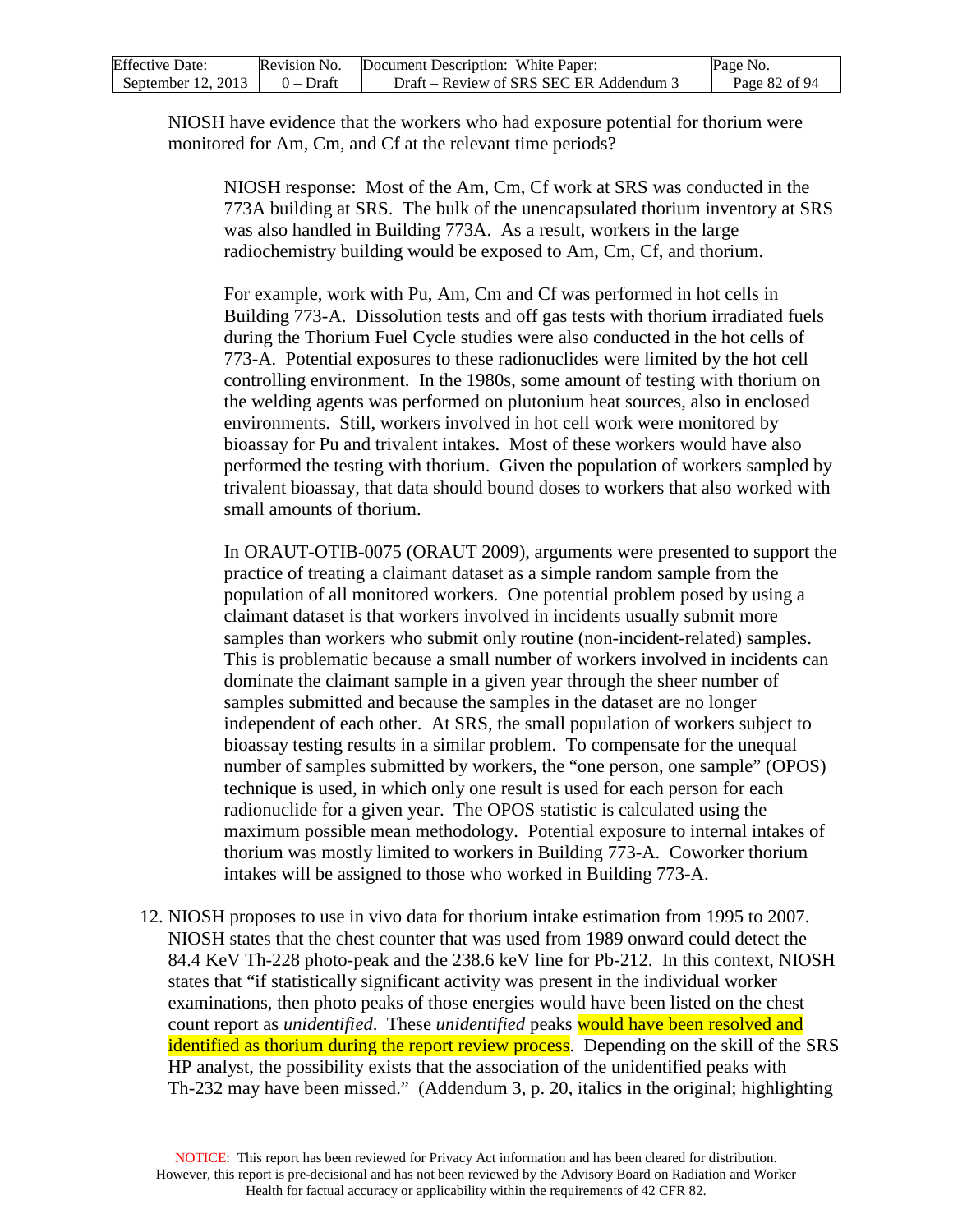NIOSH have evidence that the workers who had exposure potential for thorium were monitored for Am, Cm, and Cf at the relevant time periods?

> NIOSH response: Most of the Am, Cm, Cf work at SRS was conducted in the 773A building at SRS. The bulk of the unencapsulated thorium inventory at SRS was also handled in Building 773A. As a result, workers in the large radiochemistry building would be exposed to Am, Cm, Cf, and thorium.
>
> For example, work with Pu, Am, Cm and Cf was performed in hot cells in Building 773-A. Dissolution tests and off gas tests with thorium irradiated fuels during the Thorium Fuel Cycle studies were also conducted in the hot cells of 773-A. Potential exposures to these radionuclides were limited by the hot cell controlling environment. In the 1980s, some amount of testing with thorium on the welding agents was performed on plutonium heat sources, also in enclosed environments. Still, workers involved in hot cell work were monitored by bioassay for Pu and trivalent intakes. Most of these workers would have also performed the testing with thorium. Given the population of workers sampled by trivalent bioassay, that data should bound doses to workers that also worked with small amounts of thorium.
>
> In ORAUT-OTIB-0075 (ORAUT 2009), arguments were presented to support the practice of treating a claimant dataset as a simple random sample from the population of all monitored workers. One potential problem posed by using a claimant dataset is that workers involved in incidents usually submit more samples than workers who submit only routine (non-incident-related) samples. This is problematic because a small number of workers involved in incidents can dominate the claimant sample in a given year through the sheer number of samples submitted and because the samples in the dataset are no longer independent of each other. At SRS, the small population of workers subject to bioassay testing results in a similar problem. To compensate for the unequal number of samples submitted by workers, the "one person, one sample" (OPOS) technique is used, in which only one result is used for each person for each radionuclide for a given year. The OPOS statistic is calculated using the maximum possible mean methodology. Potential exposure to internal intakes of thorium was mostly limited to workers in Building 773-A. Coworker thorium intakes will be assigned to those who worked in Building 773-A.

12. NIOSH proposes to use in vivo data for thorium intake estimation from 1995 to 2007. NIOSH states that the chest counter that was used from 1989 onward could detect the 84.4 KeV Th-228 photo-peak and the 238.6 keV line for Pb-212. In this context, NIOSH states that "if statistically significant activity was present in the individual worker examinations, then photo peaks of those energies would have been listed on the chest count report as *unidentified*. These *unidentified* peaks would have been resolved and identified as thorium during the report review process. Depending on the skill of the SRS HP analyst, the possibility exists that the association of the unidentified peaks with Th-232 may have been missed." (Addendum 3, p. 20, italics in the original; highlighting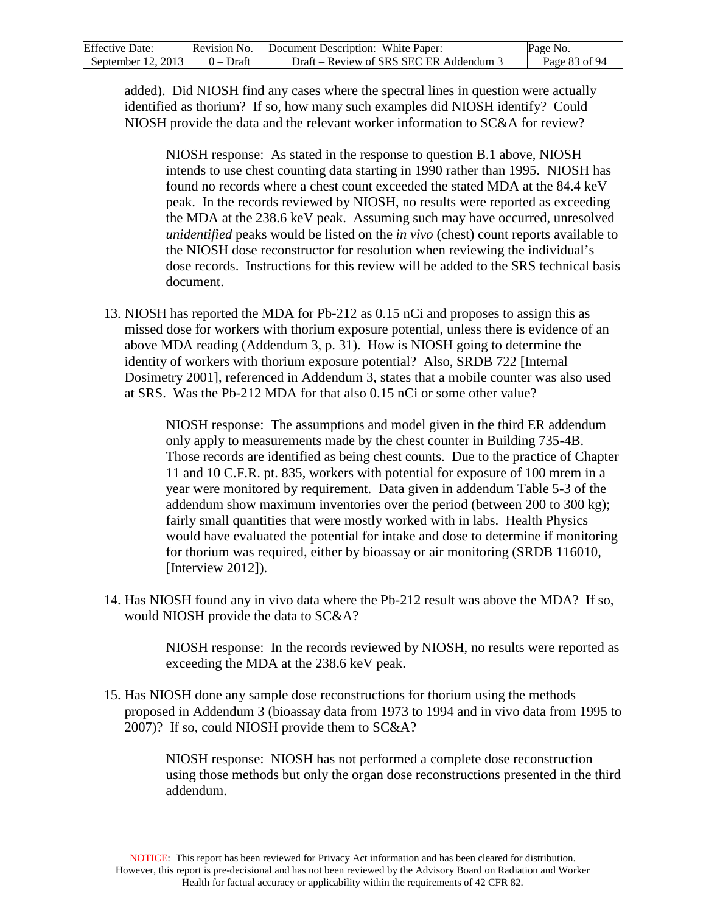added). Did NIOSH find any cases where the spectral lines in question were actually identified as thorium? If so, how many such examples did NIOSH identify? Could NIOSH provide the data and the relevant worker information to SC&A for review?

> NIOSH response: As stated in the response to question B.1 above, NIOSH intends to use chest counting data starting in 1990 rather than 1995. NIOSH has found no records where a chest count exceeded the stated MDA at the 84.4 keV peak. In the records reviewed by NIOSH, no results were reported as exceeding the MDA at the 238.6 keV peak. Assuming such may have occurred, unresolved *unidentified* peaks would be listed on the *in vivo* (chest) count reports available to the NIOSH dose reconstructor for resolution when reviewing the individual's dose records. Instructions for this review will be added to the SRS technical basis document.

13. NIOSH has reported the MDA for Pb-212 as 0.15 nCi and proposes to assign this as missed dose for workers with thorium exposure potential, unless there is evidence of an above MDA reading (Addendum 3, p. 31). How is NIOSH going to determine the identity of workers with thorium exposure potential? Also, SRDB 722 [Internal Dosimetry 2001], referenced in Addendum 3, states that a mobile counter was also used at SRS. Was the Pb-212 MDA for that also 0.15 nCi or some other value?

    > NIOSH response: The assumptions and model given in the third ER addendum only apply to measurements made by the chest counter in Building 735-4B. Those records are identified as being chest counts. Due to the practice of Chapter 11 and 10 C.F.R. pt. 835, workers with potential for exposure of 100 mrem in a year were monitored by requirement. Data given in addendum Table 5-3 of the addendum show maximum inventories over the period (between 200 to 300 kg); fairly small quantities that were mostly worked with in labs. Health Physics would have evaluated the potential for intake and dose to determine if monitoring for thorium was required, either by bioassay or air monitoring (SRDB 116010, [Interview 2012]).

14. Has NIOSH found any in vivo data where the Pb-212 result was above the MDA? If so, would NIOSH provide the data to SC&A?

    > NIOSH response: In the records reviewed by NIOSH, no results were reported as exceeding the MDA at the 238.6 keV peak.

15. Has NIOSH done any sample dose reconstructions for thorium using the methods proposed in Addendum 3 (bioassay data from 1973 to 1994 and in vivo data from 1995 to 2007)? If so, could NIOSH provide them to SC&A?

    > NIOSH response: NIOSH has not performed a complete dose reconstruction using those methods but only the organ dose reconstructions presented in the third addendum.

NOTICE: This report has been reviewed for Privacy Act information and has been cleared for distribution. However, this report is pre-decisional and has not been reviewed by the Advisory Board on Radiation and Worker Health for factual accuracy or applicability within the requirements of 42 CFR 82.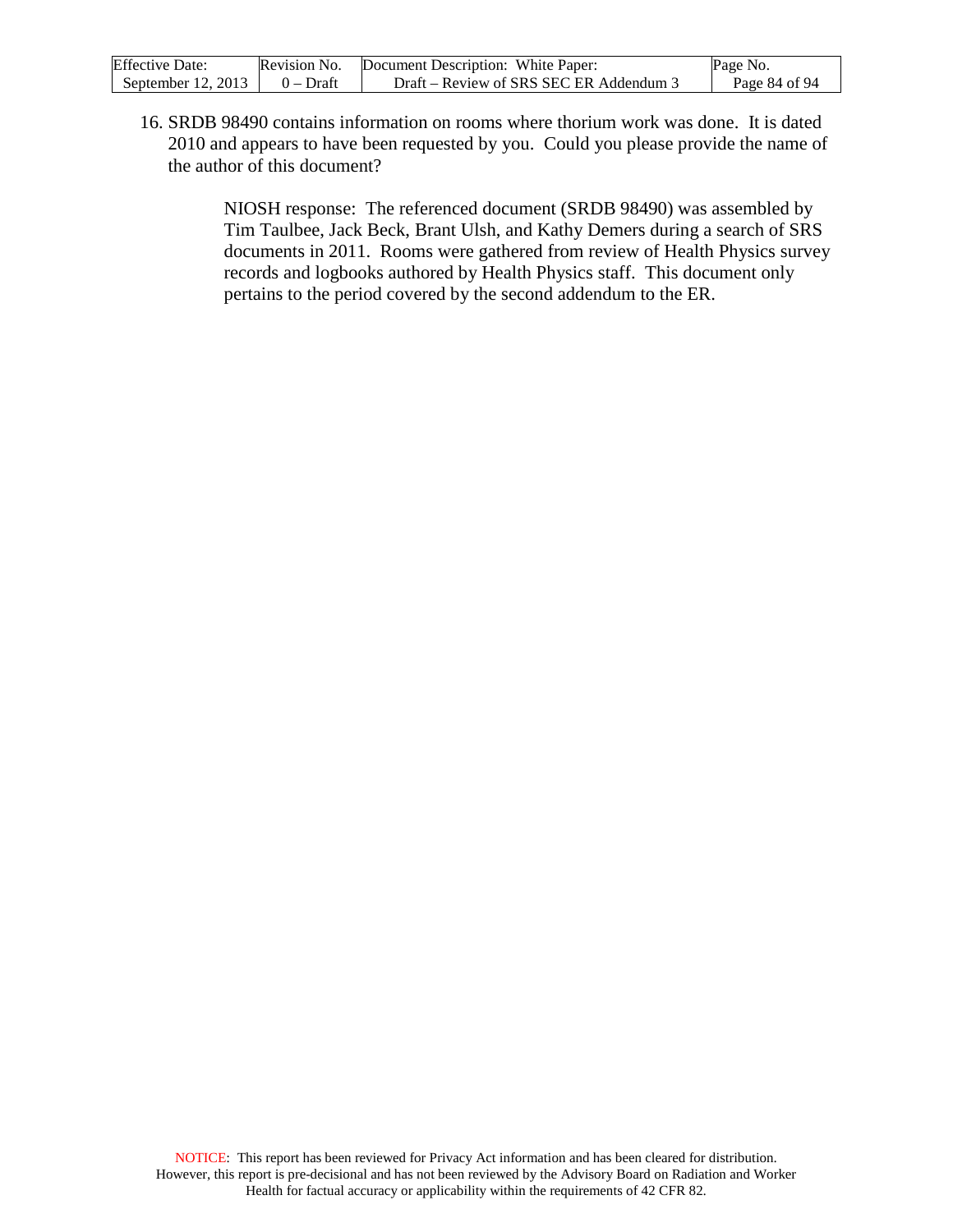16. SRDB 98490 contains information on rooms where thorium work was done. It is dated 2010 and appears to have been requested by you. Could you please provide the name of the author of this document?

    NIOSH response: The referenced document (SRDB 98490) was assembled by Tim Taulbee, Jack Beck, Brant Ulsh, and Kathy Demers during a search of SRS documents in 2011. Rooms were gathered from review of Health Physics survey records and logbooks authored by Health Physics staff. This document only pertains to the period covered by the second addendum to the ER.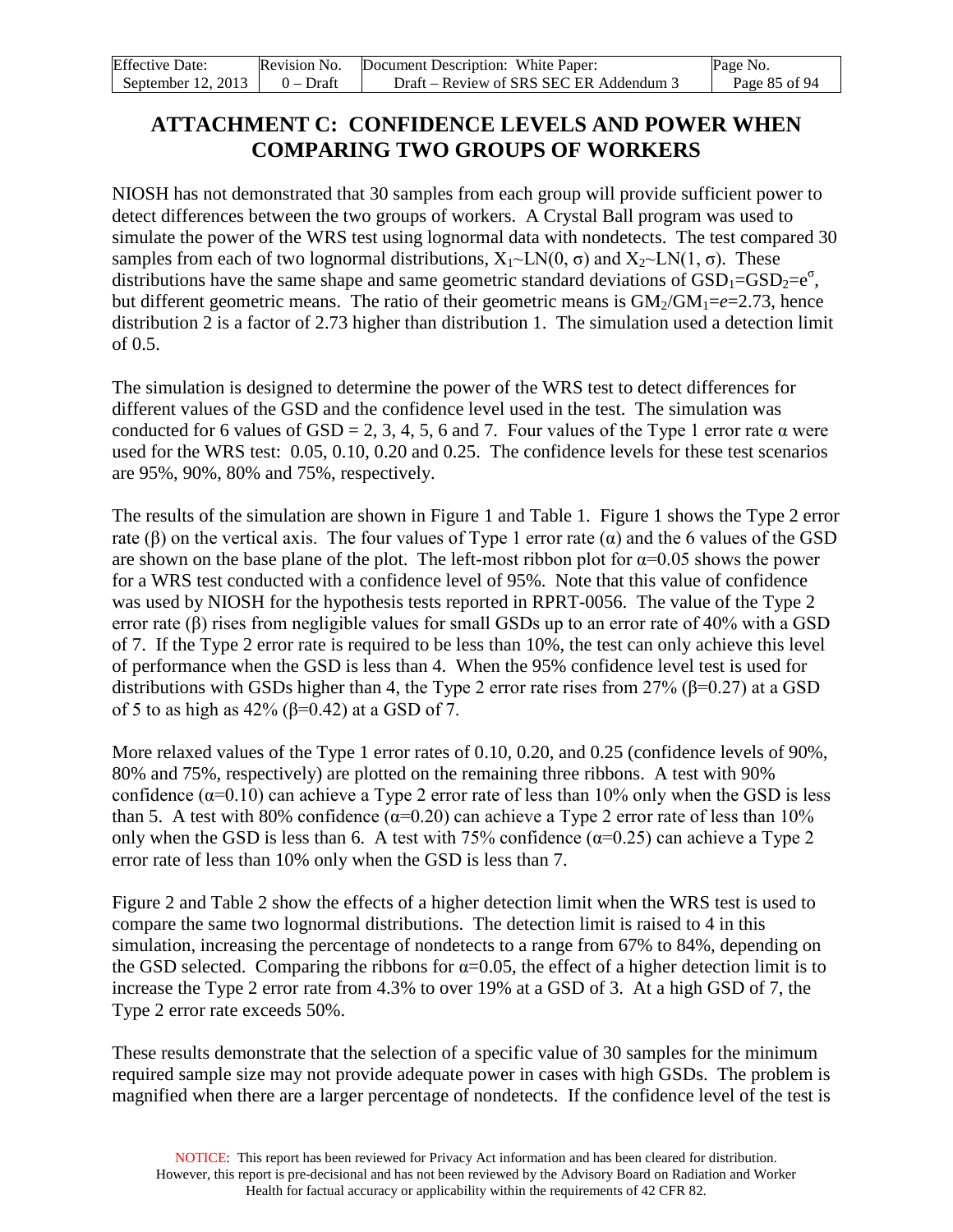# ATTACHMENT C: CONFIDENCE LEVELS AND POWER WHEN COMPARING TWO GROUPS OF WORKERS

NIOSH has not demonstrated that 30 samples from each group will provide sufficient power to detect differences between the two groups of workers. A Crystal Ball program was used to simulate the power of the WRS test using lognormal data with nondetects. The test compared 30 samples from each of two lognormal distributions, $X_1 \sim LN(0, \sigma)$ and $X_2 \sim LN(1, \sigma)$. These distributions have the same shape and same geometric standard deviations of $GSD_1 = GSD_2 = e^{\sigma}$, but different geometric means. The ratio of their geometric means is $GM_2/GM_1 = e = 2.73$, hence distribution 2 is a factor of 2.73 higher than distribution 1. The simulation used a detection limit of 0.5.

The simulation is designed to determine the power of the WRS test to detect differences for different values of the GSD and the confidence level used in the test. The simulation was conducted for 6 values of GSD = 2, 3, 4, 5, 6 and 7. Four values of the Type 1 error rate $\alpha$ were used for the WRS test: 0.05, 0.10, 0.20 and 0.25. The confidence levels for these test scenarios are 95%, 90%, 80% and 75%, respectively.

The results of the simulation are shown in Figure 1 and Table 1. Figure 1 shows the Type 2 error rate ($\beta$) on the vertical axis. The four values of Type 1 error rate ($\alpha$) and the 6 values of the GSD are shown on the base plane of the plot. The left-most ribbon plot for $\alpha$=0.05 shows the power for a WRS test conducted with a confidence level of 95%. Note that this value of confidence was used by NIOSH for the hypothesis tests reported in RPRT-0056. The value of the Type 2 error rate ($\beta$) rises from negligible values for small GSDs up to an error rate of 40% with a GSD of 7. If the Type 2 error rate is required to be less than 10%, the test can only achieve this level of performance when the GSD is less than 4. When the 95% confidence level test is used for distributions with GSDs higher than 4, the Type 2 error rate rises from 27% ($\beta$=0.27) at a GSD of 5 to as high as 42% ($\beta$=0.42) at a GSD of 7.

More relaxed values of the Type 1 error rates of 0.10, 0.20, and 0.25 (confidence levels of 90%, 80% and 75%, respectively) are plotted on the remaining three ribbons. A test with 90% confidence ($\alpha$=0.10) can achieve a Type 2 error rate of less than 10% only when the GSD is less than 5. A test with 80% confidence ($\alpha$=0.20) can achieve a Type 2 error rate of less than 10% only when the GSD is less than 6. A test with 75% confidence ($\alpha$=0.25) can achieve a Type 2 error rate of less than 10% only when the GSD is less than 7.

Figure 2 and Table 2 show the effects of a higher detection limit when the WRS test is used to compare the same two lognormal distributions. The detection limit is raised to 4 in this simulation, increasing the percentage of nondetects to a range from 67% to 84%, depending on the GSD selected. Comparing the ribbons for $\alpha$=0.05, the effect of a higher detection limit is to increase the Type 2 error rate from 4.3% to over 19% at a GSD of 3. At a high GSD of 7, the Type 2 error rate exceeds 50%.

These results demonstrate that the selection of a specific value of 30 samples for the minimum required sample size may not provide adequate power in cases with high GSDs. The problem is magnified when there are a larger percentage of nondetects. If the confidence level of the test is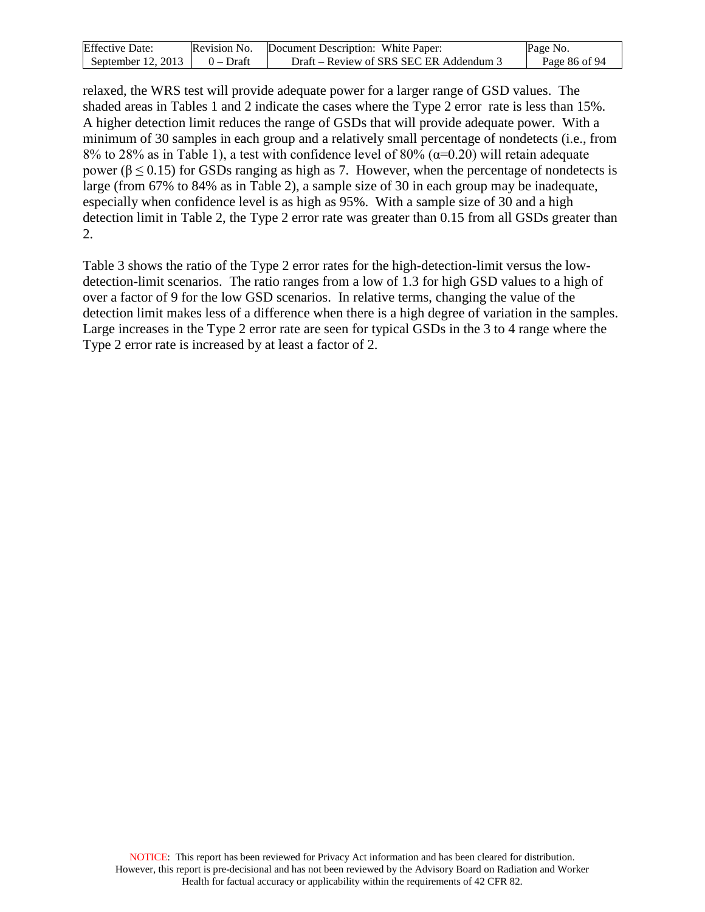relaxed, the WRS test will provide adequate power for a larger range of GSD values. The shaded areas in Tables 1 and 2 indicate the cases where the Type 2 error rate is less than 15%. A higher detection limit reduces the range of GSDs that will provide adequate power. With a minimum of 30 samples in each group and a relatively small percentage of nondetects (i.e., from 8% to 28% as in Table 1), a test with confidence level of 80% ($\alpha$=0.20) will retain adequate power ($\beta \leq 0.15$) for GSDs ranging as high as 7. However, when the percentage of nondetects is large (from 67% to 84% as in Table 2), a sample size of 30 in each group may be inadequate, especially when confidence level is as high as 95%. With a sample size of 30 and a high detection limit in Table 2, the Type 2 error rate was greater than 0.15 from all GSDs greater than 2.

Table 3 shows the ratio of the Type 2 error rates for the high-detection-limit versus the low-detection-limit scenarios. The ratio ranges from a low of 1.3 for high GSD values to a high of over a factor of 9 for the low GSD scenarios. In relative terms, changing the value of the detection limit makes less of a difference when there is a high degree of variation in the samples. Large increases in the Type 2 error rate are seen for typical GSDs in the 3 to 4 range where the Type 2 error rate is increased by at least a factor of 2.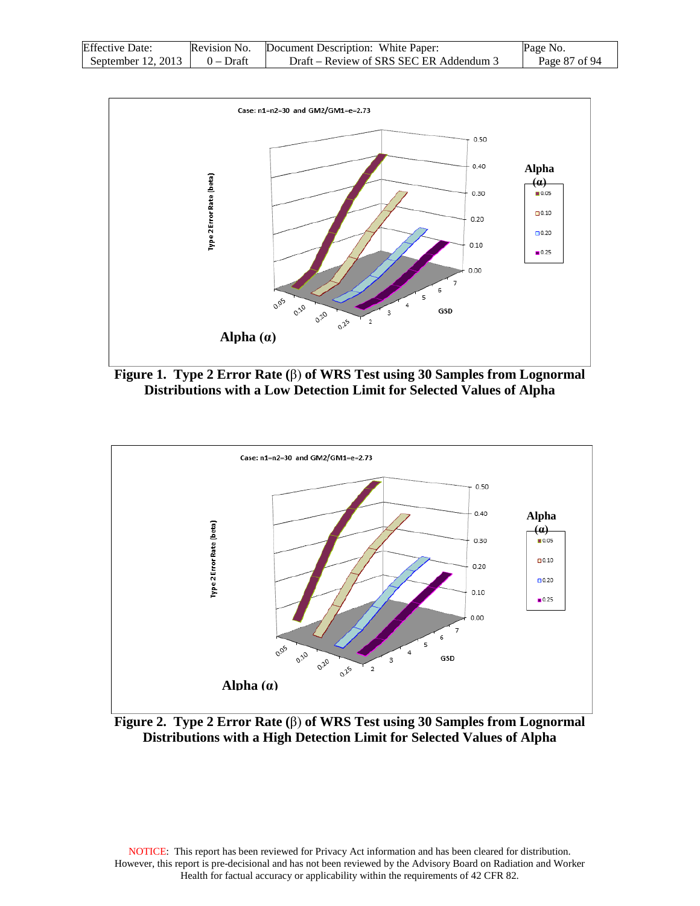**Figure 1. Type 2 Error Rate (β) of WRS Test using 30 Samples from Lognormal Distributions with a Low Detection Limit for Selected Values of Alpha**

**Figure 2. Type 2 Error Rate (β) of WRS Test using 30 Samples from Lognormal Distributions with a High Detection Limit for Selected Values of Alpha**

NOTICE: This report has been reviewed for Privacy Act information and has been cleared for distribution. However, this report is pre-decisional and has not been reviewed by the Advisory Board on Radiation and Worker Health for factual accuracy or applicability within the requirements of 42 CFR 82.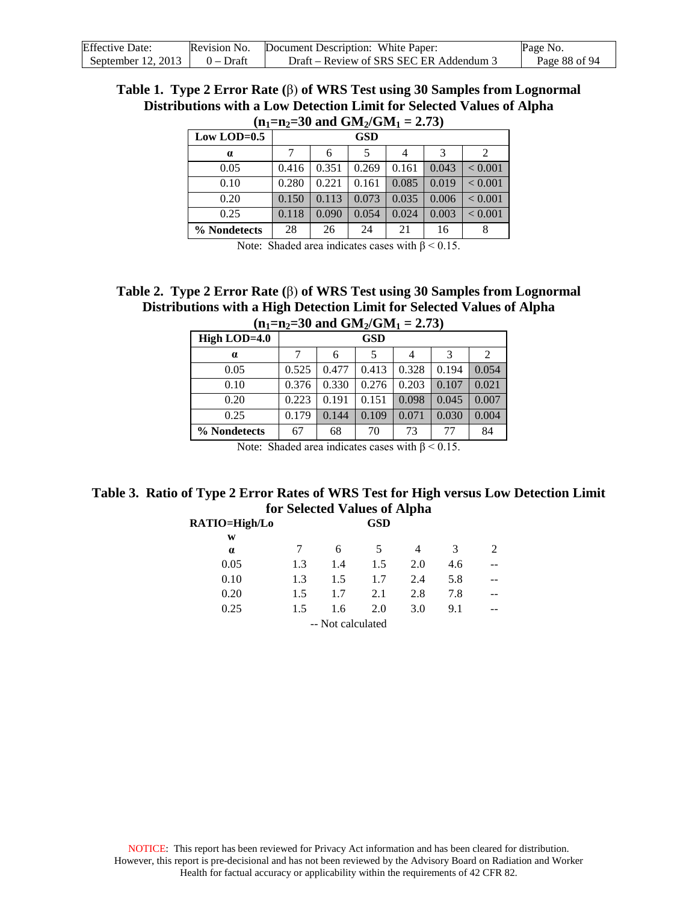**Table 1. Type 2 Error Rate (β) of WRS Test using 30 Samples from Lognormal Distributions with a Low Detection Limit for Selected Values of Alpha ($n_1$=$n_2$=30 and $GM_2/GM_1$ = 2.73)**

| Low LOD=0.5 | GSD | | | | | |
|---|---|---|---|---|---|---|
| α | 7 | 6 | 5 | 4 | 3 | 2 |
| 0.05 | 0.416 | 0.351 | 0.269 | 0.161 | 0.043 | < 0.001 |
| 0.10 | 0.280 | 0.221 | 0.161 | 0.085 | 0.019 | < 0.001 |
| 0.20 | 0.150 | 0.113 | 0.073 | 0.035 | 0.006 | < 0.001 |
| 0.25 | 0.118 | 0.090 | 0.054 | 0.024 | 0.003 | < 0.001 |
| % Nondetects | 28 | 26 | 24 | 21 | 16 | 8 |

Note: Shaded area indicates cases with β < 0.15.

**Table 2. Type 2 Error Rate (β) of WRS Test using 30 Samples from Lognormal Distributions with a High Detection Limit for Selected Values of Alpha ($n_1$=$n_2$=30 and $GM_2/GM_1$ = 2.73)**

| High LOD=4.0 | GSD | | | | | |
|---|---|---|---|---|---|---|
| α | 7 | 6 | 5 | 4 | 3 | 2 |
| 0.05 | 0.525 | 0.477 | 0.413 | 0.328 | 0.194 | 0.054 |
| 0.10 | 0.376 | 0.330 | 0.276 | 0.203 | 0.107 | 0.021 |
| 0.20 | 0.223 | 0.191 | 0.151 | 0.098 | 0.045 | 0.007 |
| 0.25 | 0.179 | 0.144 | 0.109 | 0.071 | 0.030 | 0.004 |
| % Nondetects | 67 | 68 | 70 | 73 | 77 | 84 |

Note: Shaded area indicates cases with β < 0.15.

**Table 3. Ratio of Type 2 Error Rates of WRS Test for High versus Low Detection Limit for Selected Values of Alpha**

| RATIO=High/Low | GSD | | | | | |
|---|---|---|---|---|---|---|
| α | 7 | 6 | 5 | 4 | 3 | 2 |
| 0.05 | 1.3 | 1.4 | 1.5 | 2.0 | 4.6 | -- |
| 0.10 | 1.3 | 1.5 | 1.7 | 2.4 | 5.8 | -- |
| 0.20 | 1.5 | 1.7 | 2.1 | 2.8 | 7.8 | -- |
| 0.25 | 1.5 | 1.6 | 2.0 | 3.0 | 9.1 | -- |

-- Not calculated

NOTICE: This report has been reviewed for Privacy Act information and has been cleared for distribution. However, this report is pre-decisional and has not been reviewed by the Advisory Board on Radiation and Worker Health for factual accuracy or applicability within the requirements of 42 CFR 82.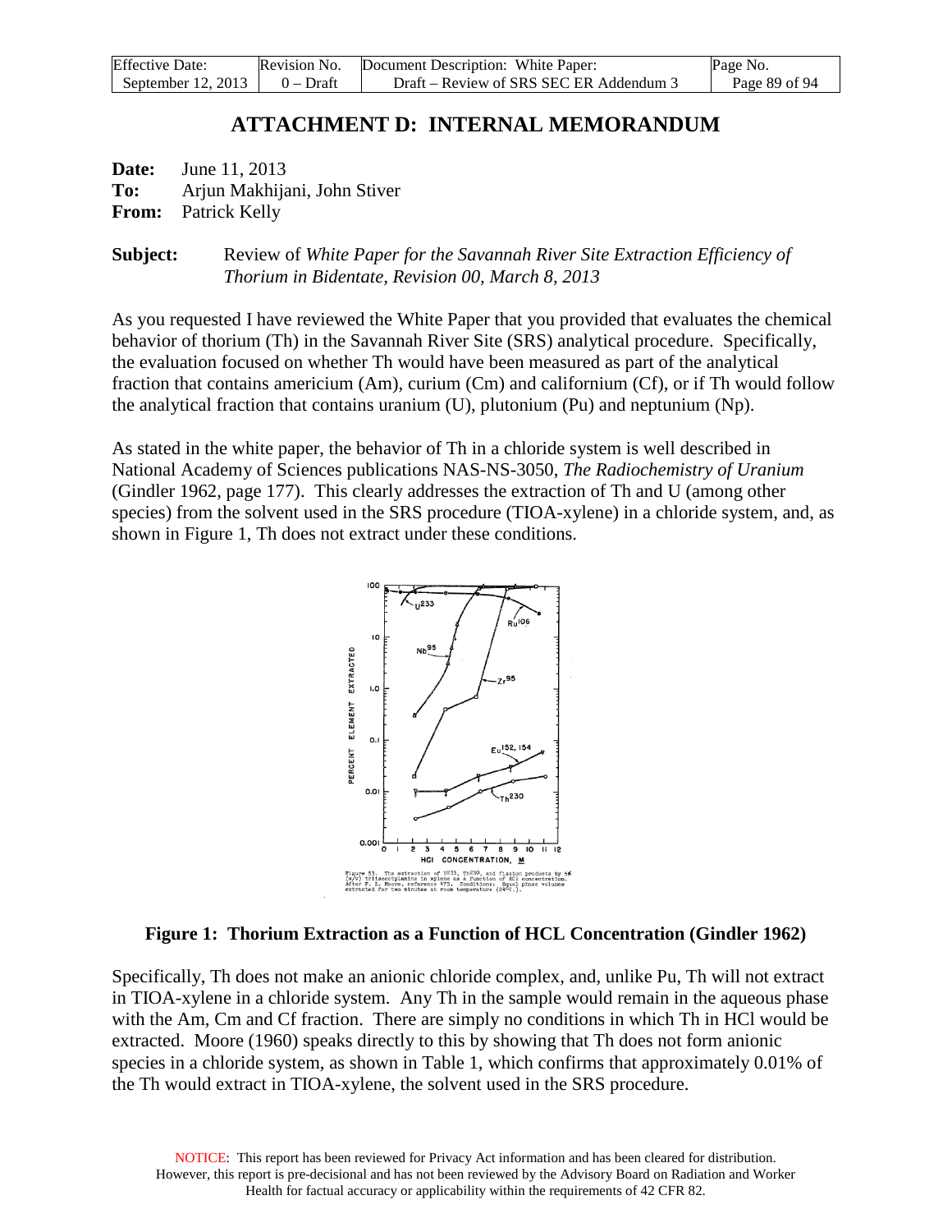# ATTACHMENT D: INTERNAL MEMORANDUM

**Date:** June 11, 2013

**To:** Arjun Makhijani, John Stiver

**From:** Patrick Kelly

**Subject:** Review of *White Paper for the Savannah River Site Extraction Efficiency of Thorium in Bidentate, Revision 00, March 8, 2013*

As you requested I have reviewed the White Paper that you provided that evaluates the chemical behavior of thorium (Th) in the Savannah River Site (SRS) analytical procedure. Specifically, the evaluation focused on whether Th would have been measured as part of the analytical fraction that contains americium (Am), curium (Cm) and californium (Cf), or if Th would follow the analytical fraction that contains uranium (U), plutonium (Pu) and neptunium (Np).

As stated in the white paper, the behavior of Th in a chloride system is well described in National Academy of Sciences publications NAS-NS-3050, *The Radiochemistry of Uranium* (Gindler 1962, page 177). This clearly addresses the extraction of Th and U (among other species) from the solvent used in the SRS procedure (TIOA-xylene) in a chloride system, and, as shown in Figure 1, Th does not extract under these conditions.

Figure 53. The extraction of U233, Th230, and fission products by 5% (w/v) triisooctylamine in xylene as a function of HCl concentration. After F. L. Moore, reference 475. Conditions: Equal phase volumes extracted for two minutes at room temperature (24°C.).

**Figure 1: Thorium Extraction as a Function of HCL Concentration (Gindler 1962)**

Specifically, Th does not make an anionic chloride complex, and, unlike Pu, Th will not extract in TIOA-xylene in a chloride system. Any Th in the sample would remain in the aqueous phase with the Am, Cm and Cf fraction. There are simply no conditions in which Th in HCl would be extracted. Moore (1960) speaks directly to this by showing that Th does not form anionic species in a chloride system, as shown in Table 1, which confirms that approximately 0.01% of the Th would extract in TIOA-xylene, the solvent used in the SRS procedure.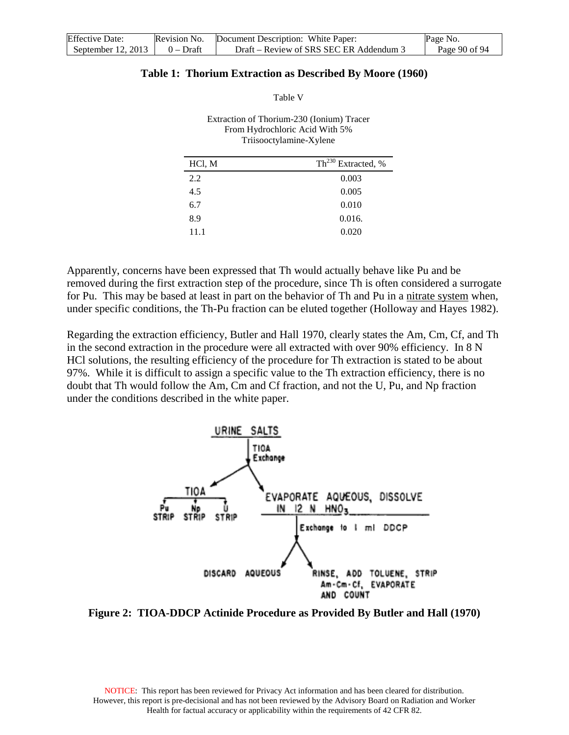**Table 1: Thorium Extraction as Described By Moore (1960)**

Table V

Extraction of Thorium-230 (Ionium) Tracer From Hydrochloric Acid With 5% Triisooctylamine-Xylene

| HCl, M | $Th^{230}$ Extracted, % |
|---|---|
| 2.2 | 0.003 |
| 4.5 | 0.005 |
| 6.7 | 0.010 |
| 8.9 | 0.016. |
| 11.1 | 0.020 |

Apparently, concerns have been expressed that Th would actually behave like Pu and be removed during the first extraction step of the procedure, since Th is often considered a surrogate for Pu. This may be based at least in part on the behavior of Th and Pu in a nitrate system when, under specific conditions, the Th-Pu fraction can be eluted together (Holloway and Hayes 1982).

Regarding the extraction efficiency, Butler and Hall 1970, clearly states the Am, Cm, Cf, and Th in the second extraction in the procedure were all extracted with over 90% efficiency. In 8 N HCl solutions, the resulting efficiency of the procedure for Th extraction is stated to be about 97%. While it is difficult to assign a specific value to the Th extraction efficiency, there is no doubt that Th would follow the Am, Cm and Cf fraction, and not the U, Pu, and Np fraction under the conditions described in the white paper.

URINE SALTS → TIOA Exchange → TIOA (Pu STRIP, Np STRIP, U STRIP); EVAPORATE AQUEOUS, DISSOLVE IN 12 N $HNO_3$ → Exchange to 1 ml DDCP → DISCARD AQUEOUS; RINSE, ADD TOLUENE, STRIP Am-Cm-Cf, EVAPORATE AND COUNT

**Figure 2: TIOA-DDCP Actinide Procedure as Provided By Butler and Hall (1970)**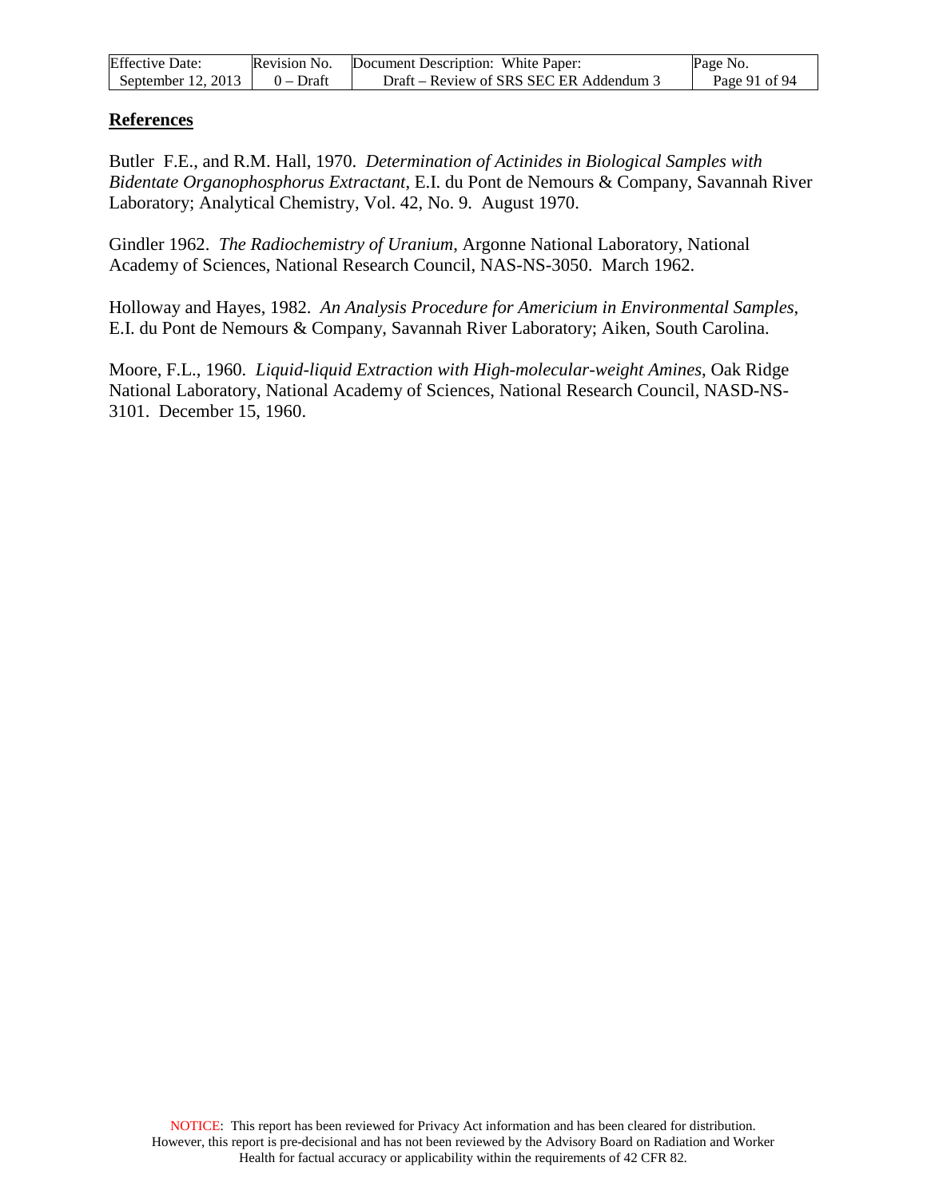## References

Butler F.E., and R.M. Hall, 1970. *Determination of Actinides in Biological Samples with Bidentate Organophosphorus Extractant*, E.I. du Pont de Nemours & Company, Savannah River Laboratory; Analytical Chemistry, Vol. 42, No. 9. August 1970.

Gindler 1962. *The Radiochemistry of Uranium*, Argonne National Laboratory, National Academy of Sciences, National Research Council, NAS-NS-3050. March 1962.

Holloway and Hayes, 1982. *An Analysis Procedure for Americium in Environmental Samples*, E.I. du Pont de Nemours & Company, Savannah River Laboratory; Aiken, South Carolina.

Moore, F.L., 1960. *Liquid-liquid Extraction with High-molecular-weight Amines*, Oak Ridge National Laboratory, National Academy of Sciences, National Research Council, NASD-NS-3101. December 15, 1960.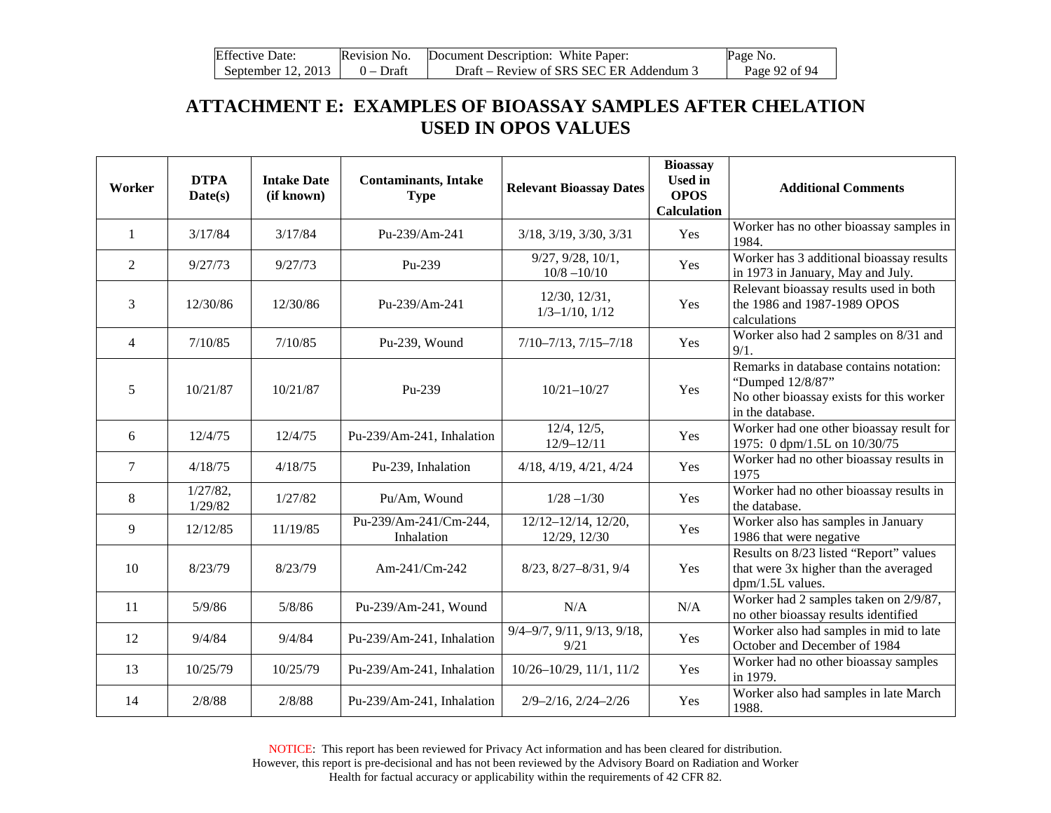# ATTACHMENT E: EXAMPLES OF BIOASSAY SAMPLES AFTER CHELATION USED IN OPOS VALUES

| Worker | DTPA Date(s) | Intake Date (if known) | Contaminants, Intake Type | Relevant Bioassay Dates | Bioassay Used in OPOS Calculation | Additional Comments |
|---|---|---|---|---|---|---|
| 1 | 3/17/84 | 3/17/84 | Pu-239/Am-241 | 3/18, 3/19, 3/30, 3/31 | Yes | Worker has no other bioassay samples in 1984. |
| 2 | 9/27/73 | 9/27/73 | Pu-239 | 9/27, 9/28, 10/1, 10/8 –10/10 | Yes | Worker has 3 additional bioassay results in 1973 in January, May and July. |
| 3 | 12/30/86 | 12/30/86 | Pu-239/Am-241 | 12/30, 12/31, 1/3–1/10, 1/12 | Yes | Relevant bioassay results used in both the 1986 and 1987-1989 OPOS calculations |
| 4 | 7/10/85 | 7/10/85 | Pu-239, Wound | 7/10–7/13, 7/15–7/18 | Yes | Worker also had 2 samples on 8/31 and 9/1. |
| 5 | 10/21/87 | 10/21/87 | Pu-239 | 10/21–10/27 | Yes | Remarks in database contains notation: "Dumped 12/8/87" No other bioassay exists for this worker in the database. |
| 6 | 12/4/75 | 12/4/75 | Pu-239/Am-241, Inhalation | 12/4, 12/5, 12/9–12/11 | Yes | Worker had one other bioassay result for 1975: 0 dpm/1.5L on 10/30/75 |
| 7 | 4/18/75 | 4/18/75 | Pu-239, Inhalation | 4/18, 4/19, 4/21, 4/24 | Yes | Worker had no other bioassay results in 1975 |
| 8 | 1/27/82, 1/29/82 | 1/27/82 | Pu/Am, Wound | 1/28 –1/30 | Yes | Worker had no other bioassay results in the database. |
| 9 | 12/12/85 | 11/19/85 | Pu-239/Am-241/Cm-244, Inhalation | 12/12–12/14, 12/20, 12/29, 12/30 | Yes | Worker also has samples in January 1986 that were negative |
| 10 | 8/23/79 | 8/23/79 | Am-241/Cm-242 | 8/23, 8/27–8/31, 9/4 | Yes | Results on 8/23 listed "Report" values that were 3x higher than the averaged dpm/1.5L values. |
| 11 | 5/9/86 | 5/8/86 | Pu-239/Am-241, Wound | N/A | N/A | Worker had 2 samples taken on 2/9/87, no other bioassay results identified |
| 12 | 9/4/84 | 9/4/84 | Pu-239/Am-241, Inhalation | 9/4–9/7, 9/11, 9/13, 9/18, 9/21 | Yes | Worker also had samples in mid to late October and December of 1984 |
| 13 | 10/25/79 | 10/25/79 | Pu-239/Am-241, Inhalation | 10/26–10/29, 11/1, 11/2 | Yes | Worker had no other bioassay samples in 1979. |
| 14 | 2/8/88 | 2/8/88 | Pu-239/Am-241, Inhalation | 2/9–2/16, 2/24–2/26 | Yes | Worker also had samples in late March 1988. |

NOTICE: This report has been reviewed for Privacy Act information and has been cleared for distribution. However, this report is pre-decisional and has not been reviewed by the Advisory Board on Radiation and Worker Health for factual accuracy or applicability within the requirements of 42 CFR 82.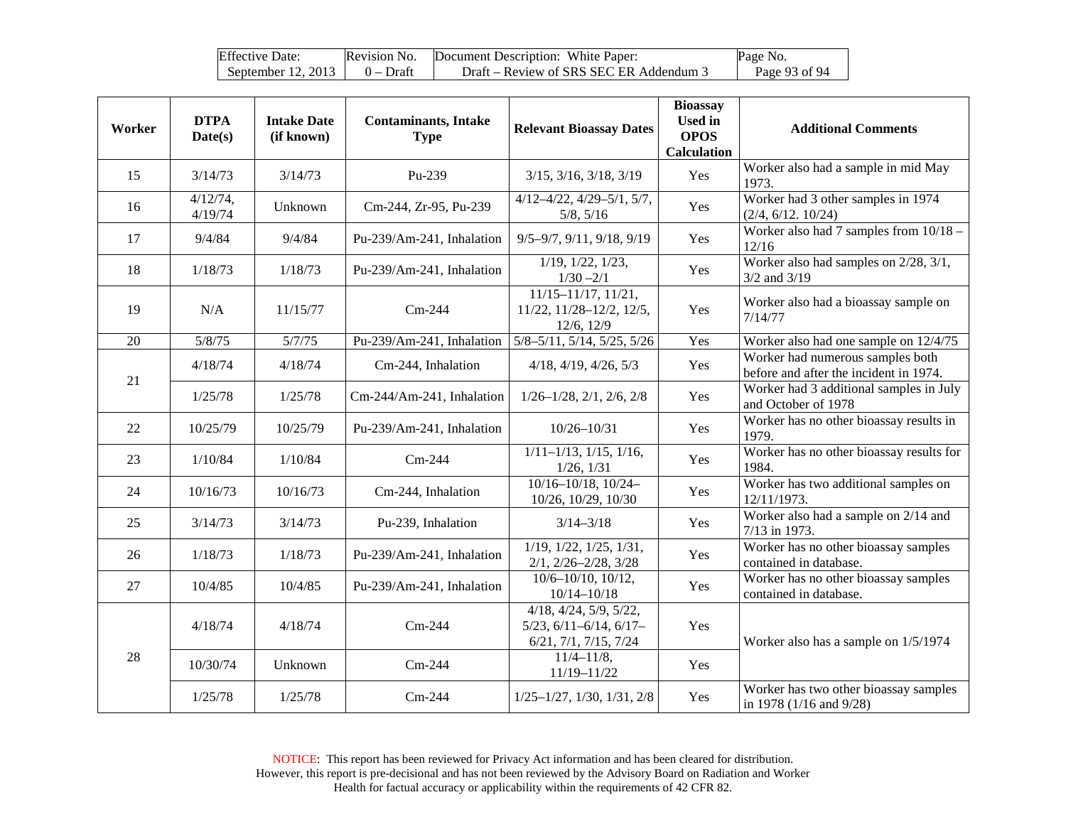| Worker | DTPA Date(s) | Intake Date (if known) | Contaminants, Intake Type | Relevant Bioassay Dates | Bioassay Used in OPOS Calculation | Additional Comments |
|---|---|---|---|---|---|---|
| 15 | 3/14/73 | 3/14/73 | Pu-239 | 3/15, 3/16, 3/18, 3/19 | Yes | Worker also had a sample in mid May 1973. |
| 16 | 4/12/74, 4/19/74 | Unknown | Cm-244, Zr-95, Pu-239 | 4/12–4/22, 4/29–5/1, 5/7, 5/8, 5/16 | Yes | Worker had 3 other samples in 1974 (2/4, 6/12. 10/24) |
| 17 | 9/4/84 | 9/4/84 | Pu-239/Am-241, Inhalation | 9/5–9/7, 9/11, 9/18, 9/19 | Yes | Worker also had 7 samples from 10/18 – 12/16 |
| 18 | 1/18/73 | 1/18/73 | Pu-239/Am-241, Inhalation | 1/19, 1/22, 1/23, 1/30 –2/1 | Yes | Worker also had samples on 2/28, 3/1, 3/2 and 3/19 |
| 19 | N/A | 11/15/77 | Cm-244 | 11/15–11/17, 11/21, 11/22, 11/28–12/2, 12/5, 12/6, 12/9 | Yes | Worker also had a bioassay sample on 7/14/77 |
| 20 | 5/8/75 | 5/7/75 | Pu-239/Am-241, Inhalation | 5/8–5/11, 5/14, 5/25, 5/26 | Yes | Worker also had one sample on 12/4/75 |
| 21 | 4/18/74 | 4/18/74 | Cm-244, Inhalation | 4/18, 4/19, 4/26, 5/3 | Yes | Worker had numerous samples both before and after the incident in 1974. |
| | 1/25/78 | 1/25/78 | Cm-244/Am-241, Inhalation | 1/26–1/28, 2/1, 2/6, 2/8 | Yes | Worker had 3 additional samples in July and October of 1978 |
| 22 | 10/25/79 | 10/25/79 | Pu-239/Am-241, Inhalation | 10/26–10/31 | Yes | Worker has no other bioassay results in 1979. |
| 23 | 1/10/84 | 1/10/84 | Cm-244 | 1/11–1/13, 1/15, 1/16, 1/26, 1/31 | Yes | Worker has no other bioassay results for 1984. |
| 24 | 10/16/73 | 10/16/73 | Cm-244, Inhalation | 10/16–10/18, 10/24–10/26, 10/29, 10/30 | Yes | Worker has two additional samples on 12/11/1973. |
| 25 | 3/14/73 | 3/14/73 | Pu-239, Inhalation | 3/14–3/18 | Yes | Worker also had a sample on 2/14 and 7/13 in 1973. |
| 26 | 1/18/73 | 1/18/73 | Pu-239/Am-241, Inhalation | 1/19, 1/22, 1/25, 1/31, 2/1, 2/26–2/28, 3/28 | Yes | Worker has no other bioassay samples contained in database. |
| 27 | 10/4/85 | 10/4/85 | Pu-239/Am-241, Inhalation | 10/6–10/10, 10/12, 10/14–10/18 | Yes | Worker has no other bioassay samples contained in database. |
| 28 | 4/18/74 | 4/18/74 | Cm-244 | 4/18, 4/24, 5/9, 5/22, 5/23, 6/11–6/14, 6/17–6/21, 7/1, 7/15, 7/24 | Yes | Worker also has a sample on 1/5/1974 |
| | 10/30/74 | Unknown | Cm-244 | 11/4–11/8, 11/19–11/22 | Yes | |
| | 1/25/78 | 1/25/78 | Cm-244 | 1/25–1/27, 1/30, 1/31, 2/8 | Yes | Worker has two other bioassay samples in 1978 (1/16 and 9/28) |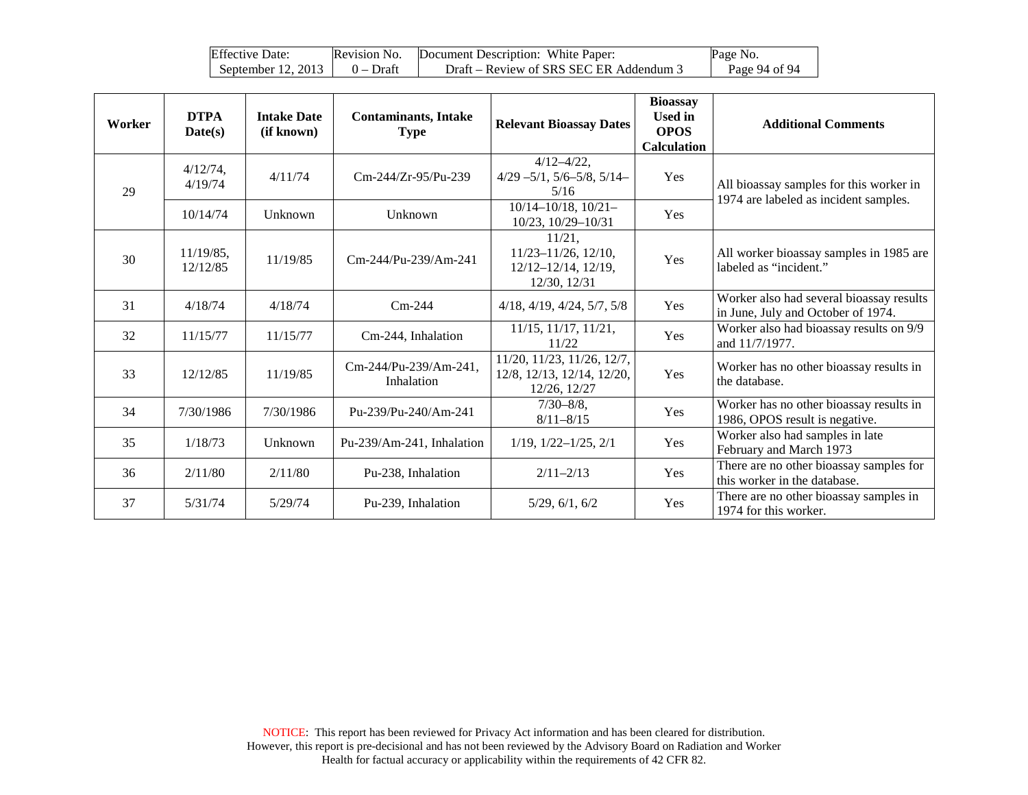| Worker | DTPA Date(s) | Intake Date (if known) | Contaminants, Intake Type | Relevant Bioassay Dates | Bioassay Used in OPOS Calculation | Additional Comments |
|---|---|---|---|---|---|---|
| 29 | 4/12/74, 4/19/74 | 4/11/74 | Cm-244/Zr-95/Pu-239 | 4/12–4/22, 4/29 –5/1, 5/6–5/8, 5/14–5/16 | Yes | All bioassay samples for this worker in 1974 are labeled as incident samples. |
| | 10/14/74 | Unknown | Unknown | 10/14–10/18, 10/21–10/23, 10/29–10/31 | Yes | |
| 30 | 11/19/85, 12/12/85 | 11/19/85 | Cm-244/Pu-239/Am-241 | 11/21, 11/23–11/26, 12/10, 12/12–12/14, 12/19, 12/30, 12/31 | Yes | All worker bioassay samples in 1985 are labeled as "incident." |
| 31 | 4/18/74 | 4/18/74 | Cm-244 | 4/18, 4/19, 4/24, 5/7, 5/8 | Yes | Worker also had several bioassay results in June, July and October of 1974. |
| 32 | 11/15/77 | 11/15/77 | Cm-244, Inhalation | 11/15, 11/17, 11/21, 11/22 | Yes | Worker also had bioassay results on 9/9 and 11/7/1977. |
| 33 | 12/12/85 | 11/19/85 | Cm-244/Pu-239/Am-241, Inhalation | 11/20, 11/23, 11/26, 12/7, 12/8, 12/13, 12/14, 12/20, 12/26, 12/27 | Yes | Worker has no other bioassay results in the database. |
| 34 | 7/30/1986 | 7/30/1986 | Pu-239/Pu-240/Am-241 | 7/30–8/8, 8/11–8/15 | Yes | Worker has no other bioassay results in 1986, OPOS result is negative. |
| 35 | 1/18/73 | Unknown | Pu-239/Am-241, Inhalation | 1/19, 1/22–1/25, 2/1 | Yes | Worker also had samples in late February and March 1973 |
| 36 | 2/11/80 | 2/11/80 | Pu-238, Inhalation | 2/11–2/13 | Yes | There are no other bioassay samples for this worker in the database. |
| 37 | 5/31/74 | 5/29/74 | Pu-239, Inhalation | 5/29, 6/1, 6/2 | Yes | There are no other bioassay samples in 1974 for this worker. |